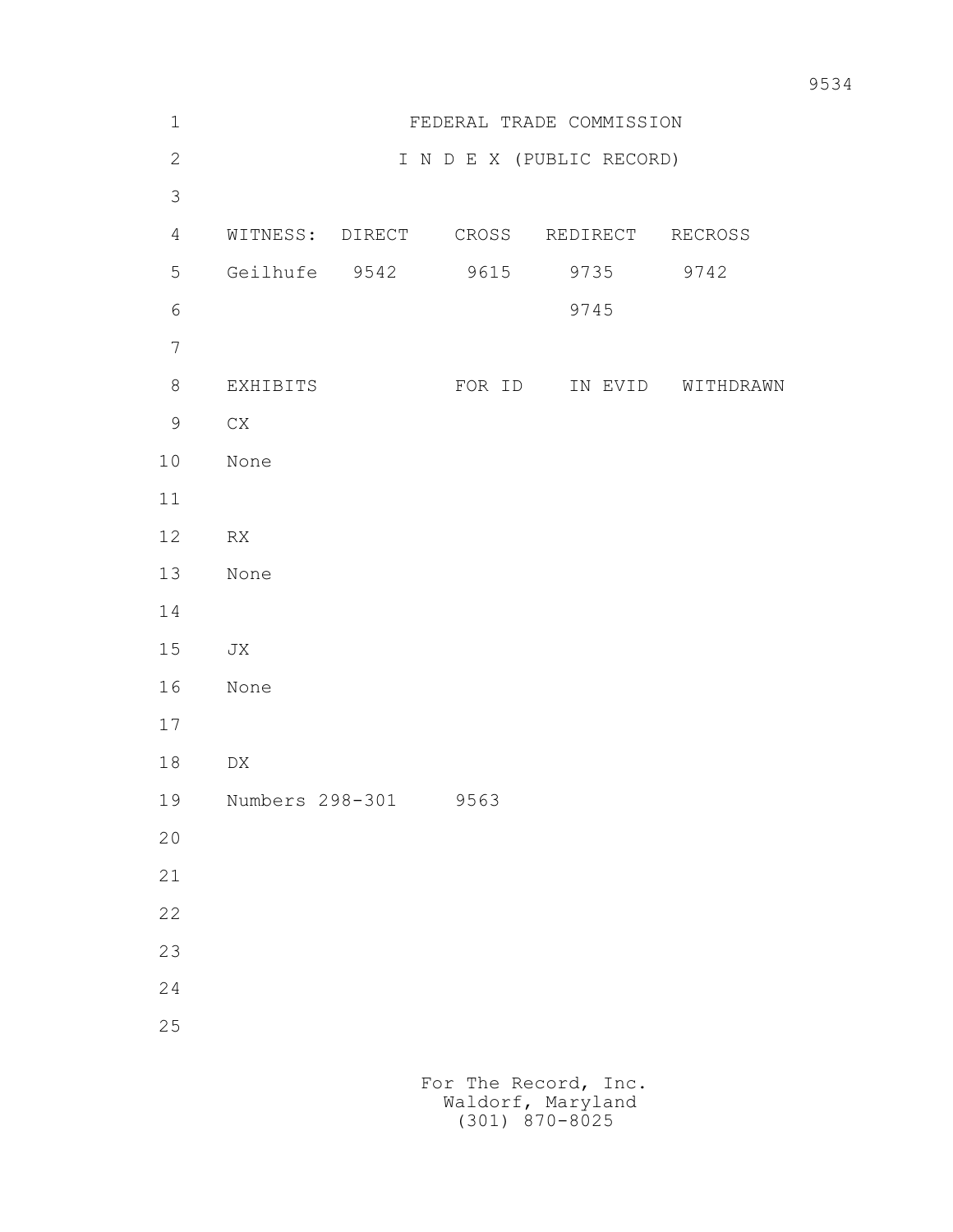# FEDERAL TRADE COMMISSION

## I N D E X (PUBLIC RECORD)

| WITNESS: | DIRECT | CROSS | REDIRECT | RECROSS |
|---|---|---|---|---|
| Geilhufe | 9542 | 9615 | 9735 | 9742 |
| | | | 9745 | |

| EXHIBITS | FOR ID | IN EVID | WITHDRAWN |
|---|---|---|---|
| CX | | | |
| None | | | |
| RX | | | |
| None | | | |
| JX | | | |
| None | | | |
| DX | | | |
| Numbers 298-301 | 9563 | | |

For The Record, Inc.
Waldorf, Maryland
(301) 870-8025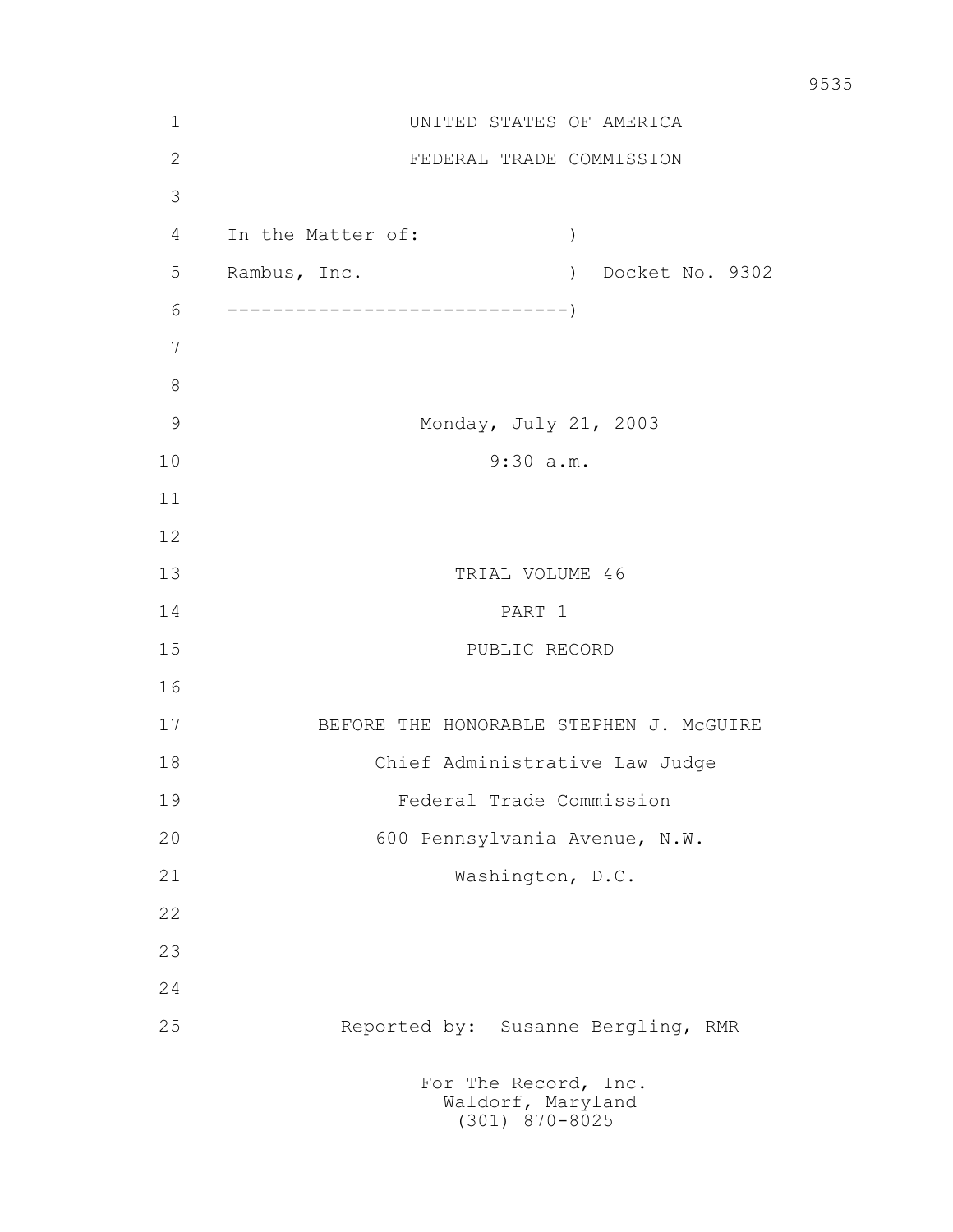UNITED STATES OF AMERICA

FEDERAL TRADE COMMISSION

In the Matter of: )
Rambus, Inc. ) Docket No. 9302
------------------------------)

Monday, July 21, 2003

9:30 a.m.

TRIAL VOLUME 46

PART 1

PUBLIC RECORD

BEFORE THE HONORABLE STEPHEN J. McGUIRE

Chief Administrative Law Judge

Federal Trade Commission

600 Pennsylvania Avenue, N.W.

Washington, D.C.

Reported by: Susanne Bergling, RMR

For The Record, Inc.
Waldorf, Maryland
(301) 870-8025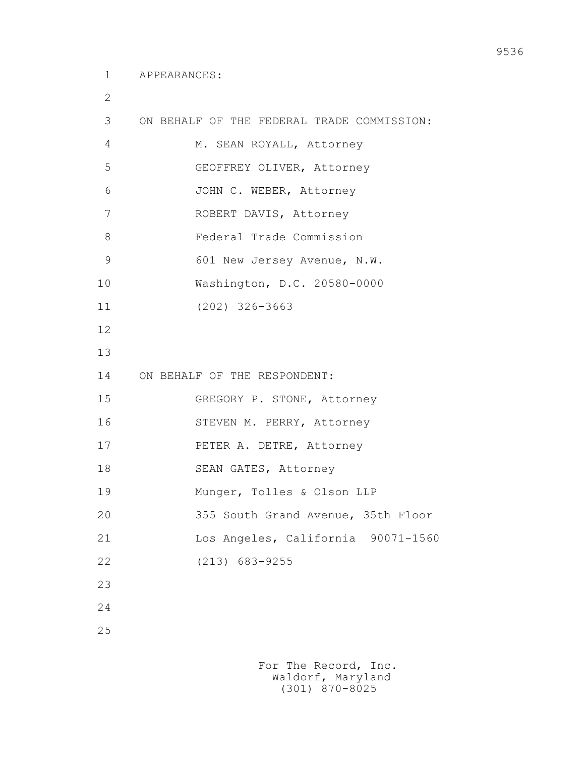APPEARANCES:

ON BEHALF OF THE FEDERAL TRADE COMMISSION:

M. SEAN ROYALL, Attorney
GEOFFREY OLIVER, Attorney
JOHN C. WEBER, Attorney
ROBERT DAVIS, Attorney
Federal Trade Commission
601 New Jersey Avenue, N.W.
Washington, D.C. 20580-0000
(202) 326-3663

ON BEHALF OF THE RESPONDENT:

GREGORY P. STONE, Attorney
STEVEN M. PERRY, Attorney
PETER A. DETRE, Attorney
SEAN GATES, Attorney
Munger, Tolles & Olson LLP
355 South Grand Avenue, 35th Floor
Los Angeles, California 90071-1560
(213) 683-9255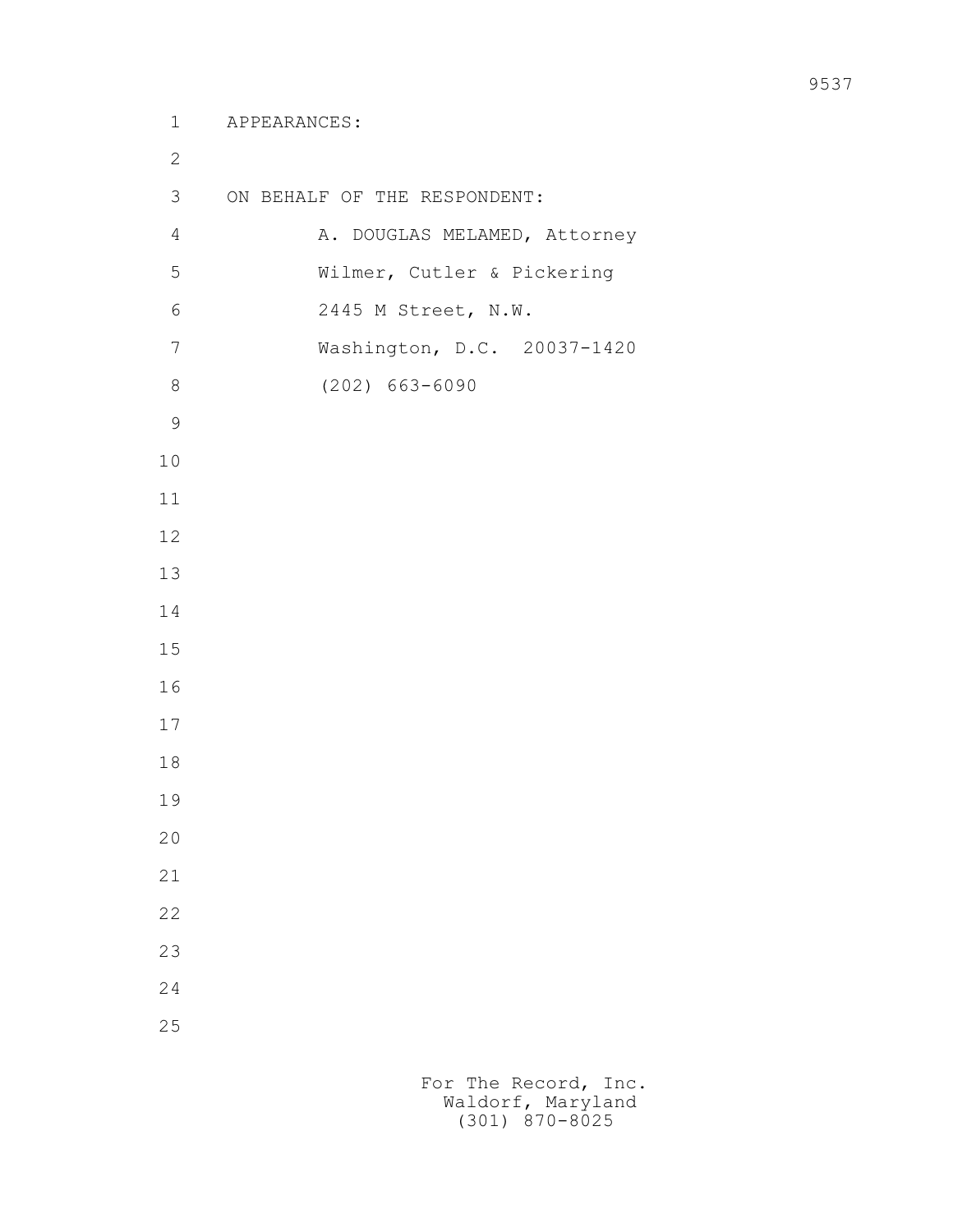APPEARANCES:

ON BEHALF OF THE RESPONDENT:

A. DOUGLAS MELAMED, Attorney
Wilmer, Cutler & Pickering
2445 M Street, N.W.
Washington, D.C. 20037-1420
(202) 663-6090

For The Record, Inc.
Waldorf, Maryland
(301) 870-8025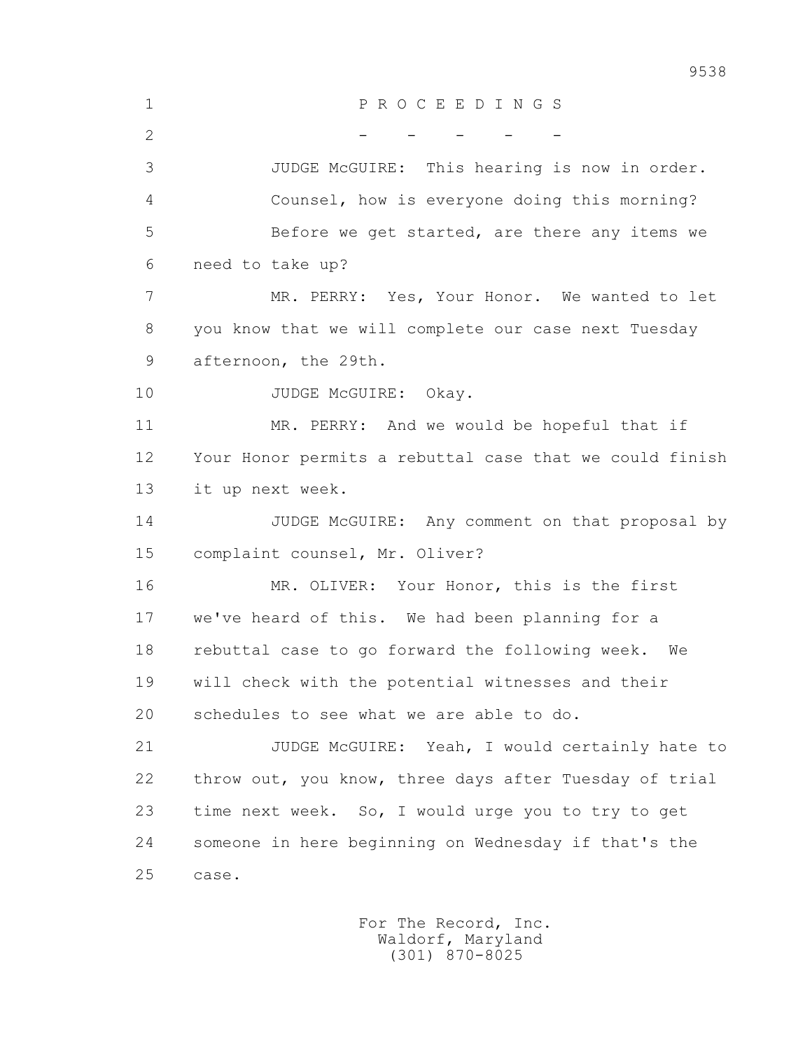P R O C E E D I N G S

- - - - -

JUDGE McGUIRE: This hearing is now in order.

Counsel, how is everyone doing this morning?

Before we get started, are there any items we need to take up?

MR. PERRY: Yes, Your Honor. We wanted to let you know that we will complete our case next Tuesday afternoon, the 29th.

JUDGE McGUIRE: Okay.

MR. PERRY: And we would be hopeful that if Your Honor permits a rebuttal case that we could finish it up next week.

JUDGE McGUIRE: Any comment on that proposal by complaint counsel, Mr. Oliver?

MR. OLIVER: Your Honor, this is the first we've heard of this. We had been planning for a rebuttal case to go forward the following week. We will check with the potential witnesses and their schedules to see what we are able to do.

JUDGE McGUIRE: Yeah, I would certainly hate to throw out, you know, three days after Tuesday of trial time next week. So, I would urge you to try to get someone in here beginning on Wednesday if that's the case.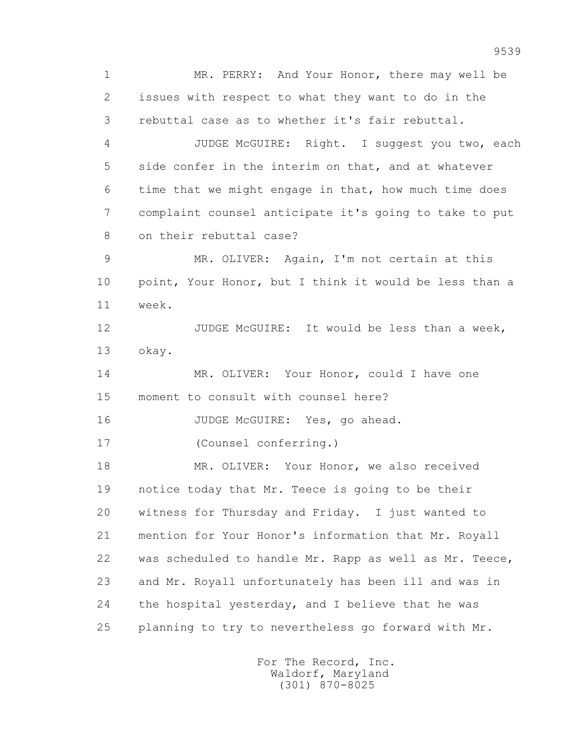1 MR. PERRY: And Your Honor, there may well be
2 issues with respect to what they want to do in the
3 rebuttal case as to whether it's fair rebuttal.
4 JUDGE McGUIRE: Right. I suggest you two, each
5 side confer in the interim on that, and at whatever
6 time that we might engage in that, how much time does
7 complaint counsel anticipate it's going to take to put
8 on their rebuttal case?
9 MR. OLIVER: Again, I'm not certain at this
10 point, Your Honor, but I think it would be less than a
11 week.
12 JUDGE McGUIRE: It would be less than a week,
13 okay.
14 MR. OLIVER: Your Honor, could I have one
15 moment to consult with counsel here?
16 JUDGE McGUIRE: Yes, go ahead.
17 (Counsel conferring.)
18 MR. OLIVER: Your Honor, we also received
19 notice today that Mr. Teece is going to be their
20 witness for Thursday and Friday. I just wanted to
21 mention for Your Honor's information that Mr. Royall
22 was scheduled to handle Mr. Rapp as well as Mr. Teece,
23 and Mr. Royall unfortunately has been ill and was in
24 the hospital yesterday, and I believe that he was
25 planning to try to nevertheless go forward with Mr.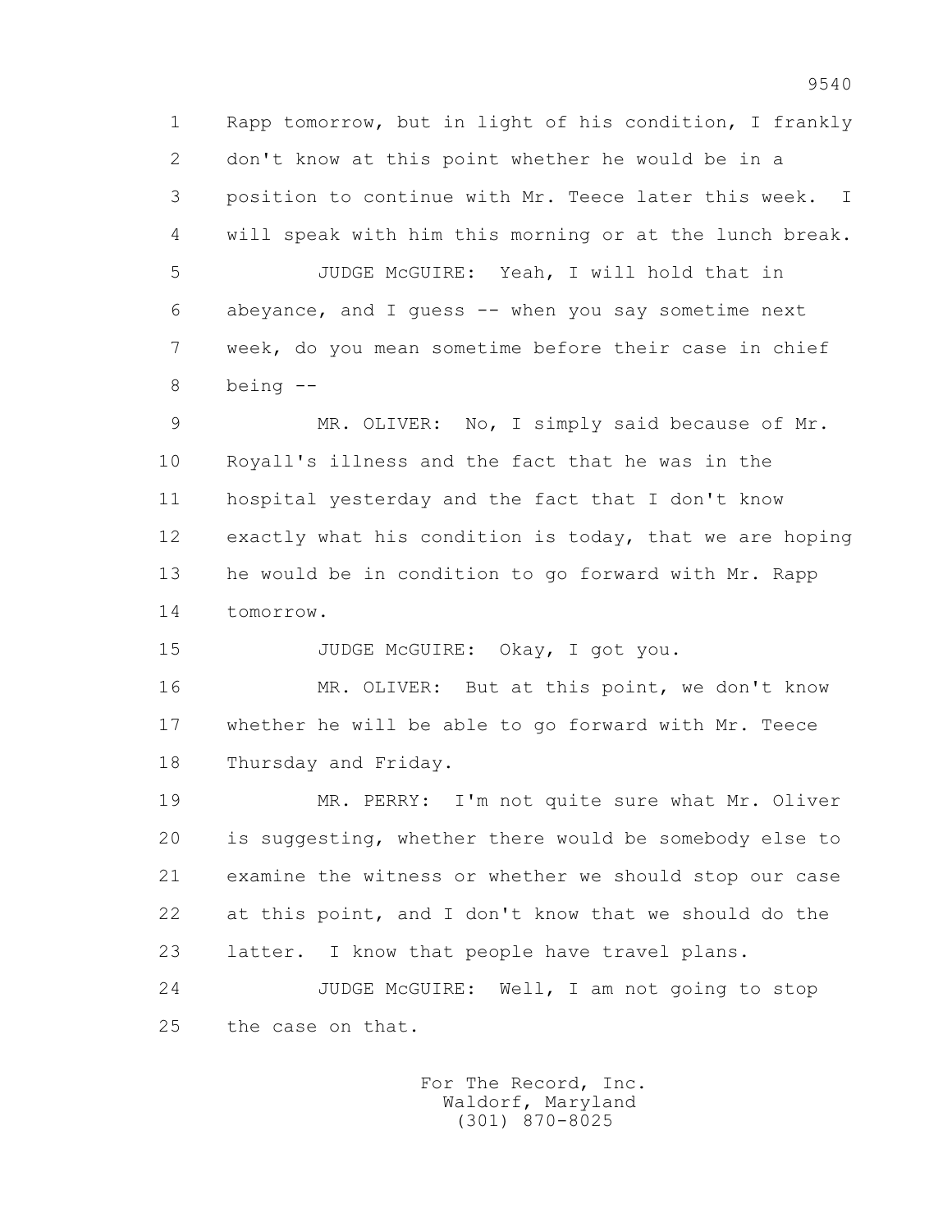Rapp tomorrow, but in light of his condition, I frankly don't know at this point whether he would be in a position to continue with Mr. Teece later this week. I will speak with him this morning or at the lunch break.

JUDGE McGUIRE: Yeah, I will hold that in abeyance, and I guess -- when you say sometime next week, do you mean sometime before their case in chief being --

MR. OLIVER: No, I simply said because of Mr. Royall's illness and the fact that he was in the hospital yesterday and the fact that I don't know exactly what his condition is today, that we are hoping he would be in condition to go forward with Mr. Rapp tomorrow.

JUDGE McGUIRE: Okay, I got you.

MR. OLIVER: But at this point, we don't know whether he will be able to go forward with Mr. Teece Thursday and Friday.

MR. PERRY: I'm not quite sure what Mr. Oliver is suggesting, whether there would be somebody else to examine the witness or whether we should stop our case at this point, and I don't know that we should do the latter. I know that people have travel plans.

JUDGE McGUIRE: Well, I am not going to stop the case on that.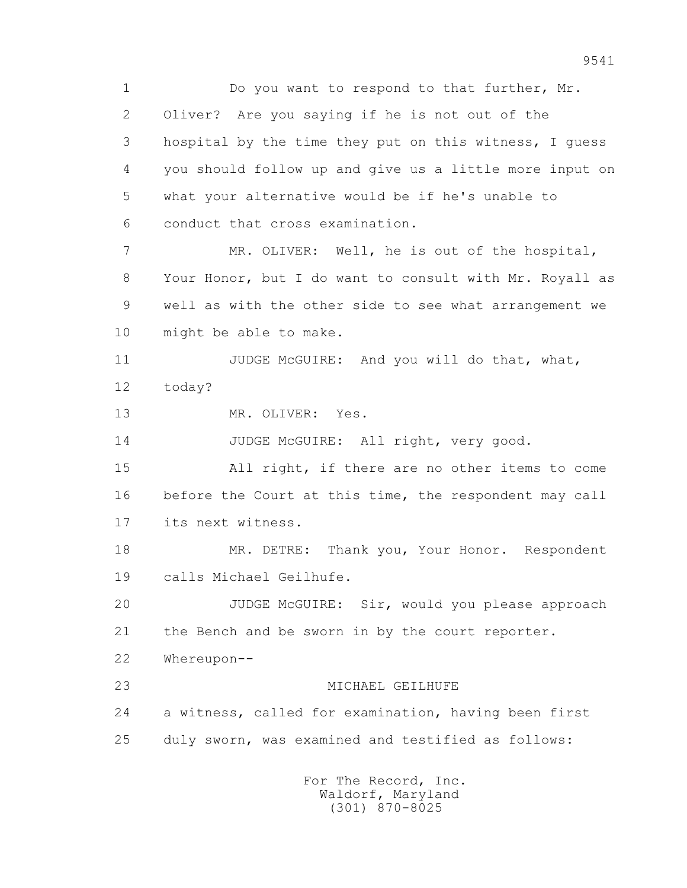1 Do you want to respond to that further, Mr.
2 Oliver? Are you saying if he is not out of the
3 hospital by the time they put on this witness, I guess
4 you should follow up and give us a little more input on
5 what your alternative would be if he's unable to
6 conduct that cross examination.
7 MR. OLIVER: Well, he is out of the hospital,
8 Your Honor, but I do want to consult with Mr. Royall as
9 well as with the other side to see what arrangement we
10 might be able to make.
11 JUDGE McGUIRE: And you will do that, what,
12 today?
13 MR. OLIVER: Yes.
14 JUDGE McGUIRE: All right, very good.
15 All right, if there are no other items to come
16 before the Court at this time, the respondent may call
17 its next witness.
18 MR. DETRE: Thank you, Your Honor. Respondent
19 calls Michael Geilhufe.
20 JUDGE McGUIRE: Sir, would you please approach
21 the Bench and be sworn in by the court reporter.
22 Whereupon--
23 MICHAEL GEILHUFE
24 a witness, called for examination, having been first
25 duly sworn, was examined and testified as follows:

For The Record, Inc.
Waldorf, Maryland
(301) 870-8025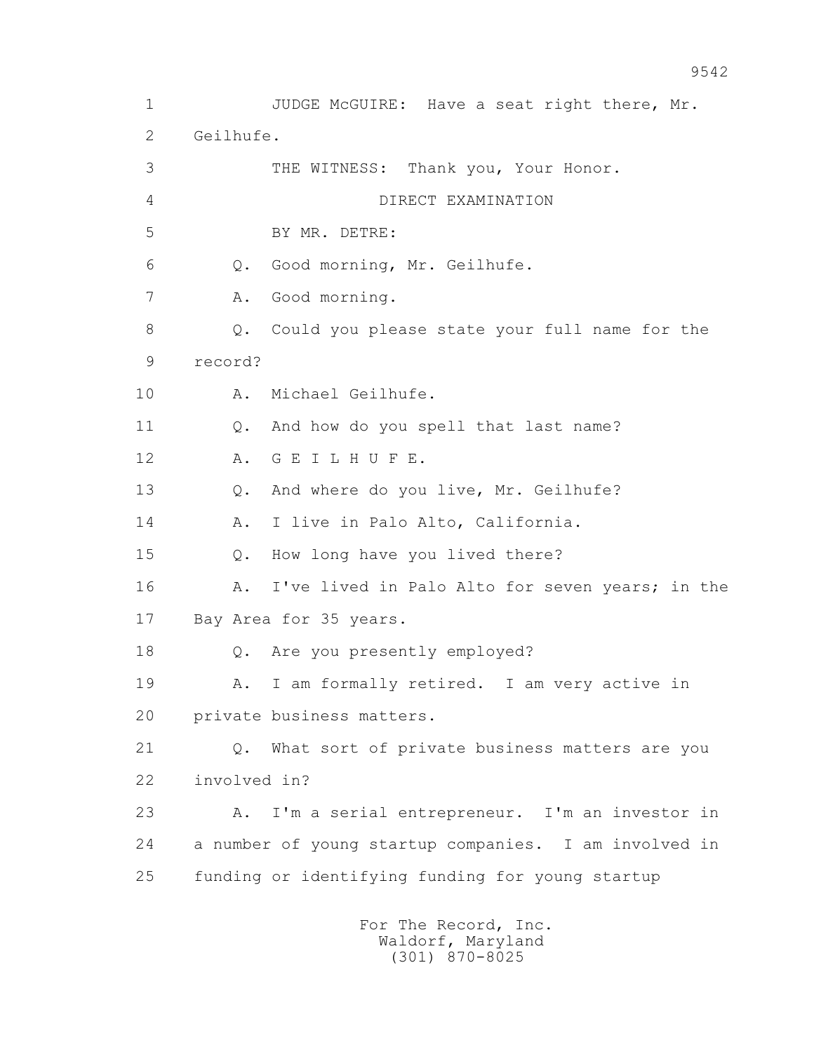JUDGE McGUIRE: Have a seat right there, Mr. Geilhufe.

THE WITNESS: Thank you, Your Honor.

DIRECT EXAMINATION

BY MR. DETRE:

Q. Good morning, Mr. Geilhufe.

A. Good morning.

Q. Could you please state your full name for the record?

A. Michael Geilhufe.

Q. And how do you spell that last name?

A. G E I L H U F E.

Q. And where do you live, Mr. Geilhufe?

A. I live in Palo Alto, California.

Q. How long have you lived there?

A. I've lived in Palo Alto for seven years; in the Bay Area for 35 years.

Q. Are you presently employed?

A. I am formally retired. I am very active in private business matters.

Q. What sort of private business matters are you involved in?

A. I'm a serial entrepreneur. I'm an investor in a number of young startup companies. I am involved in funding or identifying funding for young startup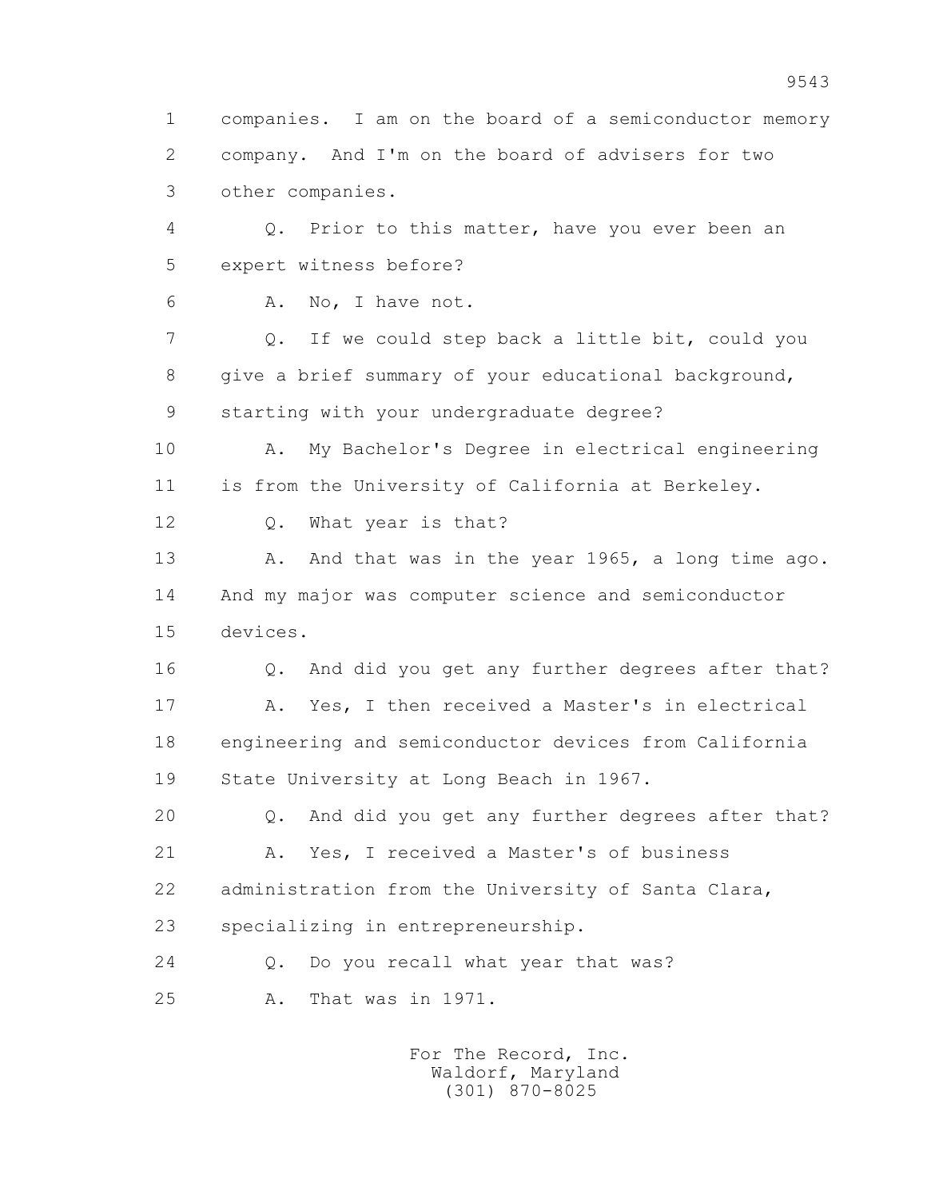1 companies. I am on the board of a semiconductor memory
2 company. And I'm on the board of advisers for two
3 other companies.

4 Q. Prior to this matter, have you ever been an
5 expert witness before?

6 A. No, I have not.

7 Q. If we could step back a little bit, could you
8 give a brief summary of your educational background,
9 starting with your undergraduate degree?

10 A. My Bachelor's Degree in electrical engineering
11 is from the University of California at Berkeley.

12 Q. What year is that?

13 A. And that was in the year 1965, a long time ago.
14 And my major was computer science and semiconductor
15 devices.

16 Q. And did you get any further degrees after that?

17 A. Yes, I then received a Master's in electrical
18 engineering and semiconductor devices from California
19 State University at Long Beach in 1967.

20 Q. And did you get any further degrees after that?

21 A. Yes, I received a Master's of business
22 administration from the University of Santa Clara,
23 specializing in entrepreneurship.

24 Q. Do you recall what year that was?

25 A. That was in 1971.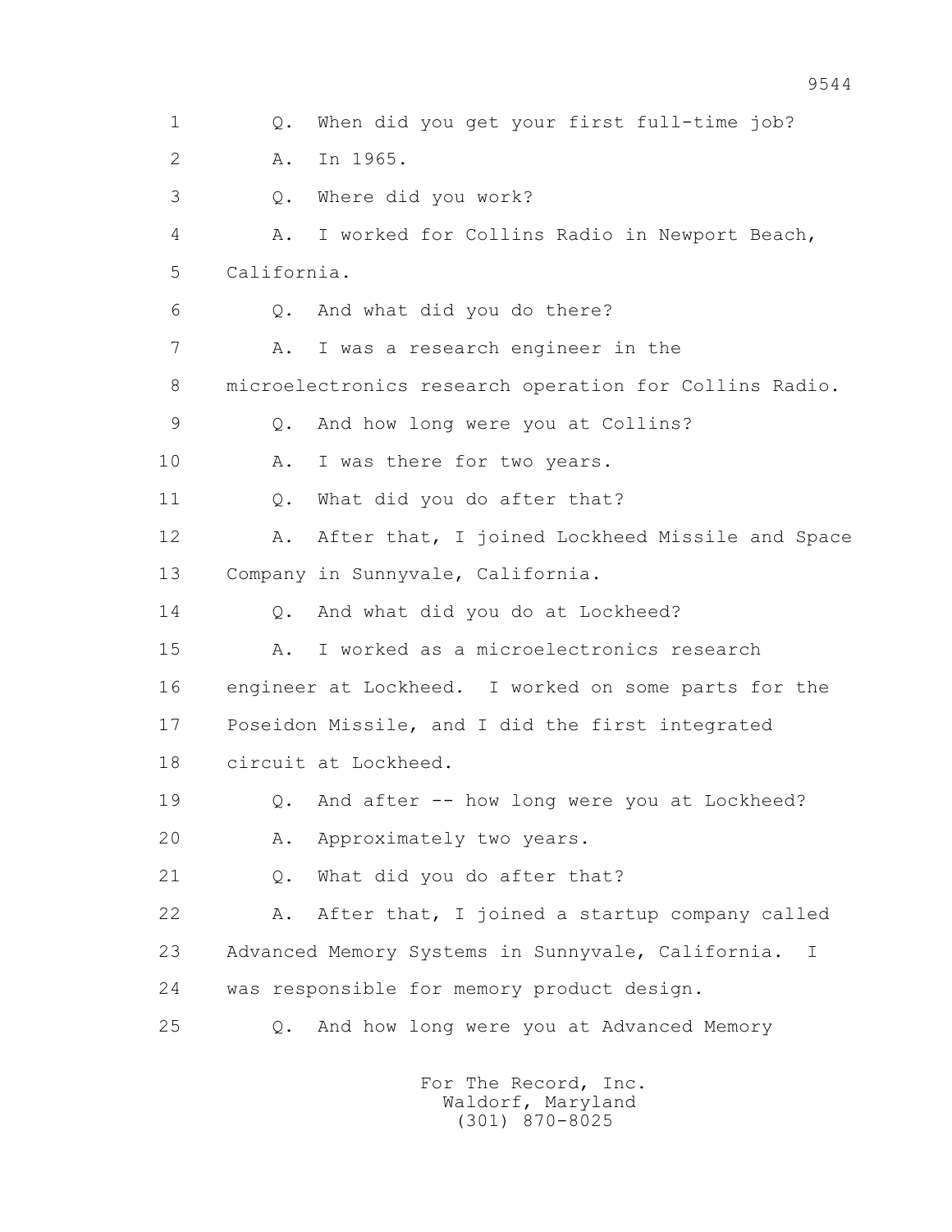Q. When did you get your first full-time job?

A. In 1965.

Q. Where did you work?

A. I worked for Collins Radio in Newport Beach, California.

Q. And what did you do there?

A. I was a research engineer in the microelectronics research operation for Collins Radio.

Q. And how long were you at Collins?

A. I was there for two years.

Q. What did you do after that?

A. After that, I joined Lockheed Missile and Space Company in Sunnyvale, California.

Q. And what did you do at Lockheed?

A. I worked as a microelectronics research engineer at Lockheed. I worked on some parts for the Poseidon Missile, and I did the first integrated circuit at Lockheed.

Q. And after -- how long were you at Lockheed?

A. Approximately two years.

Q. What did you do after that?

A. After that, I joined a startup company called Advanced Memory Systems in Sunnyvale, California. I was responsible for memory product design.

Q. And how long were you at Advanced Memory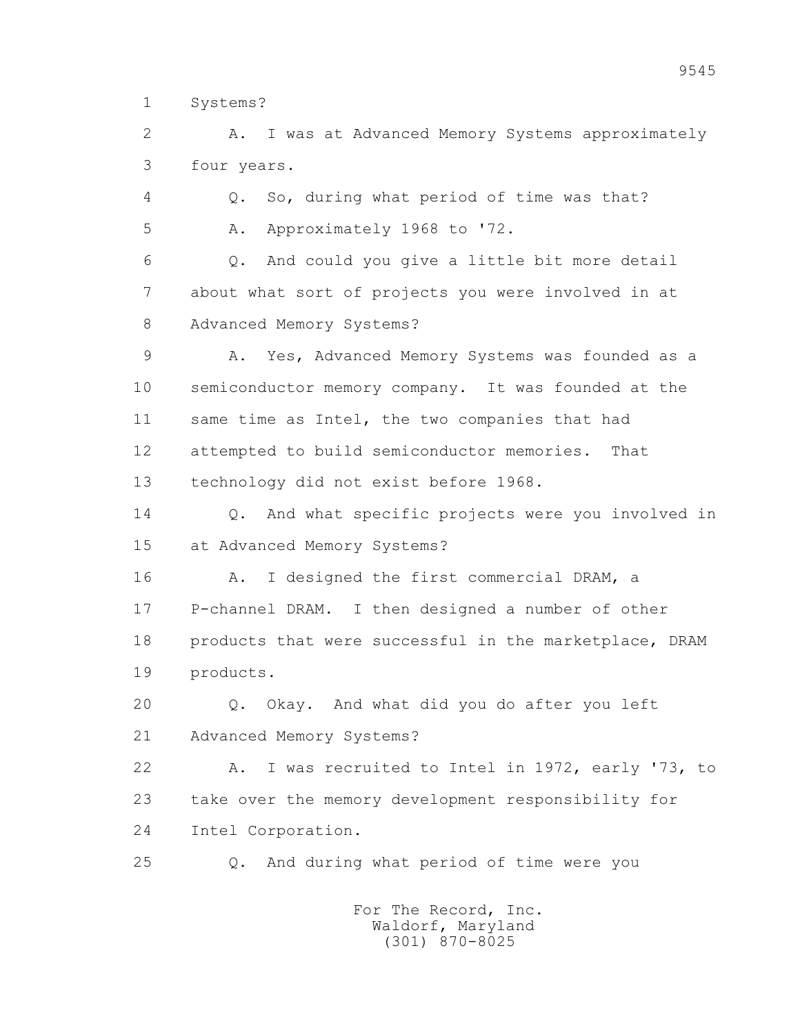1 Systems?

2 A. I was at Advanced Memory Systems approximately

3 four years.

4 Q. So, during what period of time was that?

5 A. Approximately 1968 to '72.

6 Q. And could you give a little bit more detail

7 about what sort of projects you were involved in at

8 Advanced Memory Systems?

9 A. Yes, Advanced Memory Systems was founded as a

10 semiconductor memory company. It was founded at the

11 same time as Intel, the two companies that had

12 attempted to build semiconductor memories. That

13 technology did not exist before 1968.

14 Q. And what specific projects were you involved in

15 at Advanced Memory Systems?

16 A. I designed the first commercial DRAM, a

17 P-channel DRAM. I then designed a number of other

18 products that were successful in the marketplace, DRAM

19 products.

20 Q. Okay. And what did you do after you left

21 Advanced Memory Systems?

22 A. I was recruited to Intel in 1972, early '73, to

23 take over the memory development responsibility for

24 Intel Corporation.

25 Q. And during what period of time were you

For The Record, Inc.
Waldorf, Maryland
(301) 870-8025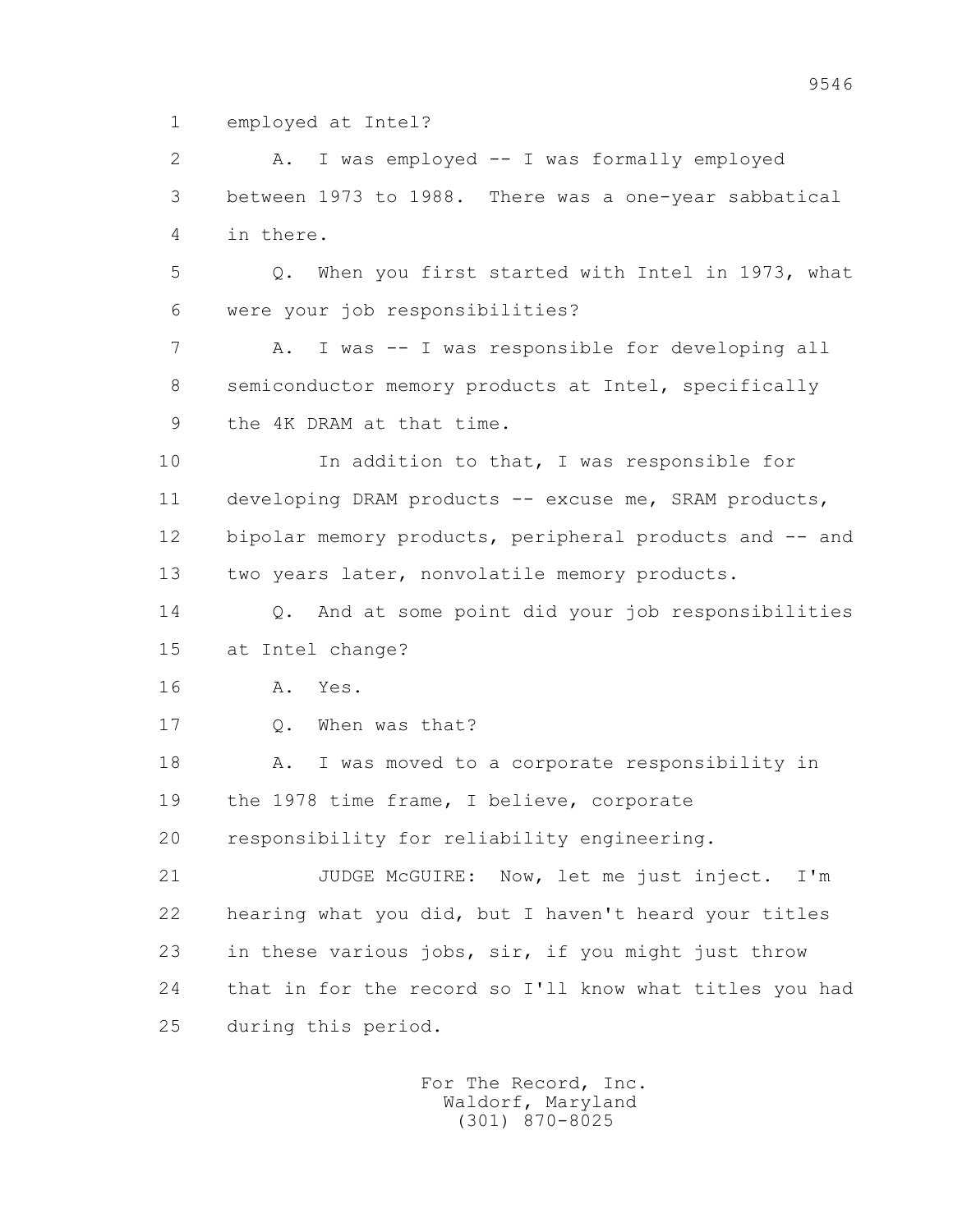1 employed at Intel?

2 A. I was employed -- I was formally employed

3 between 1973 to 1988. There was a one-year sabbatical

4 in there.

5 Q. When you first started with Intel in 1973, what

6 were your job responsibilities?

7 A. I was -- I was responsible for developing all

8 semiconductor memory products at Intel, specifically

9 the 4K DRAM at that time.

10 In addition to that, I was responsible for

11 developing DRAM products -- excuse me, SRAM products,

12 bipolar memory products, peripheral products and -- and

13 two years later, nonvolatile memory products.

14 Q. And at some point did your job responsibilities

15 at Intel change?

16 A. Yes.

17 Q. When was that?

18 A. I was moved to a corporate responsibility in

19 the 1978 time frame, I believe, corporate

20 responsibility for reliability engineering.

21 JUDGE McGUIRE: Now, let me just inject. I'm

22 hearing what you did, but I haven't heard your titles

23 in these various jobs, sir, if you might just throw

24 that in for the record so I'll know what titles you had

25 during this period.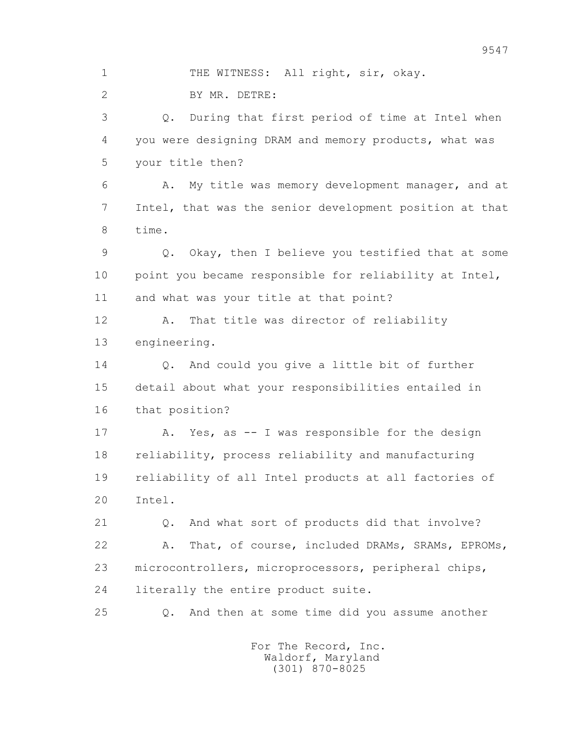1 THE WITNESS: All right, sir, okay.

2 BY MR. DETRE:

3 Q. During that first period of time at Intel when

4 you were designing DRAM and memory products, what was

5 your title then?

6 A. My title was memory development manager, and at

7 Intel, that was the senior development position at that

8 time.

9 Q. Okay, then I believe you testified that at some

10 point you became responsible for reliability at Intel,

11 and what was your title at that point?

12 A. That title was director of reliability

13 engineering.

14 Q. And could you give a little bit of further

15 detail about what your responsibilities entailed in

16 that position?

17 A. Yes, as -- I was responsible for the design

18 reliability, process reliability and manufacturing

19 reliability of all Intel products at all factories of

20 Intel.

21 Q. And what sort of products did that involve?

22 A. That, of course, included DRAMs, SRAMs, EPROMs,

23 microcontrollers, microprocessors, peripheral chips,

24 literally the entire product suite.

25 Q. And then at some time did you assume another

For The Record, Inc.
Waldorf, Maryland
(301) 870-8025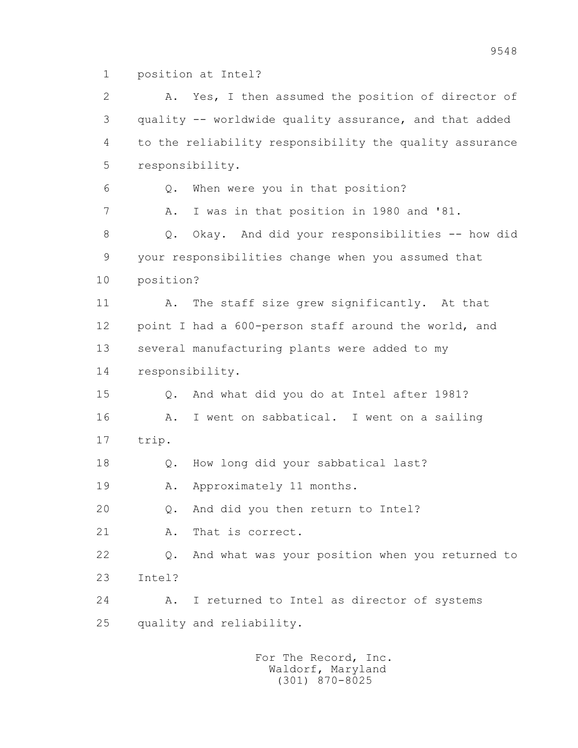1 position at Intel?

2 A. Yes, I then assumed the position of director of

3 quality -- worldwide quality assurance, and that added

4 to the reliability responsibility the quality assurance

5 responsibility.

6 Q. When were you in that position?

7 A. I was in that position in 1980 and '81.

8 Q. Okay. And did your responsibilities -- how did

9 your responsibilities change when you assumed that

10 position?

11 A. The staff size grew significantly. At that

12 point I had a 600-person staff around the world, and

13 several manufacturing plants were added to my

14 responsibility.

15 Q. And what did you do at Intel after 1981?

16 A. I went on sabbatical. I went on a sailing

17 trip.

18 Q. How long did your sabbatical last?

19 A. Approximately 11 months.

20 Q. And did you then return to Intel?

21 A. That is correct.

22 Q. And what was your position when you returned to

23 Intel?

24 A. I returned to Intel as director of systems

25 quality and reliability.

For The Record, Inc.
Waldorf, Maryland
(301) 870-8025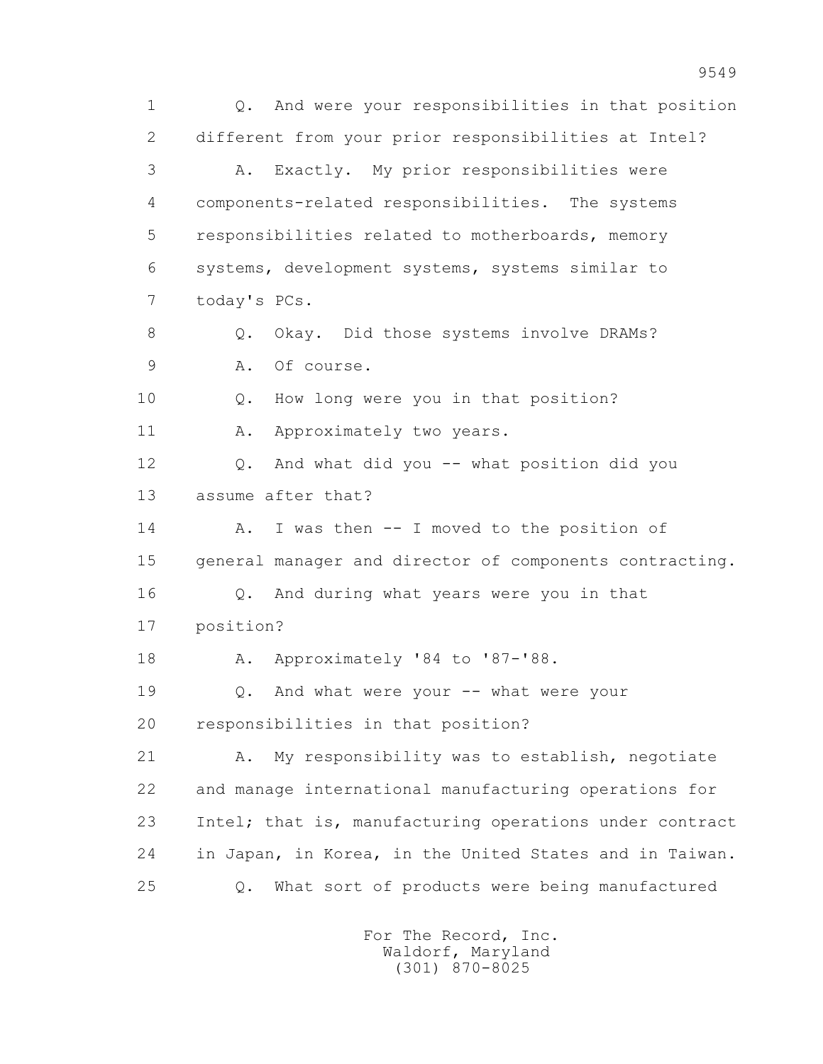1 Q. And were your responsibilities in that position
2 different from your prior responsibilities at Intel?
3 A. Exactly. My prior responsibilities were
4 components-related responsibilities. The systems
5 responsibilities related to motherboards, memory
6 systems, development systems, systems similar to
7 today's PCs.
8 Q. Okay. Did those systems involve DRAMs?
9 A. Of course.
10 Q. How long were you in that position?
11 A. Approximately two years.
12 Q. And what did you -- what position did you
13 assume after that?
14 A. I was then -- I moved to the position of
15 general manager and director of components contracting.
16 Q. And during what years were you in that
17 position?
18 A. Approximately '84 to '87-'88.
19 Q. And what were your -- what were your
20 responsibilities in that position?
21 A. My responsibility was to establish, negotiate
22 and manage international manufacturing operations for
23 Intel; that is, manufacturing operations under contract
24 in Japan, in Korea, in the United States and in Taiwan.
25 Q. What sort of products were being manufactured

For The Record, Inc.
Waldorf, Maryland
(301) 870-8025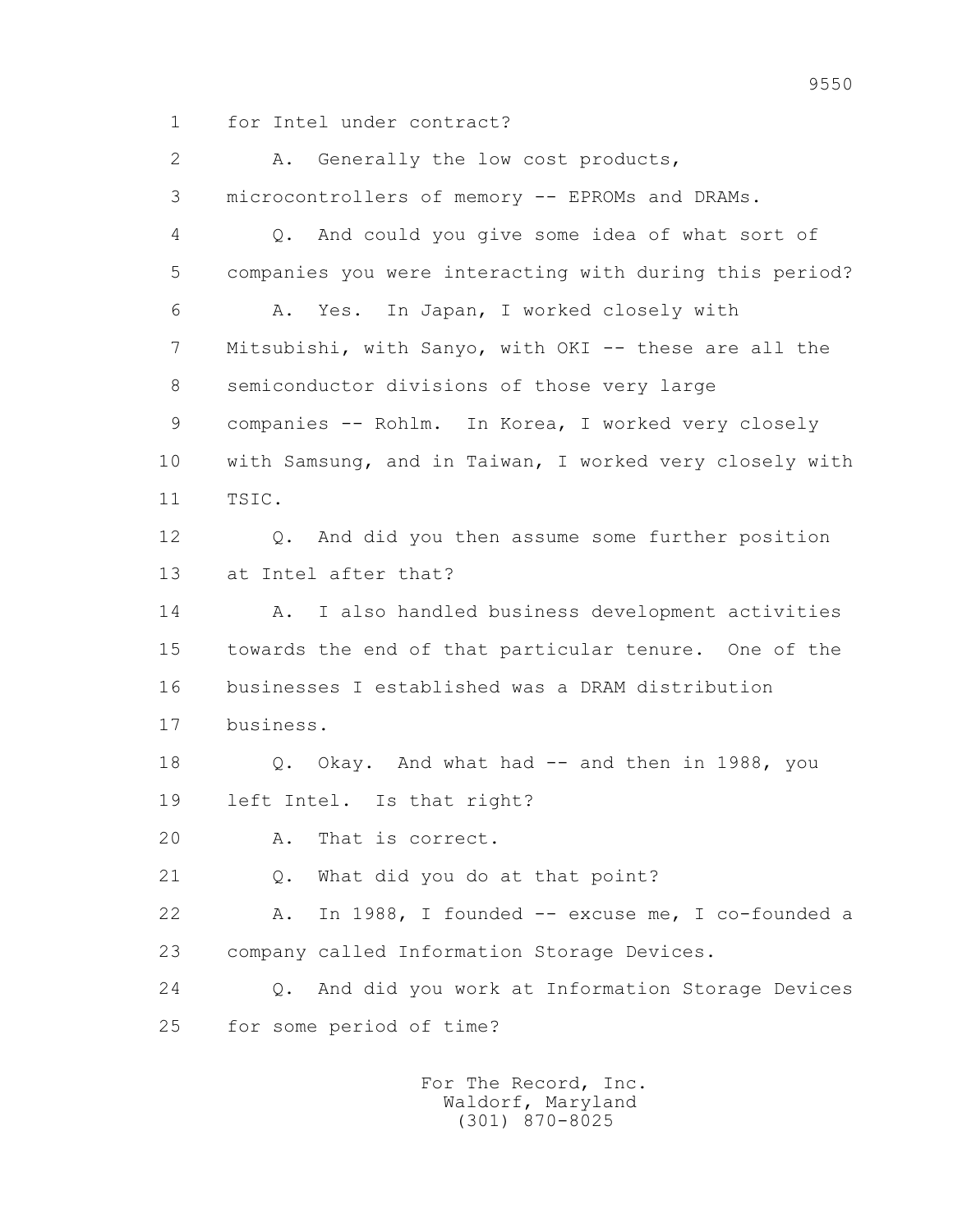1 for Intel under contract?

2 A. Generally the low cost products,

3 microcontrollers of memory -- EPROMs and DRAMs.

4 Q. And could you give some idea of what sort of

5 companies you were interacting with during this period?

6 A. Yes. In Japan, I worked closely with

7 Mitsubishi, with Sanyo, with OKI -- these are all the

8 semiconductor divisions of those very large

9 companies -- Rohlm. In Korea, I worked very closely

10 with Samsung, and in Taiwan, I worked very closely with

11 TSIC.

12 Q. And did you then assume some further position

13 at Intel after that?

14 A. I also handled business development activities

15 towards the end of that particular tenure. One of the

16 businesses I established was a DRAM distribution

17 business.

18 Q. Okay. And what had -- and then in 1988, you

19 left Intel. Is that right?

20 A. That is correct.

21 Q. What did you do at that point?

22 A. In 1988, I founded -- excuse me, I co-founded a

23 company called Information Storage Devices.

24 Q. And did you work at Information Storage Devices

25 for some period of time?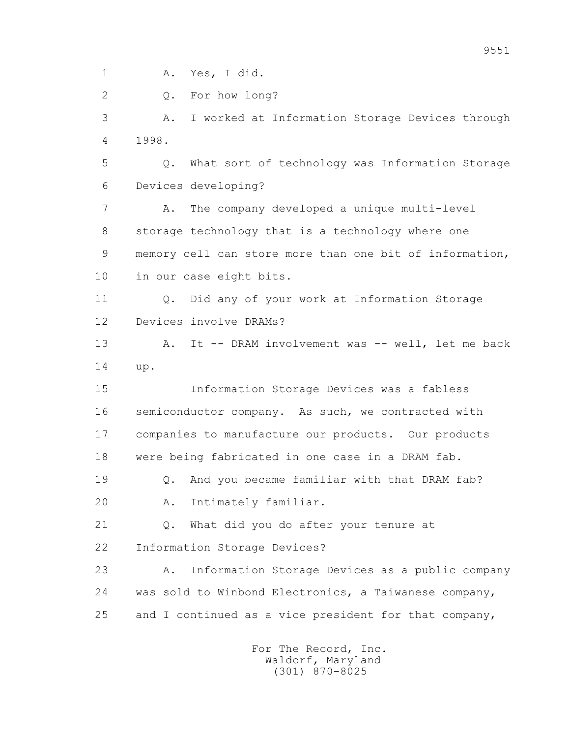1 A. Yes, I did.

2 Q. For how long?

3 A. I worked at Information Storage Devices through

4 1998.

5 Q. What sort of technology was Information Storage

6 Devices developing?

7 A. The company developed a unique multi-level

8 storage technology that is a technology where one

9 memory cell can store more than one bit of information,

10 in our case eight bits.

11 Q. Did any of your work at Information Storage

12 Devices involve DRAMs?

13 A. It -- DRAM involvement was -- well, let me back

14 up.

15 Information Storage Devices was a fabless

16 semiconductor company. As such, we contracted with

17 companies to manufacture our products. Our products

18 were being fabricated in one case in a DRAM fab.

19 Q. And you became familiar with that DRAM fab?

20 A. Intimately familiar.

21 Q. What did you do after your tenure at

22 Information Storage Devices?

23 A. Information Storage Devices as a public company

24 was sold to Winbond Electronics, a Taiwanese company,

25 and I continued as a vice president for that company,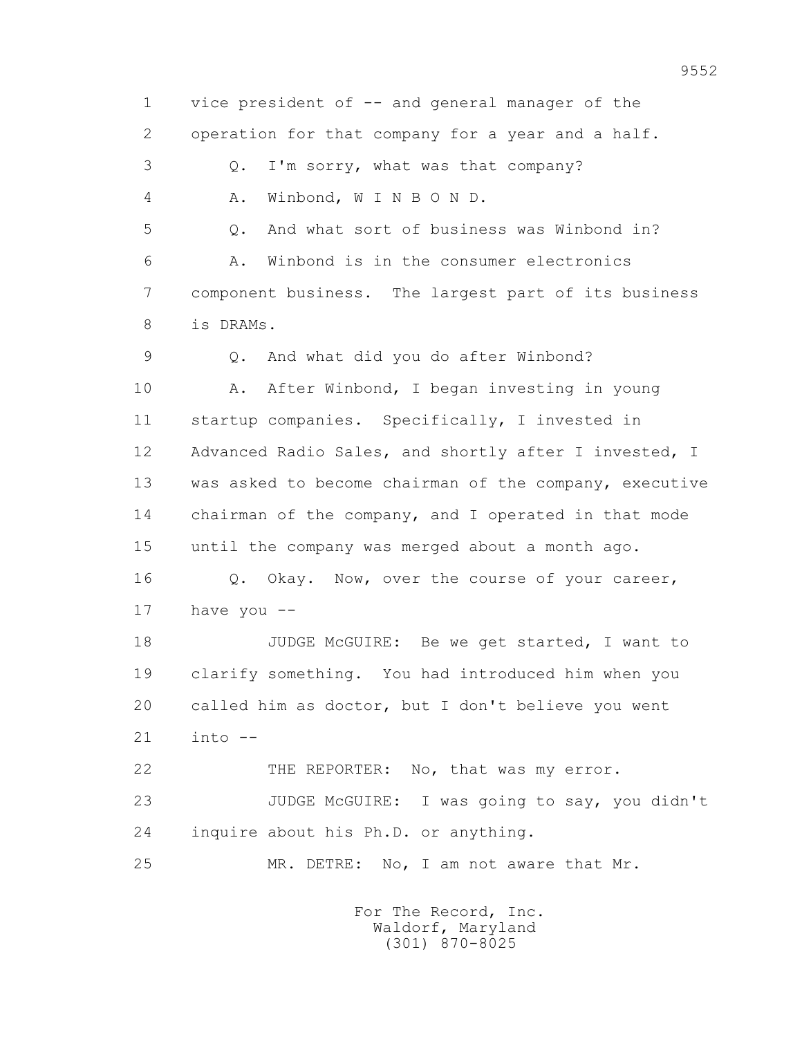1 vice president of -- and general manager of the
2 operation for that company for a year and a half.
3 Q. I'm sorry, what was that company?
4 A. Winbond, W I N B O N D.
5 Q. And what sort of business was Winbond in?
6 A. Winbond is in the consumer electronics
7 component business. The largest part of its business
8 is DRAMs.
9 Q. And what did you do after Winbond?
10 A. After Winbond, I began investing in young
11 startup companies. Specifically, I invested in
12 Advanced Radio Sales, and shortly after I invested, I
13 was asked to become chairman of the company, executive
14 chairman of the company, and I operated in that mode
15 until the company was merged about a month ago.
16 Q. Okay. Now, over the course of your career,
17 have you --
18 JUDGE McGUIRE: Be we get started, I want to
19 clarify something. You had introduced him when you
20 called him as doctor, but I don't believe you went
21 into --
22 THE REPORTER: No, that was my error.
23 JUDGE McGUIRE: I was going to say, you didn't
24 inquire about his Ph.D. or anything.
25 MR. DETRE: No, I am not aware that Mr.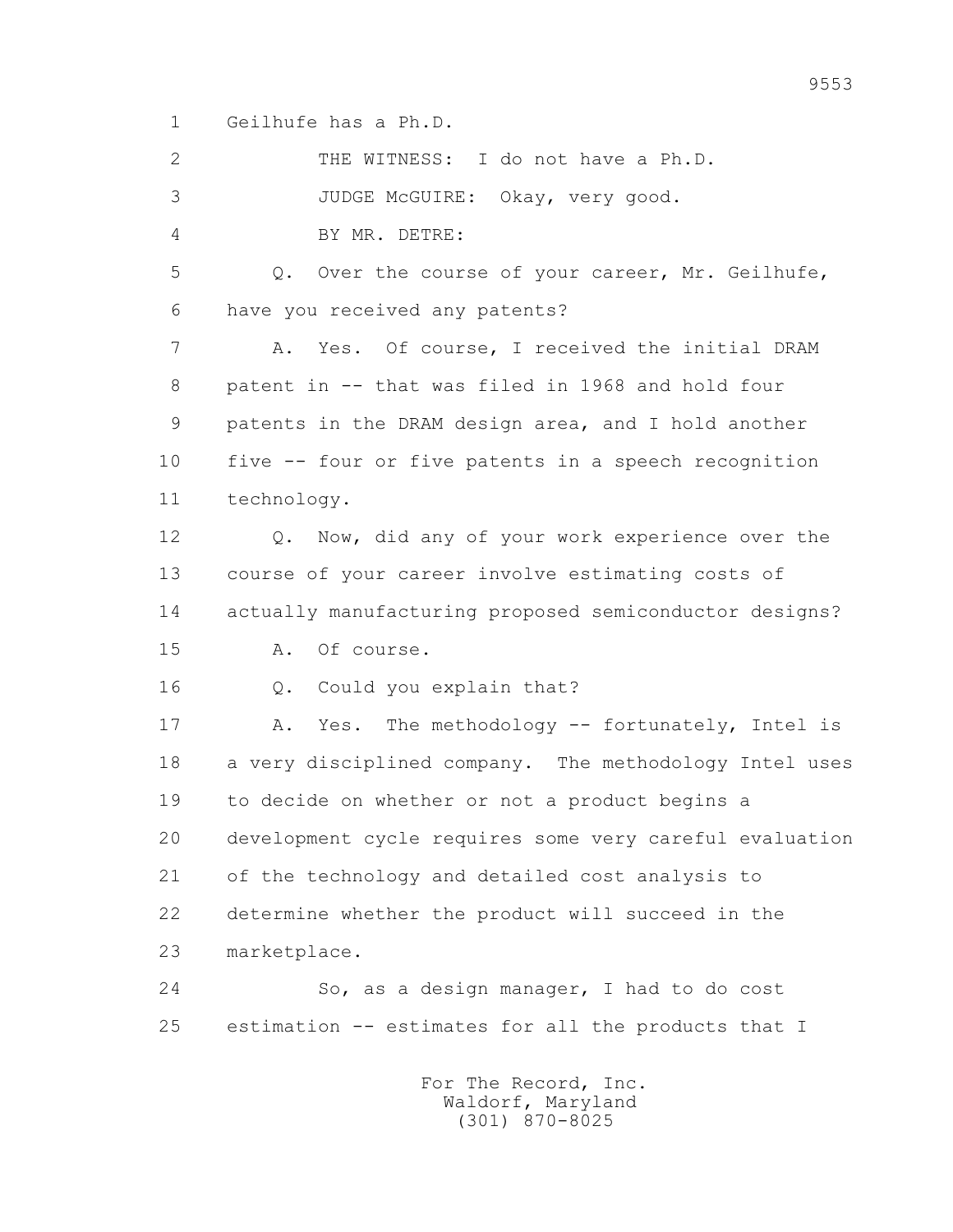1 Geilhufe has a Ph.D.

2 THE WITNESS: I do not have a Ph.D.

3 JUDGE McGUIRE: Okay, very good.

4 BY MR. DETRE:

5 Q. Over the course of your career, Mr. Geilhufe,

6 have you received any patents?

7 A. Yes. Of course, I received the initial DRAM

8 patent in -- that was filed in 1968 and hold four

9 patents in the DRAM design area, and I hold another

10 five -- four or five patents in a speech recognition

11 technology.

12 Q. Now, did any of your work experience over the

13 course of your career involve estimating costs of

14 actually manufacturing proposed semiconductor designs?

15 A. Of course.

16 Q. Could you explain that?

17 A. Yes. The methodology -- fortunately, Intel is

18 a very disciplined company. The methodology Intel uses

19 to decide on whether or not a product begins a

20 development cycle requires some very careful evaluation

21 of the technology and detailed cost analysis to

22 determine whether the product will succeed in the

23 marketplace.

24 So, as a design manager, I had to do cost

25 estimation -- estimates for all the products that I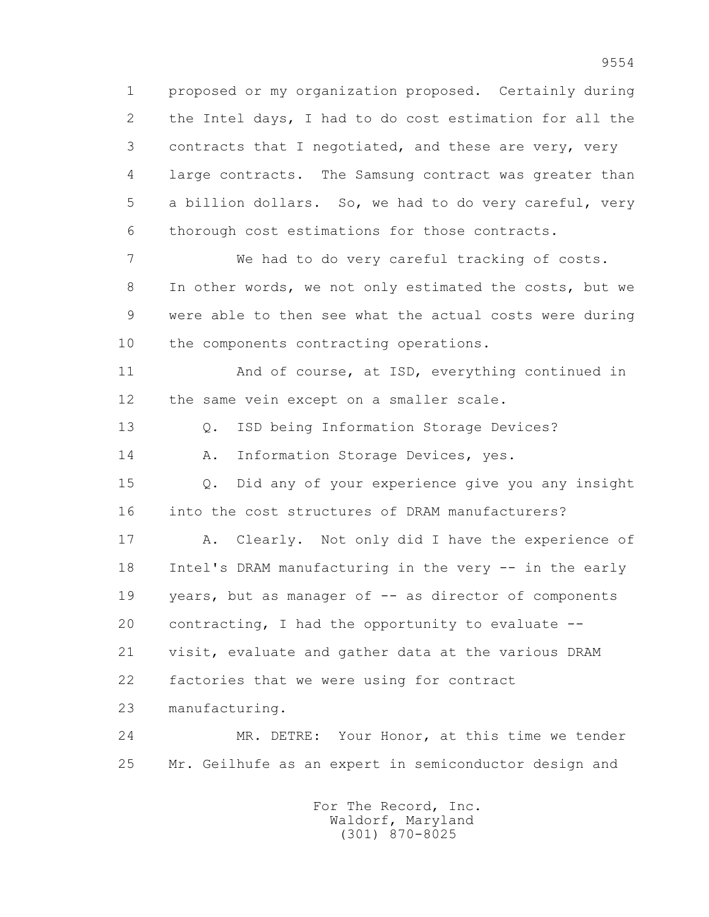1 proposed or my organization proposed. Certainly during
2 the Intel days, I had to do cost estimation for all the
3 contracts that I negotiated, and these are very, very
4 large contracts. The Samsung contract was greater than
5 a billion dollars. So, we had to do very careful, very
6 thorough cost estimations for those contracts.

7 We had to do very careful tracking of costs.
8 In other words, we not only estimated the costs, but we
9 were able to then see what the actual costs were during
10 the components contracting operations.

11 And of course, at ISD, everything continued in
12 the same vein except on a smaller scale.

13 Q. ISD being Information Storage Devices?

14 A. Information Storage Devices, yes.

15 Q. Did any of your experience give you any insight
16 into the cost structures of DRAM manufacturers?

17 A. Clearly. Not only did I have the experience of
18 Intel's DRAM manufacturing in the very -- in the early
19 years, but as manager of -- as director of components
20 contracting, I had the opportunity to evaluate --
21 visit, evaluate and gather data at the various DRAM
22 factories that we were using for contract
23 manufacturing.

24 MR. DETRE: Your Honor, at this time we tender
25 Mr. Geilhufe as an expert in semiconductor design and

For The Record, Inc.
Waldorf, Maryland
(301) 870-8025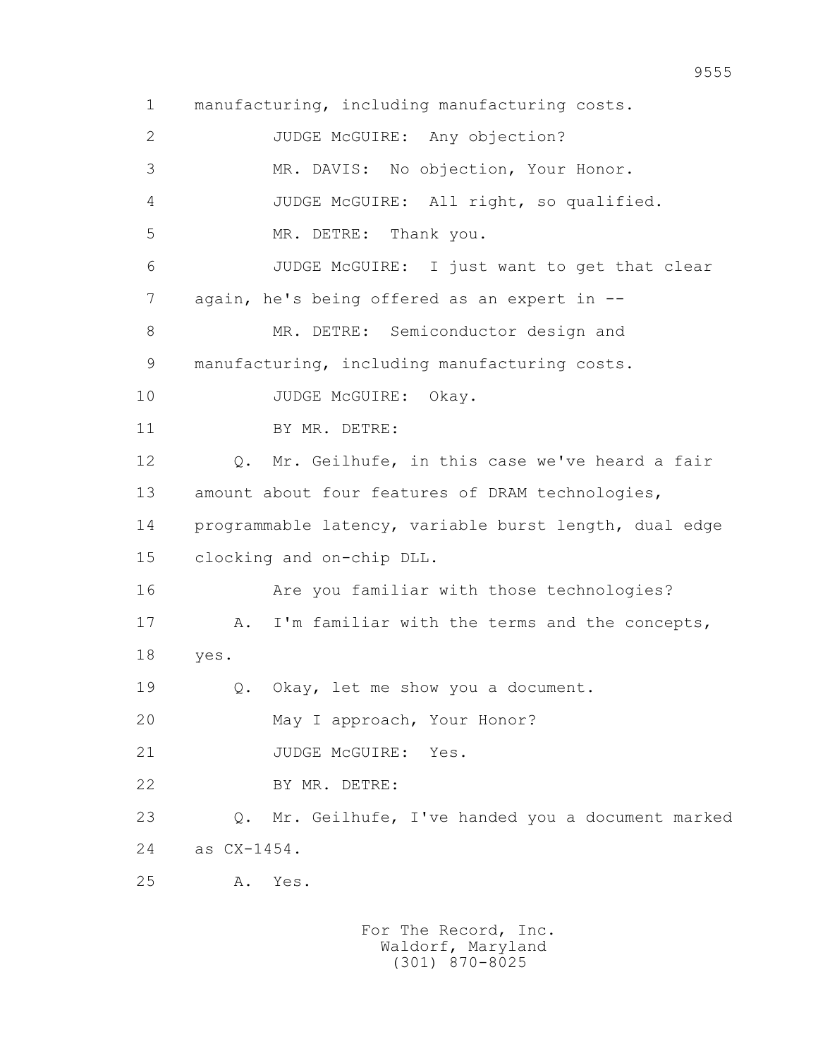1 manufacturing, including manufacturing costs.

2 JUDGE McGUIRE: Any objection?

3 MR. DAVIS: No objection, Your Honor.

4 JUDGE McGUIRE: All right, so qualified.

5 MR. DETRE: Thank you.

6 JUDGE McGUIRE: I just want to get that clear

7 again, he's being offered as an expert in --

8 MR. DETRE: Semiconductor design and

9 manufacturing, including manufacturing costs.

10 JUDGE McGUIRE: Okay.

11 BY MR. DETRE:

12 Q. Mr. Geilhufe, in this case we've heard a fair

13 amount about four features of DRAM technologies,

14 programmable latency, variable burst length, dual edge

15 clocking and on-chip DLL.

16 Are you familiar with those technologies?

17 A. I'm familiar with the terms and the concepts,

18 yes.

19 Q. Okay, let me show you a document.

20 May I approach, Your Honor?

21 JUDGE McGUIRE: Yes.

22 BY MR. DETRE:

23 Q. Mr. Geilhufe, I've handed you a document marked

24 as CX-1454.

25 A. Yes.

For The Record, Inc.
Waldorf, Maryland
(301) 870-8025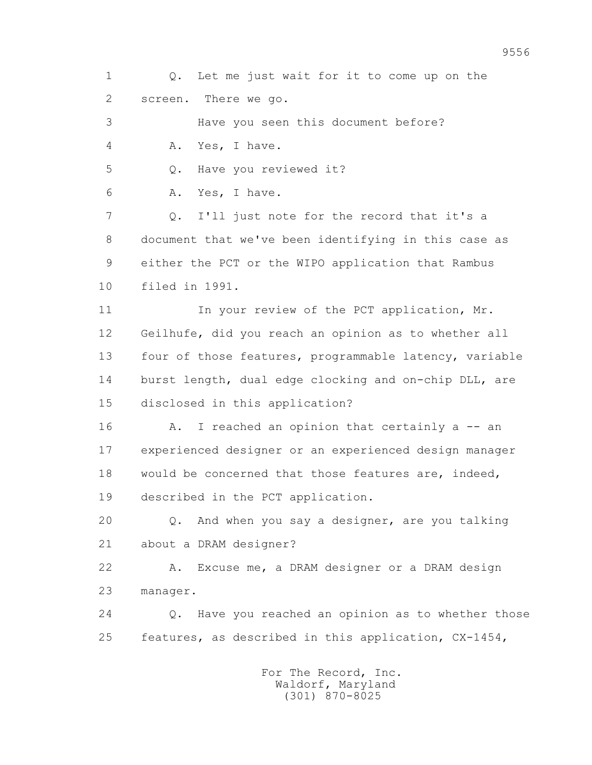1 Q. Let me just wait for it to come up on the

2 screen. There we go.

3 Have you seen this document before?

4 A. Yes, I have.

5 Q. Have you reviewed it?

6 A. Yes, I have.

7 Q. I'll just note for the record that it's a

8 document that we've been identifying in this case as

9 either the PCT or the WIPO application that Rambus

10 filed in 1991.

11 In your review of the PCT application, Mr.

12 Geilhufe, did you reach an opinion as to whether all

13 four of those features, programmable latency, variable

14 burst length, dual edge clocking and on-chip DLL, are

15 disclosed in this application?

16 A. I reached an opinion that certainly a -- an

17 experienced designer or an experienced design manager

18 would be concerned that those features are, indeed,

19 described in the PCT application.

20 Q. And when you say a designer, are you talking

21 about a DRAM designer?

22 A. Excuse me, a DRAM designer or a DRAM design

23 manager.

24 Q. Have you reached an opinion as to whether those

25 features, as described in this application, CX-1454,

For The Record, Inc.
Waldorf, Maryland
(301) 870-8025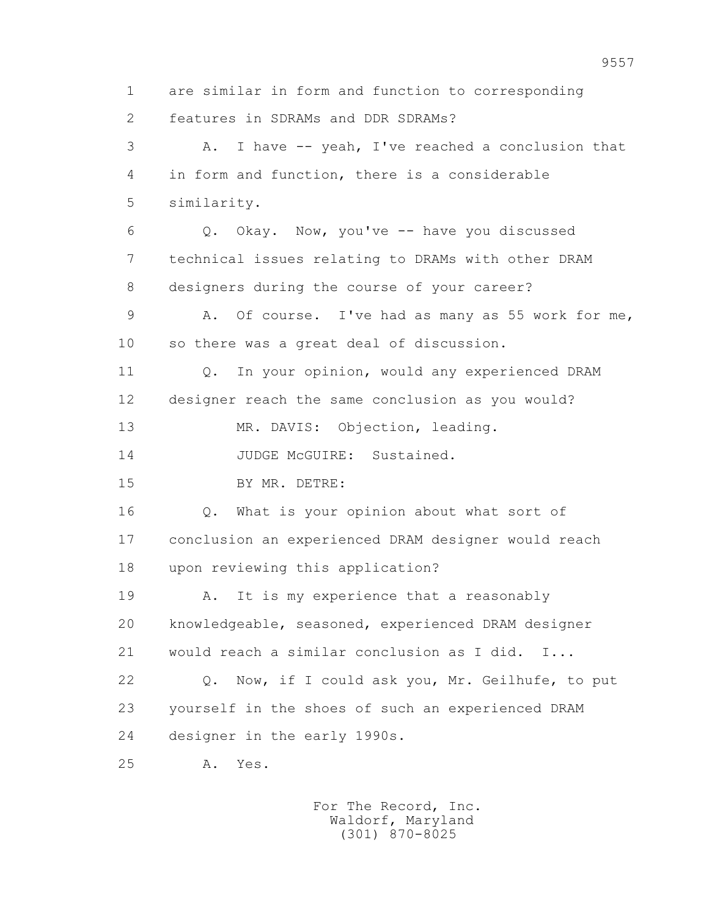1 are similar in form and function to corresponding
2 features in SDRAMs and DDR SDRAMs?

3 A. I have -- yeah, I've reached a conclusion that
4 in form and function, there is a considerable
5 similarity.

6 Q. Okay. Now, you've -- have you discussed
7 technical issues relating to DRAMs with other DRAM
8 designers during the course of your career?

9 A. Of course. I've had as many as 55 work for me,
10 so there was a great deal of discussion.

11 Q. In your opinion, would any experienced DRAM
12 designer reach the same conclusion as you would?

13 MR. DAVIS: Objection, leading.

14 JUDGE McGUIRE: Sustained.

15 BY MR. DETRE:

16 Q. What is your opinion about what sort of
17 conclusion an experienced DRAM designer would reach
18 upon reviewing this application?

19 A. It is my experience that a reasonably
20 knowledgeable, seasoned, experienced DRAM designer
21 would reach a similar conclusion as I did. I...

22 Q. Now, if I could ask you, Mr. Geilhufe, to put
23 yourself in the shoes of such an experienced DRAM
24 designer in the early 1990s.

25 A. Yes.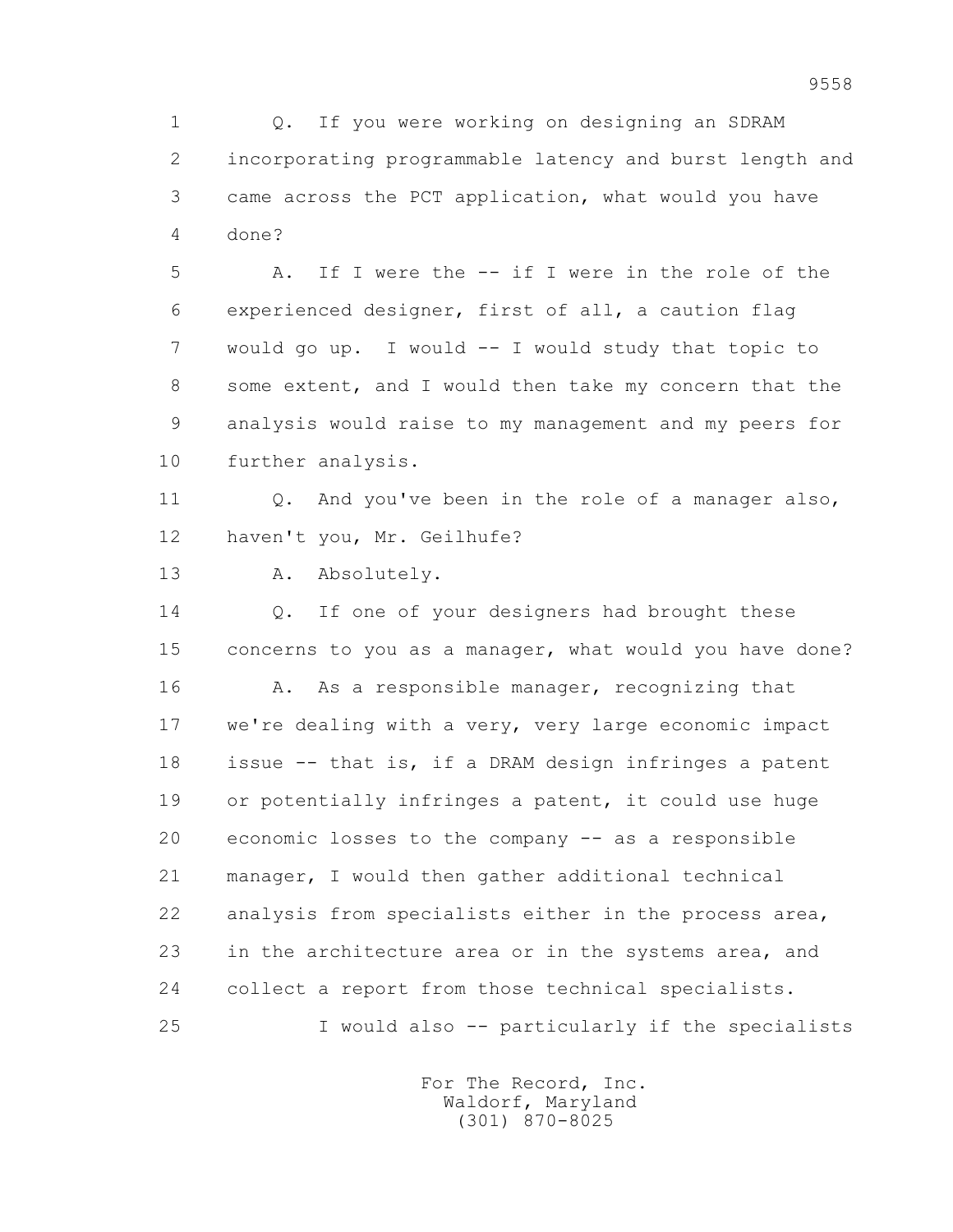1 Q. If you were working on designing an SDRAM
2 incorporating programmable latency and burst length and
3 came across the PCT application, what would you have
4 done?

5 A. If I were the -- if I were in the role of the
6 experienced designer, first of all, a caution flag
7 would go up. I would -- I would study that topic to
8 some extent, and I would then take my concern that the
9 analysis would raise to my management and my peers for
10 further analysis.

11 Q. And you've been in the role of a manager also,
12 haven't you, Mr. Geilhufe?

13 A. Absolutely.

14 Q. If one of your designers had brought these
15 concerns to you as a manager, what would you have done?

16 A. As a responsible manager, recognizing that
17 we're dealing with a very, very large economic impact
18 issue -- that is, if a DRAM design infringes a patent
19 or potentially infringes a patent, it could use huge
20 economic losses to the company -- as a responsible
21 manager, I would then gather additional technical
22 analysis from specialists either in the process area,
23 in the architecture area or in the systems area, and
24 collect a report from those technical specialists.

25 I would also -- particularly if the specialists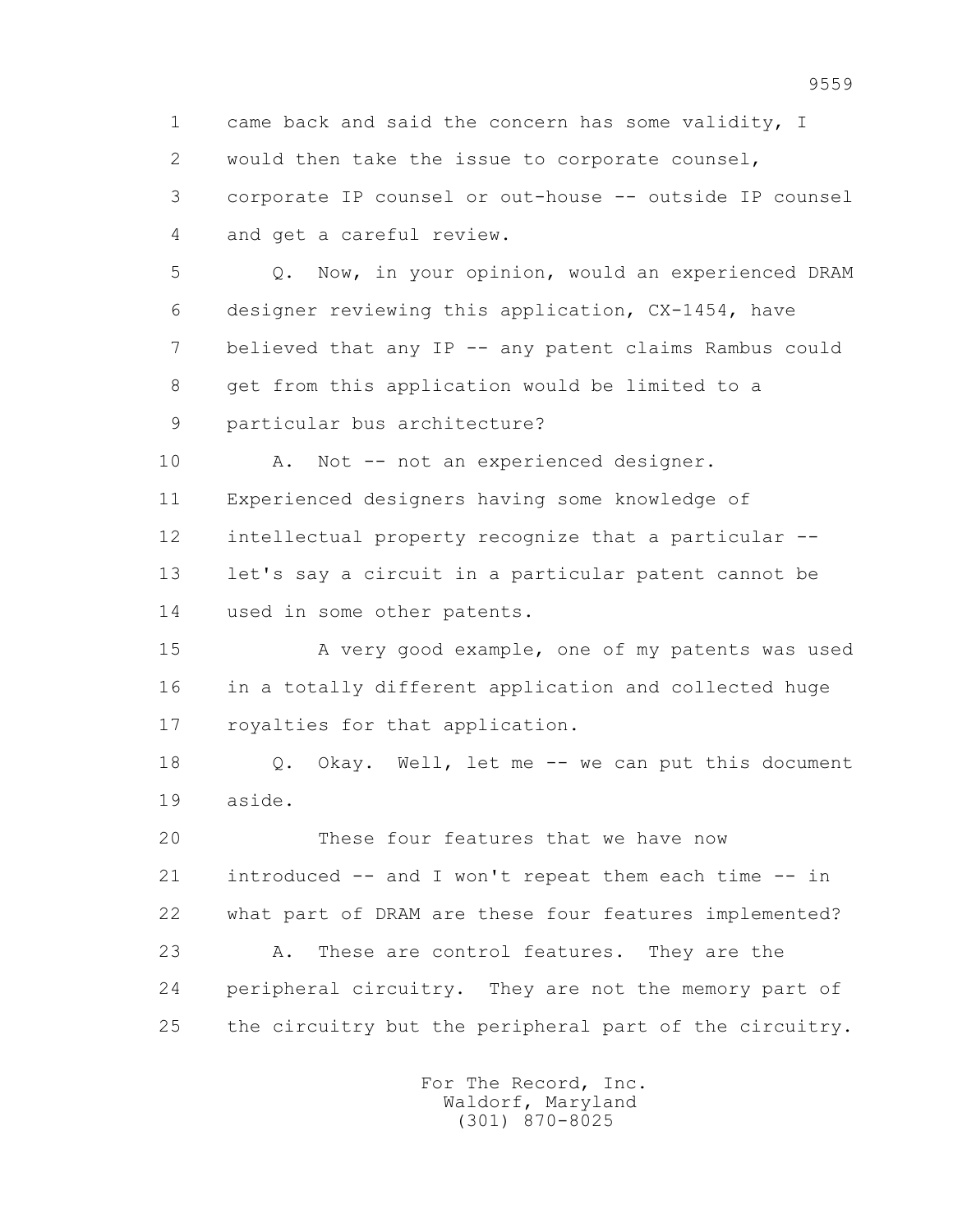came back and said the concern has some validity, I would then take the issue to corporate counsel, corporate IP counsel or out-house -- outside IP counsel and get a careful review.

Q. Now, in your opinion, would an experienced DRAM designer reviewing this application, CX-1454, have believed that any IP -- any patent claims Rambus could get from this application would be limited to a particular bus architecture?

A. Not -- not an experienced designer. Experienced designers having some knowledge of intellectual property recognize that a particular -- let's say a circuit in a particular patent cannot be used in some other patents.

A very good example, one of my patents was used in a totally different application and collected huge royalties for that application.

Q. Okay. Well, let me -- we can put this document aside.

These four features that we have now introduced -- and I won't repeat them each time -- in what part of DRAM are these four features implemented?

A. These are control features. They are the peripheral circuitry. They are not the memory part of the circuitry but the peripheral part of the circuitry.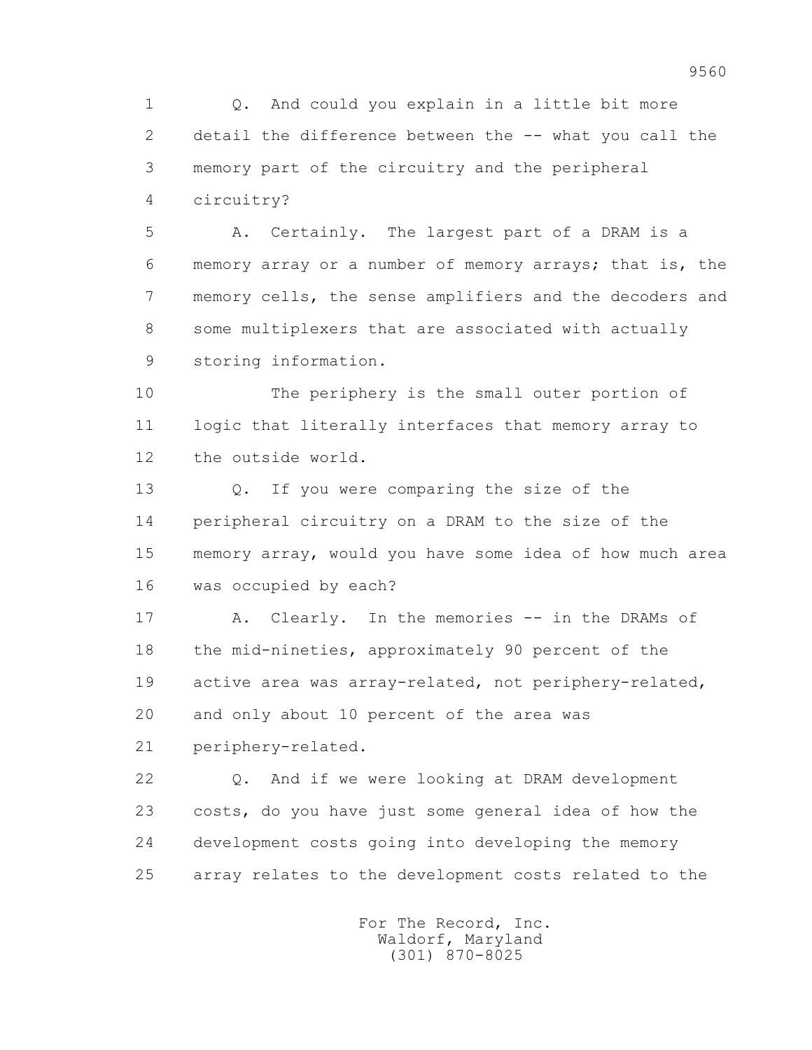Q. And could you explain in a little bit more detail the difference between the -- what you call the memory part of the circuitry and the peripheral circuitry?

A. Certainly. The largest part of a DRAM is a memory array or a number of memory arrays; that is, the memory cells, the sense amplifiers and the decoders and some multiplexers that are associated with actually storing information.

The periphery is the small outer portion of logic that literally interfaces that memory array to the outside world.

Q. If you were comparing the size of the peripheral circuitry on a DRAM to the size of the memory array, would you have some idea of how much area was occupied by each?

A. Clearly. In the memories -- in the DRAMs of the mid-nineties, approximately 90 percent of the active area was array-related, not periphery-related, and only about 10 percent of the area was periphery-related.

Q. And if we were looking at DRAM development costs, do you have just some general idea of how the development costs going into developing the memory array relates to the development costs related to the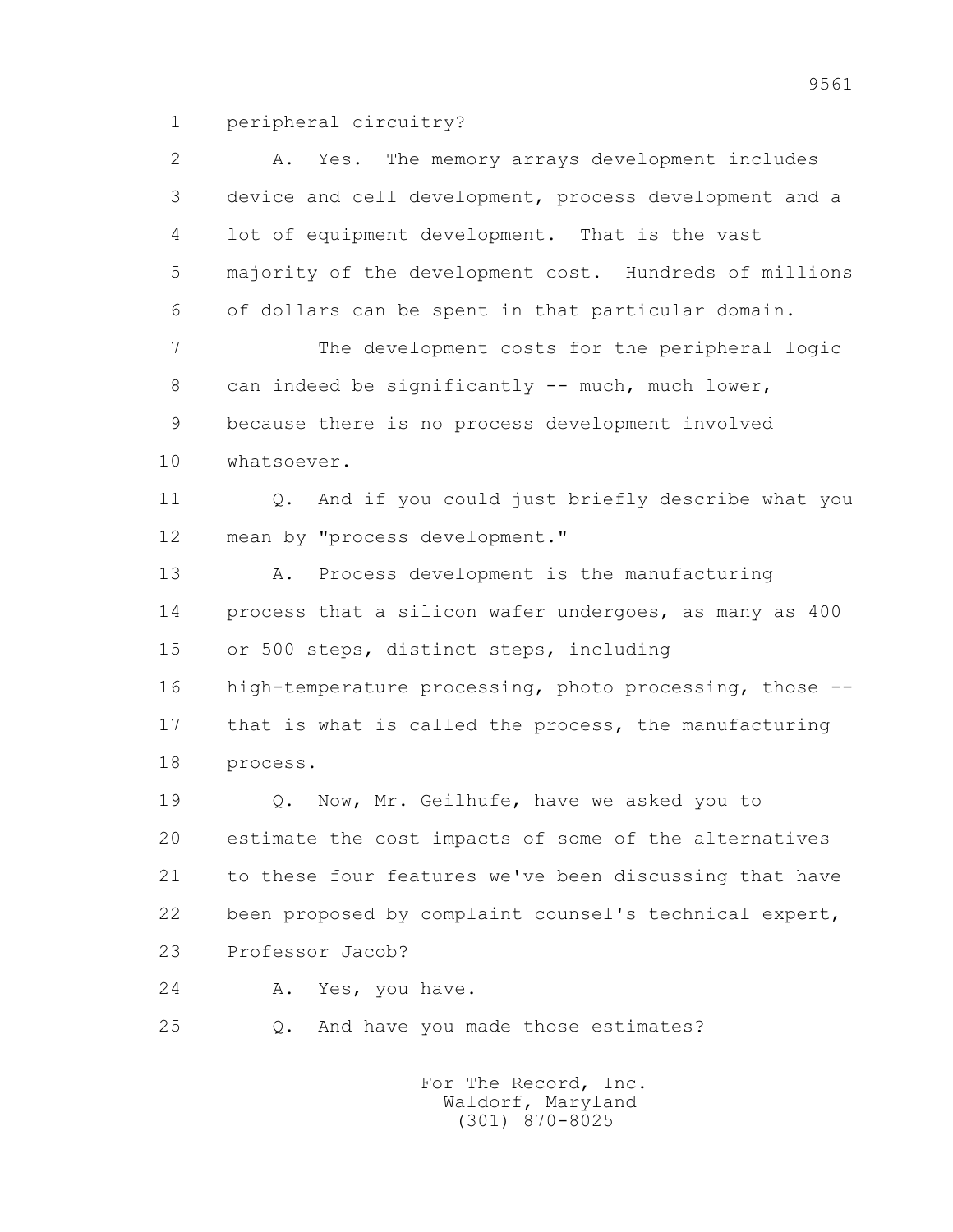1 peripheral circuitry?

2 A. Yes. The memory arrays development includes
3 device and cell development, process development and a
4 lot of equipment development. That is the vast
5 majority of the development cost. Hundreds of millions
6 of dollars can be spent in that particular domain.

7 The development costs for the peripheral logic
8 can indeed be significantly -- much, much lower,
9 because there is no process development involved
10 whatsoever.

11 Q. And if you could just briefly describe what you
12 mean by "process development."

13 A. Process development is the manufacturing
14 process that a silicon wafer undergoes, as many as 400
15 or 500 steps, distinct steps, including
16 high-temperature processing, photo processing, those --
17 that is what is called the process, the manufacturing
18 process.

19 Q. Now, Mr. Geilhufe, have we asked you to
20 estimate the cost impacts of some of the alternatives
21 to these four features we've been discussing that have
22 been proposed by complaint counsel's technical expert,
23 Professor Jacob?

24 A. Yes, you have.

25 Q. And have you made those estimates?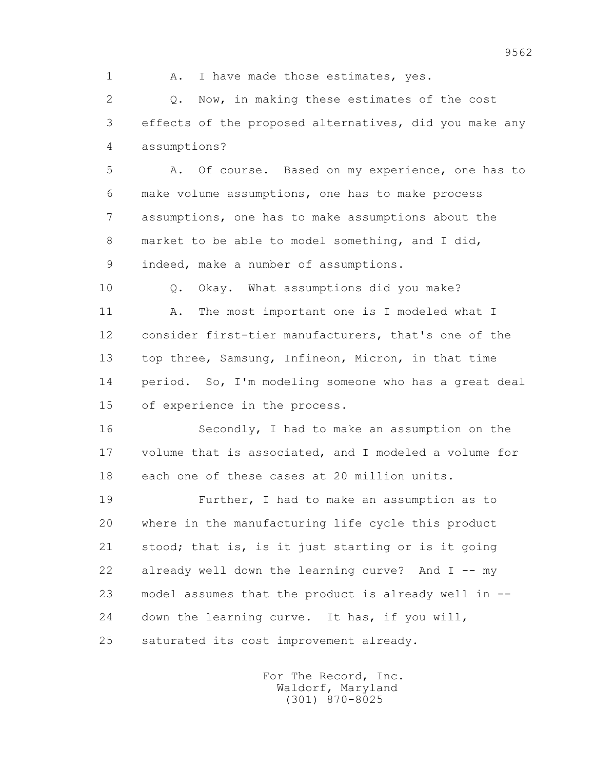1 A. I have made those estimates, yes.

2 Q. Now, in making these estimates of the cost

3 effects of the proposed alternatives, did you make any

4 assumptions?

5 A. Of course. Based on my experience, one has to

6 make volume assumptions, one has to make process

7 assumptions, one has to make assumptions about the

8 market to be able to model something, and I did,

9 indeed, make a number of assumptions.

10 Q. Okay. What assumptions did you make?

11 A. The most important one is I modeled what I

12 consider first-tier manufacturers, that's one of the

13 top three, Samsung, Infineon, Micron, in that time

14 period. So, I'm modeling someone who has a great deal

15 of experience in the process.

16 Secondly, I had to make an assumption on the

17 volume that is associated, and I modeled a volume for

18 each one of these cases at 20 million units.

19 Further, I had to make an assumption as to

20 where in the manufacturing life cycle this product

21 stood; that is, is it just starting or is it going

22 already well down the learning curve? And I -- my

23 model assumes that the product is already well in --

24 down the learning curve. It has, if you will,

25 saturated its cost improvement already.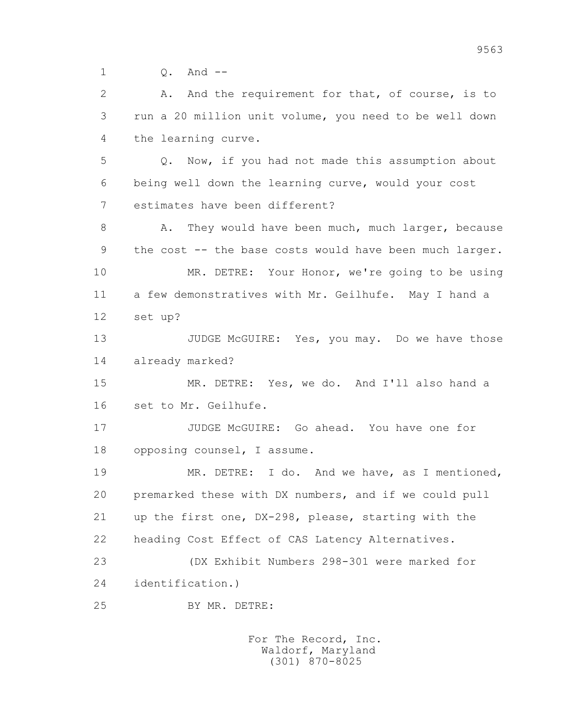1 Q. And --

2 A. And the requirement for that, of course, is to

3 run a 20 million unit volume, you need to be well down

4 the learning curve.

5 Q. Now, if you had not made this assumption about

6 being well down the learning curve, would your cost

7 estimates have been different?

8 A. They would have been much, much larger, because

9 the cost -- the base costs would have been much larger.

10 MR. DETRE: Your Honor, we're going to be using

11 a few demonstratives with Mr. Geilhufe. May I hand a

12 set up?

13 JUDGE McGUIRE: Yes, you may. Do we have those

14 already marked?

15 MR. DETRE: Yes, we do. And I'll also hand a

16 set to Mr. Geilhufe.

17 JUDGE McGUIRE: Go ahead. You have one for

18 opposing counsel, I assume.

19 MR. DETRE: I do. And we have, as I mentioned,

20 premarked these with DX numbers, and if we could pull

21 up the first one, DX-298, please, starting with the

22 heading Cost Effect of CAS Latency Alternatives.

23 (DX Exhibit Numbers 298-301 were marked for

24 identification.)

25 BY MR. DETRE:

For The Record, Inc.
Waldorf, Maryland
(301) 870-8025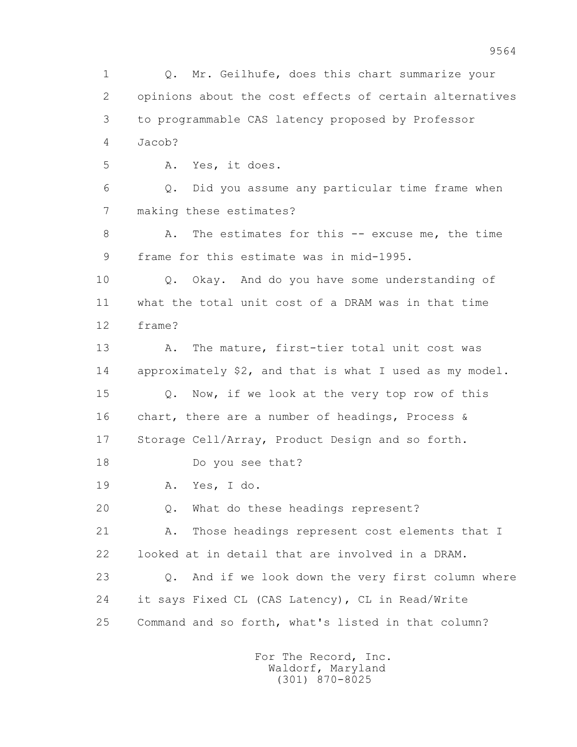1 Q. Mr. Geilhufe, does this chart summarize your
2 opinions about the cost effects of certain alternatives
3 to programmable CAS latency proposed by Professor
4 Jacob?
5 A. Yes, it does.
6 Q. Did you assume any particular time frame when
7 making these estimates?
8 A. The estimates for this -- excuse me, the time
9 frame for this estimate was in mid-1995.
10 Q. Okay. And do you have some understanding of
11 what the total unit cost of a DRAM was in that time
12 frame?
13 A. The mature, first-tier total unit cost was
14 approximately $2, and that is what I used as my model.
15 Q. Now, if we look at the very top row of this
16 chart, there are a number of headings, Process &
17 Storage Cell/Array, Product Design and so forth.
18 Do you see that?
19 A. Yes, I do.
20 Q. What do these headings represent?
21 A. Those headings represent cost elements that I
22 looked at in detail that are involved in a DRAM.
23 Q. And if we look down the very first column where
24 it says Fixed CL (CAS Latency), CL in Read/Write
25 Command and so forth, what's listed in that column?

For The Record, Inc.
Waldorf, Maryland
(301) 870-8025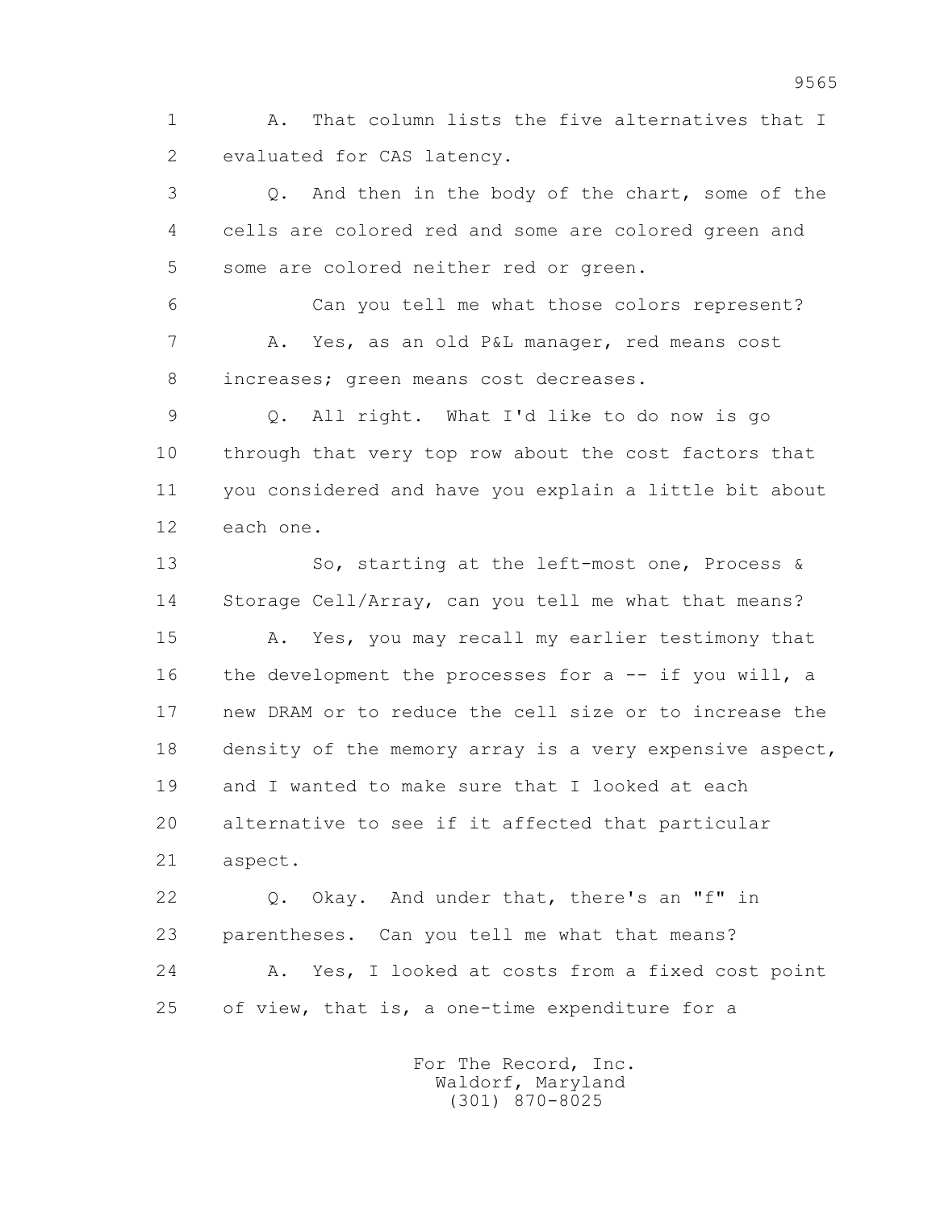1 A. That column lists the five alternatives that I
2 evaluated for CAS latency.

3 Q. And then in the body of the chart, some of the
4 cells are colored red and some are colored green and
5 some are colored neither red or green.

6 Can you tell me what those colors represent?

7 A. Yes, as an old P&L manager, red means cost
8 increases; green means cost decreases.

9 Q. All right. What I'd like to do now is go
10 through that very top row about the cost factors that
11 you considered and have you explain a little bit about
12 each one.

13 So, starting at the left-most one, Process &
14 Storage Cell/Array, can you tell me what that means?

15 A. Yes, you may recall my earlier testimony that
16 the development the processes for a -- if you will, a
17 new DRAM or to reduce the cell size or to increase the
18 density of the memory array is a very expensive aspect,
19 and I wanted to make sure that I looked at each
20 alternative to see if it affected that particular
21 aspect.

22 Q. Okay. And under that, there's an "f" in
23 parentheses. Can you tell me what that means?

24 A. Yes, I looked at costs from a fixed cost point
25 of view, that is, a one-time expenditure for a

For The Record, Inc.
Waldorf, Maryland
(301) 870-8025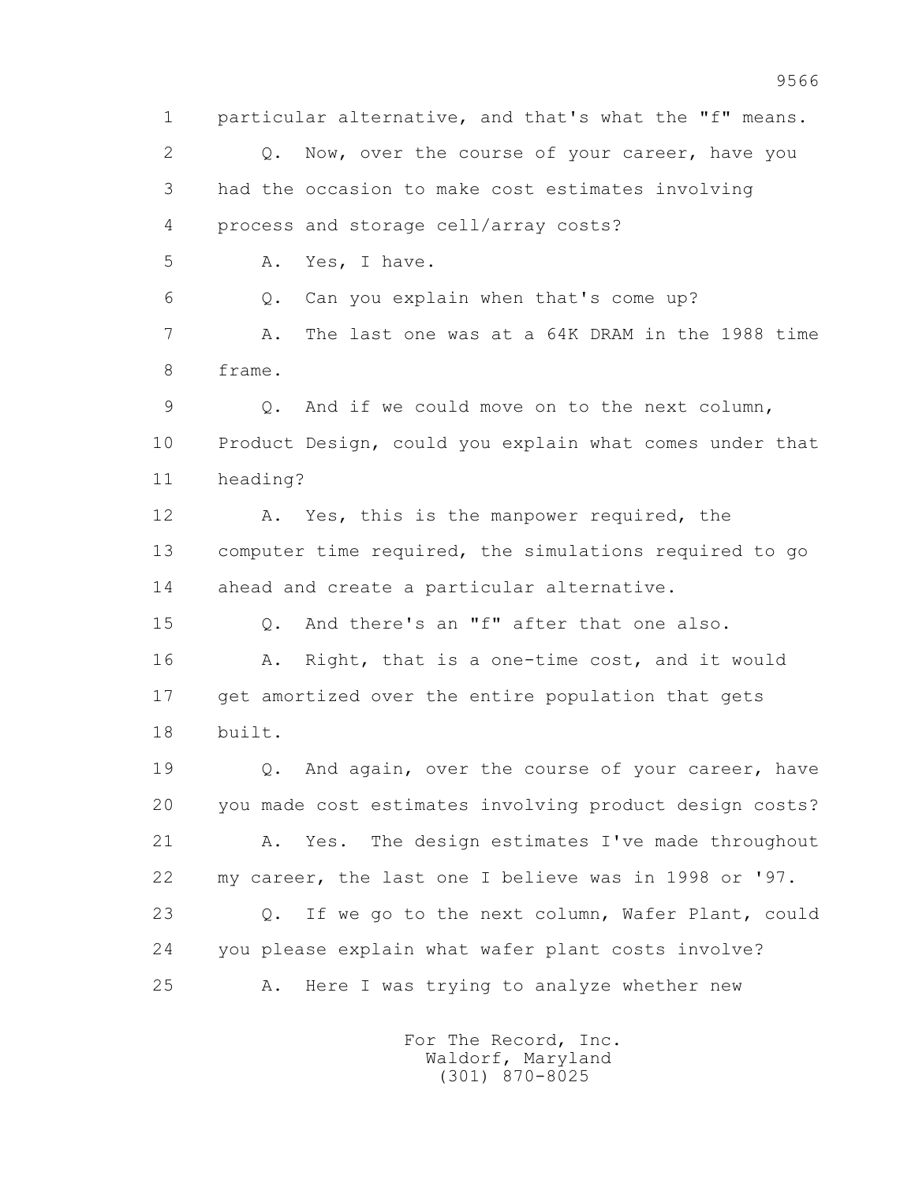1 particular alternative, and that's what the "f" means.

2 Q. Now, over the course of your career, have you

3 had the occasion to make cost estimates involving

4 process and storage cell/array costs?

5 A. Yes, I have.

6 Q. Can you explain when that's come up?

7 A. The last one was at a 64K DRAM in the 1988 time

8 frame.

9 Q. And if we could move on to the next column,

10 Product Design, could you explain what comes under that

11 heading?

12 A. Yes, this is the manpower required, the

13 computer time required, the simulations required to go

14 ahead and create a particular alternative.

15 Q. And there's an "f" after that one also.

16 A. Right, that is a one-time cost, and it would

17 get amortized over the entire population that gets

18 built.

19 Q. And again, over the course of your career, have

20 you made cost estimates involving product design costs?

21 A. Yes. The design estimates I've made throughout

22 my career, the last one I believe was in 1998 or '97.

23 Q. If we go to the next column, Wafer Plant, could

24 you please explain what wafer plant costs involve?

25 A. Here I was trying to analyze whether new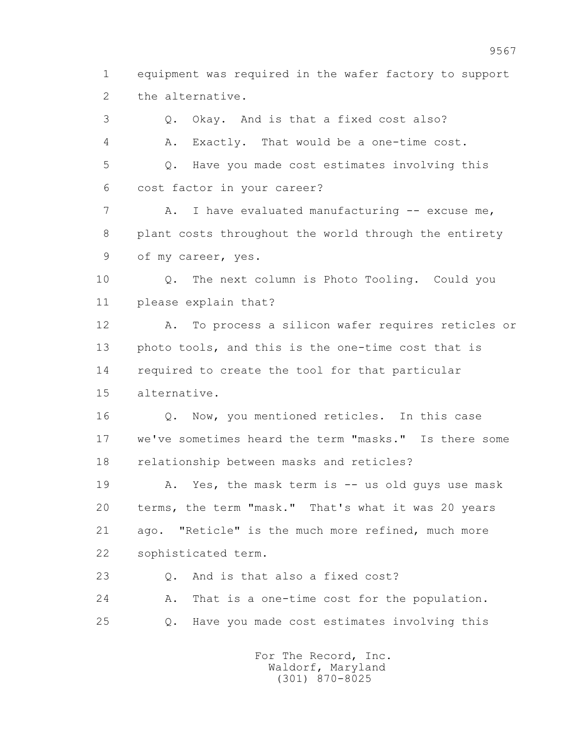1 equipment was required in the wafer factory to support
2 the alternative.

3 Q. Okay. And is that a fixed cost also?

4 A. Exactly. That would be a one-time cost.

5 Q. Have you made cost estimates involving this
6 cost factor in your career?

7 A. I have evaluated manufacturing -- excuse me,
8 plant costs throughout the world through the entirety
9 of my career, yes.

10 Q. The next column is Photo Tooling. Could you
11 please explain that?

12 A. To process a silicon wafer requires reticles or
13 photo tools, and this is the one-time cost that is
14 required to create the tool for that particular
15 alternative.

16 Q. Now, you mentioned reticles. In this case
17 we've sometimes heard the term "masks." Is there some
18 relationship between masks and reticles?

19 A. Yes, the mask term is -- us old guys use mask
20 terms, the term "mask." That's what it was 20 years
21 ago. "Reticle" is the much more refined, much more
22 sophisticated term.

23 Q. And is that also a fixed cost?

24 A. That is a one-time cost for the population.

25 Q. Have you made cost estimates involving this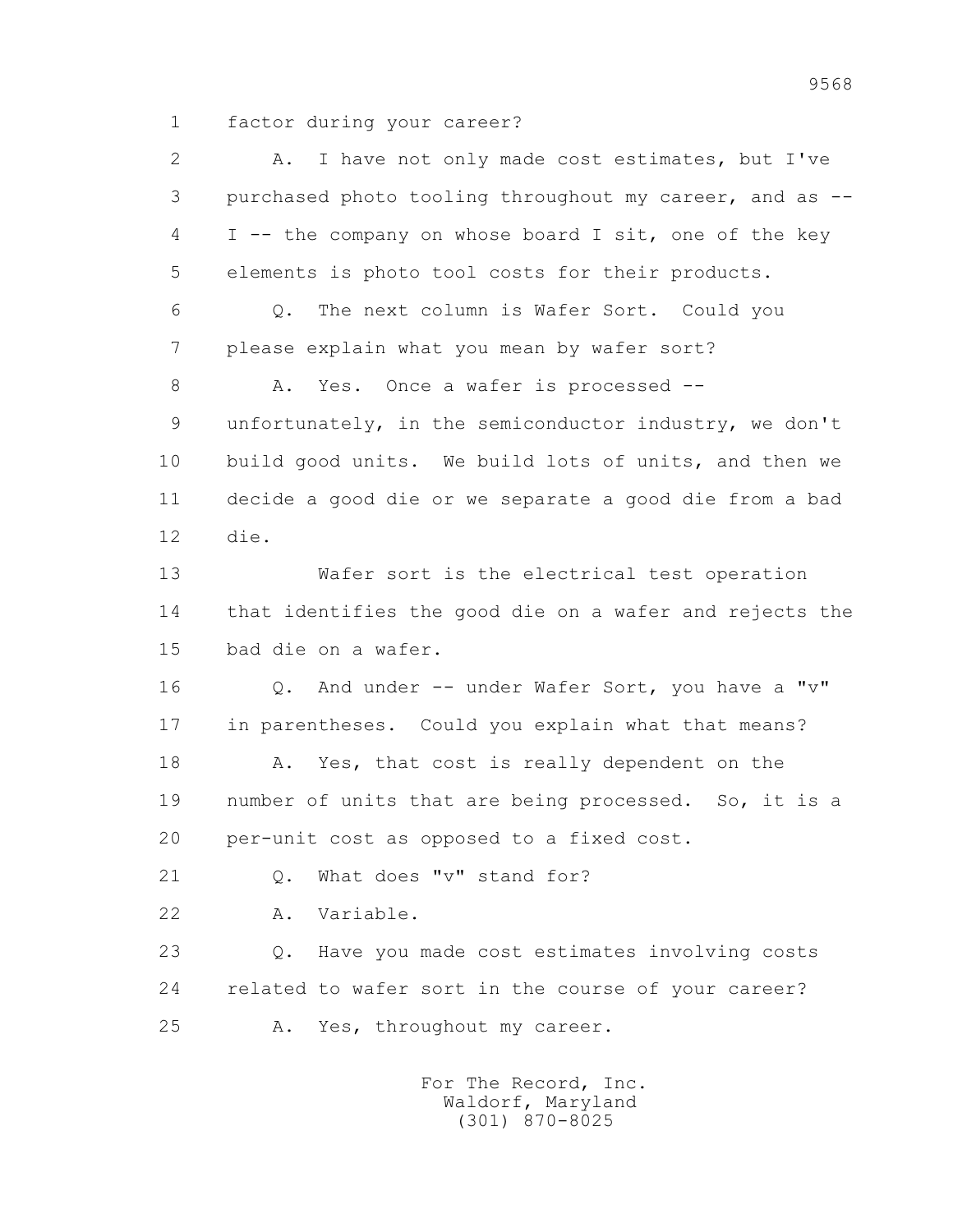1 factor during your career?

2 A. I have not only made cost estimates, but I've

3 purchased photo tooling throughout my career, and as --

4 I -- the company on whose board I sit, one of the key

5 elements is photo tool costs for their products.

6 Q. The next column is Wafer Sort. Could you

7 please explain what you mean by wafer sort?

8 A. Yes. Once a wafer is processed --

9 unfortunately, in the semiconductor industry, we don't

10 build good units. We build lots of units, and then we

11 decide a good die or we separate a good die from a bad

12 die.

13 Wafer sort is the electrical test operation

14 that identifies the good die on a wafer and rejects the

15 bad die on a wafer.

16 Q. And under -- under Wafer Sort, you have a "v"

17 in parentheses. Could you explain what that means?

18 A. Yes, that cost is really dependent on the

19 number of units that are being processed. So, it is a

20 per-unit cost as opposed to a fixed cost.

21 Q. What does "v" stand for?

22 A. Variable.

23 Q. Have you made cost estimates involving costs

24 related to wafer sort in the course of your career?

25 A. Yes, throughout my career.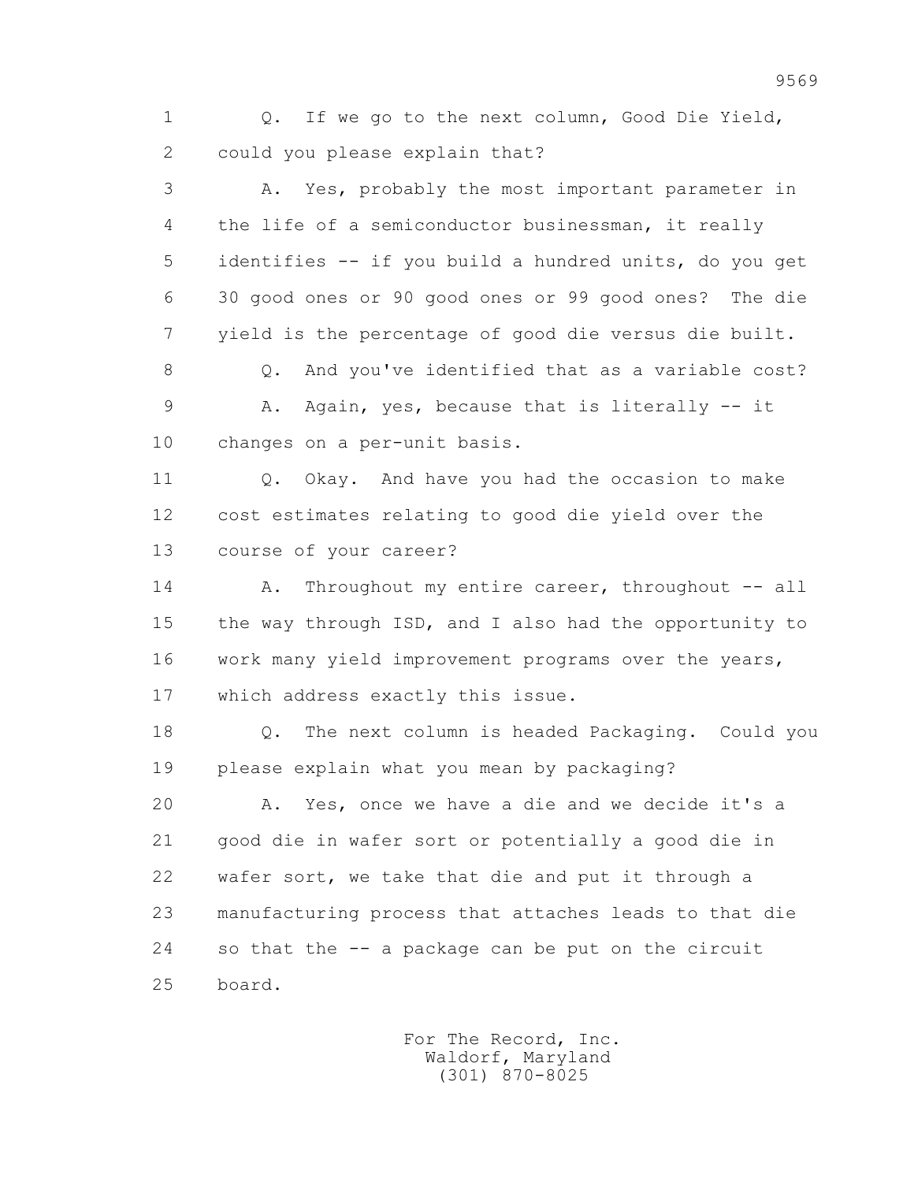1 Q. If we go to the next column, Good Die Yield,
2 could you please explain that?
3 A. Yes, probably the most important parameter in
4 the life of a semiconductor businessman, it really
5 identifies -- if you build a hundred units, do you get
6 30 good ones or 90 good ones or 99 good ones? The die
7 yield is the percentage of good die versus die built.
8 Q. And you've identified that as a variable cost?
9 A. Again, yes, because that is literally -- it
10 changes on a per-unit basis.
11 Q. Okay. And have you had the occasion to make
12 cost estimates relating to good die yield over the
13 course of your career?
14 A. Throughout my entire career, throughout -- all
15 the way through ISD, and I also had the opportunity to
16 work many yield improvement programs over the years,
17 which address exactly this issue.
18 Q. The next column is headed Packaging. Could you
19 please explain what you mean by packaging?
20 A. Yes, once we have a die and we decide it's a
21 good die in wafer sort or potentially a good die in
22 wafer sort, we take that die and put it through a
23 manufacturing process that attaches leads to that die
24 so that the -- a package can be put on the circuit
25 board.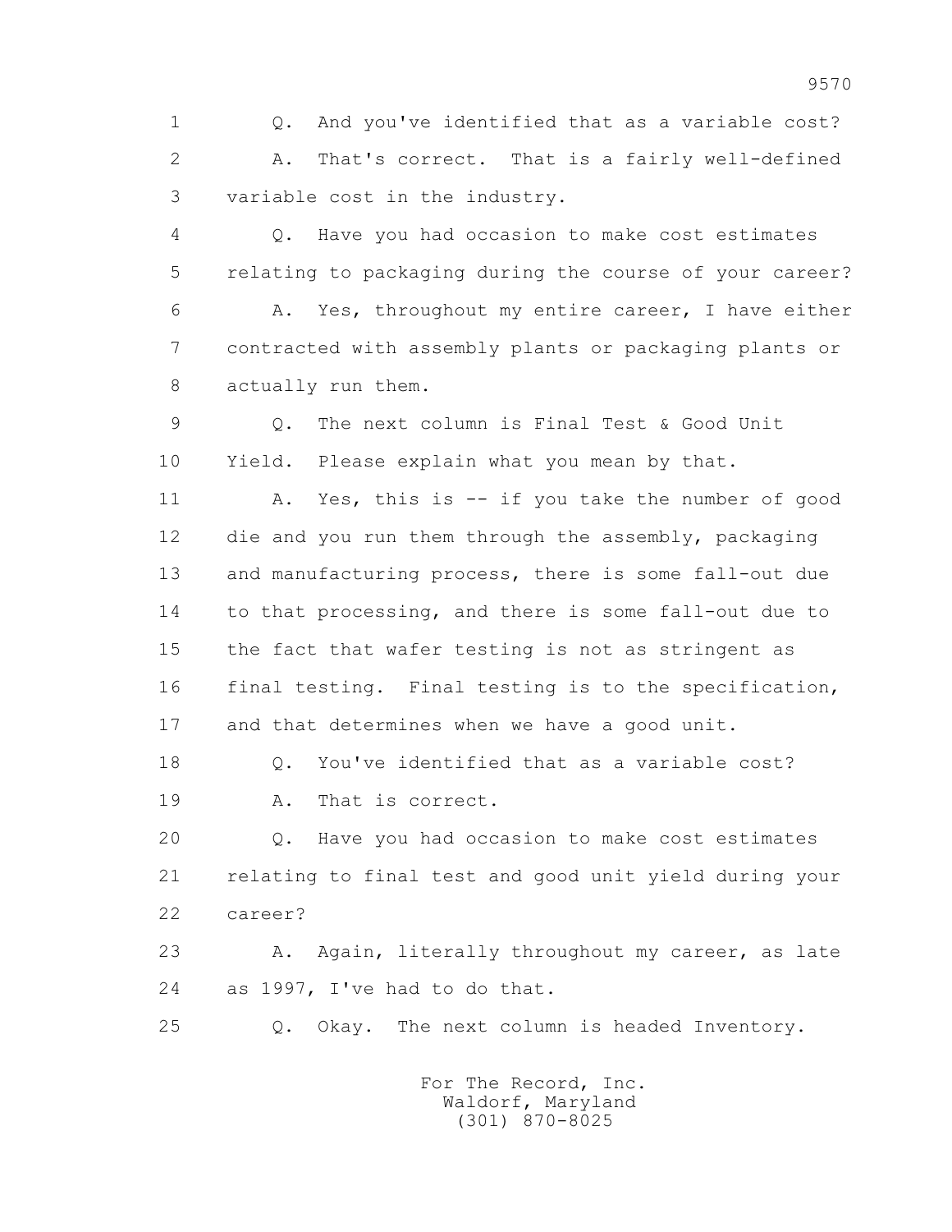1 Q. And you've identified that as a variable cost?

2 A. That's correct. That is a fairly well-defined

3 variable cost in the industry.

4 Q. Have you had occasion to make cost estimates

5 relating to packaging during the course of your career?

6 A. Yes, throughout my entire career, I have either

7 contracted with assembly plants or packaging plants or

8 actually run them.

9 Q. The next column is Final Test & Good Unit

10 Yield. Please explain what you mean by that.

11 A. Yes, this is -- if you take the number of good

12 die and you run them through the assembly, packaging

13 and manufacturing process, there is some fall-out due

14 to that processing, and there is some fall-out due to

15 the fact that wafer testing is not as stringent as

16 final testing. Final testing is to the specification,

17 and that determines when we have a good unit.

18 Q. You've identified that as a variable cost?

19 A. That is correct.

20 Q. Have you had occasion to make cost estimates

21 relating to final test and good unit yield during your

22 career?

23 A. Again, literally throughout my career, as late

24 as 1997, I've had to do that.

25 Q. Okay. The next column is headed Inventory.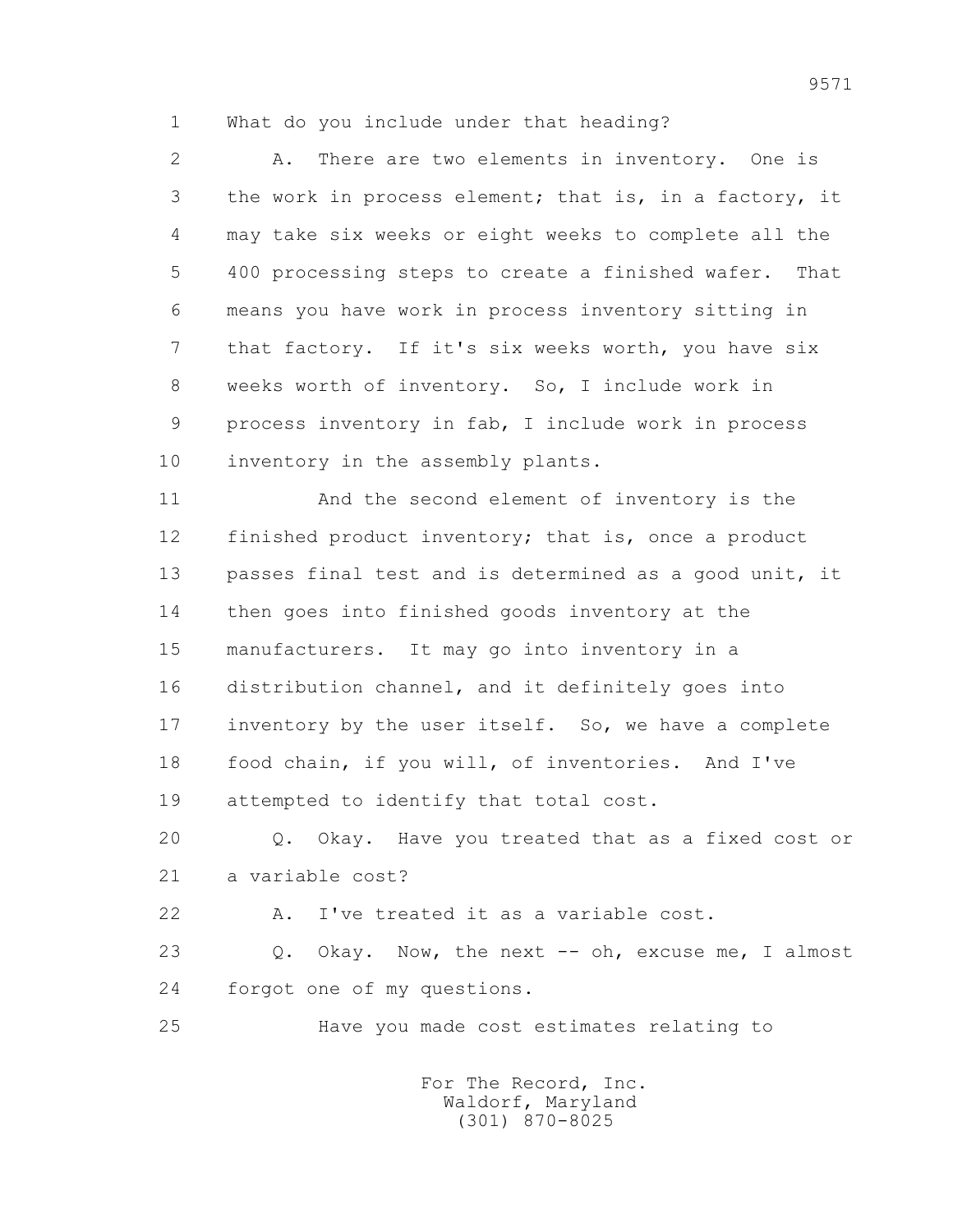1 What do you include under that heading?

2 A. There are two elements in inventory. One is
3 the work in process element; that is, in a factory, it
4 may take six weeks or eight weeks to complete all the
5 400 processing steps to create a finished wafer. That
6 means you have work in process inventory sitting in
7 that factory. If it's six weeks worth, you have six
8 weeks worth of inventory. So, I include work in
9 process inventory in fab, I include work in process
10 inventory in the assembly plants.

11 And the second element of inventory is the
12 finished product inventory; that is, once a product
13 passes final test and is determined as a good unit, it
14 then goes into finished goods inventory at the
15 manufacturers. It may go into inventory in a
16 distribution channel, and it definitely goes into
17 inventory by the user itself. So, we have a complete
18 food chain, if you will, of inventories. And I've
19 attempted to identify that total cost.

20 Q. Okay. Have you treated that as a fixed cost or
21 a variable cost?

22 A. I've treated it as a variable cost.

23 Q. Okay. Now, the next -- oh, excuse me, I almost
24 forgot one of my questions.

25 Have you made cost estimates relating to

For The Record, Inc.
Waldorf, Maryland
(301) 870-8025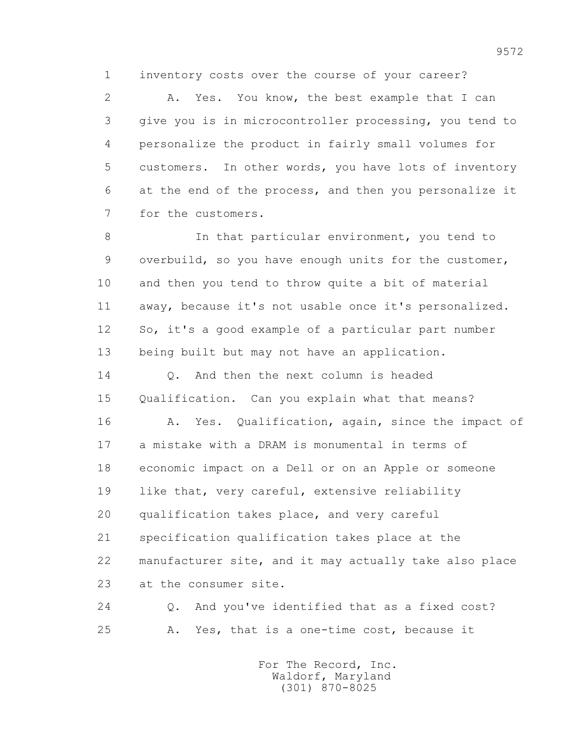1 inventory costs over the course of your career?

2 A. Yes. You know, the best example that I can

3 give you is in microcontroller processing, you tend to

4 personalize the product in fairly small volumes for

5 customers. In other words, you have lots of inventory

6 at the end of the process, and then you personalize it

7 for the customers.

8 In that particular environment, you tend to

9 overbuild, so you have enough units for the customer,

10 and then you tend to throw quite a bit of material

11 away, because it's not usable once it's personalized.

12 So, it's a good example of a particular part number

13 being built but may not have an application.

14 Q. And then the next column is headed

15 Qualification. Can you explain what that means?

16 A. Yes. Qualification, again, since the impact of

17 a mistake with a DRAM is monumental in terms of

18 economic impact on a Dell or on an Apple or someone

19 like that, very careful, extensive reliability

20 qualification takes place, and very careful

21 specification qualification takes place at the

22 manufacturer site, and it may actually take also place

23 at the consumer site.

24 Q. And you've identified that as a fixed cost?

25 A. Yes, that is a one-time cost, because it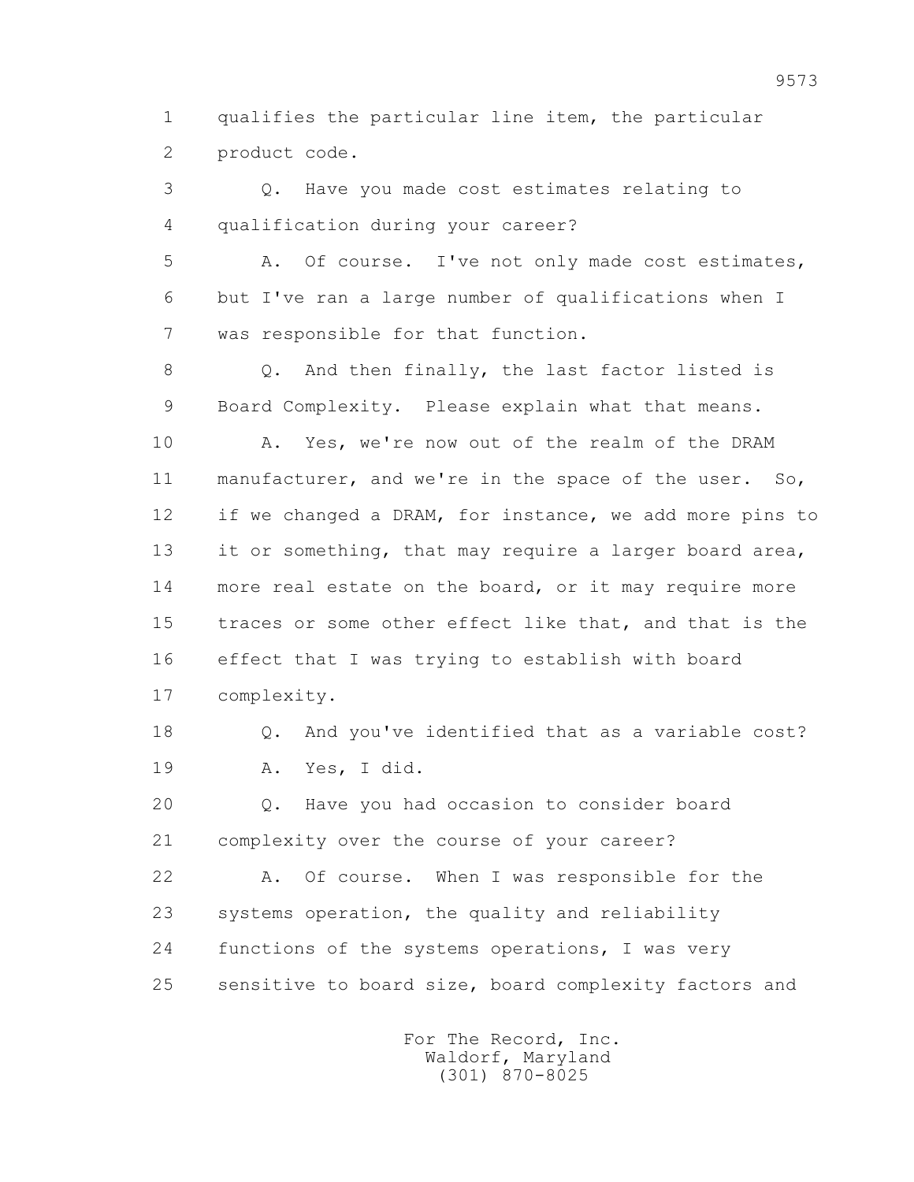1 qualifies the particular line item, the particular
2 product code.

3 Q. Have you made cost estimates relating to
4 qualification during your career?

5 A. Of course. I've not only made cost estimates,
6 but I've ran a large number of qualifications when I
7 was responsible for that function.

8 Q. And then finally, the last factor listed is
9 Board Complexity. Please explain what that means.

10 A. Yes, we're now out of the realm of the DRAM
11 manufacturer, and we're in the space of the user. So,
12 if we changed a DRAM, for instance, we add more pins to
13 it or something, that may require a larger board area,
14 more real estate on the board, or it may require more
15 traces or some other effect like that, and that is the
16 effect that I was trying to establish with board
17 complexity.

18 Q. And you've identified that as a variable cost?

19 A. Yes, I did.

20 Q. Have you had occasion to consider board
21 complexity over the course of your career?

22 A. Of course. When I was responsible for the
23 systems operation, the quality and reliability
24 functions of the systems operations, I was very
25 sensitive to board size, board complexity factors and

For The Record, Inc.
Waldorf, Maryland
(301) 870-8025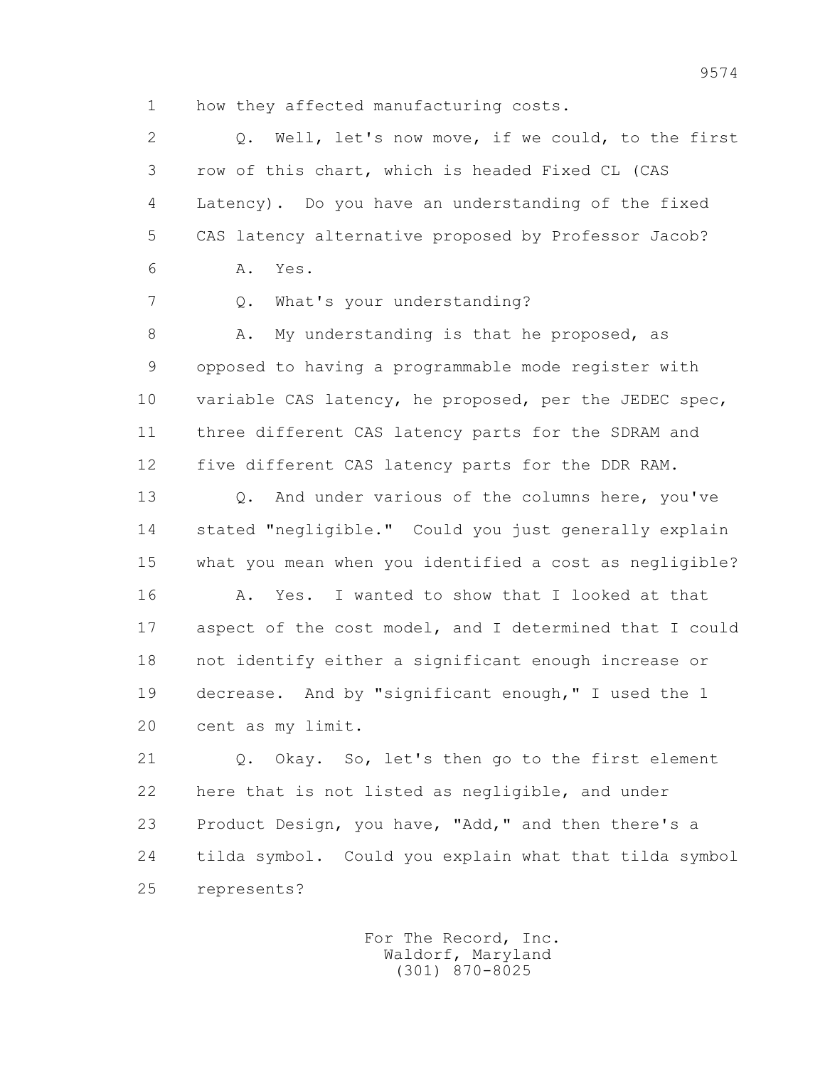1 how they affected manufacturing costs.

2 Q. Well, let's now move, if we could, to the first

3 row of this chart, which is headed Fixed CL (CAS

4 Latency). Do you have an understanding of the fixed

5 CAS latency alternative proposed by Professor Jacob?

6 A. Yes.

7 Q. What's your understanding?

8 A. My understanding is that he proposed, as

9 opposed to having a programmable mode register with

10 variable CAS latency, he proposed, per the JEDEC spec,

11 three different CAS latency parts for the SDRAM and

12 five different CAS latency parts for the DDR RAM.

13 Q. And under various of the columns here, you've

14 stated "negligible." Could you just generally explain

15 what you mean when you identified a cost as negligible?

16 A. Yes. I wanted to show that I looked at that

17 aspect of the cost model, and I determined that I could

18 not identify either a significant enough increase or

19 decrease. And by "significant enough," I used the 1

20 cent as my limit.

21 Q. Okay. So, let's then go to the first element

22 here that is not listed as negligible, and under

23 Product Design, you have, "Add," and then there's a

24 tilda symbol. Could you explain what that tilda symbol

25 represents?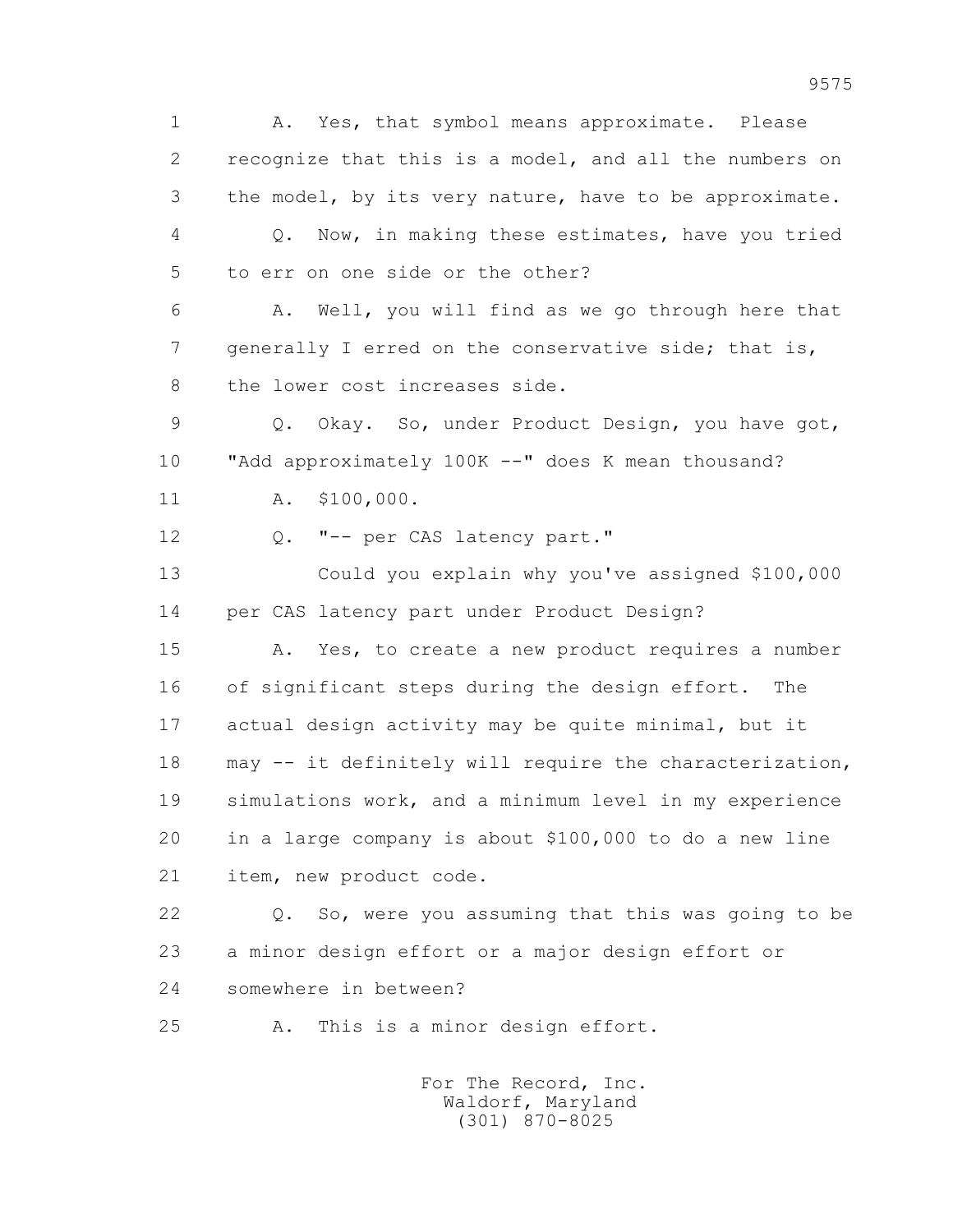1 A. Yes, that symbol means approximate. Please
2 recognize that this is a model, and all the numbers on
3 the model, by its very nature, have to be approximate.
4 Q. Now, in making these estimates, have you tried
5 to err on one side or the other?
6 A. Well, you will find as we go through here that
7 generally I erred on the conservative side; that is,
8 the lower cost increases side.
9 Q. Okay. So, under Product Design, you have got,
10 "Add approximately 100K --" does K mean thousand?
11 A. $100,000.
12 Q. "-- per CAS latency part."
13 Could you explain why you've assigned $100,000
14 per CAS latency part under Product Design?
15 A. Yes, to create a new product requires a number
16 of significant steps during the design effort. The
17 actual design activity may be quite minimal, but it
18 may -- it definitely will require the characterization,
19 simulations work, and a minimum level in my experience
20 in a large company is about $100,000 to do a new line
21 item, new product code.
22 Q. So, were you assuming that this was going to be
23 a minor design effort or a major design effort or
24 somewhere in between?
25 A. This is a minor design effort.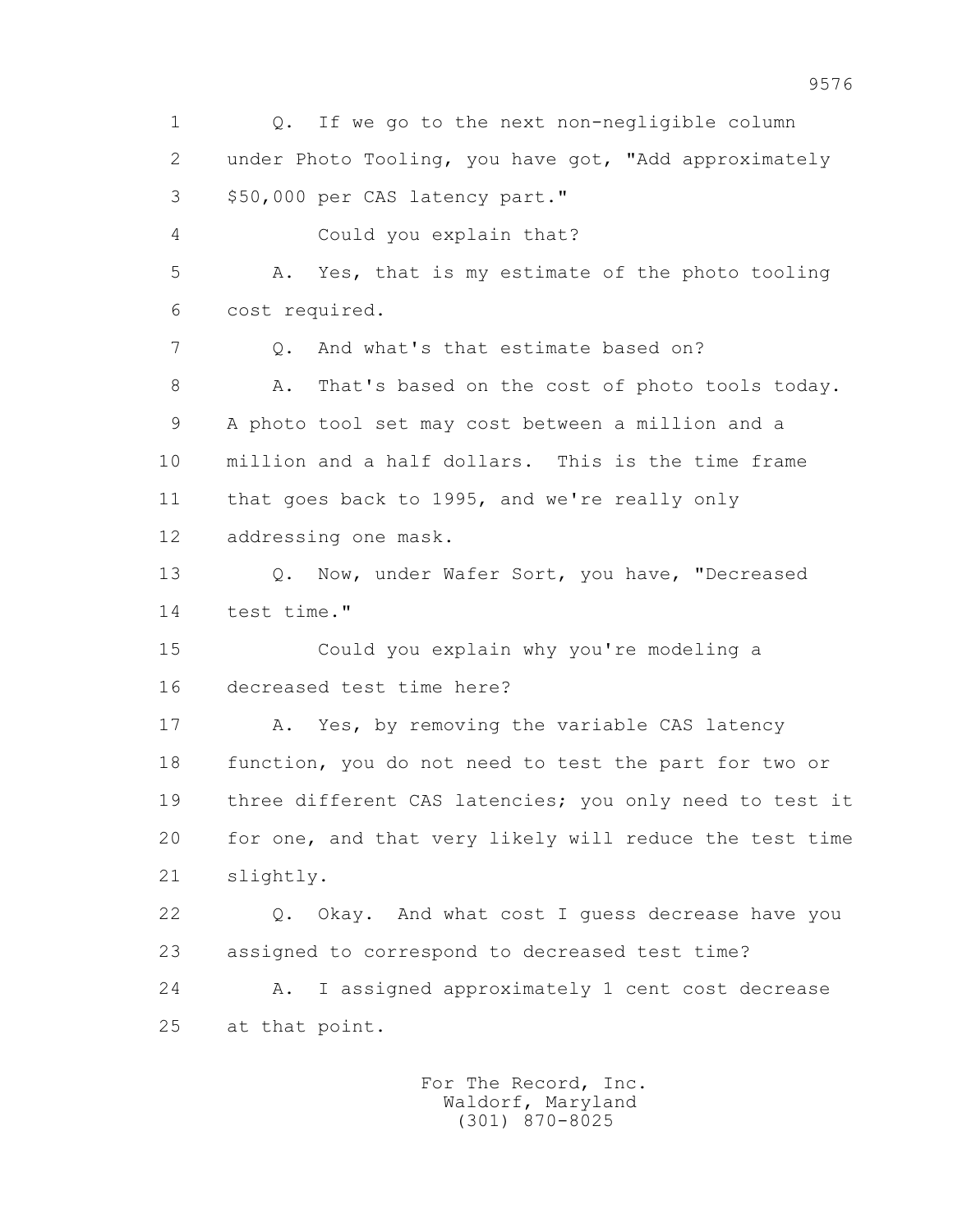1 Q. If we go to the next non-negligible column
2 under Photo Tooling, you have got, "Add approximately
3 $50,000 per CAS latency part."
4 Could you explain that?
5 A. Yes, that is my estimate of the photo tooling
6 cost required.
7 Q. And what's that estimate based on?
8 A. That's based on the cost of photo tools today.
9 A photo tool set may cost between a million and a
10 million and a half dollars. This is the time frame
11 that goes back to 1995, and we're really only
12 addressing one mask.
13 Q. Now, under Wafer Sort, you have, "Decreased
14 test time."
15 Could you explain why you're modeling a
16 decreased test time here?
17 A. Yes, by removing the variable CAS latency
18 function, you do not need to test the part for two or
19 three different CAS latencies; you only need to test it
20 for one, and that very likely will reduce the test time
21 slightly.
22 Q. Okay. And what cost I guess decrease have you
23 assigned to correspond to decreased test time?
24 A. I assigned approximately 1 cent cost decrease
25 at that point.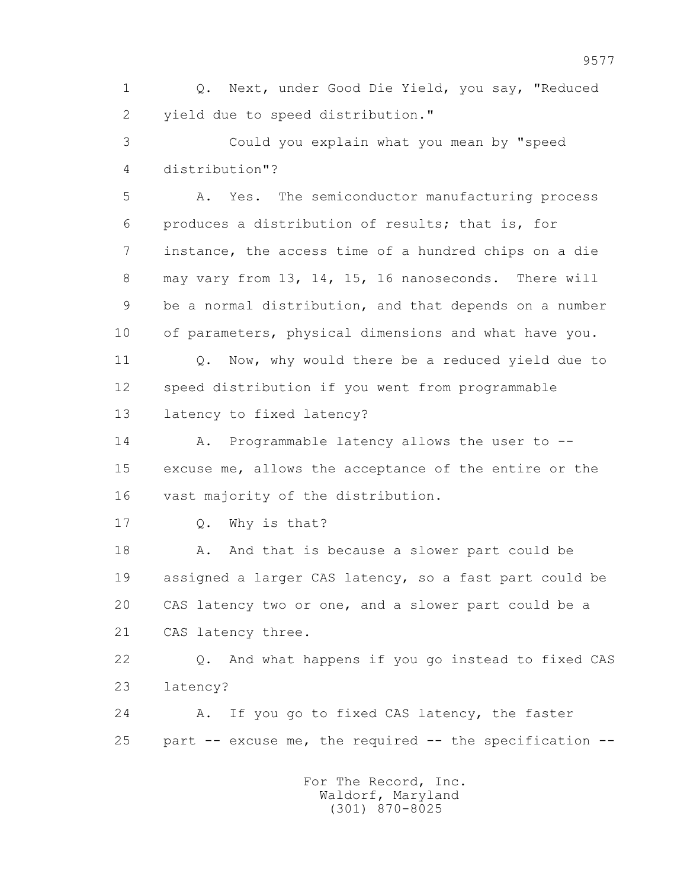Q. Next, under Good Die Yield, you say, "Reduced yield due to speed distribution."

Could you explain what you mean by "speed distribution"?

A. Yes. The semiconductor manufacturing process produces a distribution of results; that is, for instance, the access time of a hundred chips on a die may vary from 13, 14, 15, 16 nanoseconds. There will be a normal distribution, and that depends on a number of parameters, physical dimensions and what have you.

Q. Now, why would there be a reduced yield due to speed distribution if you went from programmable latency to fixed latency?

A. Programmable latency allows the user to -- excuse me, allows the acceptance of the entire or the vast majority of the distribution.

Q. Why is that?

A. And that is because a slower part could be assigned a larger CAS latency, so a fast part could be CAS latency two or one, and a slower part could be a CAS latency three.

Q. And what happens if you go instead to fixed CAS latency?

A. If you go to fixed CAS latency, the faster part -- excuse me, the required -- the specification --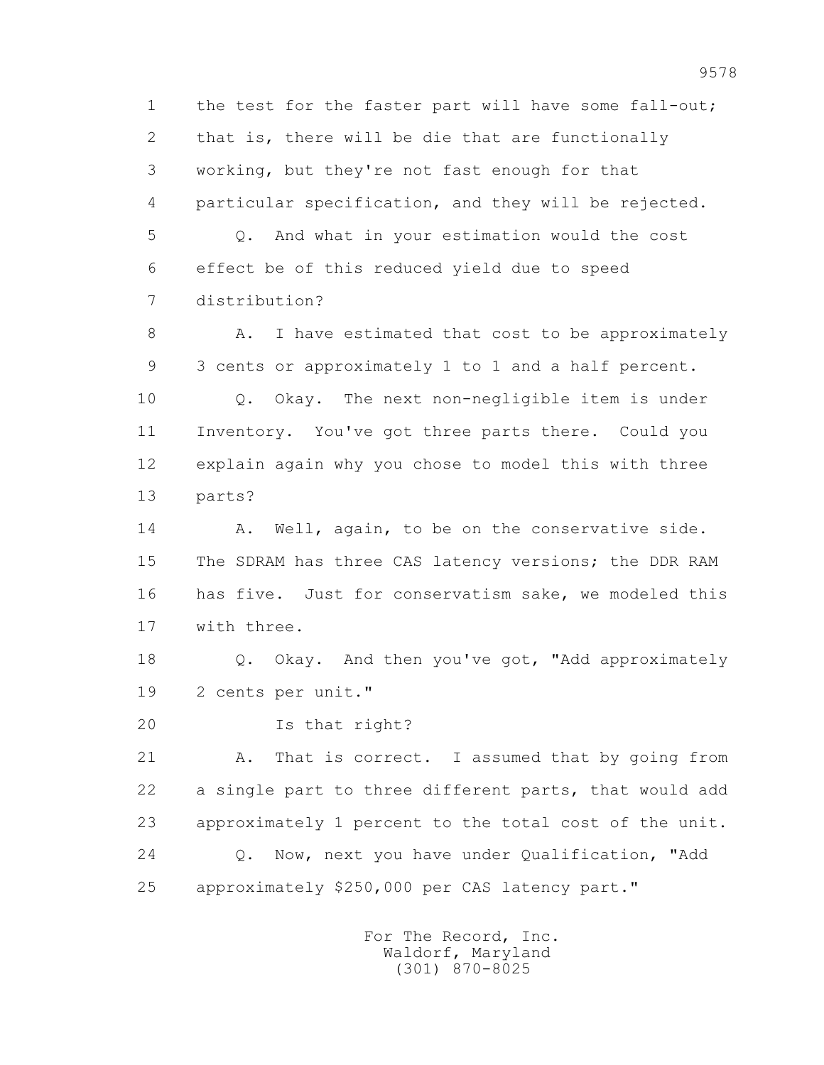the test for the faster part will have some fall-out; that is, there will be die that are functionally working, but they're not fast enough for that particular specification, and they will be rejected.

Q. And what in your estimation would the cost effect be of this reduced yield due to speed distribution?

A. I have estimated that cost to be approximately 3 cents or approximately 1 to 1 and a half percent.

Q. Okay. The next non-negligible item is under Inventory. You've got three parts there. Could you explain again why you chose to model this with three parts?

A. Well, again, to be on the conservative side. The SDRAM has three CAS latency versions; the DDR RAM has five. Just for conservatism sake, we modeled this with three.

Q. Okay. And then you've got, "Add approximately 2 cents per unit."

Is that right?

A. That is correct. I assumed that by going from a single part to three different parts, that would add approximately 1 percent to the total cost of the unit.

Q. Now, next you have under Qualification, "Add approximately $250,000 per CAS latency part."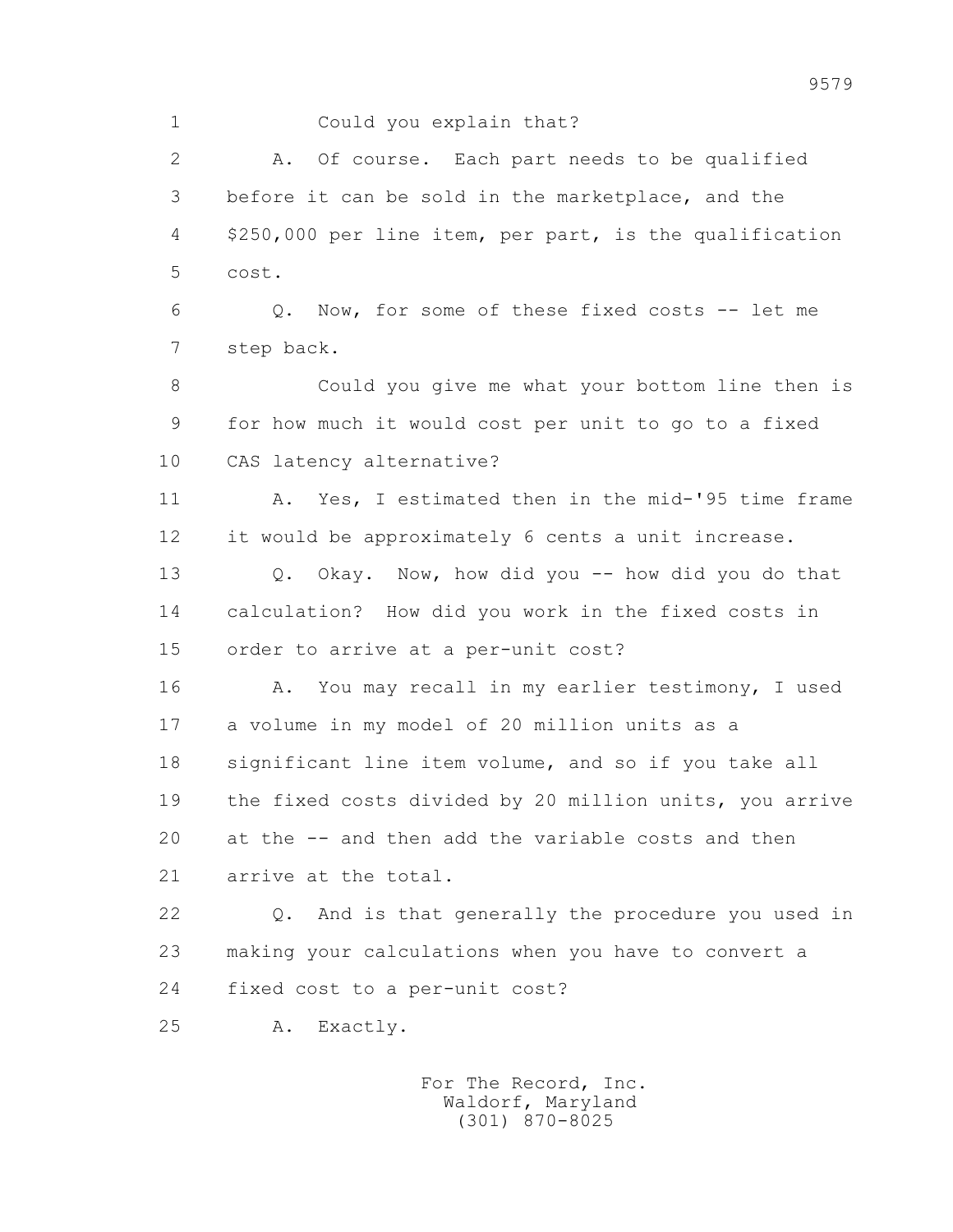1 Could you explain that?

2 A. Of course. Each part needs to be qualified

3 before it can be sold in the marketplace, and the

4 $250,000 per line item, per part, is the qualification

5 cost.

6 Q. Now, for some of these fixed costs -- let me

7 step back.

8 Could you give me what your bottom line then is

9 for how much it would cost per unit to go to a fixed

10 CAS latency alternative?

11 A. Yes, I estimated then in the mid-'95 time frame

12 it would be approximately 6 cents a unit increase.

13 Q. Okay. Now, how did you -- how did you do that

14 calculation? How did you work in the fixed costs in

15 order to arrive at a per-unit cost?

16 A. You may recall in my earlier testimony, I used

17 a volume in my model of 20 million units as a

18 significant line item volume, and so if you take all

19 the fixed costs divided by 20 million units, you arrive

20 at the -- and then add the variable costs and then

21 arrive at the total.

22 Q. And is that generally the procedure you used in

23 making your calculations when you have to convert a

24 fixed cost to a per-unit cost?

25 A. Exactly.

For The Record, Inc.
Waldorf, Maryland
(301) 870-8025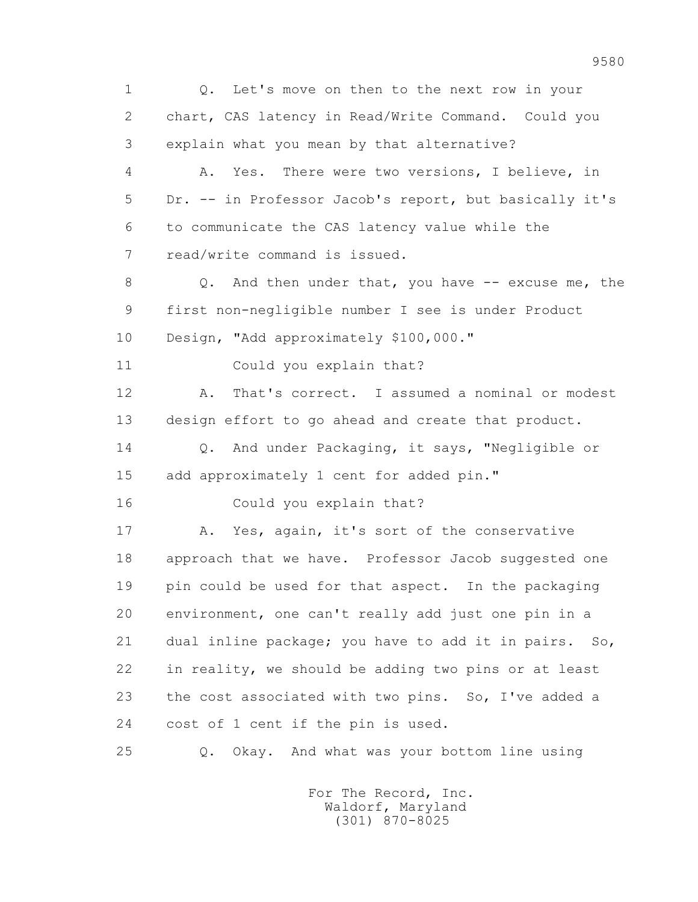1 Q. Let's move on then to the next row in your
2 chart, CAS latency in Read/Write Command. Could you
3 explain what you mean by that alternative?
4 A. Yes. There were two versions, I believe, in
5 Dr. -- in Professor Jacob's report, but basically it's
6 to communicate the CAS latency value while the
7 read/write command is issued.
8 Q. And then under that, you have -- excuse me, the
9 first non-negligible number I see is under Product
10 Design, "Add approximately $100,000."
11 Could you explain that?
12 A. That's correct. I assumed a nominal or modest
13 design effort to go ahead and create that product.
14 Q. And under Packaging, it says, "Negligible or
15 add approximately 1 cent for added pin."
16 Could you explain that?
17 A. Yes, again, it's sort of the conservative
18 approach that we have. Professor Jacob suggested one
19 pin could be used for that aspect. In the packaging
20 environment, one can't really add just one pin in a
21 dual inline package; you have to add it in pairs. So,
22 in reality, we should be adding two pins or at least
23 the cost associated with two pins. So, I've added a
24 cost of 1 cent if the pin is used.
25 Q. Okay. And what was your bottom line using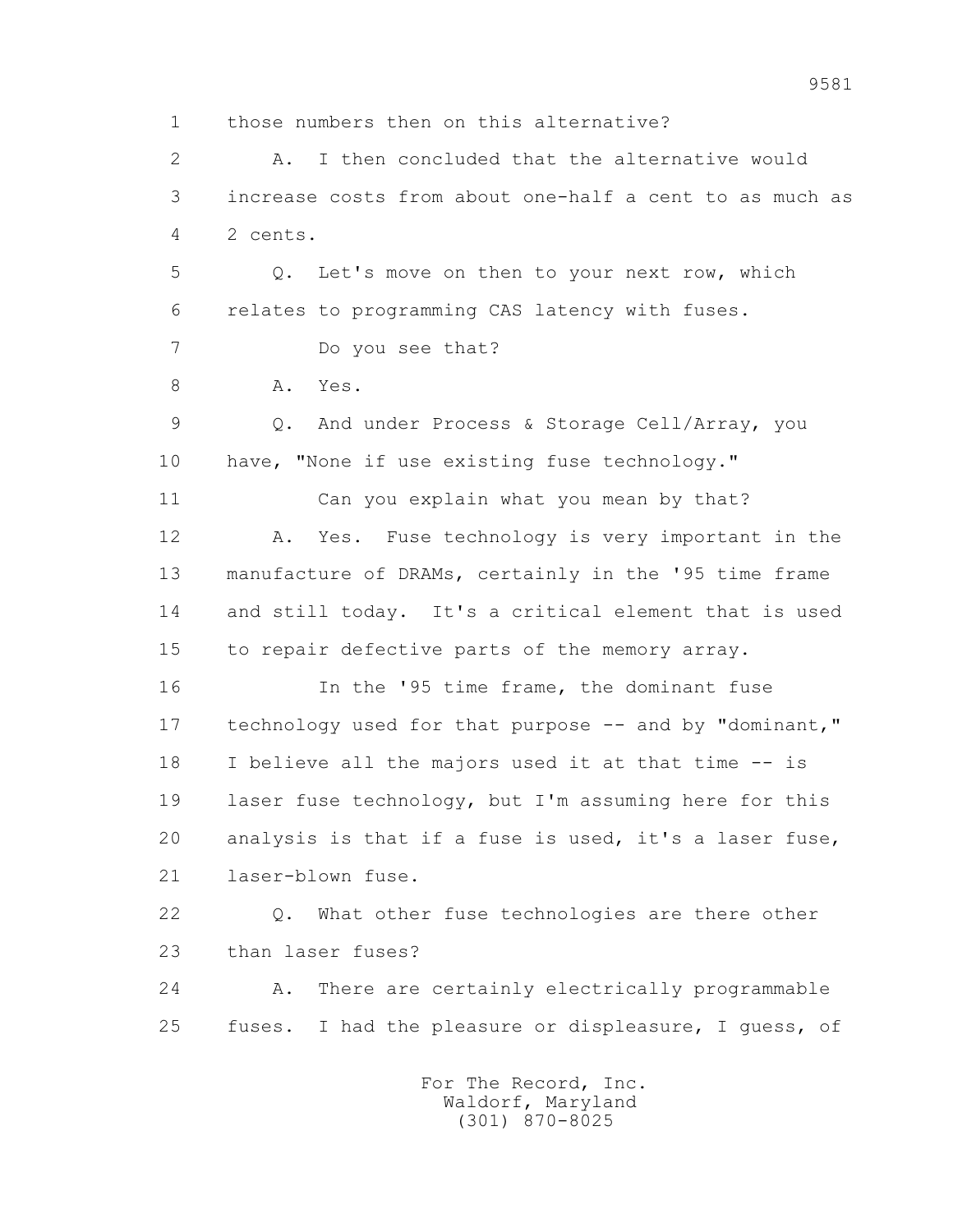1 those numbers then on this alternative?

2 A. I then concluded that the alternative would

3 increase costs from about one-half a cent to as much as

4 2 cents.

5 Q. Let's move on then to your next row, which

6 relates to programming CAS latency with fuses.

7 Do you see that?

8 A. Yes.

9 Q. And under Process & Storage Cell/Array, you

10 have, "None if use existing fuse technology."

11 Can you explain what you mean by that?

12 A. Yes. Fuse technology is very important in the

13 manufacture of DRAMs, certainly in the '95 time frame

14 and still today. It's a critical element that is used

15 to repair defective parts of the memory array.

16 In the '95 time frame, the dominant fuse

17 technology used for that purpose -- and by "dominant,"

18 I believe all the majors used it at that time -- is

19 laser fuse technology, but I'm assuming here for this

20 analysis is that if a fuse is used, it's a laser fuse,

21 laser-blown fuse.

22 Q. What other fuse technologies are there other

23 than laser fuses?

24 A. There are certainly electrically programmable

25 fuses. I had the pleasure or displeasure, I guess, of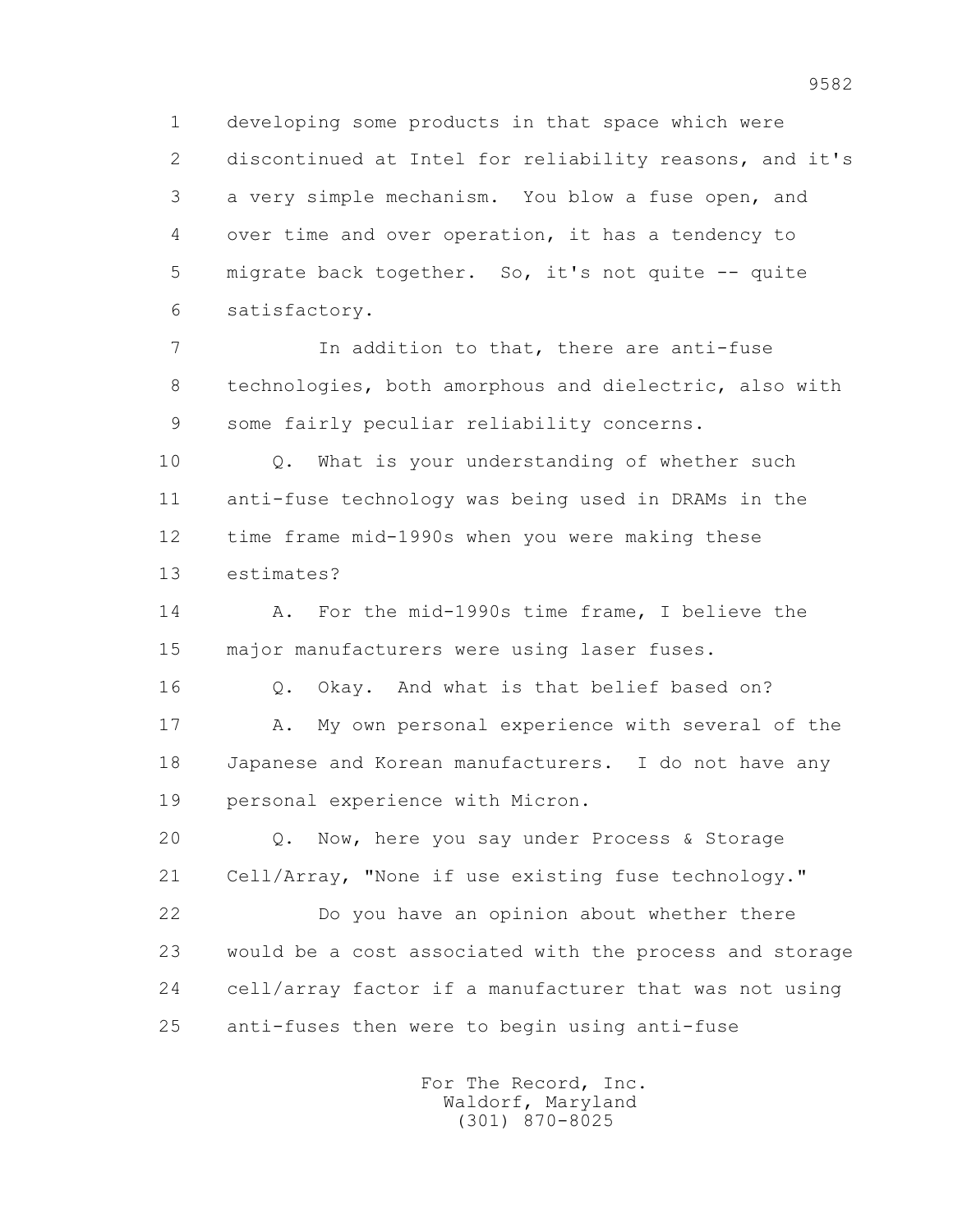1 developing some products in that space which were
2 discontinued at Intel for reliability reasons, and it's
3 a very simple mechanism. You blow a fuse open, and
4 over time and over operation, it has a tendency to
5 migrate back together. So, it's not quite -- quite
6 satisfactory.

7 In addition to that, there are anti-fuse
8 technologies, both amorphous and dielectric, also with
9 some fairly peculiar reliability concerns.

10 Q. What is your understanding of whether such
11 anti-fuse technology was being used in DRAMs in the
12 time frame mid-1990s when you were making these
13 estimates?

14 A. For the mid-1990s time frame, I believe the
15 major manufacturers were using laser fuses.

16 Q. Okay. And what is that belief based on?

17 A. My own personal experience with several of the
18 Japanese and Korean manufacturers. I do not have any
19 personal experience with Micron.

20 Q. Now, here you say under Process & Storage
21 Cell/Array, "None if use existing fuse technology."

22 Do you have an opinion about whether there
23 would be a cost associated with the process and storage
24 cell/array factor if a manufacturer that was not using
25 anti-fuses then were to begin using anti-fuse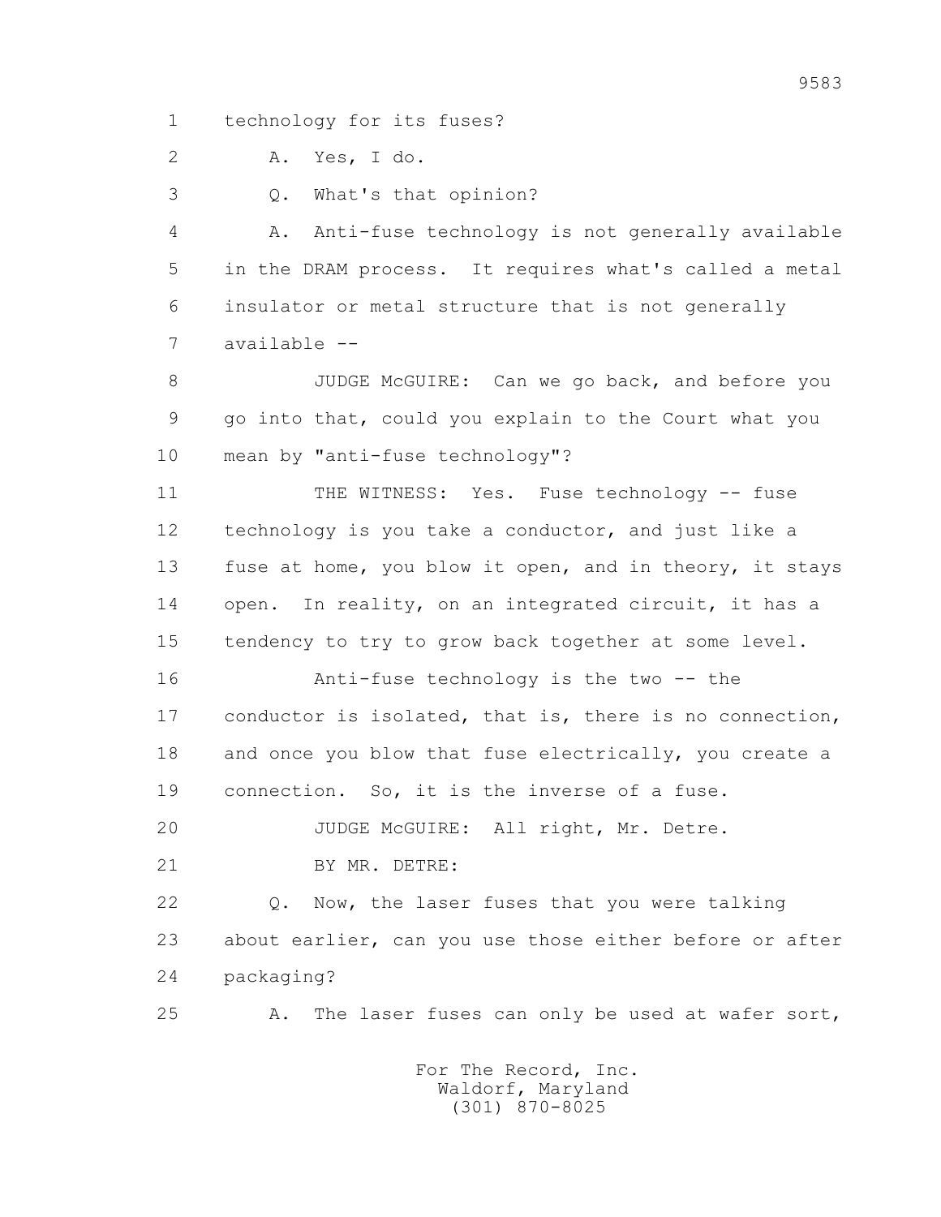1 technology for its fuses?

2 A. Yes, I do.

3 Q. What's that opinion?

4 A. Anti-fuse technology is not generally available

5 in the DRAM process. It requires what's called a metal

6 insulator or metal structure that is not generally

7 available --

8 JUDGE McGUIRE: Can we go back, and before you

9 go into that, could you explain to the Court what you

10 mean by "anti-fuse technology"?

11 THE WITNESS: Yes. Fuse technology -- fuse

12 technology is you take a conductor, and just like a

13 fuse at home, you blow it open, and in theory, it stays

14 open. In reality, on an integrated circuit, it has a

15 tendency to try to grow back together at some level.

16 Anti-fuse technology is the two -- the

17 conductor is isolated, that is, there is no connection,

18 and once you blow that fuse electrically, you create a

19 connection. So, it is the inverse of a fuse.

20 JUDGE McGUIRE: All right, Mr. Detre.

21 BY MR. DETRE:

22 Q. Now, the laser fuses that you were talking

23 about earlier, can you use those either before or after

24 packaging?

25 A. The laser fuses can only be used at wafer sort,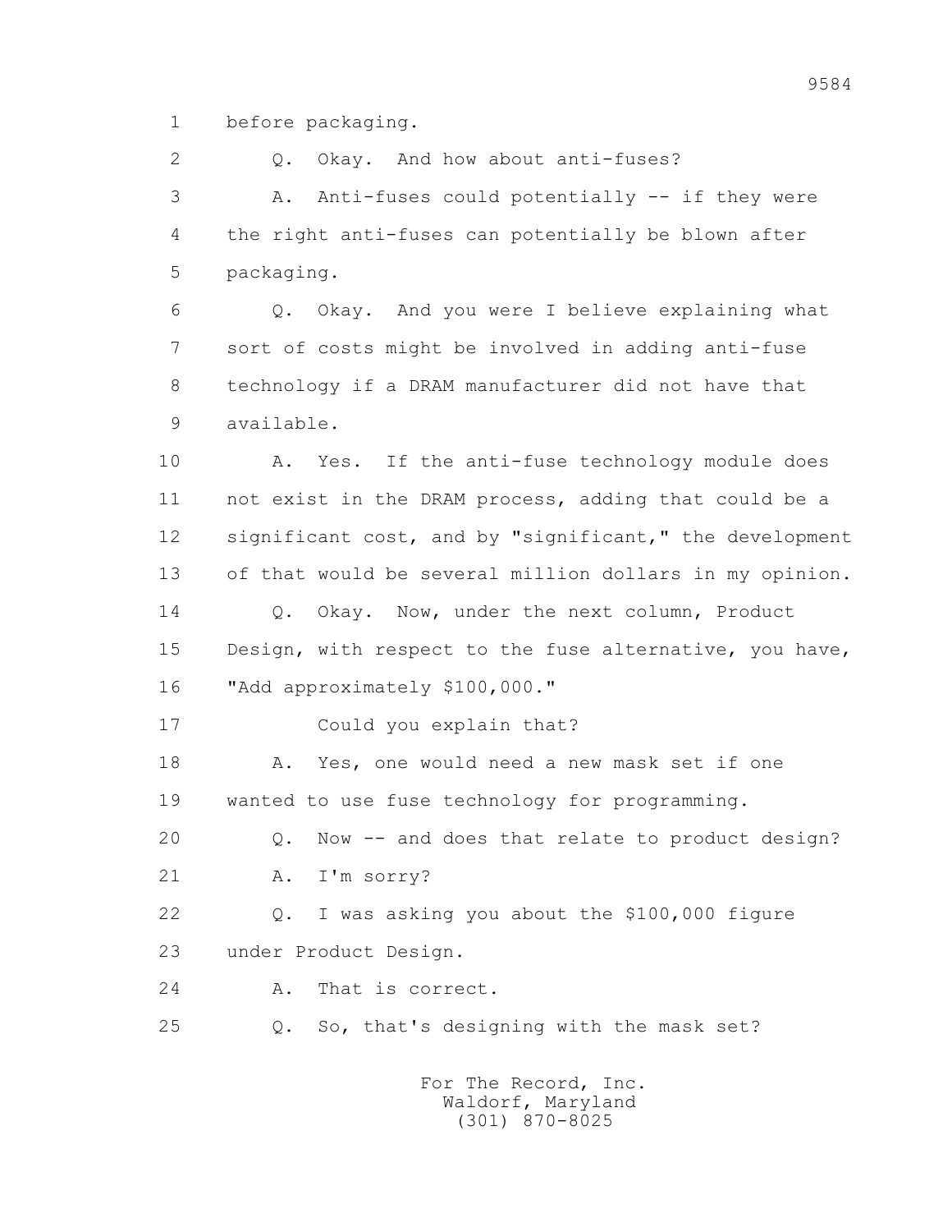1 before packaging.

2 Q. Okay. And how about anti-fuses?

3 A. Anti-fuses could potentially -- if they were

4 the right anti-fuses can potentially be blown after

5 packaging.

6 Q. Okay. And you were I believe explaining what

7 sort of costs might be involved in adding anti-fuse

8 technology if a DRAM manufacturer did not have that

9 available.

10 A. Yes. If the anti-fuse technology module does

11 not exist in the DRAM process, adding that could be a

12 significant cost, and by "significant," the development

13 of that would be several million dollars in my opinion.

14 Q. Okay. Now, under the next column, Product

15 Design, with respect to the fuse alternative, you have,

16 "Add approximately $100,000."

17 Could you explain that?

18 A. Yes, one would need a new mask set if one

19 wanted to use fuse technology for programming.

20 Q. Now -- and does that relate to product design?

21 A. I'm sorry?

22 Q. I was asking you about the $100,000 figure

23 under Product Design.

24 A. That is correct.

25 Q. So, that's designing with the mask set?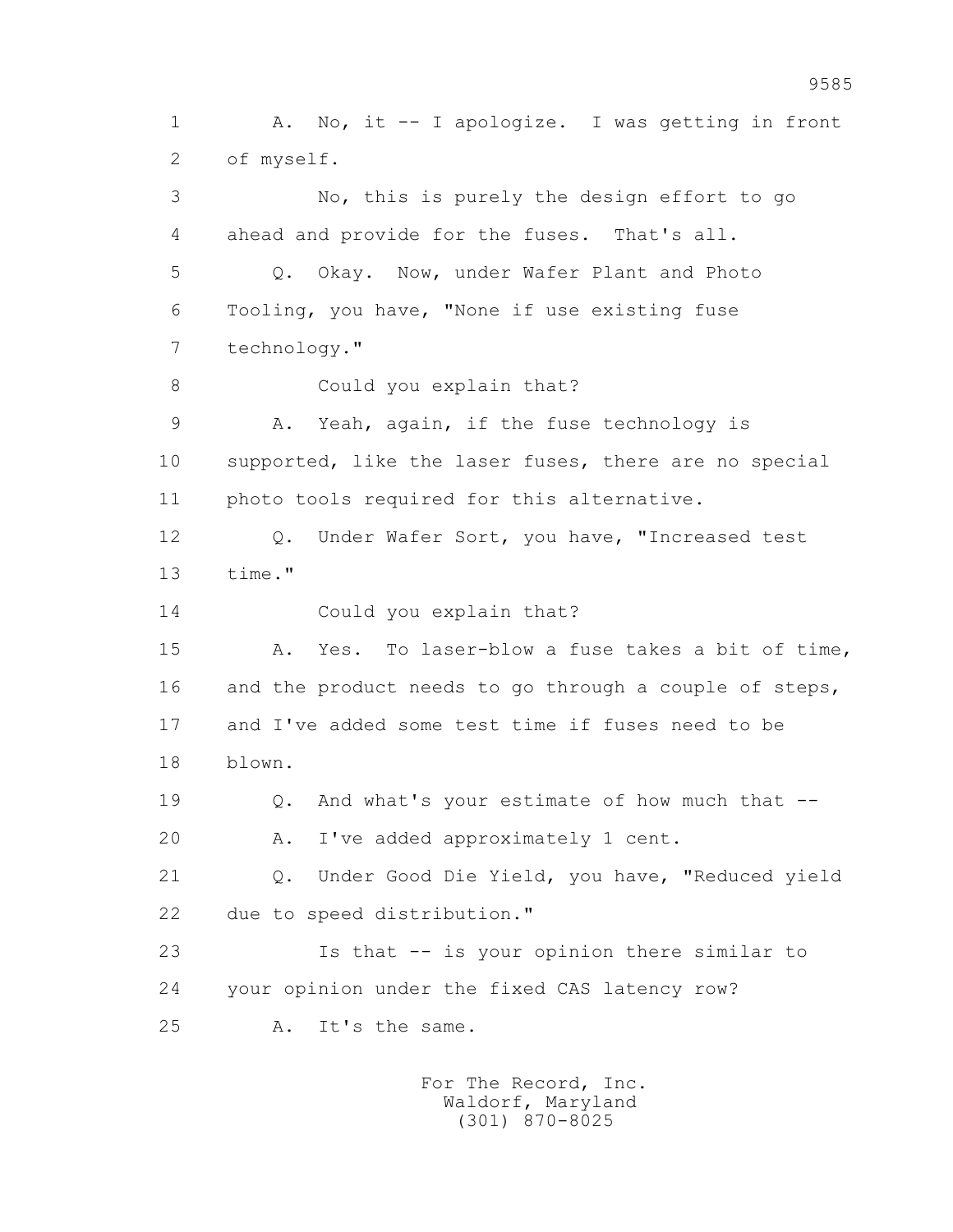1 A. No, it -- I apologize. I was getting in front
2 of myself.

3 No, this is purely the design effort to go
4 ahead and provide for the fuses. That's all.

5 Q. Okay. Now, under Wafer Plant and Photo
6 Tooling, you have, "None if use existing fuse
7 technology."

8 Could you explain that?

9 A. Yeah, again, if the fuse technology is
10 supported, like the laser fuses, there are no special
11 photo tools required for this alternative.

12 Q. Under Wafer Sort, you have, "Increased test
13 time."

14 Could you explain that?

15 A. Yes. To laser-blow a fuse takes a bit of time,
16 and the product needs to go through a couple of steps,
17 and I've added some test time if fuses need to be
18 blown.

19 Q. And what's your estimate of how much that --

20 A. I've added approximately 1 cent.

21 Q. Under Good Die Yield, you have, "Reduced yield
22 due to speed distribution."

23 Is that -- is your opinion there similar to
24 your opinion under the fixed CAS latency row?

25 A. It's the same.

For The Record, Inc.
Waldorf, Maryland
(301) 870-8025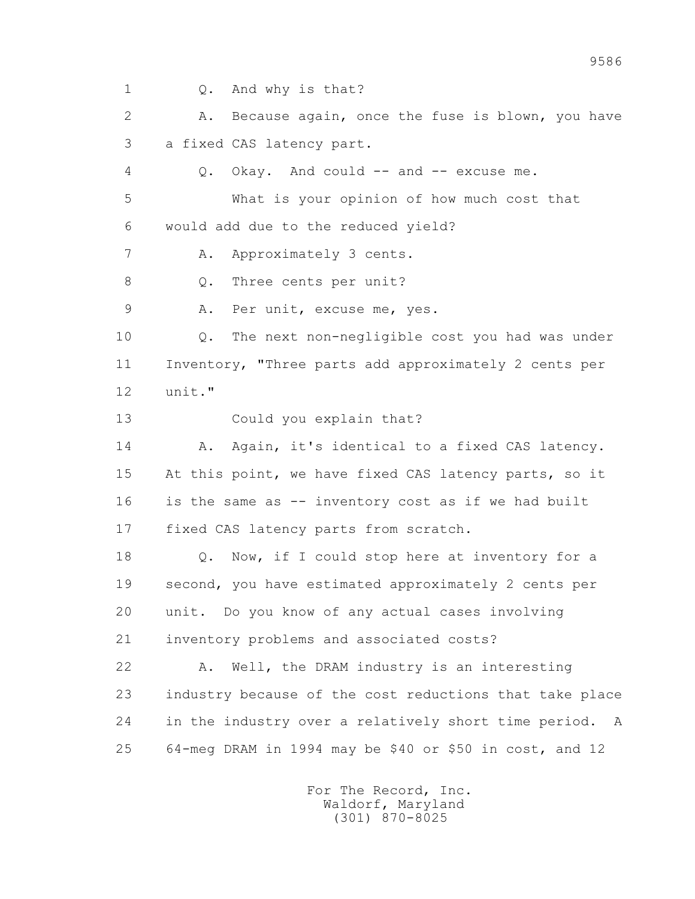1 Q. And why is that?

2 A. Because again, once the fuse is blown, you have

3 a fixed CAS latency part.

4 Q. Okay. And could -- and -- excuse me.

5 What is your opinion of how much cost that

6 would add due to the reduced yield?

7 A. Approximately 3 cents.

8 Q. Three cents per unit?

9 A. Per unit, excuse me, yes.

10 Q. The next non-negligible cost you had was under

11 Inventory, "Three parts add approximately 2 cents per

12 unit."

13 Could you explain that?

14 A. Again, it's identical to a fixed CAS latency.

15 At this point, we have fixed CAS latency parts, so it

16 is the same as -- inventory cost as if we had built

17 fixed CAS latency parts from scratch.

18 Q. Now, if I could stop here at inventory for a

19 second, you have estimated approximately 2 cents per

20 unit. Do you know of any actual cases involving

21 inventory problems and associated costs?

22 A. Well, the DRAM industry is an interesting

23 industry because of the cost reductions that take place

24 in the industry over a relatively short time period. A

25 64-meg DRAM in 1994 may be $40 or $50 in cost, and 12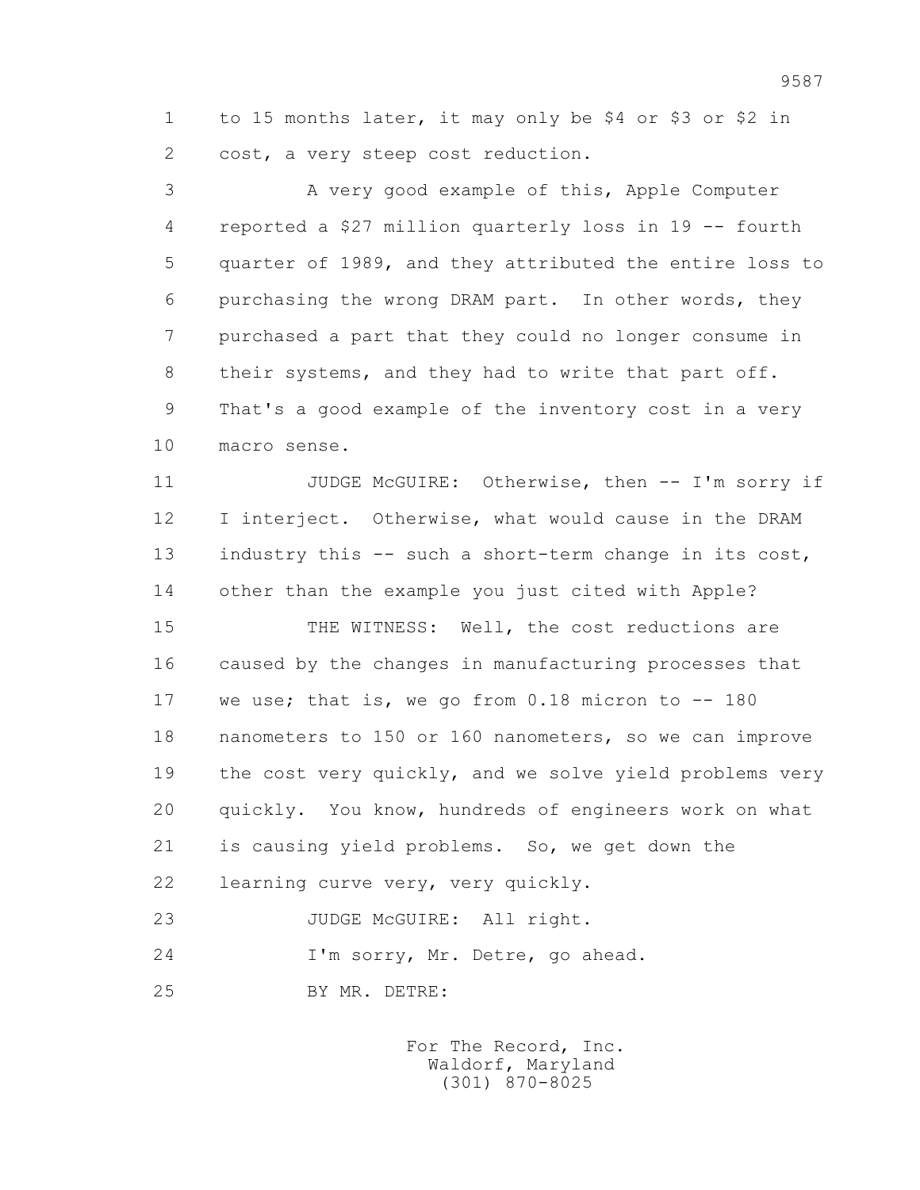to 15 months later, it may only be $4 or $3 or $2 in cost, a very steep cost reduction.

A very good example of this, Apple Computer reported a $27 million quarterly loss in 19 -- fourth quarter of 1989, and they attributed the entire loss to purchasing the wrong DRAM part. In other words, they purchased a part that they could no longer consume in their systems, and they had to write that part off. That's a good example of the inventory cost in a very macro sense.

JUDGE McGUIRE: Otherwise, then -- I'm sorry if I interject. Otherwise, what would cause in the DRAM industry this -- such a short-term change in its cost, other than the example you just cited with Apple?

THE WITNESS: Well, the cost reductions are caused by the changes in manufacturing processes that we use; that is, we go from 0.18 micron to -- 180 nanometers to 150 or 160 nanometers, so we can improve the cost very quickly, and we solve yield problems very quickly. You know, hundreds of engineers work on what is causing yield problems. So, we get down the learning curve very, very quickly.

JUDGE McGUIRE: All right.

I'm sorry, Mr. Detre, go ahead.

BY MR. DETRE: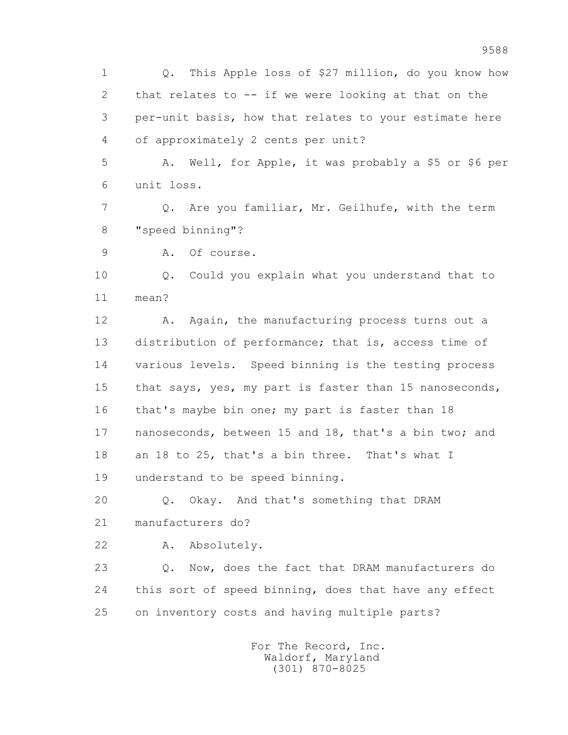Q. This Apple loss of $27 million, do you know how that relates to -- if we were looking at that on the per-unit basis, how that relates to your estimate here of approximately 2 cents per unit?

A. Well, for Apple, it was probably a $5 or $6 per unit loss.

Q. Are you familiar, Mr. Geilhufe, with the term "speed binning"?

A. Of course.

Q. Could you explain what you understand that to mean?

A. Again, the manufacturing process turns out a distribution of performance; that is, access time of various levels. Speed binning is the testing process that says, yes, my part is faster than 15 nanoseconds, that's maybe bin one; my part is faster than 18 nanoseconds, between 15 and 18, that's a bin two; and an 18 to 25, that's a bin three. That's what I understand to be speed binning.

Q. Okay. And that's something that DRAM manufacturers do?

A. Absolutely.

Q. Now, does the fact that DRAM manufacturers do this sort of speed binning, does that have any effect on inventory costs and having multiple parts?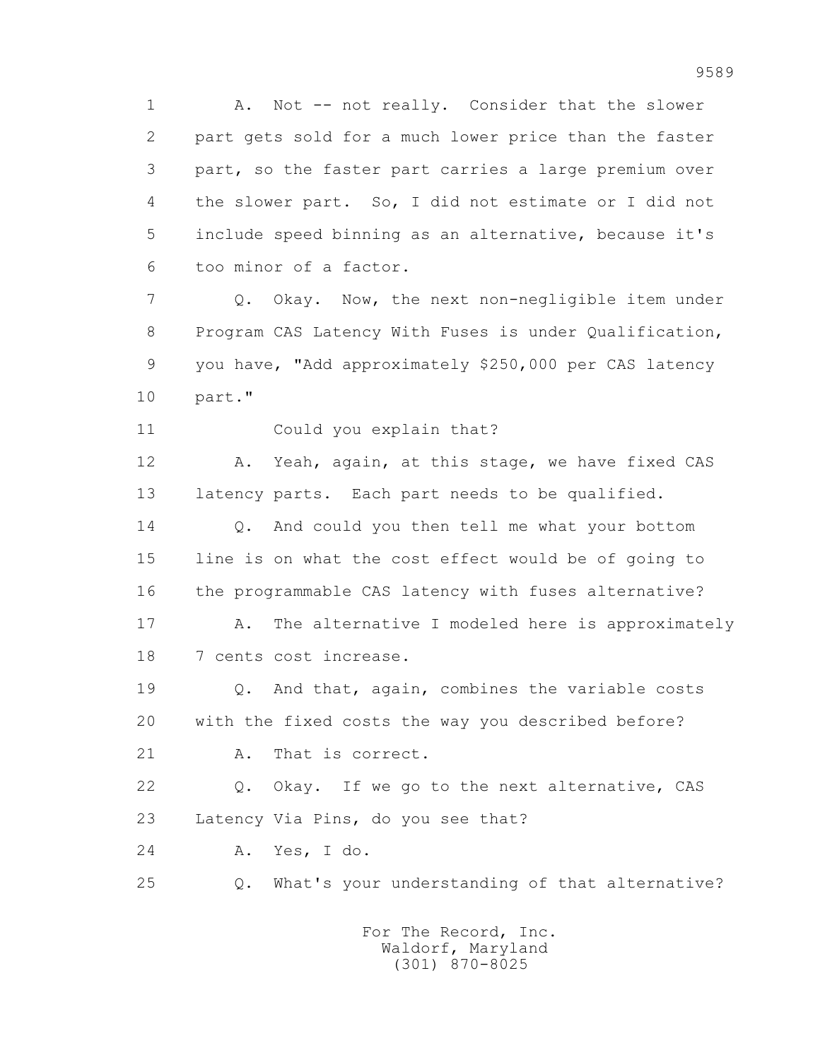1 A. Not -- not really. Consider that the slower
2 part gets sold for a much lower price than the faster
3 part, so the faster part carries a large premium over
4 the slower part. So, I did not estimate or I did not
5 include speed binning as an alternative, because it's
6 too minor of a factor.

7 Q. Okay. Now, the next non-negligible item under
8 Program CAS Latency With Fuses is under Qualification,
9 you have, "Add approximately $250,000 per CAS latency
10 part."

11 Could you explain that?

12 A. Yeah, again, at this stage, we have fixed CAS
13 latency parts. Each part needs to be qualified.

14 Q. And could you then tell me what your bottom
15 line is on what the cost effect would be of going to
16 the programmable CAS latency with fuses alternative?

17 A. The alternative I modeled here is approximately
18 7 cents cost increase.

19 Q. And that, again, combines the variable costs
20 with the fixed costs the way you described before?

21 A. That is correct.

22 Q. Okay. If we go to the next alternative, CAS
23 Latency Via Pins, do you see that?

24 A. Yes, I do.

25 Q. What's your understanding of that alternative?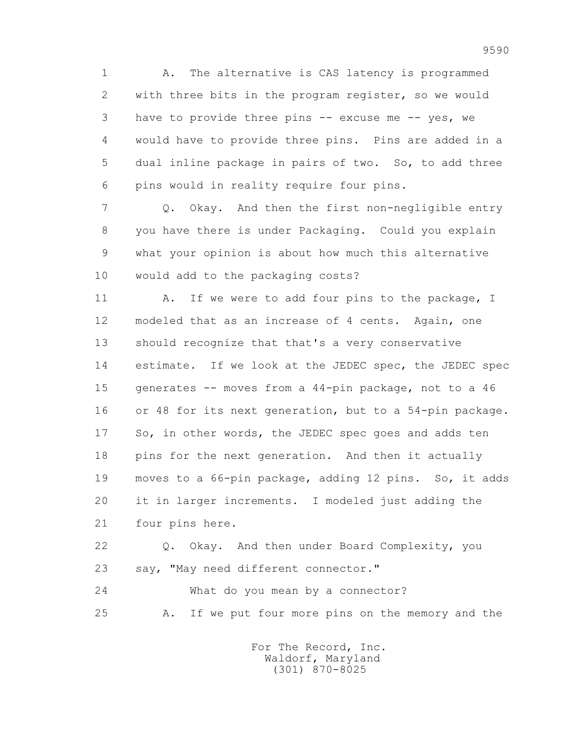1 A. The alternative is CAS latency is programmed
2 with three bits in the program register, so we would
3 have to provide three pins -- excuse me -- yes, we
4 would have to provide three pins. Pins are added in a
5 dual inline package in pairs of two. So, to add three
6 pins would in reality require four pins.

7 Q. Okay. And then the first non-negligible entry
8 you have there is under Packaging. Could you explain
9 what your opinion is about how much this alternative
10 would add to the packaging costs?

11 A. If we were to add four pins to the package, I
12 modeled that as an increase of 4 cents. Again, one
13 should recognize that that's a very conservative
14 estimate. If we look at the JEDEC spec, the JEDEC spec
15 generates -- moves from a 44-pin package, not to a 46
16 or 48 for its next generation, but to a 54-pin package.
17 So, in other words, the JEDEC spec goes and adds ten
18 pins for the next generation. And then it actually
19 moves to a 66-pin package, adding 12 pins. So, it adds
20 it in larger increments. I modeled just adding the
21 four pins here.

22 Q. Okay. And then under Board Complexity, you
23 say, "May need different connector."

24 What do you mean by a connector?

25 A. If we put four more pins on the memory and the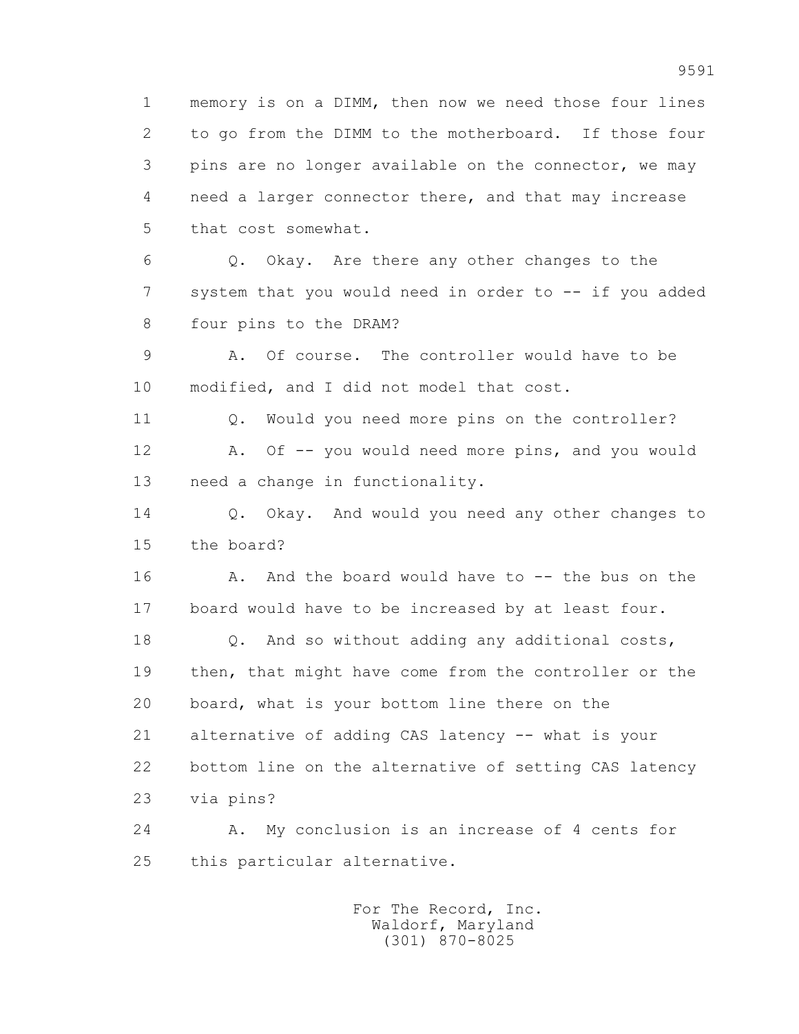1 memory is on a DIMM, then now we need those four lines
2 to go from the DIMM to the motherboard. If those four
3 pins are no longer available on the connector, we may
4 need a larger connector there, and that may increase
5 that cost somewhat.

6 Q. Okay. Are there any other changes to the
7 system that you would need in order to -- if you added
8 four pins to the DRAM?

9 A. Of course. The controller would have to be
10 modified, and I did not model that cost.

11 Q. Would you need more pins on the controller?

12 A. Of -- you would need more pins, and you would
13 need a change in functionality.

14 Q. Okay. And would you need any other changes to
15 the board?

16 A. And the board would have to -- the bus on the
17 board would have to be increased by at least four.

18 Q. And so without adding any additional costs,
19 then, that might have come from the controller or the
20 board, what is your bottom line there on the
21 alternative of adding CAS latency -- what is your
22 bottom line on the alternative of setting CAS latency
23 via pins?

24 A. My conclusion is an increase of 4 cents for
25 this particular alternative.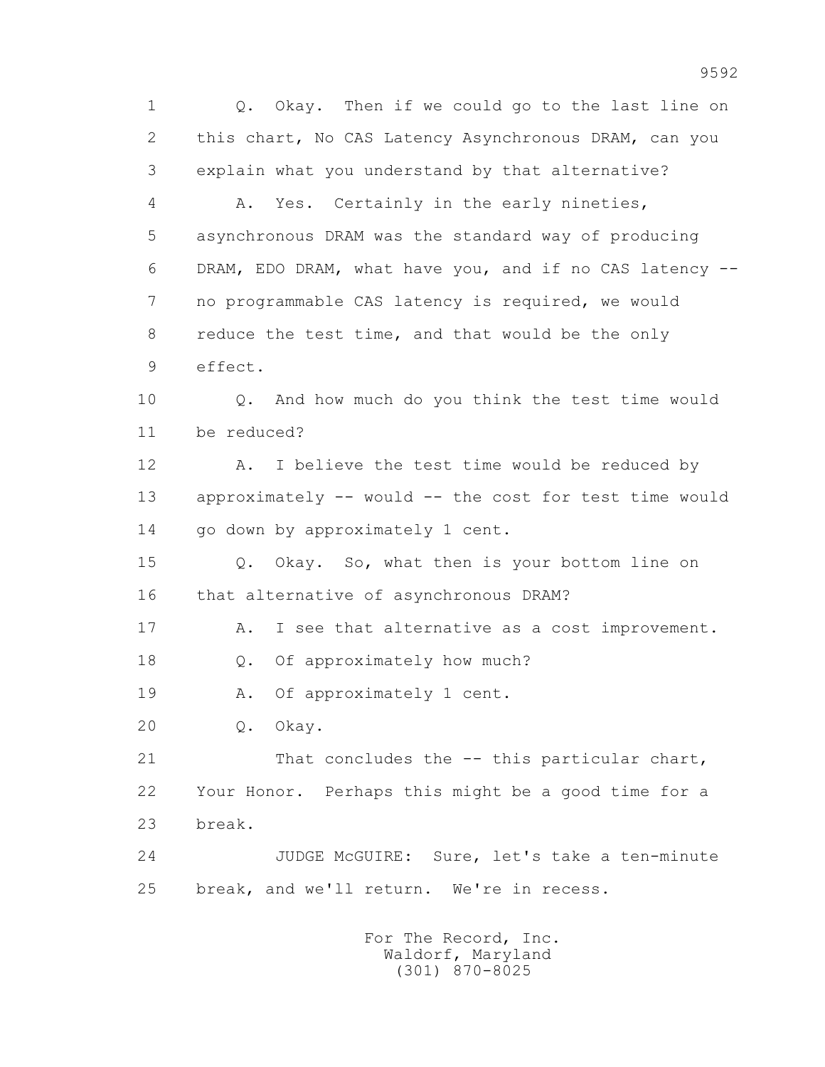Q. Okay. Then if we could go to the last line on this chart, No CAS Latency Asynchronous DRAM, can you explain what you understand by that alternative?

A. Yes. Certainly in the early nineties, asynchronous DRAM was the standard way of producing DRAM, EDO DRAM, what have you, and if no CAS latency -- no programmable CAS latency is required, we would reduce the test time, and that would be the only effect.

Q. And how much do you think the test time would be reduced?

A. I believe the test time would be reduced by approximately -- would -- the cost for test time would go down by approximately 1 cent.

Q. Okay. So, what then is your bottom line on that alternative of asynchronous DRAM?

A. I see that alternative as a cost improvement.

Q. Of approximately how much?

A. Of approximately 1 cent.

Q. Okay.

That concludes the -- this particular chart, Your Honor. Perhaps this might be a good time for a break.

JUDGE McGUIRE: Sure, let's take a ten-minute break, and we'll return. We're in recess.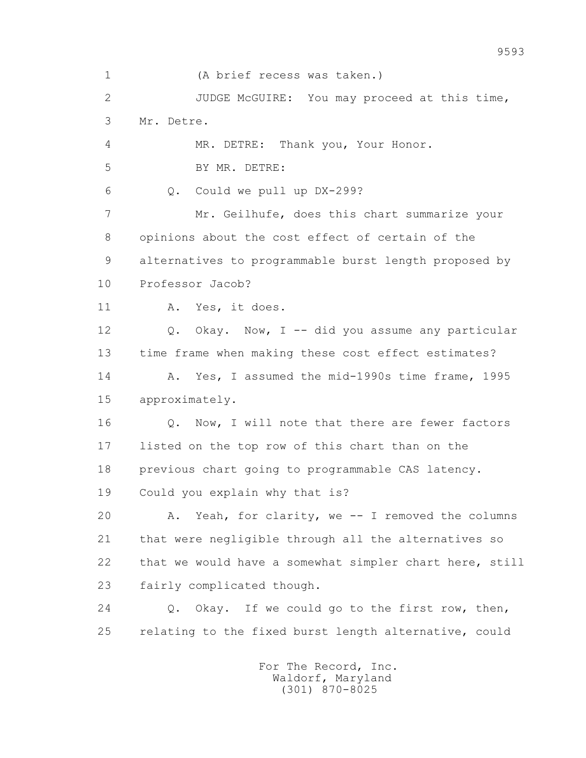1 (A brief recess was taken.)

2 JUDGE McGUIRE: You may proceed at this time,

3 Mr. Detre.

4 MR. DETRE: Thank you, Your Honor.

5 BY MR. DETRE:

6 Q. Could we pull up DX-299?

7 Mr. Geilhufe, does this chart summarize your

8 opinions about the cost effect of certain of the

9 alternatives to programmable burst length proposed by

10 Professor Jacob?

11 A. Yes, it does.

12 Q. Okay. Now, I -- did you assume any particular

13 time frame when making these cost effect estimates?

14 A. Yes, I assumed the mid-1990s time frame, 1995

15 approximately.

16 Q. Now, I will note that there are fewer factors

17 listed on the top row of this chart than on the

18 previous chart going to programmable CAS latency.

19 Could you explain why that is?

20 A. Yeah, for clarity, we -- I removed the columns

21 that were negligible through all the alternatives so

22 that we would have a somewhat simpler chart here, still

23 fairly complicated though.

24 Q. Okay. If we could go to the first row, then,

25 relating to the fixed burst length alternative, could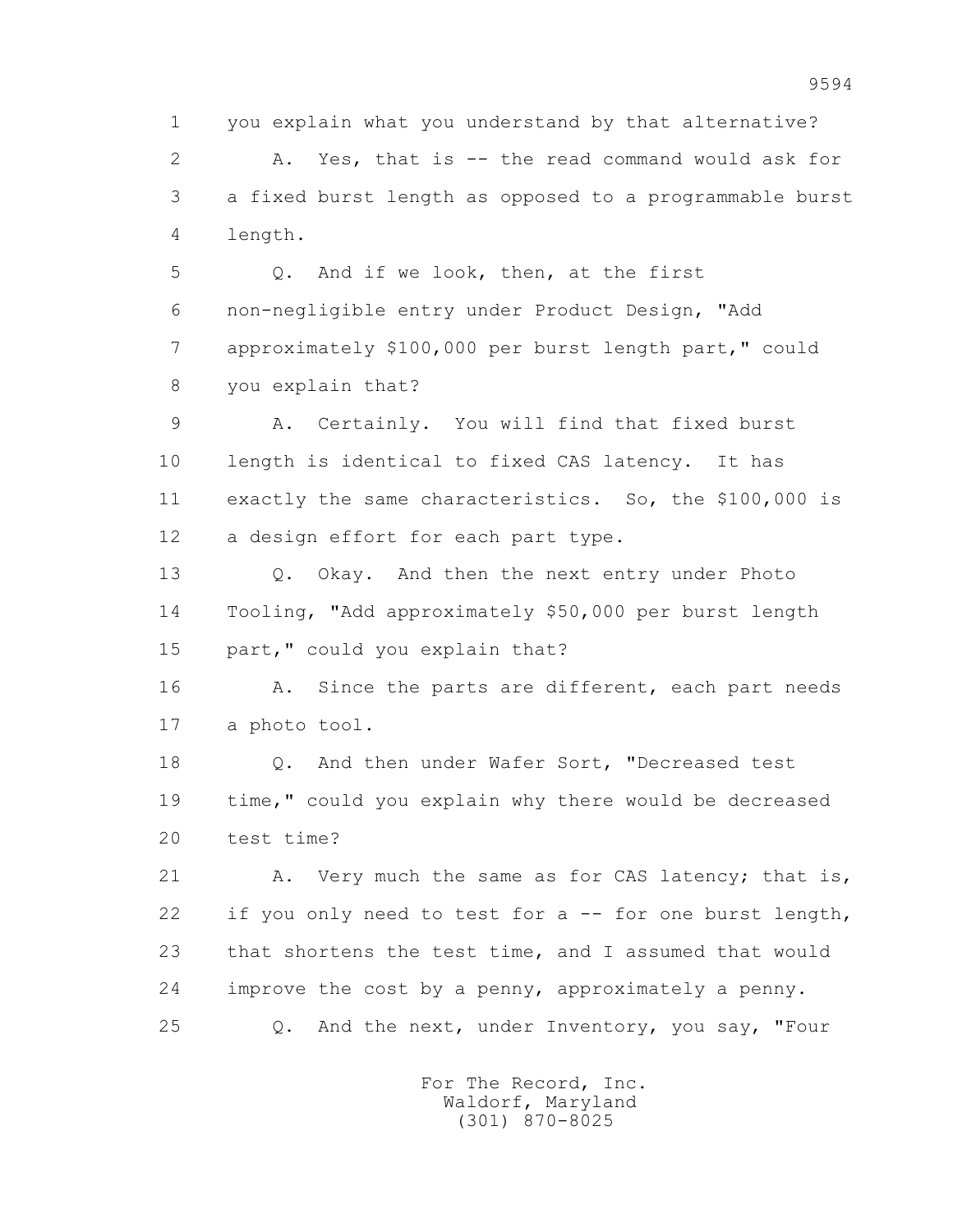1 you explain what you understand by that alternative?

2 A. Yes, that is -- the read command would ask for

3 a fixed burst length as opposed to a programmable burst

4 length.

5 Q. And if we look, then, at the first

6 non-negligible entry under Product Design, "Add

7 approximately $100,000 per burst length part," could

8 you explain that?

9 A. Certainly. You will find that fixed burst

10 length is identical to fixed CAS latency. It has

11 exactly the same characteristics. So, the $100,000 is

12 a design effort for each part type.

13 Q. Okay. And then the next entry under Photo

14 Tooling, "Add approximately $50,000 per burst length

15 part," could you explain that?

16 A. Since the parts are different, each part needs

17 a photo tool.

18 Q. And then under Wafer Sort, "Decreased test

19 time," could you explain why there would be decreased

20 test time?

21 A. Very much the same as for CAS latency; that is,

22 if you only need to test for a -- for one burst length,

23 that shortens the test time, and I assumed that would

24 improve the cost by a penny, approximately a penny.

25 Q. And the next, under Inventory, you say, "Four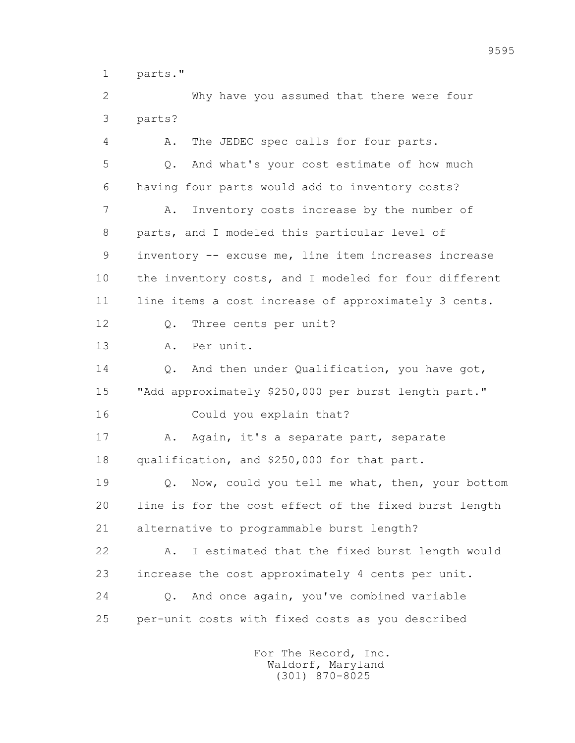parts."

Why have you assumed that there were four parts?

A. The JEDEC spec calls for four parts.

Q. And what's your cost estimate of how much having four parts would add to inventory costs?

A. Inventory costs increase by the number of parts, and I modeled this particular level of inventory -- excuse me, line item increases increase the inventory costs, and I modeled for four different line items a cost increase of approximately 3 cents.

Q. Three cents per unit?

A. Per unit.

Q. And then under Qualification, you have got, "Add approximately $250,000 per burst length part."

Could you explain that?

A. Again, it's a separate part, separate qualification, and $250,000 for that part.

Q. Now, could you tell me what, then, your bottom line is for the cost effect of the fixed burst length alternative to programmable burst length?

A. I estimated that the fixed burst length would increase the cost approximately 4 cents per unit.

Q. And once again, you've combined variable per-unit costs with fixed costs as you described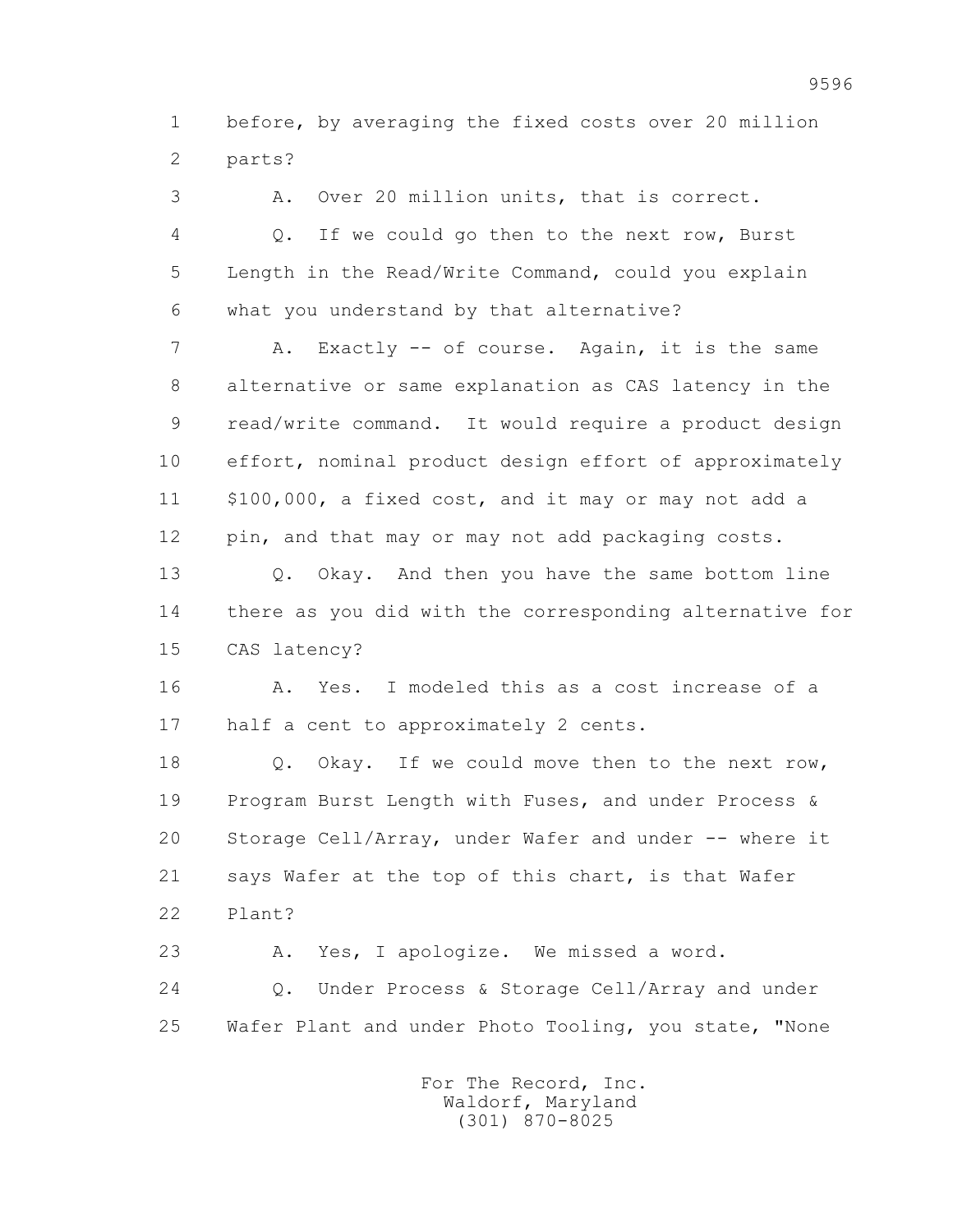1 before, by averaging the fixed costs over 20 million
2 parts?

3 A. Over 20 million units, that is correct.

4 Q. If we could go then to the next row, Burst
5 Length in the Read/Write Command, could you explain
6 what you understand by that alternative?

7 A. Exactly -- of course. Again, it is the same
8 alternative or same explanation as CAS latency in the
9 read/write command. It would require a product design
10 effort, nominal product design effort of approximately
11 $100,000, a fixed cost, and it may or may not add a
12 pin, and that may or may not add packaging costs.

13 Q. Okay. And then you have the same bottom line
14 there as you did with the corresponding alternative for
15 CAS latency?

16 A. Yes. I modeled this as a cost increase of a
17 half a cent to approximately 2 cents.

18 Q. Okay. If we could move then to the next row,
19 Program Burst Length with Fuses, and under Process &
20 Storage Cell/Array, under Wafer and under -- where it
21 says Wafer at the top of this chart, is that Wafer
22 Plant?

23 A. Yes, I apologize. We missed a word.

24 Q. Under Process & Storage Cell/Array and under
25 Wafer Plant and under Photo Tooling, you state, "None

For The Record, Inc.
Waldorf, Maryland
(301) 870-8025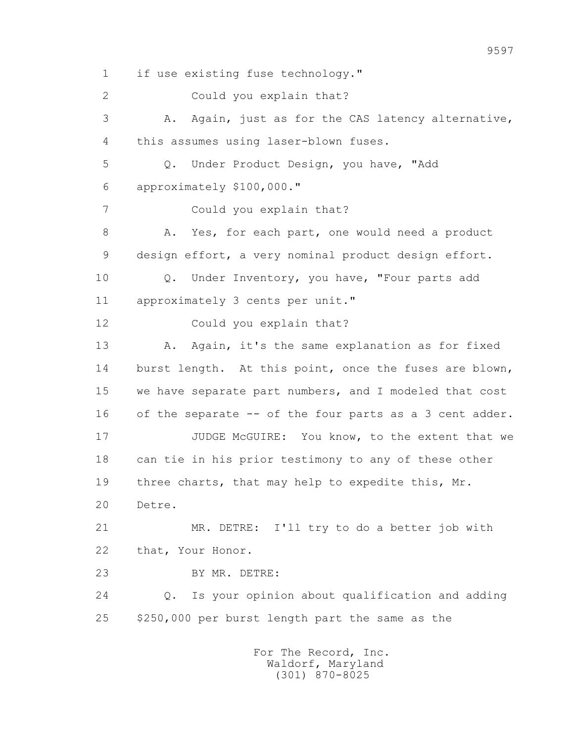1 if use existing fuse technology."

2 Could you explain that?

3 A. Again, just as for the CAS latency alternative,

4 this assumes using laser-blown fuses.

5 Q. Under Product Design, you have, "Add

6 approximately $100,000."

7 Could you explain that?

8 A. Yes, for each part, one would need a product

9 design effort, a very nominal product design effort.

10 Q. Under Inventory, you have, "Four parts add

11 approximately 3 cents per unit."

12 Could you explain that?

13 A. Again, it's the same explanation as for fixed

14 burst length. At this point, once the fuses are blown,

15 we have separate part numbers, and I modeled that cost

16 of the separate -- of the four parts as a 3 cent adder.

17 JUDGE McGUIRE: You know, to the extent that we

18 can tie in his prior testimony to any of these other

19 three charts, that may help to expedite this, Mr.

20 Detre.

21 MR. DETRE: I'll try to do a better job with

22 that, Your Honor.

23 BY MR. DETRE:

24 Q. Is your opinion about qualification and adding

25 $250,000 per burst length part the same as the

For The Record, Inc.
Waldorf, Maryland
(301) 870-8025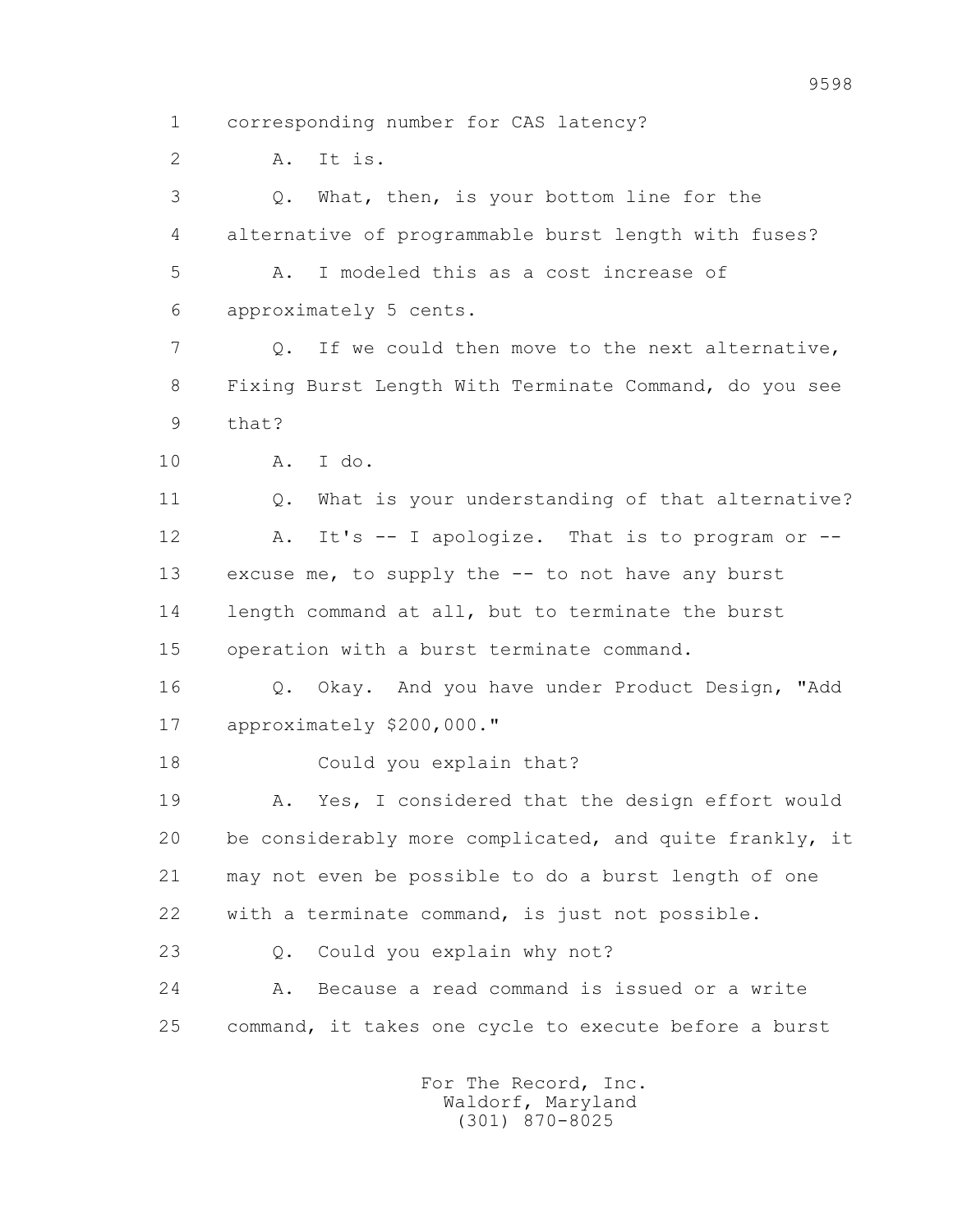1 corresponding number for CAS latency?

2 A. It is.

3 Q. What, then, is your bottom line for the

4 alternative of programmable burst length with fuses?

5 A. I modeled this as a cost increase of

6 approximately 5 cents.

7 Q. If we could then move to the next alternative,

8 Fixing Burst Length With Terminate Command, do you see

9 that?

10 A. I do.

11 Q. What is your understanding of that alternative?

12 A. It's -- I apologize. That is to program or --

13 excuse me, to supply the -- to not have any burst

14 length command at all, but to terminate the burst

15 operation with a burst terminate command.

16 Q. Okay. And you have under Product Design, "Add

17 approximately $200,000."

18 Could you explain that?

19 A. Yes, I considered that the design effort would

20 be considerably more complicated, and quite frankly, it

21 may not even be possible to do a burst length of one

22 with a terminate command, is just not possible.

23 Q. Could you explain why not?

24 A. Because a read command is issued or a write

25 command, it takes one cycle to execute before a burst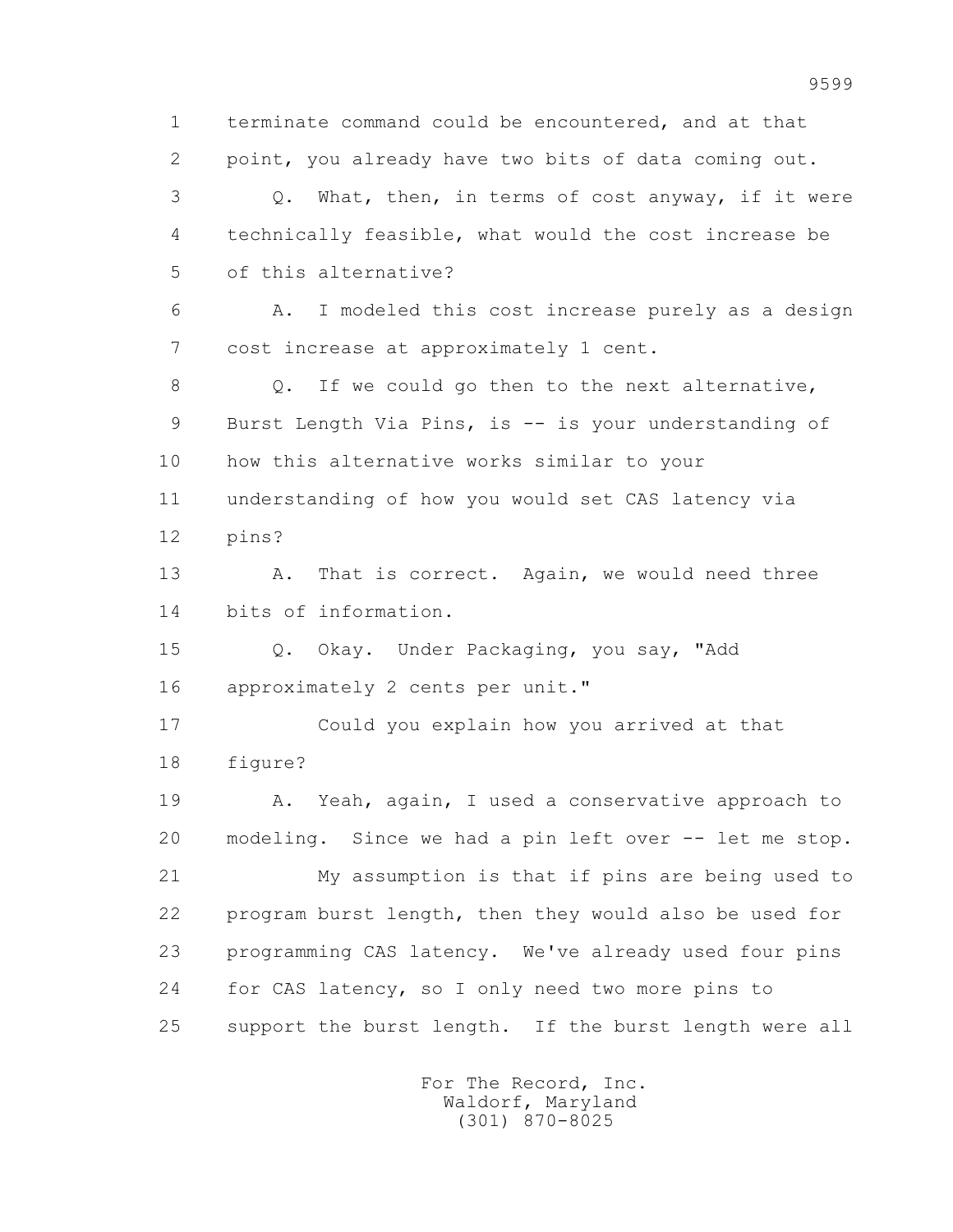1 terminate command could be encountered, and at that
2 point, you already have two bits of data coming out.
3 Q. What, then, in terms of cost anyway, if it were
4 technically feasible, what would the cost increase be
5 of this alternative?
6 A. I modeled this cost increase purely as a design
7 cost increase at approximately 1 cent.
8 Q. If we could go then to the next alternative,
9 Burst Length Via Pins, is -- is your understanding of
10 how this alternative works similar to your
11 understanding of how you would set CAS latency via
12 pins?
13 A. That is correct. Again, we would need three
14 bits of information.
15 Q. Okay. Under Packaging, you say, "Add
16 approximately 2 cents per unit."
17 Could you explain how you arrived at that
18 figure?
19 A. Yeah, again, I used a conservative approach to
20 modeling. Since we had a pin left over -- let me stop.
21 My assumption is that if pins are being used to
22 program burst length, then they would also be used for
23 programming CAS latency. We've already used four pins
24 for CAS latency, so I only need two more pins to
25 support the burst length. If the burst length were all

For The Record, Inc.
Waldorf, Maryland
(301) 870-8025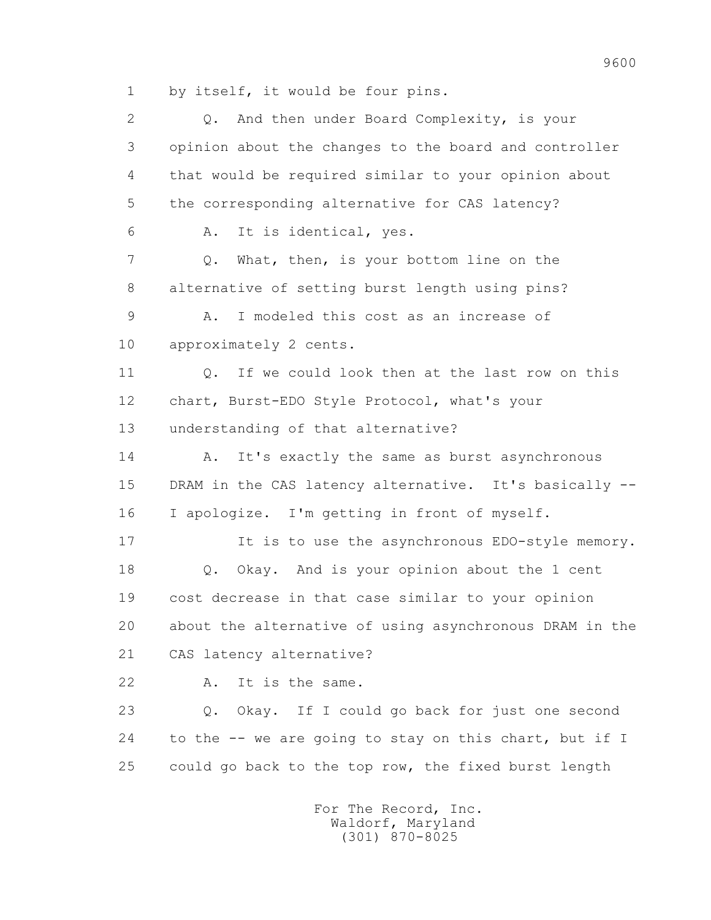1 by itself, it would be four pins.

2 Q. And then under Board Complexity, is your

3 opinion about the changes to the board and controller

4 that would be required similar to your opinion about

5 the corresponding alternative for CAS latency?

6 A. It is identical, yes.

7 Q. What, then, is your bottom line on the

8 alternative of setting burst length using pins?

9 A. I modeled this cost as an increase of

10 approximately 2 cents.

11 Q. If we could look then at the last row on this

12 chart, Burst-EDO Style Protocol, what's your

13 understanding of that alternative?

14 A. It's exactly the same as burst asynchronous

15 DRAM in the CAS latency alternative. It's basically --

16 I apologize. I'm getting in front of myself.

17 It is to use the asynchronous EDO-style memory.

18 Q. Okay. And is your opinion about the 1 cent

19 cost decrease in that case similar to your opinion

20 about the alternative of using asynchronous DRAM in the

21 CAS latency alternative?

22 A. It is the same.

23 Q. Okay. If I could go back for just one second

24 to the -- we are going to stay on this chart, but if I

25 could go back to the top row, the fixed burst length

For The Record, Inc.
Waldorf, Maryland
(301) 870-8025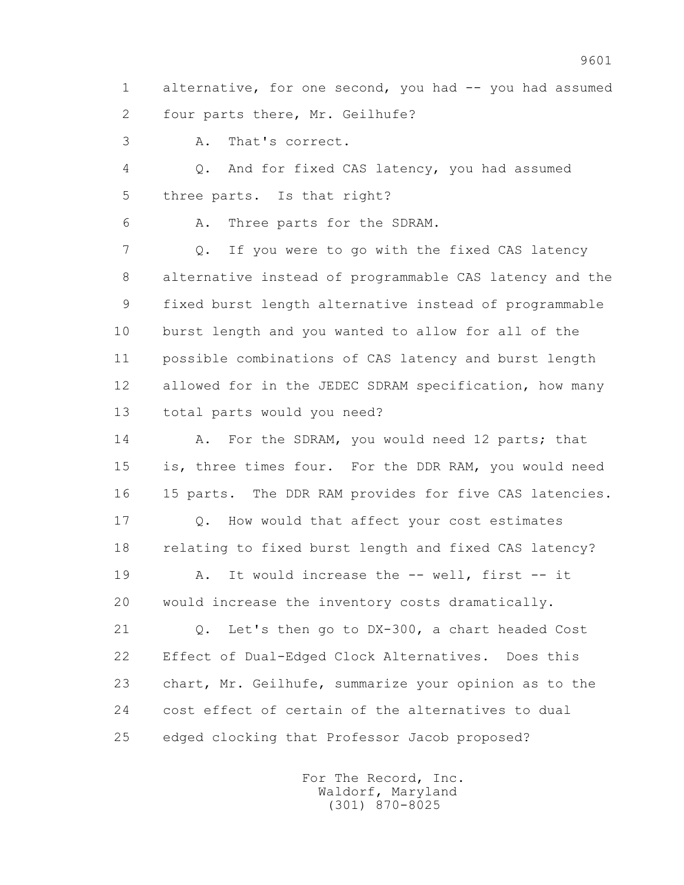1 alternative, for one second, you had -- you had assumed
2 four parts there, Mr. Geilhufe?

3 A. That's correct.

4 Q. And for fixed CAS latency, you had assumed
5 three parts. Is that right?

6 A. Three parts for the SDRAM.

7 Q. If you were to go with the fixed CAS latency
8 alternative instead of programmable CAS latency and the
9 fixed burst length alternative instead of programmable
10 burst length and you wanted to allow for all of the
11 possible combinations of CAS latency and burst length
12 allowed for in the JEDEC SDRAM specification, how many
13 total parts would you need?

14 A. For the SDRAM, you would need 12 parts; that
15 is, three times four. For the DDR RAM, you would need
16 15 parts. The DDR RAM provides for five CAS latencies.

17 Q. How would that affect your cost estimates
18 relating to fixed burst length and fixed CAS latency?

19 A. It would increase the -- well, first -- it
20 would increase the inventory costs dramatically.

21 Q. Let's then go to DX-300, a chart headed Cost
22 Effect of Dual-Edged Clock Alternatives. Does this
23 chart, Mr. Geilhufe, summarize your opinion as to the
24 cost effect of certain of the alternatives to dual
25 edged clocking that Professor Jacob proposed?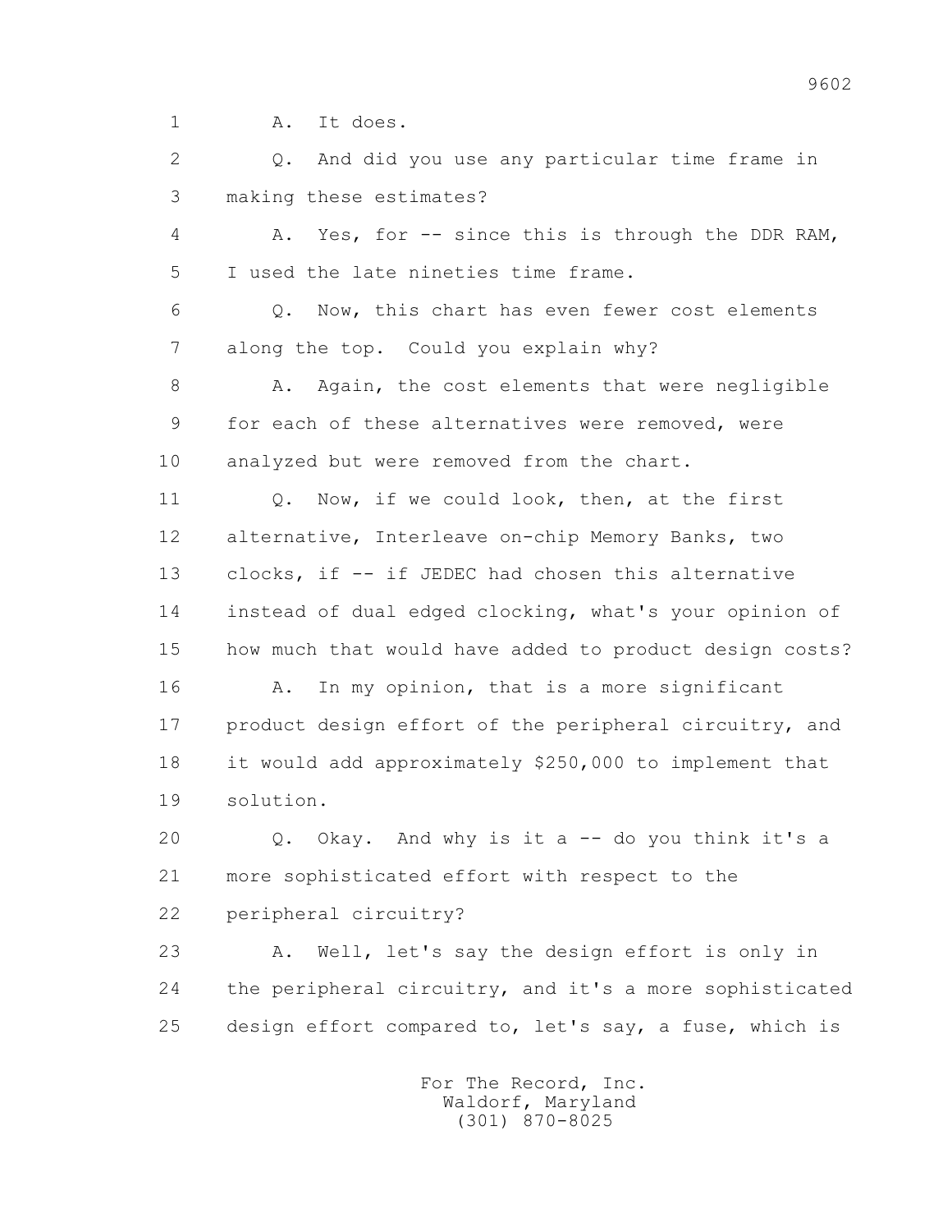1 A. It does.

2 Q. And did you use any particular time frame in
3 making these estimates?

4 A. Yes, for -- since this is through the DDR RAM,
5 I used the late nineties time frame.

6 Q. Now, this chart has even fewer cost elements
7 along the top. Could you explain why?

8 A. Again, the cost elements that were negligible
9 for each of these alternatives were removed, were
10 analyzed but were removed from the chart.

11 Q. Now, if we could look, then, at the first
12 alternative, Interleave on-chip Memory Banks, two
13 clocks, if -- if JEDEC had chosen this alternative
14 instead of dual edged clocking, what's your opinion of
15 how much that would have added to product design costs?

16 A. In my opinion, that is a more significant
17 product design effort of the peripheral circuitry, and
18 it would add approximately $250,000 to implement that
19 solution.

20 Q. Okay. And why is it a -- do you think it's a
21 more sophisticated effort with respect to the
22 peripheral circuitry?

23 A. Well, let's say the design effort is only in
24 the peripheral circuitry, and it's a more sophisticated
25 design effort compared to, let's say, a fuse, which is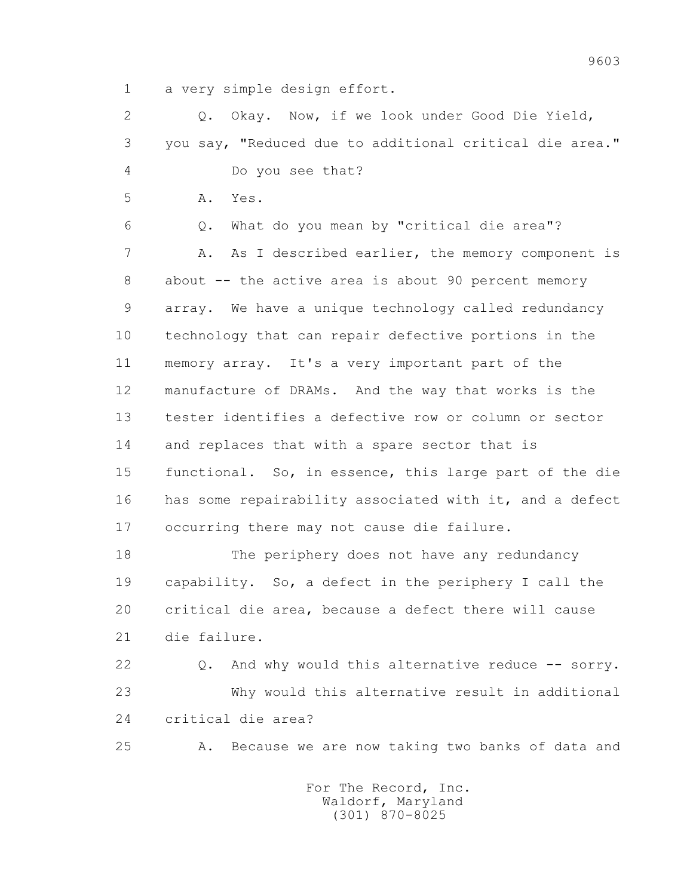1 a very simple design effort.

2 Q. Okay. Now, if we look under Good Die Yield,

3 you say, "Reduced due to additional critical die area."

4 Do you see that?

5 A. Yes.

6 Q. What do you mean by "critical die area"?

7 A. As I described earlier, the memory component is

8 about -- the active area is about 90 percent memory

9 array. We have a unique technology called redundancy

10 technology that can repair defective portions in the

11 memory array. It's a very important part of the

12 manufacture of DRAMs. And the way that works is the

13 tester identifies a defective row or column or sector

14 and replaces that with a spare sector that is

15 functional. So, in essence, this large part of the die

16 has some repairability associated with it, and a defect

17 occurring there may not cause die failure.

18 The periphery does not have any redundancy

19 capability. So, a defect in the periphery I call the

20 critical die area, because a defect there will cause

21 die failure.

22 Q. And why would this alternative reduce -- sorry.

23 Why would this alternative result in additional

24 critical die area?

25 A. Because we are now taking two banks of data and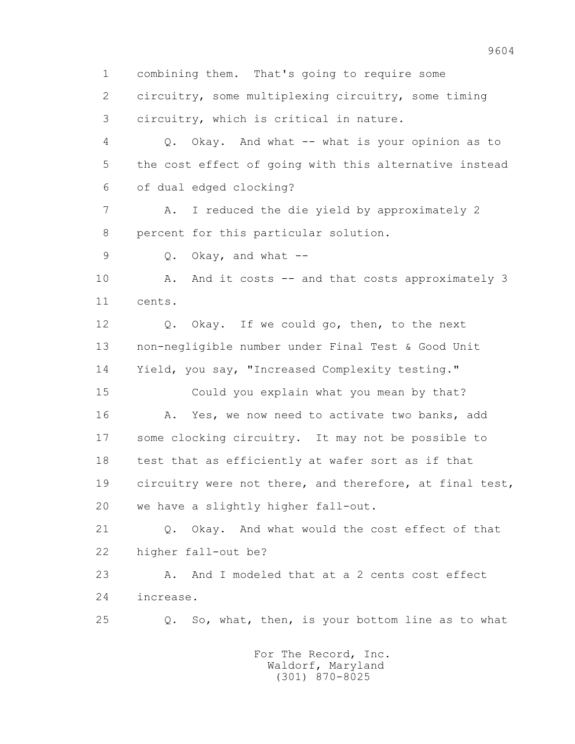1 combining them. That's going to require some

2 circuitry, some multiplexing circuitry, some timing

3 circuitry, which is critical in nature.

4 Q. Okay. And what -- what is your opinion as to

5 the cost effect of going with this alternative instead

6 of dual edged clocking?

7 A. I reduced the die yield by approximately 2

8 percent for this particular solution.

9 Q. Okay, and what --

10 A. And it costs -- and that costs approximately 3

11 cents.

12 Q. Okay. If we could go, then, to the next

13 non-negligible number under Final Test & Good Unit

14 Yield, you say, "Increased Complexity testing."

15 Could you explain what you mean by that?

16 A. Yes, we now need to activate two banks, add

17 some clocking circuitry. It may not be possible to

18 test that as efficiently at wafer sort as if that

19 circuitry were not there, and therefore, at final test,

20 we have a slightly higher fall-out.

21 Q. Okay. And what would the cost effect of that

22 higher fall-out be?

23 A. And I modeled that at a 2 cents cost effect

24 increase.

25 Q. So, what, then, is your bottom line as to what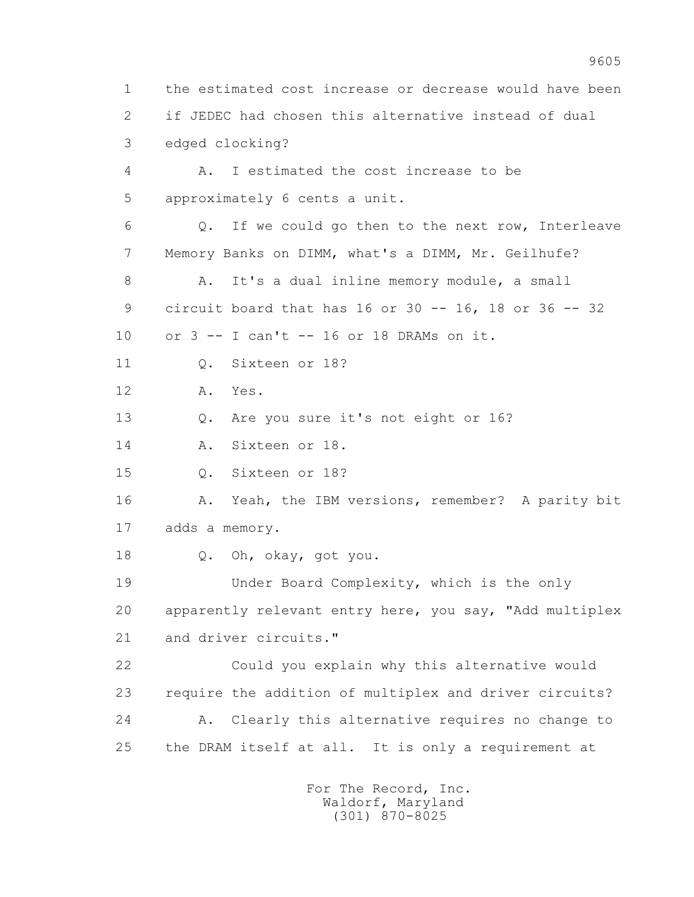1 the estimated cost increase or decrease would have been
2 if JEDEC had chosen this alternative instead of dual
3 edged clocking?

4 A. I estimated the cost increase to be
5 approximately 6 cents a unit.

6 Q. If we could go then to the next row, Interleave
7 Memory Banks on DIMM, what's a DIMM, Mr. Geilhufe?

8 A. It's a dual inline memory module, a small
9 circuit board that has 16 or 30 -- 16, 18 or 36 -- 32
10 or 3 -- I can't -- 16 or 18 DRAMs on it.

11 Q. Sixteen or 18?

12 A. Yes.

13 Q. Are you sure it's not eight or 16?

14 A. Sixteen or 18.

15 Q. Sixteen or 18?

16 A. Yeah, the IBM versions, remember? A parity bit
17 adds a memory.

18 Q. Oh, okay, got you.

19 Under Board Complexity, which is the only
20 apparently relevant entry here, you say, "Add multiplex
21 and driver circuits."

22 Could you explain why this alternative would
23 require the addition of multiplex and driver circuits?

24 A. Clearly this alternative requires no change to
25 the DRAM itself at all. It is only a requirement at

For The Record, Inc.
Waldorf, Maryland
(301) 870-8025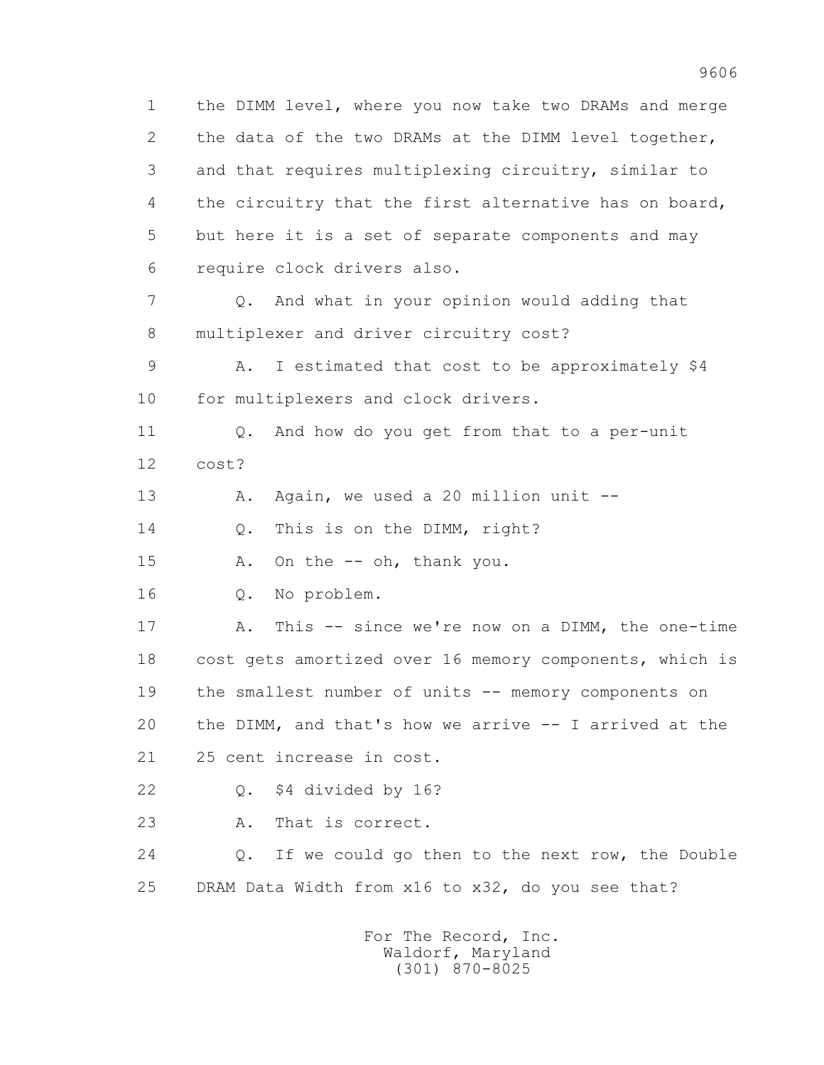1 the DIMM level, where you now take two DRAMs and merge
2 the data of the two DRAMs at the DIMM level together,
3 and that requires multiplexing circuitry, similar to
4 the circuitry that the first alternative has on board,
5 but here it is a set of separate components and may
6 require clock drivers also.

7 Q. And what in your opinion would adding that
8 multiplexer and driver circuitry cost?

9 A. I estimated that cost to be approximately $4
10 for multiplexers and clock drivers.

11 Q. And how do you get from that to a per-unit
12 cost?

13 A. Again, we used a 20 million unit --

14 Q. This is on the DIMM, right?

15 A. On the -- oh, thank you.

16 Q. No problem.

17 A. This -- since we're now on a DIMM, the one-time
18 cost gets amortized over 16 memory components, which is
19 the smallest number of units -- memory components on
20 the DIMM, and that's how we arrive -- I arrived at the
21 25 cent increase in cost.

22 Q. $4 divided by 16?

23 A. That is correct.

24 Q. If we could go then to the next row, the Double
25 DRAM Data Width from x16 to x32, do you see that?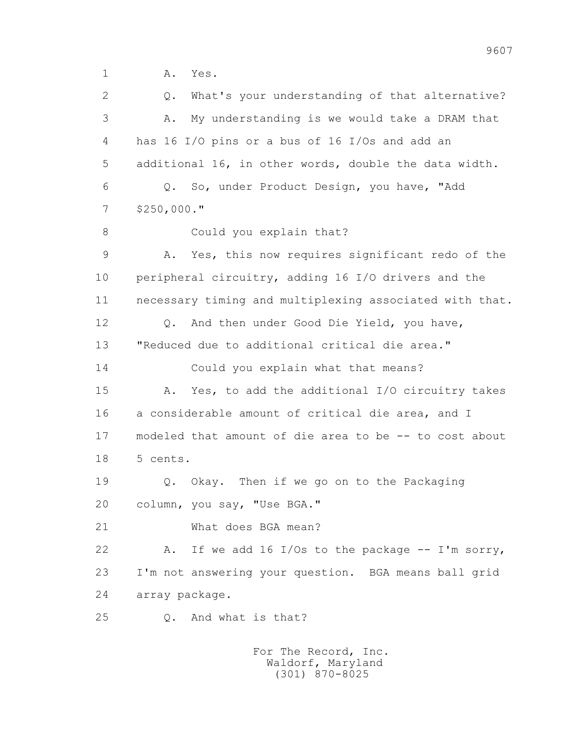1 A. Yes.

2 Q. What's your understanding of that alternative?

3 A. My understanding is we would take a DRAM that

4 has 16 I/O pins or a bus of 16 I/Os and add an

5 additional 16, in other words, double the data width.

6 Q. So, under Product Design, you have, "Add

7 $250,000."

8 Could you explain that?

9 A. Yes, this now requires significant redo of the

10 peripheral circuitry, adding 16 I/O drivers and the

11 necessary timing and multiplexing associated with that.

12 Q. And then under Good Die Yield, you have,

13 "Reduced due to additional critical die area."

14 Could you explain what that means?

15 A. Yes, to add the additional I/O circuitry takes

16 a considerable amount of critical die area, and I

17 modeled that amount of die area to be -- to cost about

18 5 cents.

19 Q. Okay. Then if we go on to the Packaging

20 column, you say, "Use BGA."

21 What does BGA mean?

22 A. If we add 16 I/Os to the package -- I'm sorry,

23 I'm not answering your question. BGA means ball grid

24 array package.

25 Q. And what is that?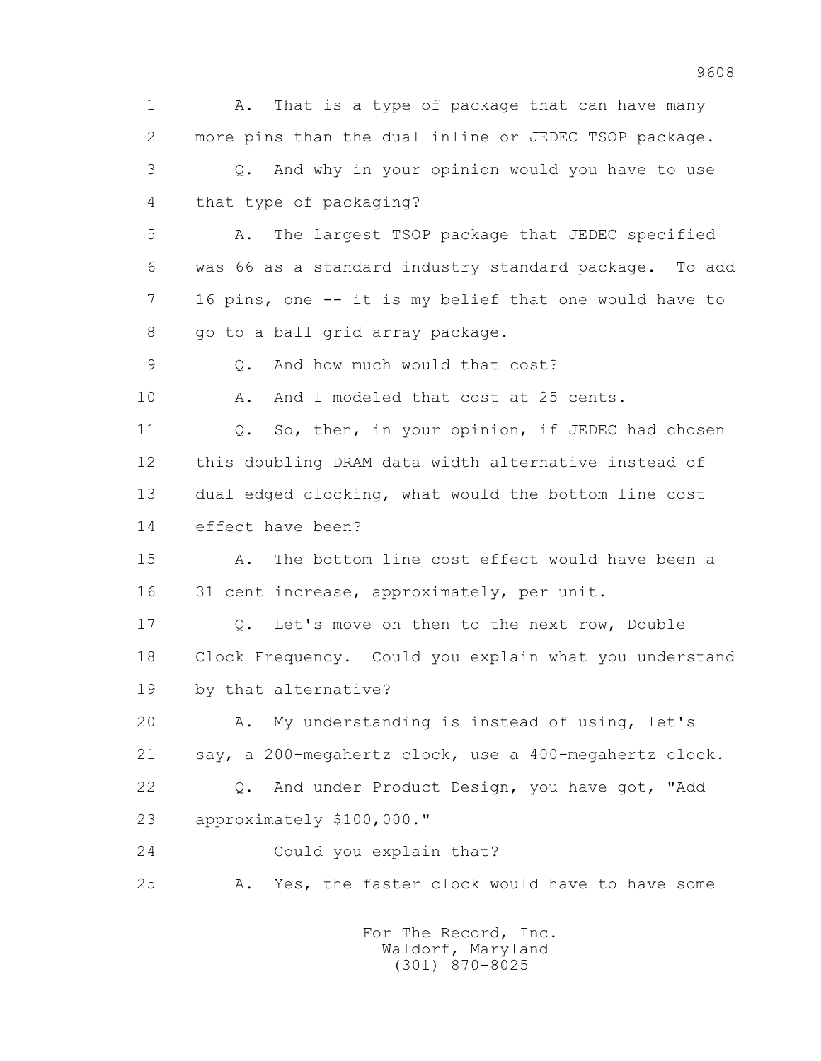1 A. That is a type of package that can have many
2 more pins than the dual inline or JEDEC TSOP package.
3 Q. And why in your opinion would you have to use
4 that type of packaging?
5 A. The largest TSOP package that JEDEC specified
6 was 66 as a standard industry standard package. To add
7 16 pins, one -- it is my belief that one would have to
8 go to a ball grid array package.
9 Q. And how much would that cost?
10 A. And I modeled that cost at 25 cents.
11 Q. So, then, in your opinion, if JEDEC had chosen
12 this doubling DRAM data width alternative instead of
13 dual edged clocking, what would the bottom line cost
14 effect have been?
15 A. The bottom line cost effect would have been a
16 31 cent increase, approximately, per unit.
17 Q. Let's move on then to the next row, Double
18 Clock Frequency. Could you explain what you understand
19 by that alternative?
20 A. My understanding is instead of using, let's
21 say, a 200-megahertz clock, use a 400-megahertz clock.
22 Q. And under Product Design, you have got, "Add
23 approximately $100,000."
24 Could you explain that?
25 A. Yes, the faster clock would have to have some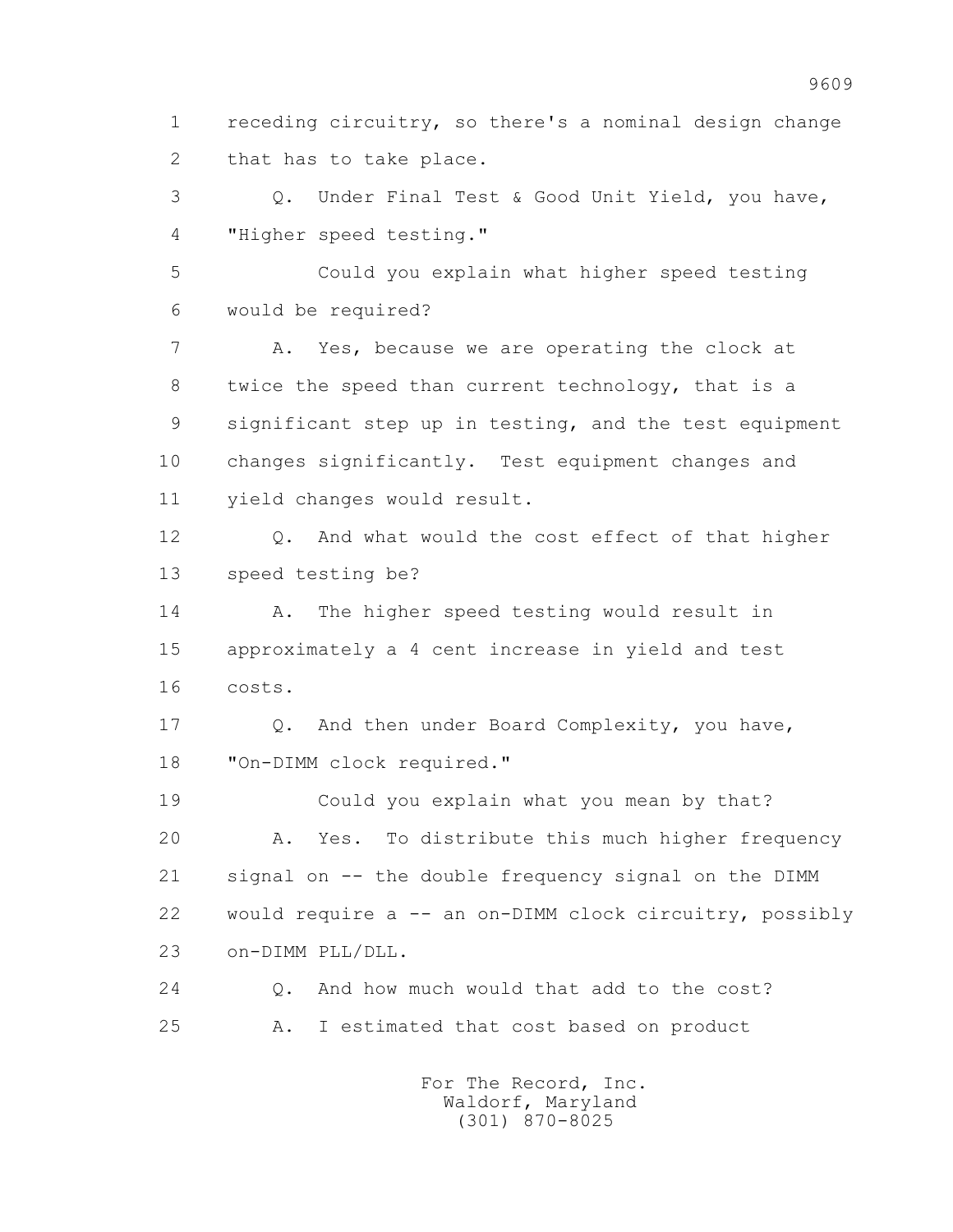1 receding circuitry, so there's a nominal design change
2 that has to take place.

3 Q. Under Final Test & Good Unit Yield, you have,
4 "Higher speed testing."

5 Could you explain what higher speed testing
6 would be required?

7 A. Yes, because we are operating the clock at
8 twice the speed than current technology, that is a
9 significant step up in testing, and the test equipment
10 changes significantly. Test equipment changes and
11 yield changes would result.

12 Q. And what would the cost effect of that higher
13 speed testing be?

14 A. The higher speed testing would result in
15 approximately a 4 cent increase in yield and test
16 costs.

17 Q. And then under Board Complexity, you have,
18 "On-DIMM clock required."

19 Could you explain what you mean by that?

20 A. Yes. To distribute this much higher frequency
21 signal on -- the double frequency signal on the DIMM
22 would require a -- an on-DIMM clock circuitry, possibly
23 on-DIMM PLL/DLL.

24 Q. And how much would that add to the cost?

25 A. I estimated that cost based on product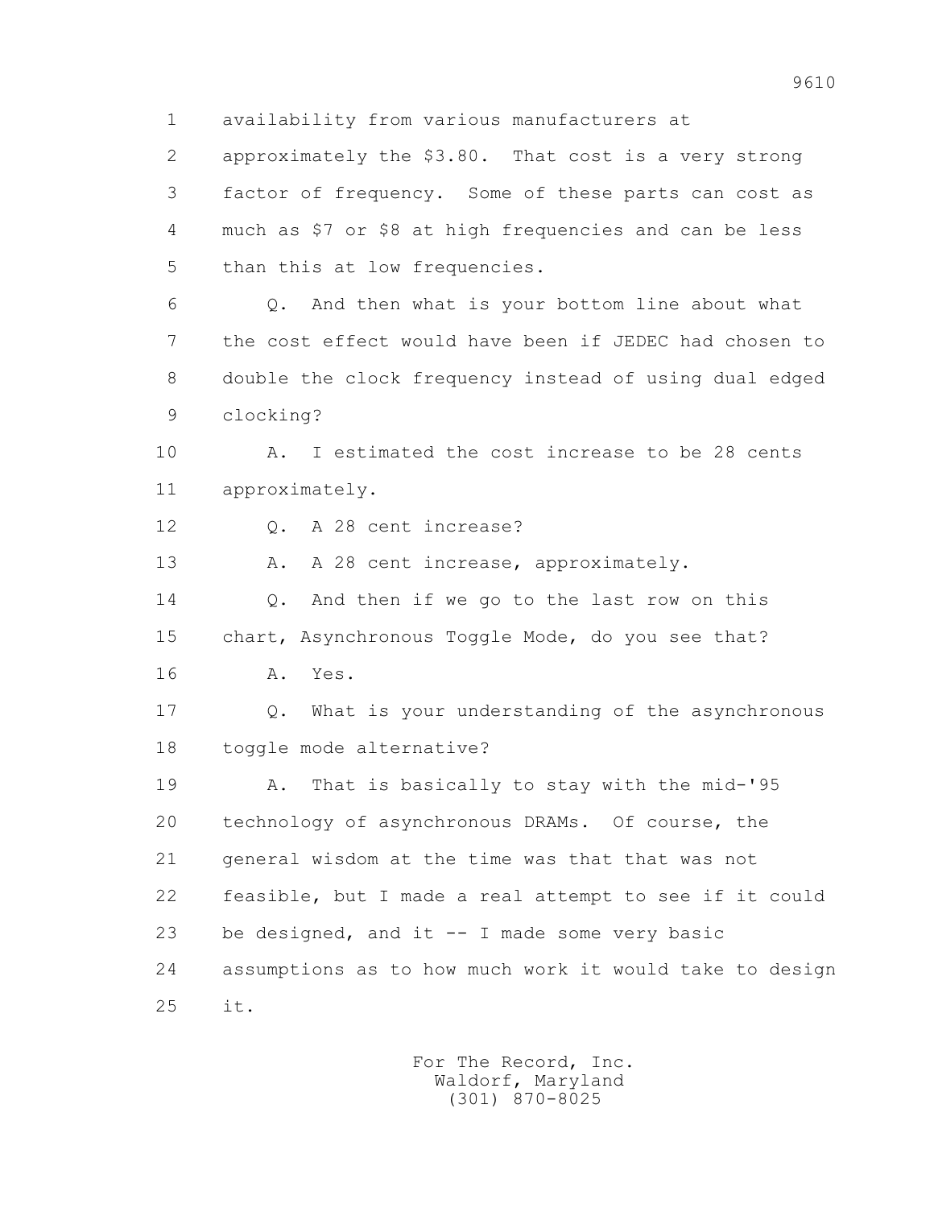1 availability from various manufacturers at

2 approximately the $3.80. That cost is a very strong

3 factor of frequency. Some of these parts can cost as

4 much as $7 or $8 at high frequencies and can be less

5 than this at low frequencies.

6 Q. And then what is your bottom line about what

7 the cost effect would have been if JEDEC had chosen to

8 double the clock frequency instead of using dual edged

9 clocking?

10 A. I estimated the cost increase to be 28 cents

11 approximately.

12 Q. A 28 cent increase?

13 A. A 28 cent increase, approximately.

14 Q. And then if we go to the last row on this

15 chart, Asynchronous Toggle Mode, do you see that?

16 A. Yes.

17 Q. What is your understanding of the asynchronous

18 toggle mode alternative?

19 A. That is basically to stay with the mid-'95

20 technology of asynchronous DRAMs. Of course, the

21 general wisdom at the time was that that was not

22 feasible, but I made a real attempt to see if it could

23 be designed, and it -- I made some very basic

24 assumptions as to how much work it would take to design

25 it.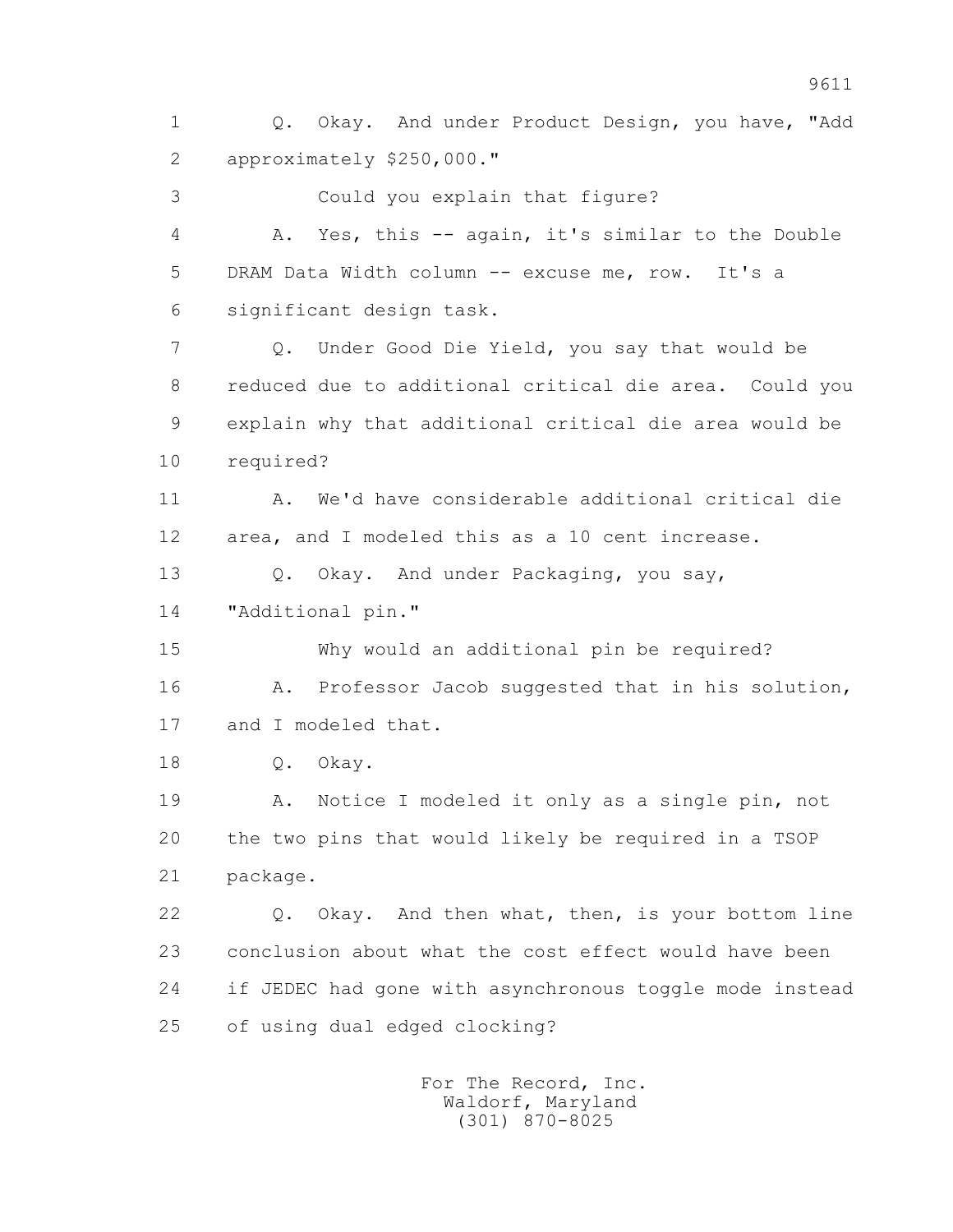1 Q. Okay. And under Product Design, you have, "Add
2 approximately $250,000."
3 Could you explain that figure?
4 A. Yes, this -- again, it's similar to the Double
5 DRAM Data Width column -- excuse me, row. It's a
6 significant design task.
7 Q. Under Good Die Yield, you say that would be
8 reduced due to additional critical die area. Could you
9 explain why that additional critical die area would be
10 required?
11 A. We'd have considerable additional critical die
12 area, and I modeled this as a 10 cent increase.
13 Q. Okay. And under Packaging, you say,
14 "Additional pin."
15 Why would an additional pin be required?
16 A. Professor Jacob suggested that in his solution,
17 and I modeled that.
18 Q. Okay.
19 A. Notice I modeled it only as a single pin, not
20 the two pins that would likely be required in a TSOP
21 package.
22 Q. Okay. And then what, then, is your bottom line
23 conclusion about what the cost effect would have been
24 if JEDEC had gone with asynchronous toggle mode instead
25 of using dual edged clocking?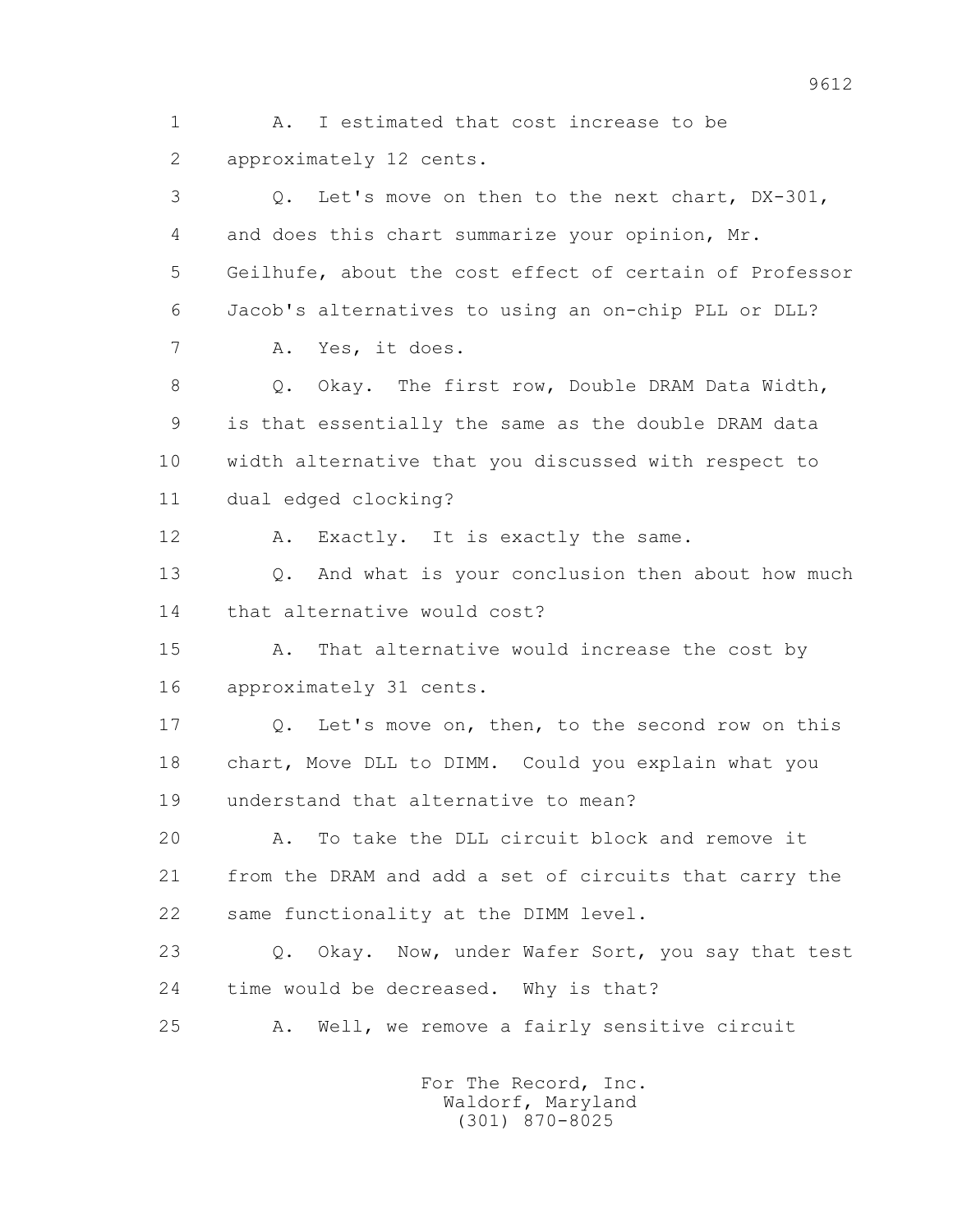1 A. I estimated that cost increase to be
2 approximately 12 cents.
3 Q. Let's move on then to the next chart, DX-301,
4 and does this chart summarize your opinion, Mr.
5 Geilhufe, about the cost effect of certain of Professor
6 Jacob's alternatives to using an on-chip PLL or DLL?
7 A. Yes, it does.
8 Q. Okay. The first row, Double DRAM Data Width,
9 is that essentially the same as the double DRAM data
10 width alternative that you discussed with respect to
11 dual edged clocking?
12 A. Exactly. It is exactly the same.
13 Q. And what is your conclusion then about how much
14 that alternative would cost?
15 A. That alternative would increase the cost by
16 approximately 31 cents.
17 Q. Let's move on, then, to the second row on this
18 chart, Move DLL to DIMM. Could you explain what you
19 understand that alternative to mean?
20 A. To take the DLL circuit block and remove it
21 from the DRAM and add a set of circuits that carry the
22 same functionality at the DIMM level.
23 Q. Okay. Now, under Wafer Sort, you say that test
24 time would be decreased. Why is that?
25 A. Well, we remove a fairly sensitive circuit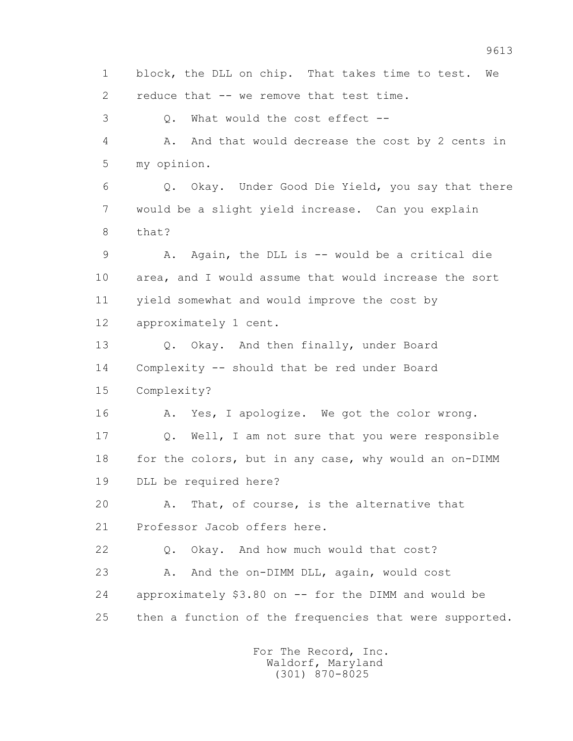1 block, the DLL on chip. That takes time to test. We
2 reduce that -- we remove that test time.
3 Q. What would the cost effect --
4 A. And that would decrease the cost by 2 cents in
5 my opinion.
6 Q. Okay. Under Good Die Yield, you say that there
7 would be a slight yield increase. Can you explain
8 that?
9 A. Again, the DLL is -- would be a critical die
10 area, and I would assume that would increase the sort
11 yield somewhat and would improve the cost by
12 approximately 1 cent.
13 Q. Okay. And then finally, under Board
14 Complexity -- should that be red under Board
15 Complexity?
16 A. Yes, I apologize. We got the color wrong.
17 Q. Well, I am not sure that you were responsible
18 for the colors, but in any case, why would an on-DIMM
19 DLL be required here?
20 A. That, of course, is the alternative that
21 Professor Jacob offers here.
22 Q. Okay. And how much would that cost?
23 A. And the on-DIMM DLL, again, would cost
24 approximately $3.80 on -- for the DIMM and would be
25 then a function of the frequencies that were supported.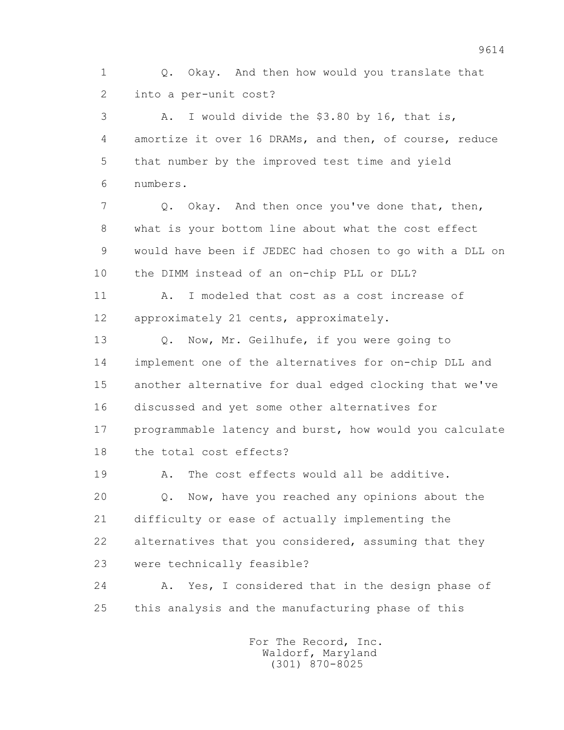1 Q. Okay. And then how would you translate that
2 into a per-unit cost?

3 A. I would divide the $3.80 by 16, that is,
4 amortize it over 16 DRAMs, and then, of course, reduce
5 that number by the improved test time and yield
6 numbers.

7 Q. Okay. And then once you've done that, then,
8 what is your bottom line about what the cost effect
9 would have been if JEDEC had chosen to go with a DLL on
10 the DIMM instead of an on-chip PLL or DLL?

11 A. I modeled that cost as a cost increase of
12 approximately 21 cents, approximately.

13 Q. Now, Mr. Geilhufe, if you were going to
14 implement one of the alternatives for on-chip DLL and
15 another alternative for dual edged clocking that we've
16 discussed and yet some other alternatives for
17 programmable latency and burst, how would you calculate
18 the total cost effects?

19 A. The cost effects would all be additive.

20 Q. Now, have you reached any opinions about the
21 difficulty or ease of actually implementing the
22 alternatives that you considered, assuming that they
23 were technically feasible?

24 A. Yes, I considered that in the design phase of
25 this analysis and the manufacturing phase of this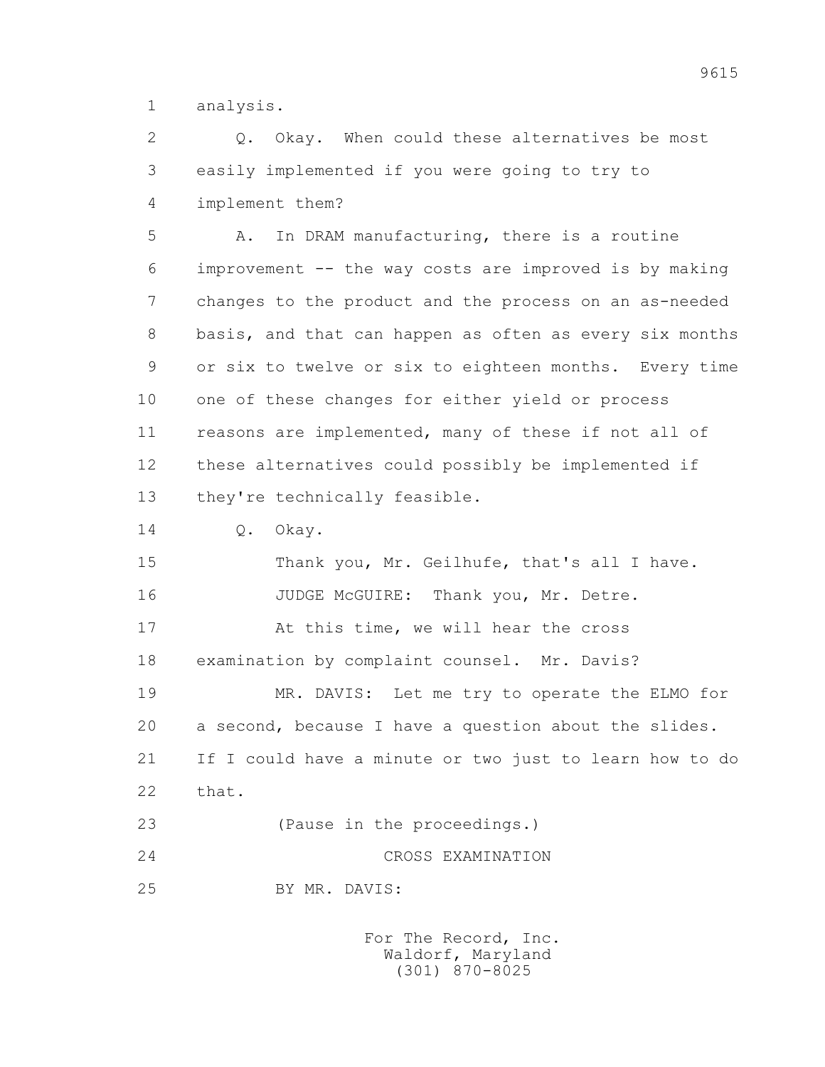1 analysis.

2 Q. Okay. When could these alternatives be most

3 easily implemented if you were going to try to

4 implement them?

5 A. In DRAM manufacturing, there is a routine

6 improvement -- the way costs are improved is by making

7 changes to the product and the process on an as-needed

8 basis, and that can happen as often as every six months

9 or six to twelve or six to eighteen months. Every time

10 one of these changes for either yield or process

11 reasons are implemented, many of these if not all of

12 these alternatives could possibly be implemented if

13 they're technically feasible.

14 Q. Okay.

15 Thank you, Mr. Geilhufe, that's all I have.

16 JUDGE McGUIRE: Thank you, Mr. Detre.

17 At this time, we will hear the cross

18 examination by complaint counsel. Mr. Davis?

19 MR. DAVIS: Let me try to operate the ELMO for

20 a second, because I have a question about the slides.

21 If I could have a minute or two just to learn how to do

22 that.

23 (Pause in the proceedings.)

24 CROSS EXAMINATION

25 BY MR. DAVIS: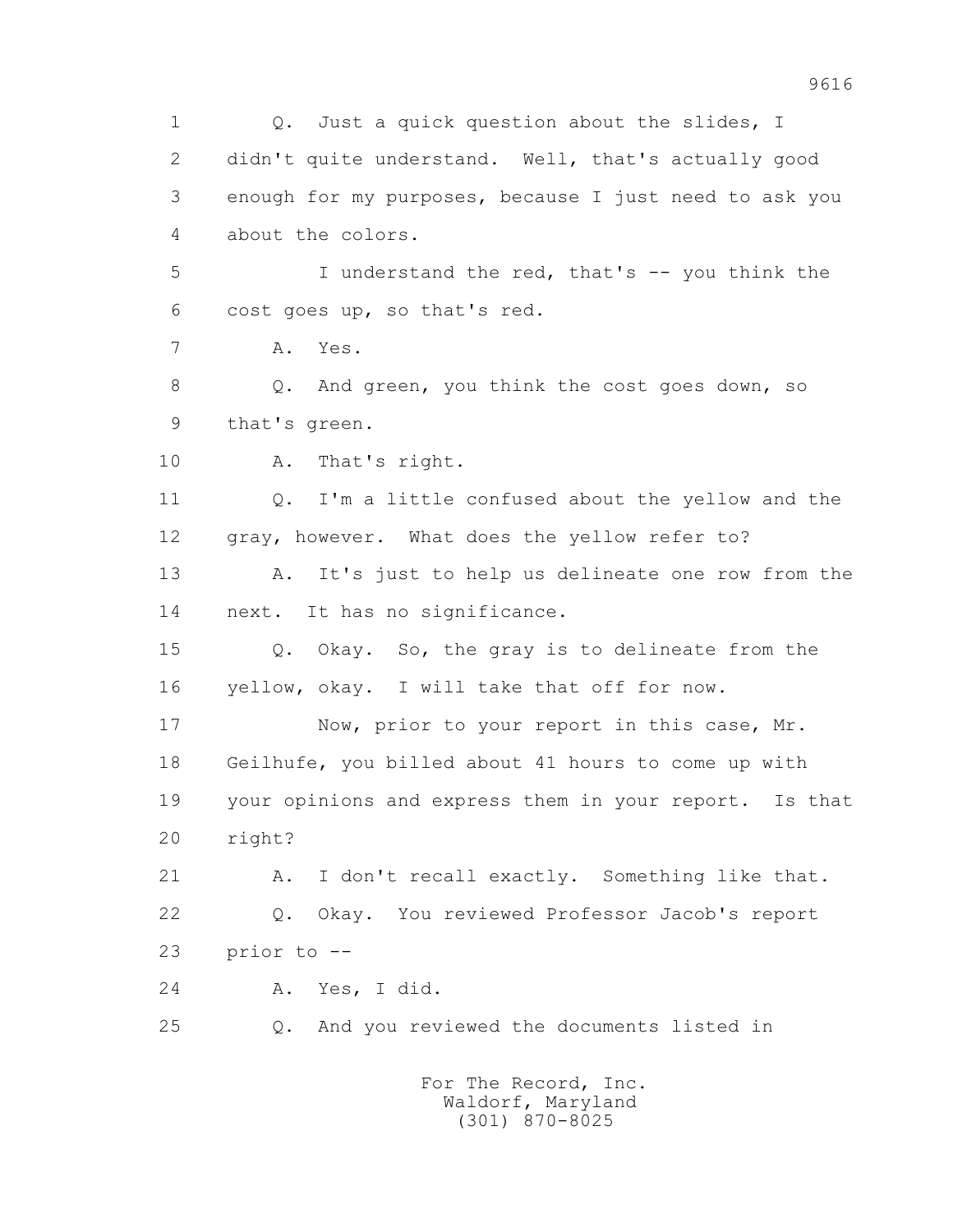1 Q. Just a quick question about the slides, I
2 didn't quite understand. Well, that's actually good
3 enough for my purposes, because I just need to ask you
4 about the colors.
5 I understand the red, that's -- you think the
6 cost goes up, so that's red.
7 A. Yes.
8 Q. And green, you think the cost goes down, so
9 that's green.
10 A. That's right.
11 Q. I'm a little confused about the yellow and the
12 gray, however. What does the yellow refer to?
13 A. It's just to help us delineate one row from the
14 next. It has no significance.
15 Q. Okay. So, the gray is to delineate from the
16 yellow, okay. I will take that off for now.
17 Now, prior to your report in this case, Mr.
18 Geilhufe, you billed about 41 hours to come up with
19 your opinions and express them in your report. Is that
20 right?
21 A. I don't recall exactly. Something like that.
22 Q. Okay. You reviewed Professor Jacob's report
23 prior to --
24 A. Yes, I did.
25 Q. And you reviewed the documents listed in

For The Record, Inc.
Waldorf, Maryland
(301) 870-8025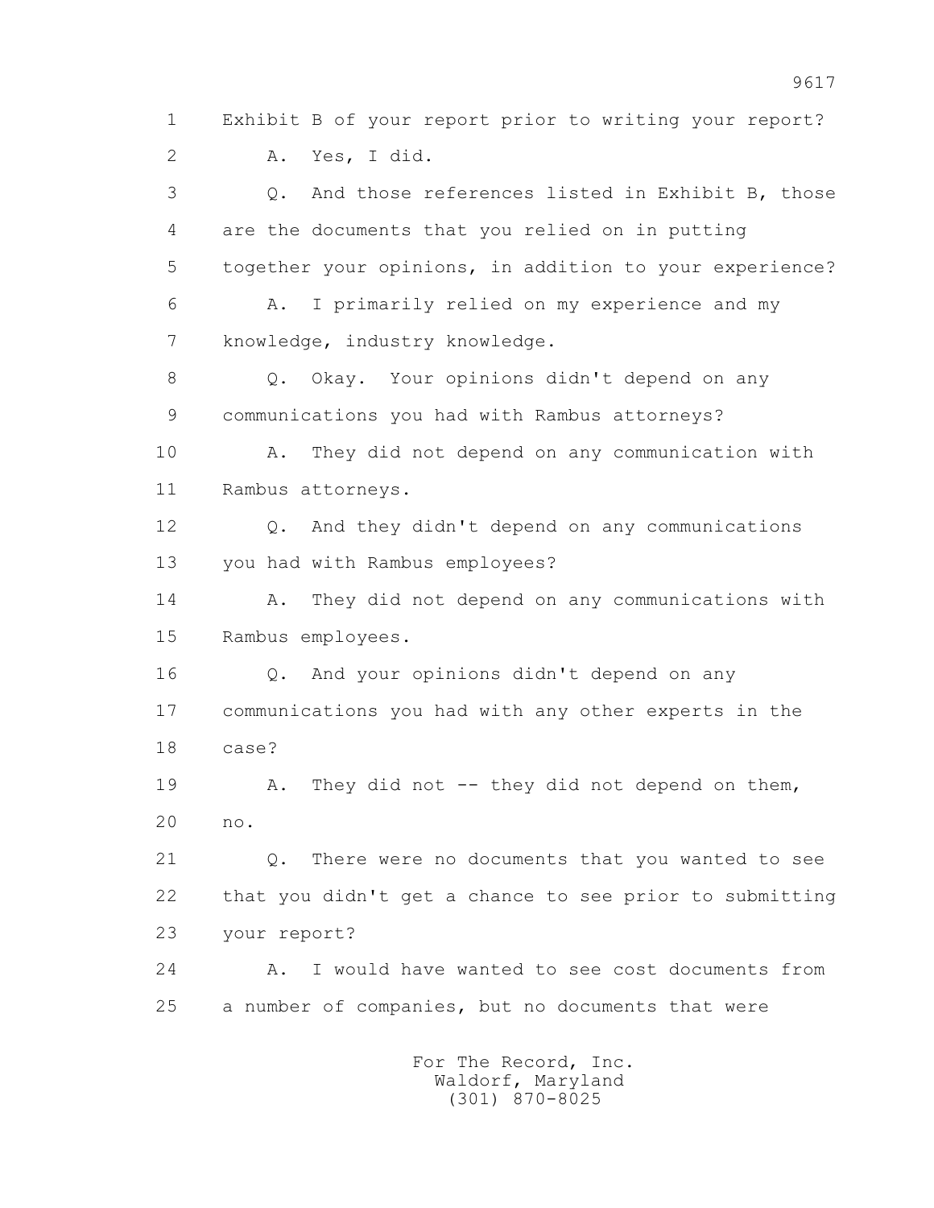1 Exhibit B of your report prior to writing your report?

2 A. Yes, I did.

3 Q. And those references listed in Exhibit B, those

4 are the documents that you relied on in putting

5 together your opinions, in addition to your experience?

6 A. I primarily relied on my experience and my

7 knowledge, industry knowledge.

8 Q. Okay. Your opinions didn't depend on any

9 communications you had with Rambus attorneys?

10 A. They did not depend on any communication with

11 Rambus attorneys.

12 Q. And they didn't depend on any communications

13 you had with Rambus employees?

14 A. They did not depend on any communications with

15 Rambus employees.

16 Q. And your opinions didn't depend on any

17 communications you had with any other experts in the

18 case?

19 A. They did not -- they did not depend on them,

20 no.

21 Q. There were no documents that you wanted to see

22 that you didn't get a chance to see prior to submitting

23 your report?

24 A. I would have wanted to see cost documents from

25 a number of companies, but no documents that were

For The Record, Inc.
Waldorf, Maryland
(301) 870-8025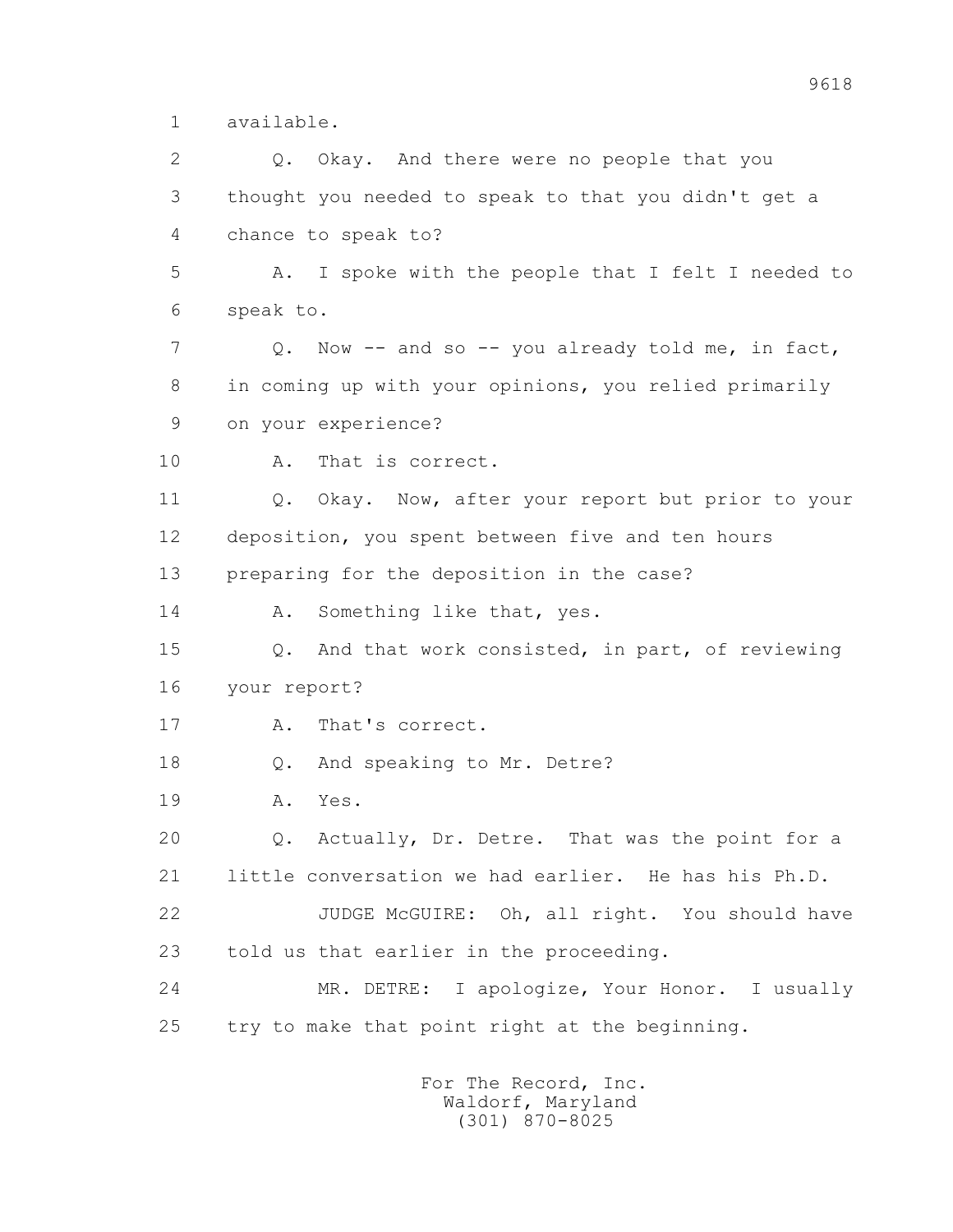1 available.

2 Q. Okay. And there were no people that you

3 thought you needed to speak to that you didn't get a

4 chance to speak to?

5 A. I spoke with the people that I felt I needed to

6 speak to.

7 Q. Now -- and so -- you already told me, in fact,

8 in coming up with your opinions, you relied primarily

9 on your experience?

10 A. That is correct.

11 Q. Okay. Now, after your report but prior to your

12 deposition, you spent between five and ten hours

13 preparing for the deposition in the case?

14 A. Something like that, yes.

15 Q. And that work consisted, in part, of reviewing

16 your report?

17 A. That's correct.

18 Q. And speaking to Mr. Detre?

19 A. Yes.

20 Q. Actually, Dr. Detre. That was the point for a

21 little conversation we had earlier. He has his Ph.D.

22 JUDGE McGUIRE: Oh, all right. You should have

23 told us that earlier in the proceeding.

24 MR. DETRE: I apologize, Your Honor. I usually

25 try to make that point right at the beginning.

For The Record, Inc.
Waldorf, Maryland
(301) 870-8025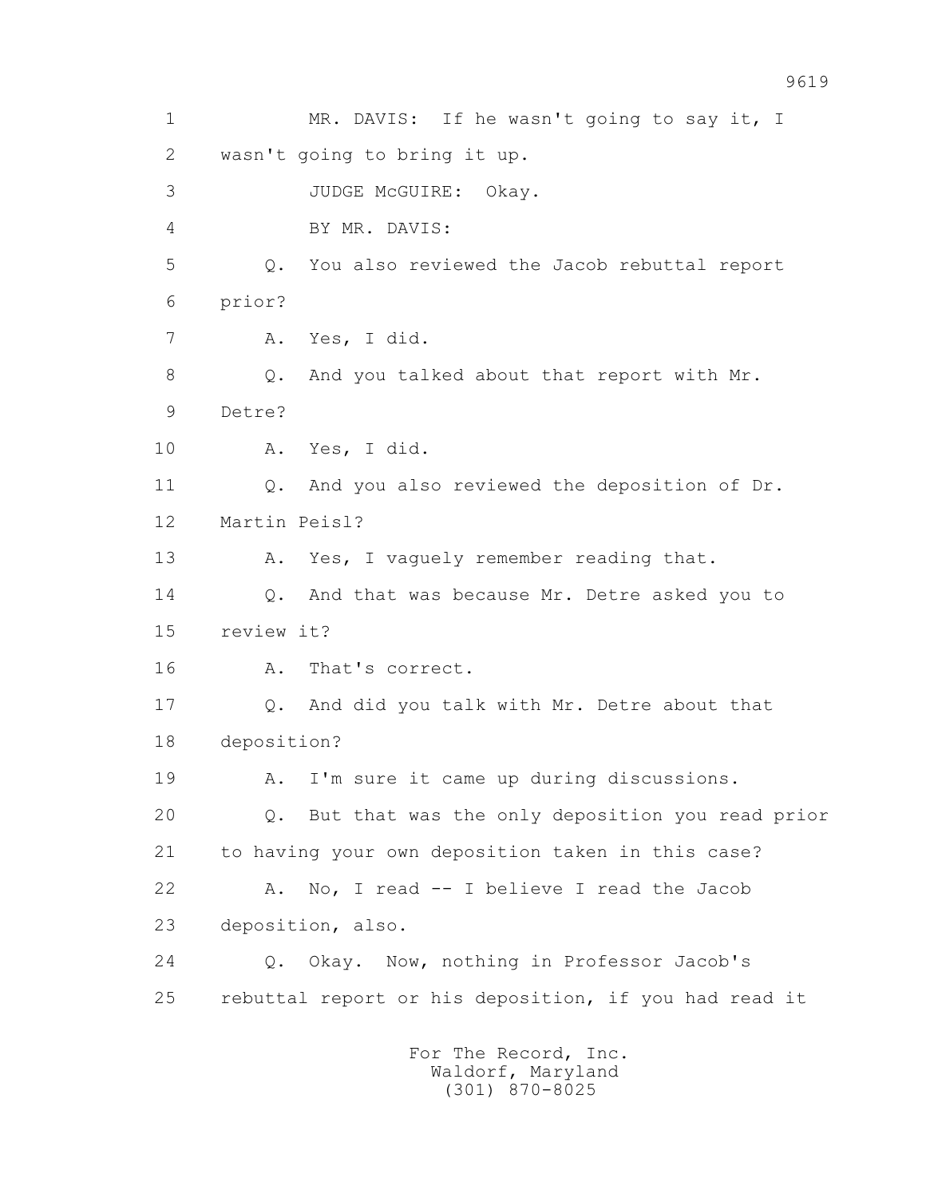1 MR. DAVIS: If he wasn't going to say it, I
2 wasn't going to bring it up.
3 JUDGE McGUIRE: Okay.
4 BY MR. DAVIS:
5 Q. You also reviewed the Jacob rebuttal report
6 prior?
7 A. Yes, I did.
8 Q. And you talked about that report with Mr.
9 Detre?
10 A. Yes, I did.
11 Q. And you also reviewed the deposition of Dr.
12 Martin Peisl?
13 A. Yes, I vaguely remember reading that.
14 Q. And that was because Mr. Detre asked you to
15 review it?
16 A. That's correct.
17 Q. And did you talk with Mr. Detre about that
18 deposition?
19 A. I'm sure it came up during discussions.
20 Q. But that was the only deposition you read prior
21 to having your own deposition taken in this case?
22 A. No, I read -- I believe I read the Jacob
23 deposition, also.
24 Q. Okay. Now, nothing in Professor Jacob's
25 rebuttal report or his deposition, if you had read it

For The Record, Inc.
Waldorf, Maryland
(301) 870-8025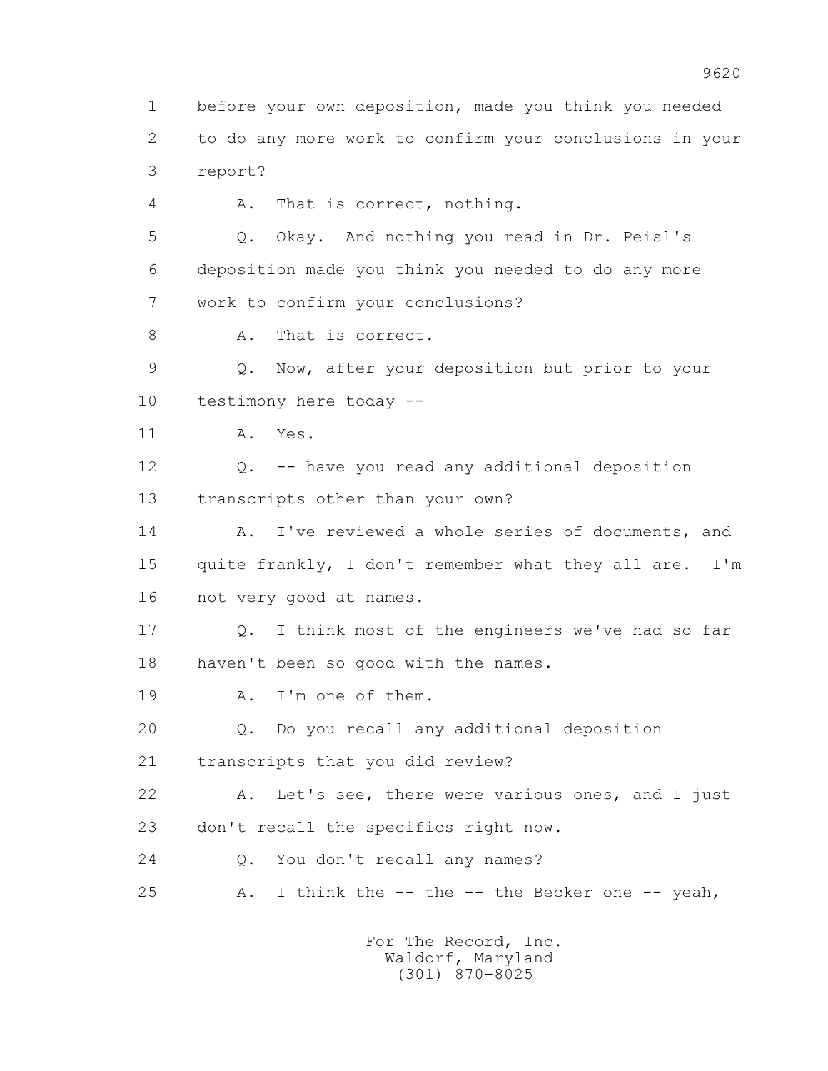1 before your own deposition, made you think you needed
2 to do any more work to confirm your conclusions in your
3 report?

4 A. That is correct, nothing.

5 Q. Okay. And nothing you read in Dr. Peisl's
6 deposition made you think you needed to do any more
7 work to confirm your conclusions?

8 A. That is correct.

9 Q. Now, after your deposition but prior to your
10 testimony here today --

11 A. Yes.

12 Q. -- have you read any additional deposition
13 transcripts other than your own?

14 A. I've reviewed a whole series of documents, and
15 quite frankly, I don't remember what they all are. I'm
16 not very good at names.

17 Q. I think most of the engineers we've had so far
18 haven't been so good with the names.

19 A. I'm one of them.

20 Q. Do you recall any additional deposition
21 transcripts that you did review?

22 A. Let's see, there were various ones, and I just
23 don't recall the specifics right now.

24 Q. You don't recall any names?

25 A. I think the -- the -- the Becker one -- yeah,

For The Record, Inc.
Waldorf, Maryland
(301) 870-8025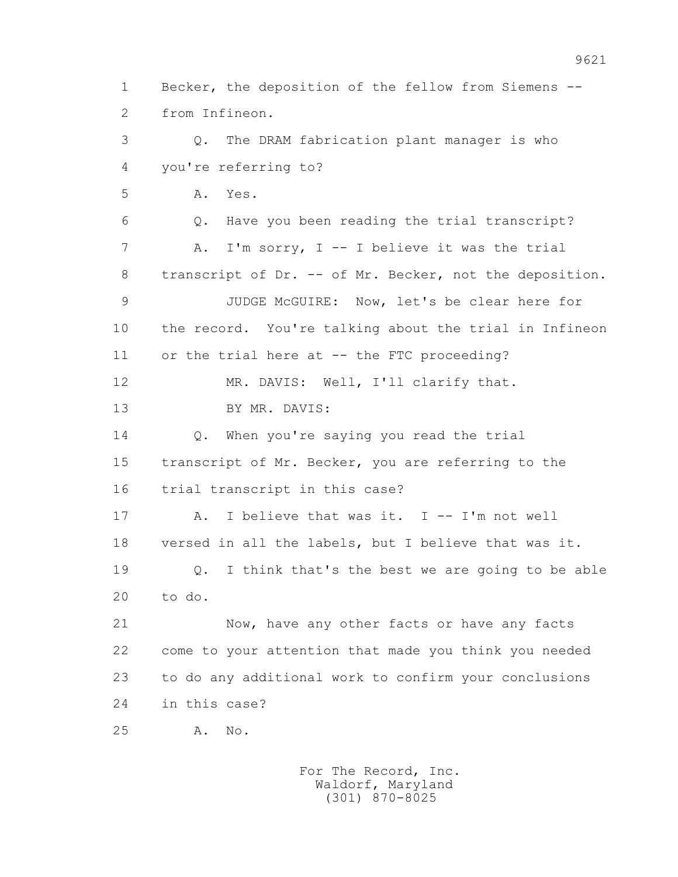1 Becker, the deposition of the fellow from Siemens --
2 from Infineon.
3 Q. The DRAM fabrication plant manager is who
4 you're referring to?
5 A. Yes.
6 Q. Have you been reading the trial transcript?
7 A. I'm sorry, I -- I believe it was the trial
8 transcript of Dr. -- of Mr. Becker, not the deposition.
9 JUDGE McGUIRE: Now, let's be clear here for
10 the record. You're talking about the trial in Infineon
11 or the trial here at -- the FTC proceeding?
12 MR. DAVIS: Well, I'll clarify that.
13 BY MR. DAVIS:
14 Q. When you're saying you read the trial
15 transcript of Mr. Becker, you are referring to the
16 trial transcript in this case?
17 A. I believe that was it. I -- I'm not well
18 versed in all the labels, but I believe that was it.
19 Q. I think that's the best we are going to be able
20 to do.
21 Now, have any other facts or have any facts
22 come to your attention that made you think you needed
23 to do any additional work to confirm your conclusions
24 in this case?
25 A. No.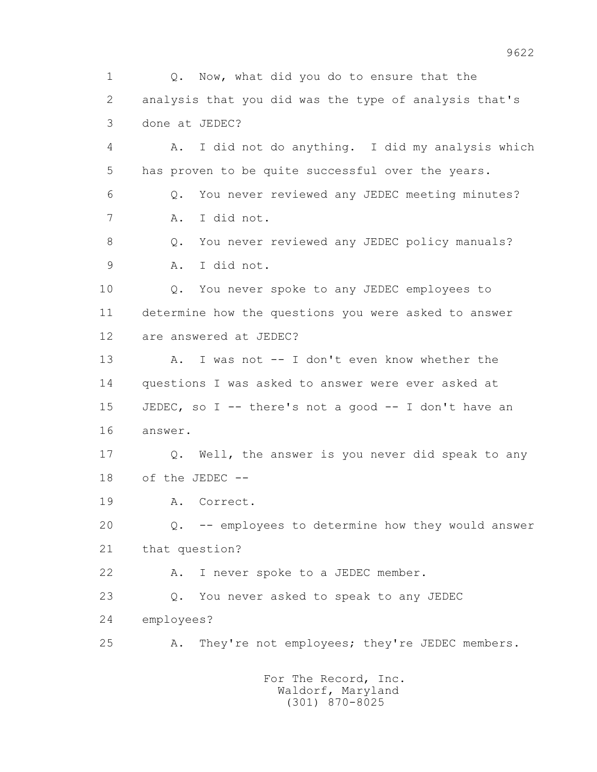1 Q. Now, what did you do to ensure that the
2 analysis that you did was the type of analysis that's
3 done at JEDEC?
4 A. I did not do anything. I did my analysis which
5 has proven to be quite successful over the years.
6 Q. You never reviewed any JEDEC meeting minutes?
7 A. I did not.
8 Q. You never reviewed any JEDEC policy manuals?
9 A. I did not.
10 Q. You never spoke to any JEDEC employees to
11 determine how the questions you were asked to answer
12 are answered at JEDEC?
13 A. I was not -- I don't even know whether the
14 questions I was asked to answer were ever asked at
15 JEDEC, so I -- there's not a good -- I don't have an
16 answer.
17 Q. Well, the answer is you never did speak to any
18 of the JEDEC --
19 A. Correct.
20 Q. -- employees to determine how they would answer
21 that question?
22 A. I never spoke to a JEDEC member.
23 Q. You never asked to speak to any JEDEC
24 employees?
25 A. They're not employees; they're JEDEC members.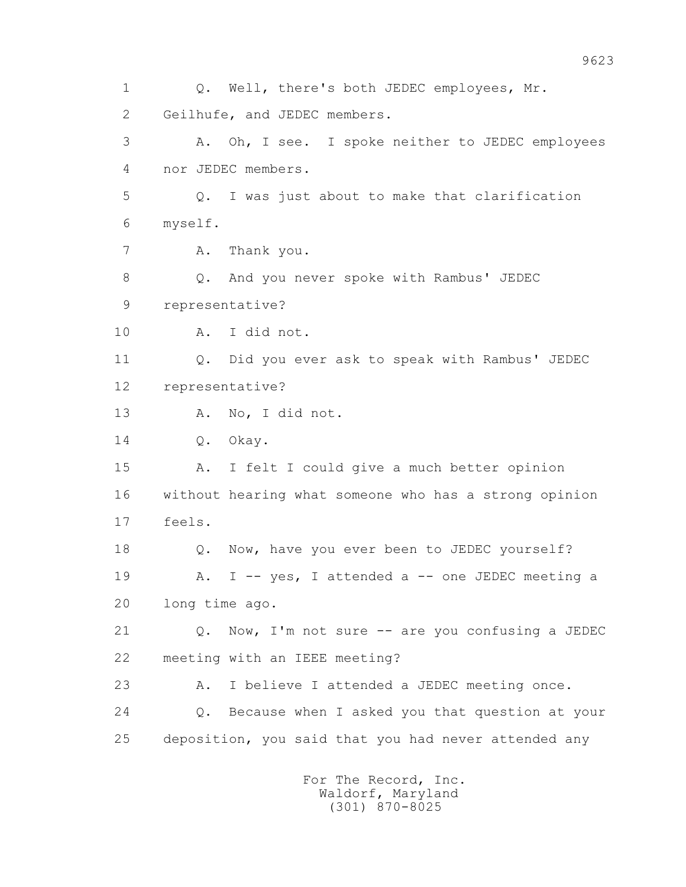1 Q. Well, there's both JEDEC employees, Mr.
2 Geilhufe, and JEDEC members.
3 A. Oh, I see. I spoke neither to JEDEC employees
4 nor JEDEC members.
5 Q. I was just about to make that clarification
6 myself.
7 A. Thank you.
8 Q. And you never spoke with Rambus' JEDEC
9 representative?
10 A. I did not.
11 Q. Did you ever ask to speak with Rambus' JEDEC
12 representative?
13 A. No, I did not.
14 Q. Okay.
15 A. I felt I could give a much better opinion
16 without hearing what someone who has a strong opinion
17 feels.
18 Q. Now, have you ever been to JEDEC yourself?
19 A. I -- yes, I attended a -- one JEDEC meeting a
20 long time ago.
21 Q. Now, I'm not sure -- are you confusing a JEDEC
22 meeting with an IEEE meeting?
23 A. I believe I attended a JEDEC meeting once.
24 Q. Because when I asked you that question at your
25 deposition, you said that you had never attended any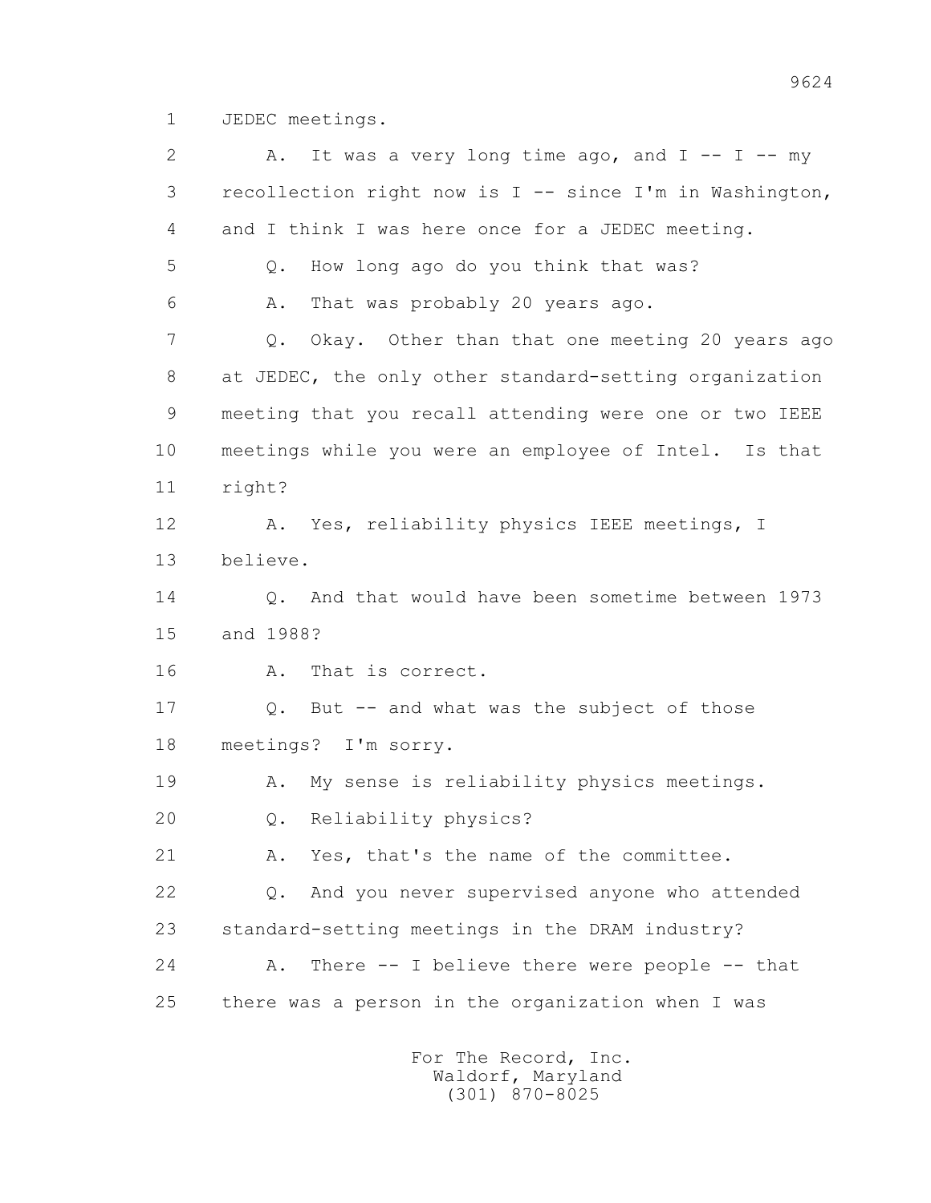1 JEDEC meetings.

2 A. It was a very long time ago, and I -- I -- my

3 recollection right now is I -- since I'm in Washington,

4 and I think I was here once for a JEDEC meeting.

5 Q. How long ago do you think that was?

6 A. That was probably 20 years ago.

7 Q. Okay. Other than that one meeting 20 years ago

8 at JEDEC, the only other standard-setting organization

9 meeting that you recall attending were one or two IEEE

10 meetings while you were an employee of Intel. Is that

11 right?

12 A. Yes, reliability physics IEEE meetings, I

13 believe.

14 Q. And that would have been sometime between 1973

15 and 1988?

16 A. That is correct.

17 Q. But -- and what was the subject of those

18 meetings? I'm sorry.

19 A. My sense is reliability physics meetings.

20 Q. Reliability physics?

21 A. Yes, that's the name of the committee.

22 Q. And you never supervised anyone who attended

23 standard-setting meetings in the DRAM industry?

24 A. There -- I believe there were people -- that

25 there was a person in the organization when I was

For The Record, Inc.
Waldorf, Maryland
(301) 870-8025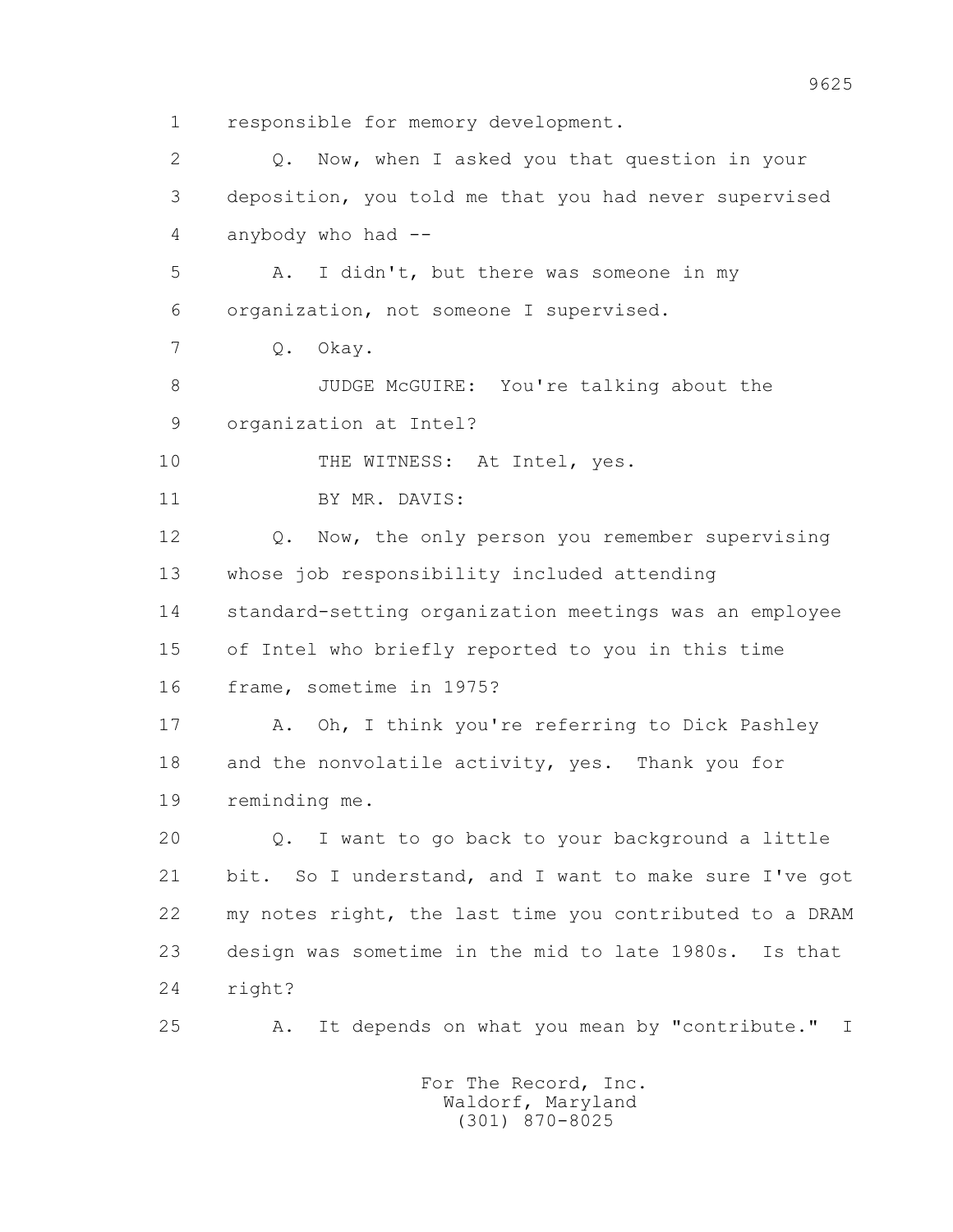1 responsible for memory development.

2 Q. Now, when I asked you that question in your

3 deposition, you told me that you had never supervised

4 anybody who had --

5 A. I didn't, but there was someone in my

6 organization, not someone I supervised.

7 Q. Okay.

8 JUDGE McGUIRE: You're talking about the

9 organization at Intel?

10 THE WITNESS: At Intel, yes.

11 BY MR. DAVIS:

12 Q. Now, the only person you remember supervising

13 whose job responsibility included attending

14 standard-setting organization meetings was an employee

15 of Intel who briefly reported to you in this time

16 frame, sometime in 1975?

17 A. Oh, I think you're referring to Dick Pashley

18 and the nonvolatile activity, yes. Thank you for

19 reminding me.

20 Q. I want to go back to your background a little

21 bit. So I understand, and I want to make sure I've got

22 my notes right, the last time you contributed to a DRAM

23 design was sometime in the mid to late 1980s. Is that

24 right?

25 A. It depends on what you mean by "contribute." I

For The Record, Inc.
Waldorf, Maryland
(301) 870-8025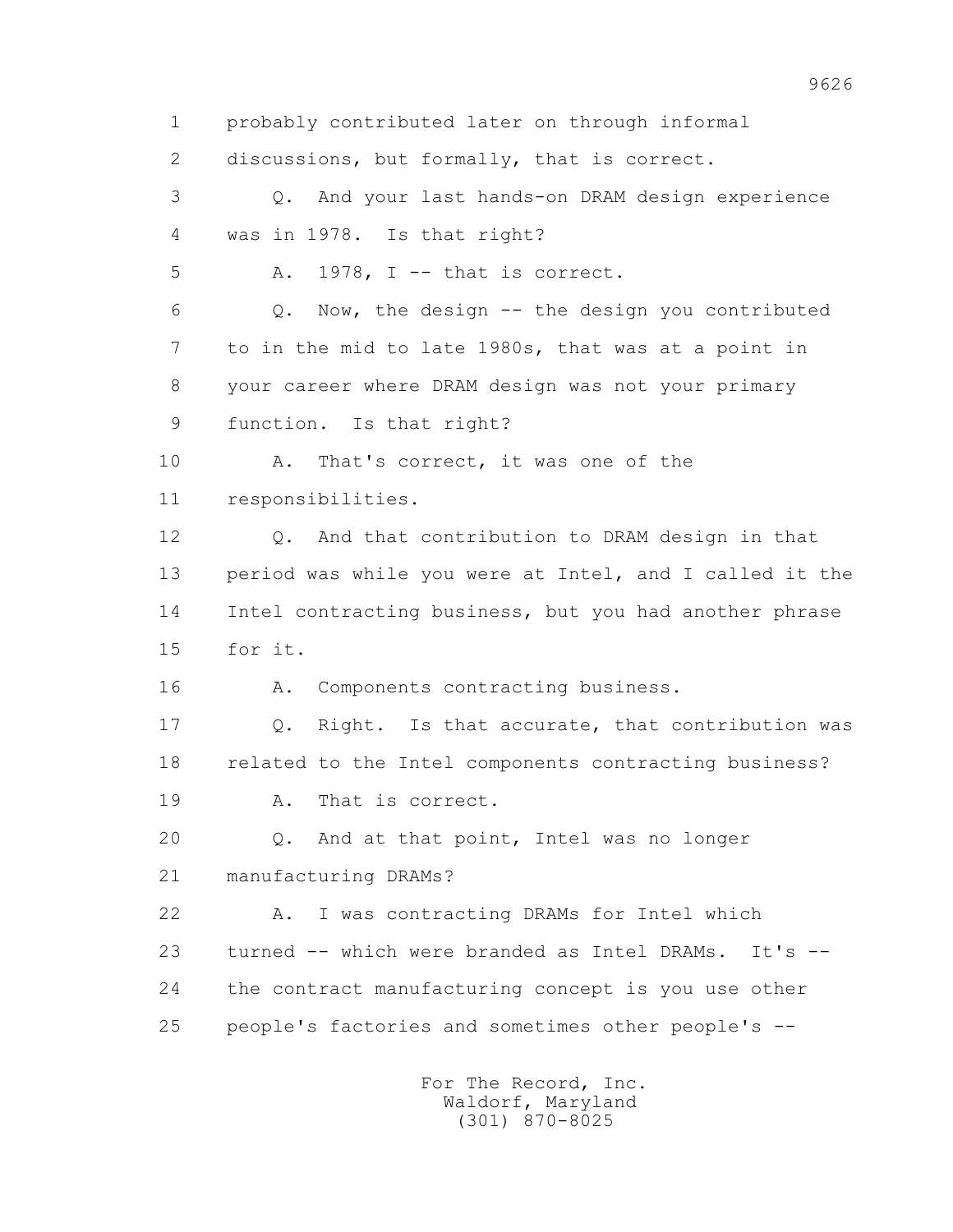1 probably contributed later on through informal
2 discussions, but formally, that is correct.
3 Q. And your last hands-on DRAM design experience
4 was in 1978. Is that right?
5 A. 1978, I -- that is correct.
6 Q. Now, the design -- the design you contributed
7 to in the mid to late 1980s, that was at a point in
8 your career where DRAM design was not your primary
9 function. Is that right?
10 A. That's correct, it was one of the
11 responsibilities.
12 Q. And that contribution to DRAM design in that
13 period was while you were at Intel, and I called it the
14 Intel contracting business, but you had another phrase
15 for it.
16 A. Components contracting business.
17 Q. Right. Is that accurate, that contribution was
18 related to the Intel components contracting business?
19 A. That is correct.
20 Q. And at that point, Intel was no longer
21 manufacturing DRAMs?
22 A. I was contracting DRAMs for Intel which
23 turned -- which were branded as Intel DRAMs. It's --
24 the contract manufacturing concept is you use other
25 people's factories and sometimes other people's --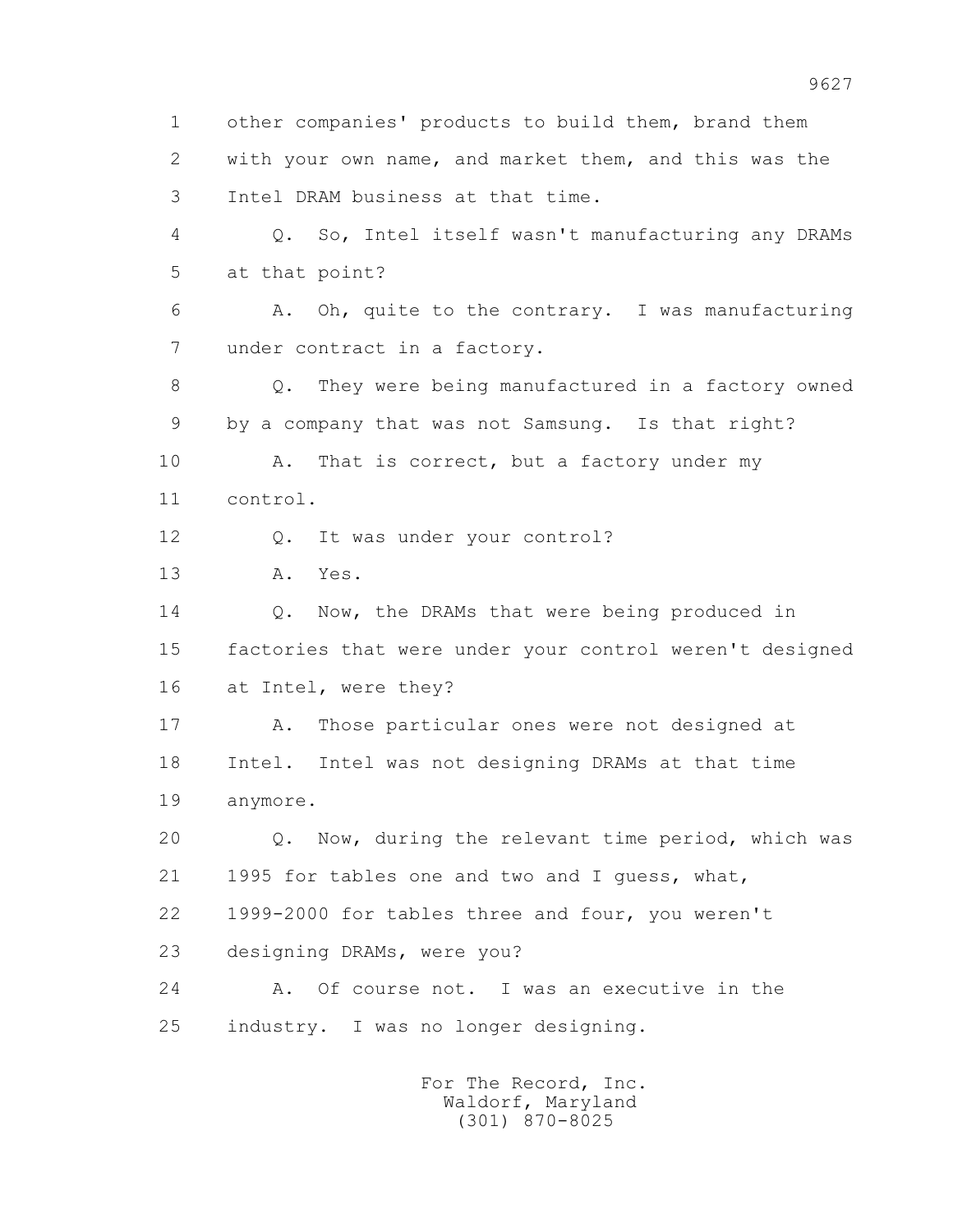1 other companies' products to build them, brand them
2 with your own name, and market them, and this was the
3 Intel DRAM business at that time.

4 Q. So, Intel itself wasn't manufacturing any DRAMs
5 at that point?

6 A. Oh, quite to the contrary. I was manufacturing
7 under contract in a factory.

8 Q. They were being manufactured in a factory owned
9 by a company that was not Samsung. Is that right?

10 A. That is correct, but a factory under my
11 control.

12 Q. It was under your control?

13 A. Yes.

14 Q. Now, the DRAMs that were being produced in
15 factories that were under your control weren't designed
16 at Intel, were they?

17 A. Those particular ones were not designed at
18 Intel. Intel was not designing DRAMs at that time
19 anymore.

20 Q. Now, during the relevant time period, which was
21 1995 for tables one and two and I guess, what,
22 1999-2000 for tables three and four, you weren't
23 designing DRAMs, were you?

24 A. Of course not. I was an executive in the
25 industry. I was no longer designing.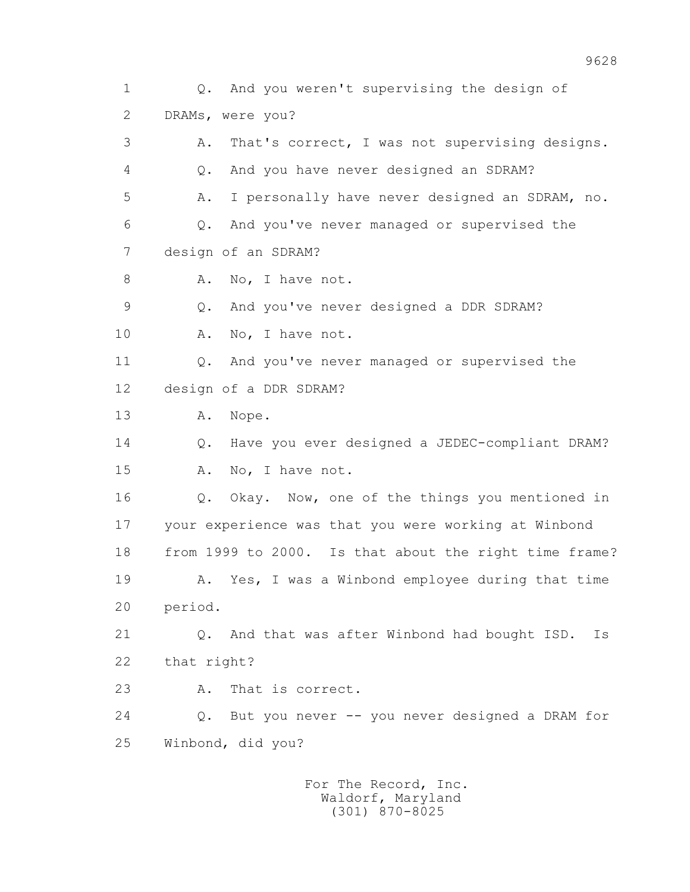1 Q. And you weren't supervising the design of

2 DRAMs, were you?

3 A. That's correct, I was not supervising designs.

4 Q. And you have never designed an SDRAM?

5 A. I personally have never designed an SDRAM, no.

6 Q. And you've never managed or supervised the

7 design of an SDRAM?

8 A. No, I have not.

9 Q. And you've never designed a DDR SDRAM?

10 A. No, I have not.

11 Q. And you've never managed or supervised the

12 design of a DDR SDRAM?

13 A. Nope.

14 Q. Have you ever designed a JEDEC-compliant DRAM?

15 A. No, I have not.

16 Q. Okay. Now, one of the things you mentioned in

17 your experience was that you were working at Winbond

18 from 1999 to 2000. Is that about the right time frame?

19 A. Yes, I was a Winbond employee during that time

20 period.

21 Q. And that was after Winbond had bought ISD. Is

22 that right?

23 A. That is correct.

24 Q. But you never -- you never designed a DRAM for

25 Winbond, did you?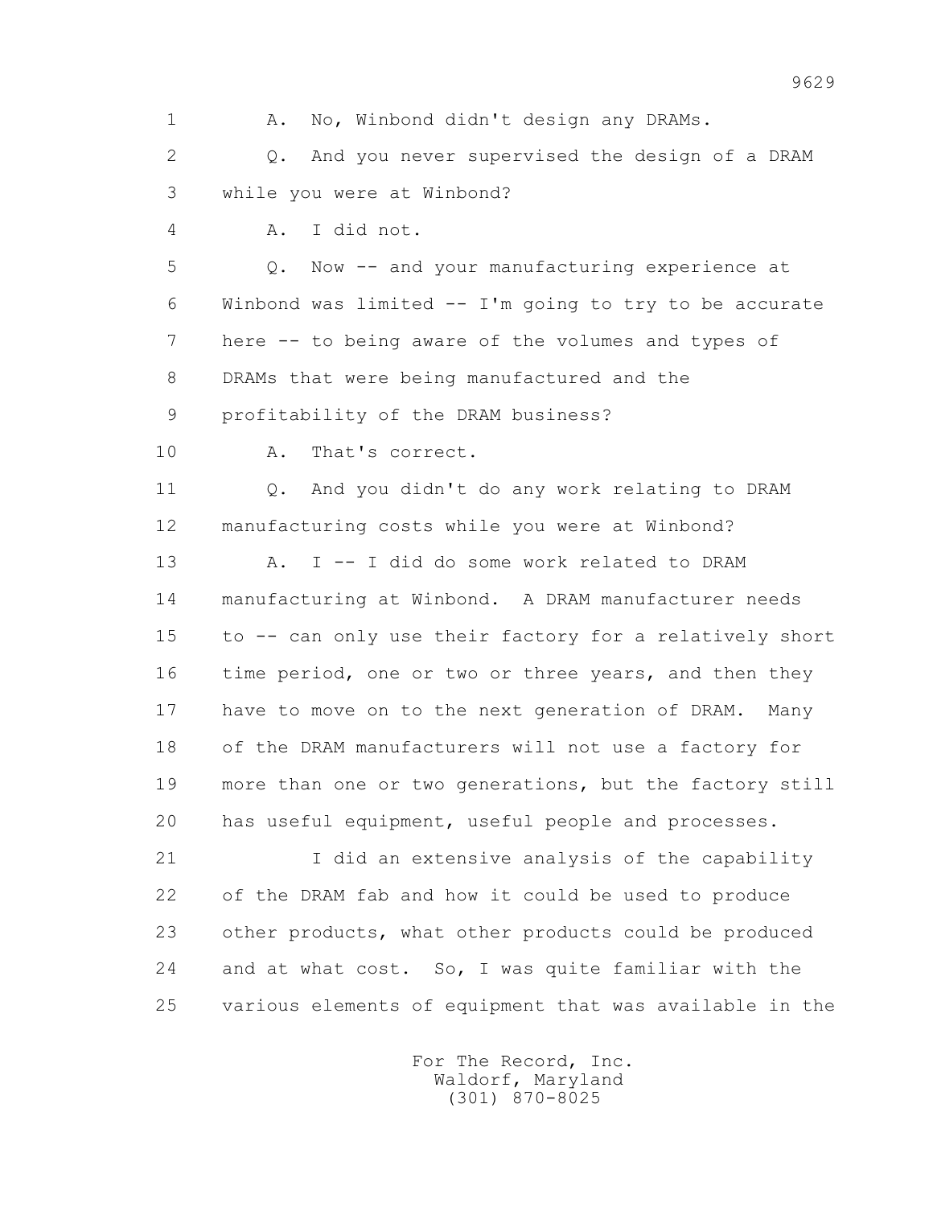1 A. No, Winbond didn't design any DRAMs.

2 Q. And you never supervised the design of a DRAM

3 while you were at Winbond?

4 A. I did not.

5 Q. Now -- and your manufacturing experience at

6 Winbond was limited -- I'm going to try to be accurate

7 here -- to being aware of the volumes and types of

8 DRAMs that were being manufactured and the

9 profitability of the DRAM business?

10 A. That's correct.

11 Q. And you didn't do any work relating to DRAM

12 manufacturing costs while you were at Winbond?

13 A. I -- I did do some work related to DRAM

14 manufacturing at Winbond. A DRAM manufacturer needs

15 to -- can only use their factory for a relatively short

16 time period, one or two or three years, and then they

17 have to move on to the next generation of DRAM. Many

18 of the DRAM manufacturers will not use a factory for

19 more than one or two generations, but the factory still

20 has useful equipment, useful people and processes.

21 I did an extensive analysis of the capability

22 of the DRAM fab and how it could be used to produce

23 other products, what other products could be produced

24 and at what cost. So, I was quite familiar with the

25 various elements of equipment that was available in the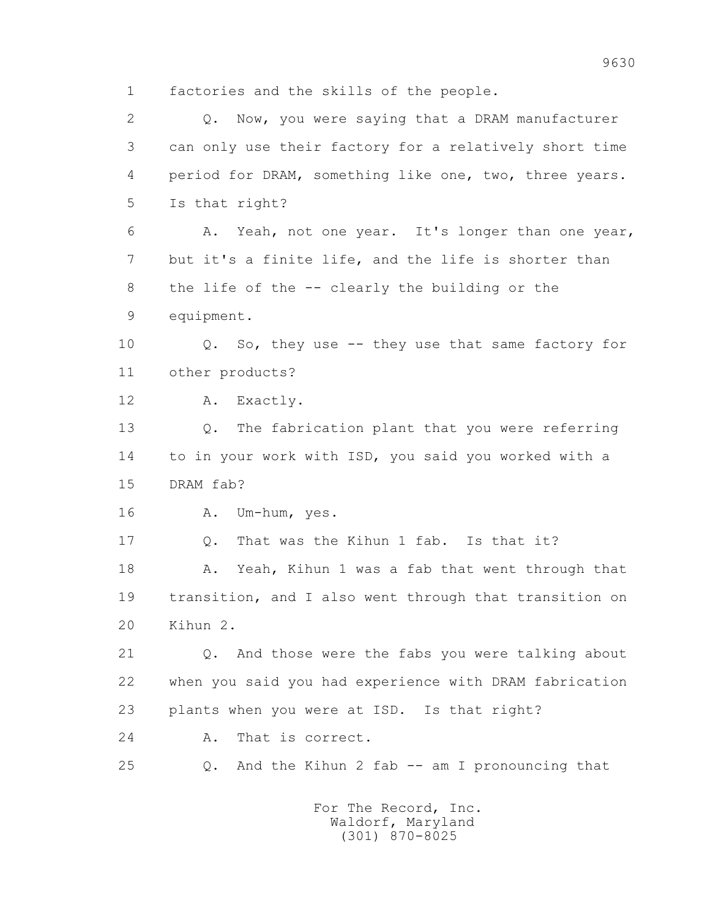1 factories and the skills of the people.

2 Q. Now, you were saying that a DRAM manufacturer

3 can only use their factory for a relatively short time

4 period for DRAM, something like one, two, three years.

5 Is that right?

6 A. Yeah, not one year. It's longer than one year,

7 but it's a finite life, and the life is shorter than

8 the life of the -- clearly the building or the

9 equipment.

10 Q. So, they use -- they use that same factory for

11 other products?

12 A. Exactly.

13 Q. The fabrication plant that you were referring

14 to in your work with ISD, you said you worked with a

15 DRAM fab?

16 A. Um-hum, yes.

17 Q. That was the Kihun 1 fab. Is that it?

18 A. Yeah, Kihun 1 was a fab that went through that

19 transition, and I also went through that transition on

20 Kihun 2.

21 Q. And those were the fabs you were talking about

22 when you said you had experience with DRAM fabrication

23 plants when you were at ISD. Is that right?

24 A. That is correct.

25 Q. And the Kihun 2 fab -- am I pronouncing that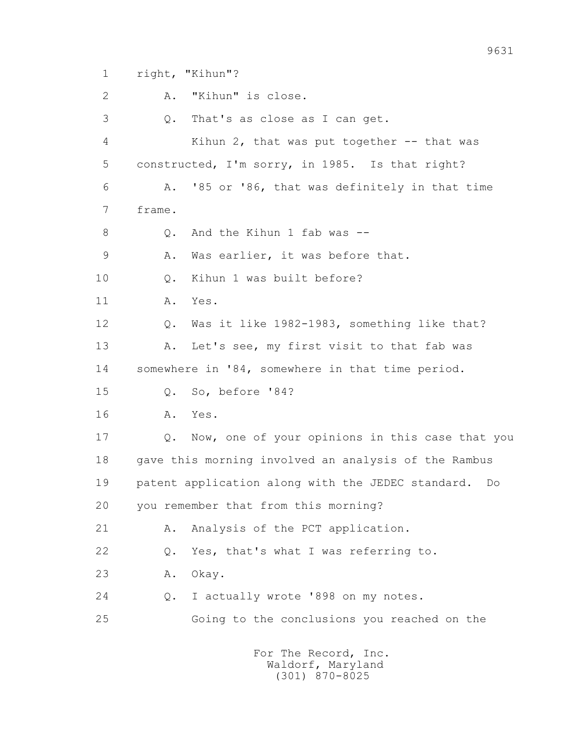1 right, "Kihun"?

2 A. "Kihun" is close.

3 Q. That's as close as I can get.

4 Kihun 2, that was put together -- that was

5 constructed, I'm sorry, in 1985. Is that right?

6 A. '85 or '86, that was definitely in that time

7 frame.

8 Q. And the Kihun 1 fab was --

9 A. Was earlier, it was before that.

10 Q. Kihun 1 was built before?

11 A. Yes.

12 Q. Was it like 1982-1983, something like that?

13 A. Let's see, my first visit to that fab was

14 somewhere in '84, somewhere in that time period.

15 Q. So, before '84?

16 A. Yes.

17 Q. Now, one of your opinions in this case that you

18 gave this morning involved an analysis of the Rambus

19 patent application along with the JEDEC standard. Do

20 you remember that from this morning?

21 A. Analysis of the PCT application.

22 Q. Yes, that's what I was referring to.

23 A. Okay.

24 Q. I actually wrote '898 on my notes.

25 Going to the conclusions you reached on the

For The Record, Inc.
Waldorf, Maryland
(301) 870-8025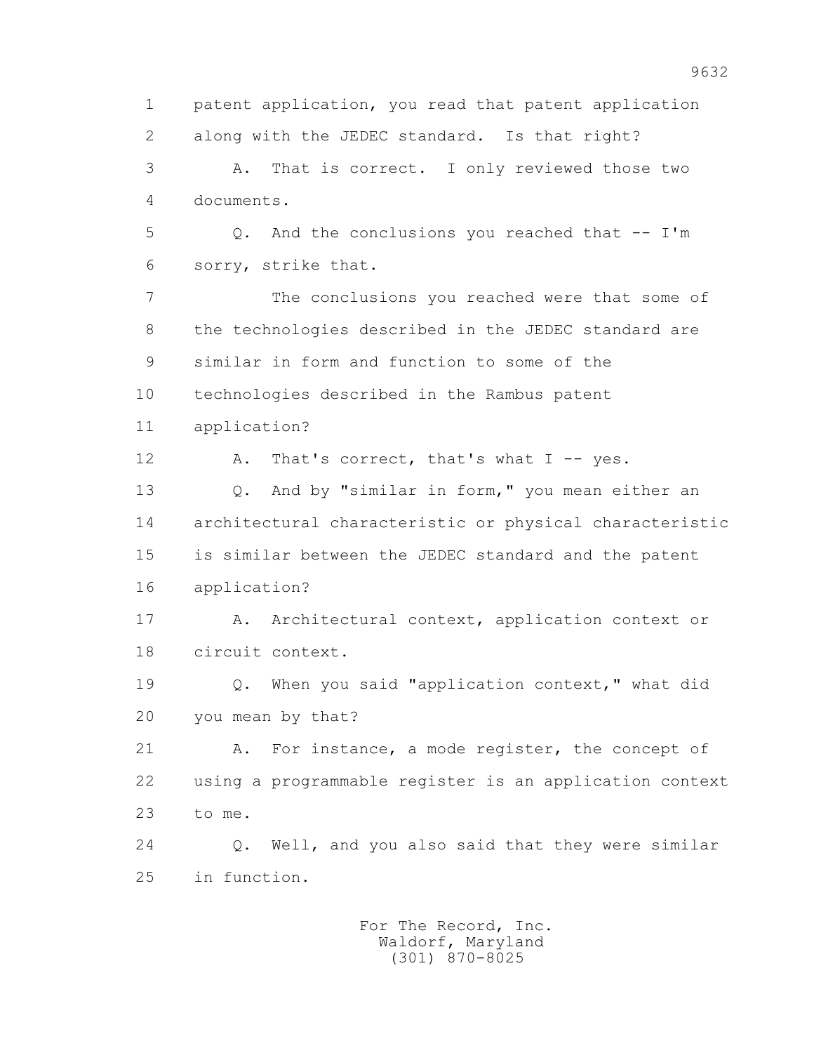1 patent application, you read that patent application
2 along with the JEDEC standard. Is that right?
3 A. That is correct. I only reviewed those two
4 documents.
5 Q. And the conclusions you reached that -- I'm
6 sorry, strike that.
7 The conclusions you reached were that some of
8 the technologies described in the JEDEC standard are
9 similar in form and function to some of the
10 technologies described in the Rambus patent
11 application?
12 A. That's correct, that's what I -- yes.
13 Q. And by "similar in form," you mean either an
14 architectural characteristic or physical characteristic
15 is similar between the JEDEC standard and the patent
16 application?
17 A. Architectural context, application context or
18 circuit context.
19 Q. When you said "application context," what did
20 you mean by that?
21 A. For instance, a mode register, the concept of
22 using a programmable register is an application context
23 to me.
24 Q. Well, and you also said that they were similar
25 in function.

For The Record, Inc.
Waldorf, Maryland
(301) 870-8025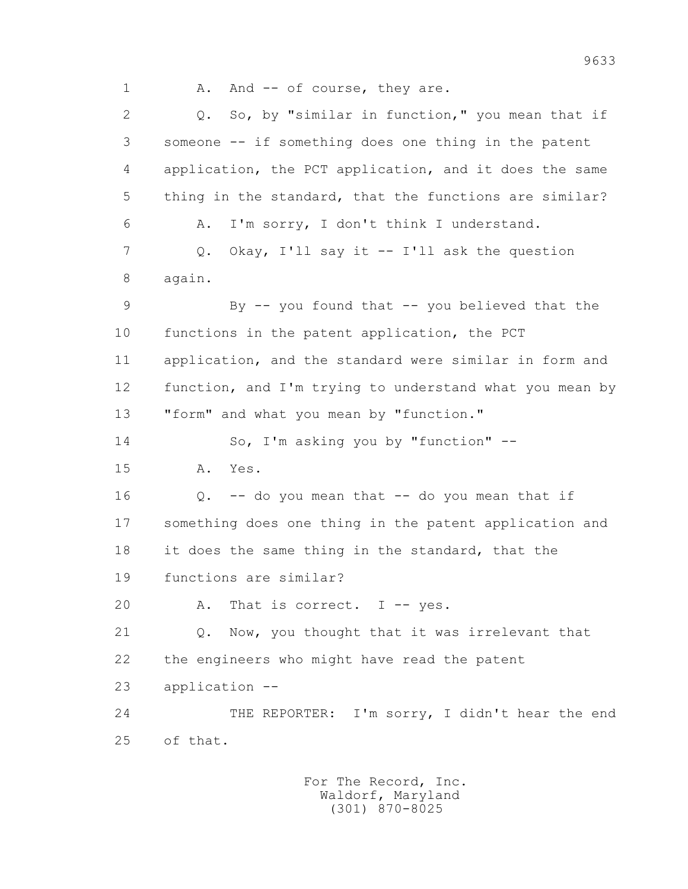1 A. And -- of course, they are.

2 Q. So, by "similar in function," you mean that if

3 someone -- if something does one thing in the patent

4 application, the PCT application, and it does the same

5 thing in the standard, that the functions are similar?

6 A. I'm sorry, I don't think I understand.

7 Q. Okay, I'll say it -- I'll ask the question

8 again.

9 By -- you found that -- you believed that the

10 functions in the patent application, the PCT

11 application, and the standard were similar in form and

12 function, and I'm trying to understand what you mean by

13 "form" and what you mean by "function."

14 So, I'm asking you by "function" --

15 A. Yes.

16 Q. -- do you mean that -- do you mean that if

17 something does one thing in the patent application and

18 it does the same thing in the standard, that the

19 functions are similar?

20 A. That is correct. I -- yes.

21 Q. Now, you thought that it was irrelevant that

22 the engineers who might have read the patent

23 application --

24 THE REPORTER: I'm sorry, I didn't hear the end

25 of that.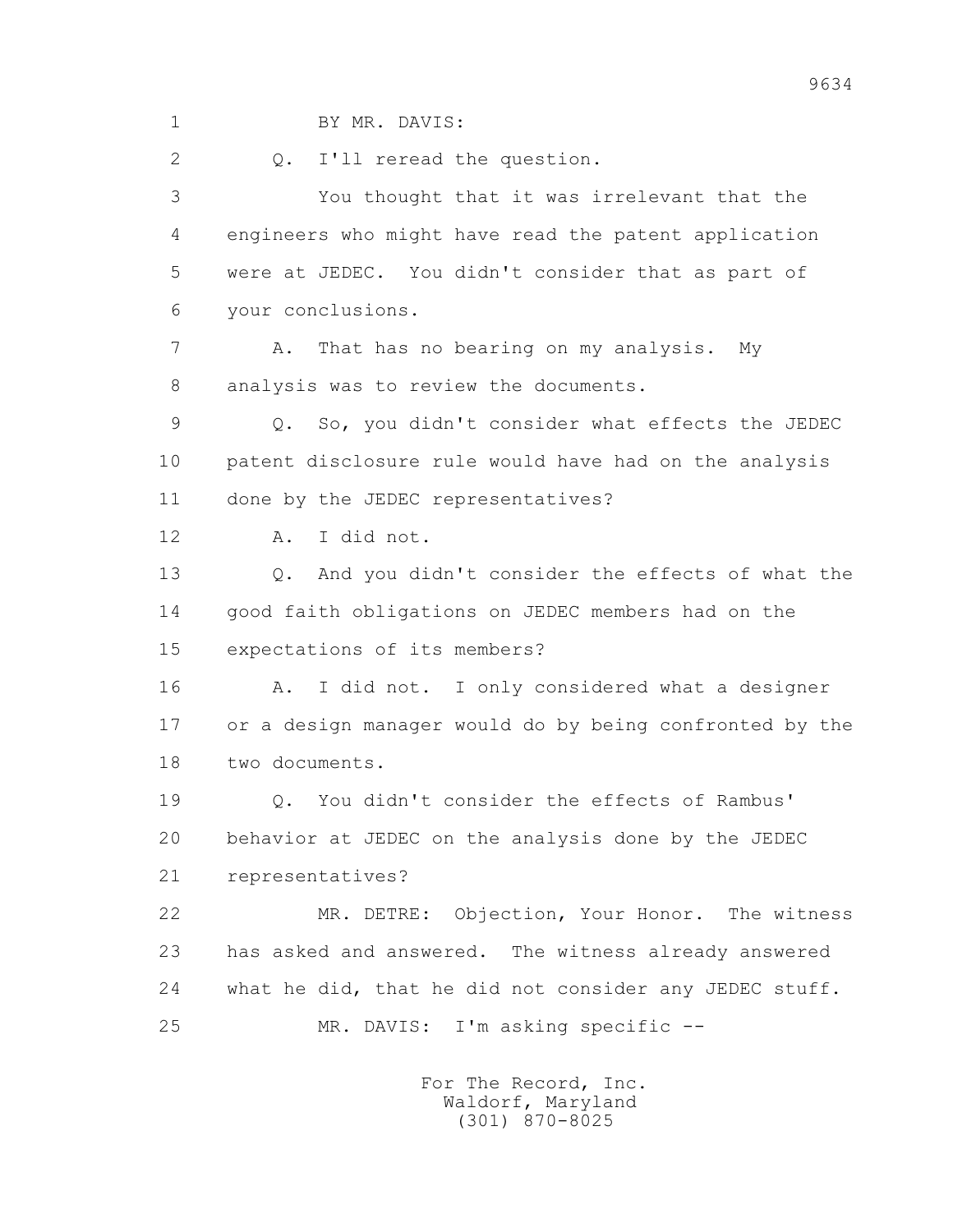BY MR. DAVIS:

Q. I'll reread the question.

You thought that it was irrelevant that the engineers who might have read the patent application were at JEDEC. You didn't consider that as part of your conclusions.

A. That has no bearing on my analysis. My analysis was to review the documents.

Q. So, you didn't consider what effects the JEDEC patent disclosure rule would have had on the analysis done by the JEDEC representatives?

A. I did not.

Q. And you didn't consider the effects of what the good faith obligations on JEDEC members had on the expectations of its members?

A. I did not. I only considered what a designer or a design manager would do by being confronted by the two documents.

Q. You didn't consider the effects of Rambus' behavior at JEDEC on the analysis done by the JEDEC representatives?

MR. DETRE: Objection, Your Honor. The witness has asked and answered. The witness already answered what he did, that he did not consider any JEDEC stuff.

MR. DAVIS: I'm asking specific --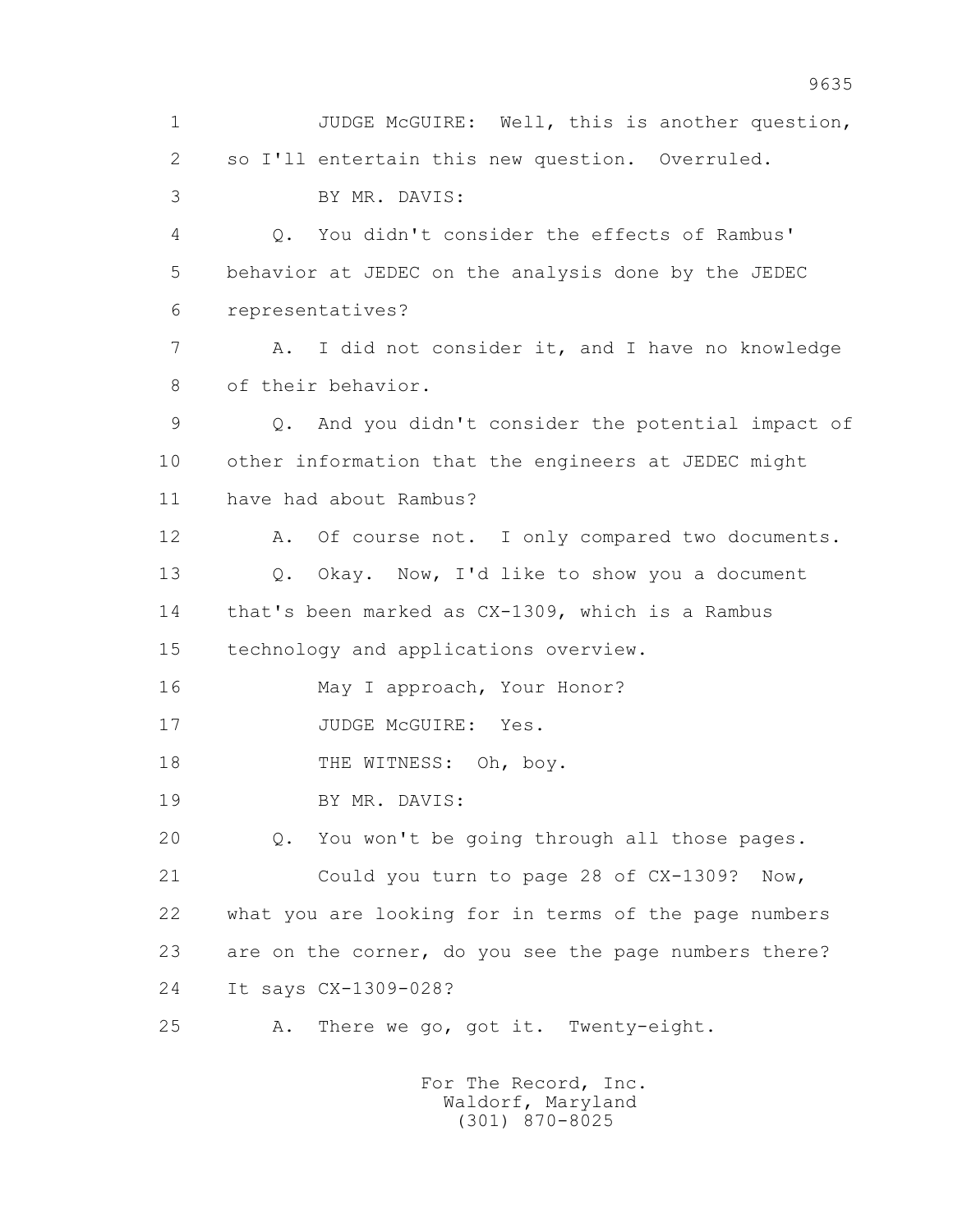1 JUDGE McGUIRE: Well, this is another question,
2 so I'll entertain this new question. Overruled.
3 BY MR. DAVIS:
4 Q. You didn't consider the effects of Rambus'
5 behavior at JEDEC on the analysis done by the JEDEC
6 representatives?
7 A. I did not consider it, and I have no knowledge
8 of their behavior.
9 Q. And you didn't consider the potential impact of
10 other information that the engineers at JEDEC might
11 have had about Rambus?
12 A. Of course not. I only compared two documents.
13 Q. Okay. Now, I'd like to show you a document
14 that's been marked as CX-1309, which is a Rambus
15 technology and applications overview.
16 May I approach, Your Honor?
17 JUDGE McGUIRE: Yes.
18 THE WITNESS: Oh, boy.
19 BY MR. DAVIS:
20 Q. You won't be going through all those pages.
21 Could you turn to page 28 of CX-1309? Now,
22 what you are looking for in terms of the page numbers
23 are on the corner, do you see the page numbers there?
24 It says CX-1309-028?
25 A. There we go, got it. Twenty-eight.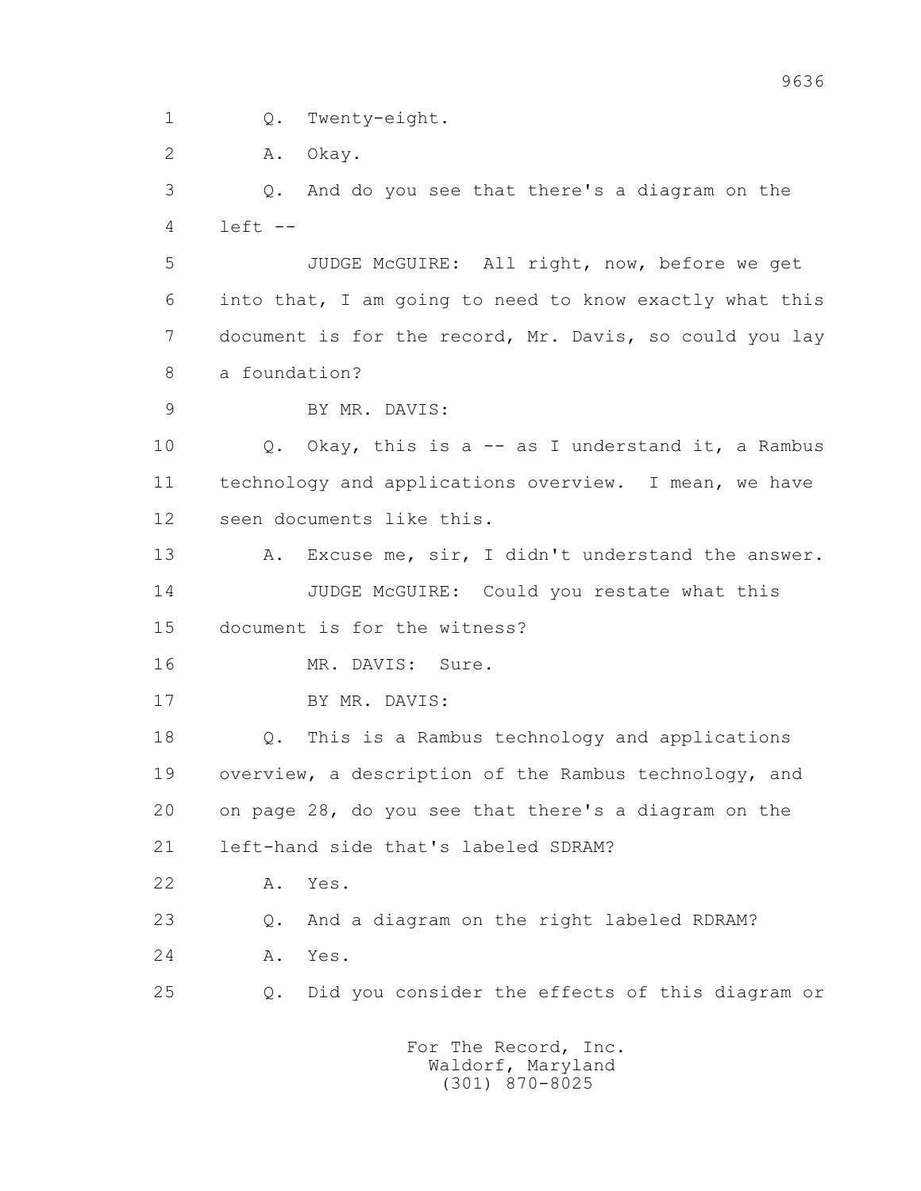1 Q. Twenty-eight.

2 A. Okay.

3 Q. And do you see that there's a diagram on the

4 left --

5 JUDGE McGUIRE: All right, now, before we get

6 into that, I am going to need to know exactly what this

7 document is for the record, Mr. Davis, so could you lay

8 a foundation?

9 BY MR. DAVIS:

10 Q. Okay, this is a -- as I understand it, a Rambus

11 technology and applications overview. I mean, we have

12 seen documents like this.

13 A. Excuse me, sir, I didn't understand the answer.

14 JUDGE McGUIRE: Could you restate what this

15 document is for the witness?

16 MR. DAVIS: Sure.

17 BY MR. DAVIS:

18 Q. This is a Rambus technology and applications

19 overview, a description of the Rambus technology, and

20 on page 28, do you see that there's a diagram on the

21 left-hand side that's labeled SDRAM?

22 A. Yes.

23 Q. And a diagram on the right labeled RDRAM?

24 A. Yes.

25 Q. Did you consider the effects of this diagram or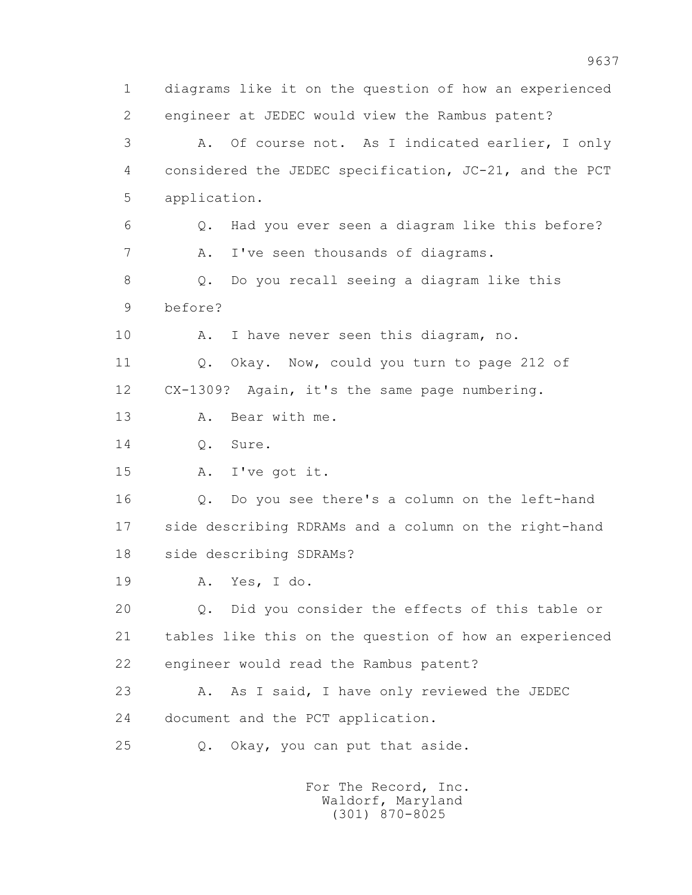1 diagrams like it on the question of how an experienced
2 engineer at JEDEC would view the Rambus patent?
3 A. Of course not. As I indicated earlier, I only
4 considered the JEDEC specification, JC-21, and the PCT
5 application.
6 Q. Had you ever seen a diagram like this before?
7 A. I've seen thousands of diagrams.
8 Q. Do you recall seeing a diagram like this
9 before?
10 A. I have never seen this diagram, no.
11 Q. Okay. Now, could you turn to page 212 of
12 CX-1309? Again, it's the same page numbering.
13 A. Bear with me.
14 Q. Sure.
15 A. I've got it.
16 Q. Do you see there's a column on the left-hand
17 side describing RDRAMs and a column on the right-hand
18 side describing SDRAMs?
19 A. Yes, I do.
20 Q. Did you consider the effects of this table or
21 tables like this on the question of how an experienced
22 engineer would read the Rambus patent?
23 A. As I said, I have only reviewed the JEDEC
24 document and the PCT application.
25 Q. Okay, you can put that aside.

For The Record, Inc.
Waldorf, Maryland
(301) 870-8025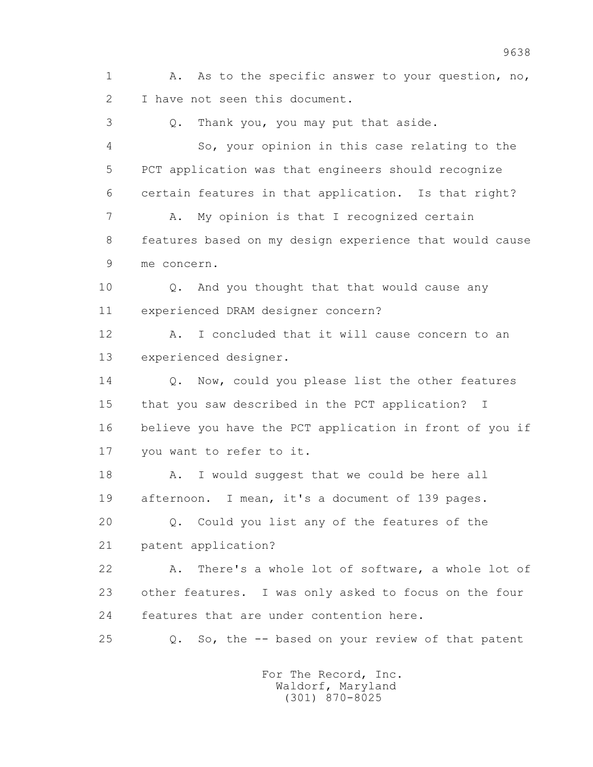1 A. As to the specific answer to your question, no,
2 I have not seen this document.
3 Q. Thank you, you may put that aside.
4 So, your opinion in this case relating to the
5 PCT application was that engineers should recognize
6 certain features in that application. Is that right?
7 A. My opinion is that I recognized certain
8 features based on my design experience that would cause
9 me concern.
10 Q. And you thought that that would cause any
11 experienced DRAM designer concern?
12 A. I concluded that it will cause concern to an
13 experienced designer.
14 Q. Now, could you please list the other features
15 that you saw described in the PCT application? I
16 believe you have the PCT application in front of you if
17 you want to refer to it.
18 A. I would suggest that we could be here all
19 afternoon. I mean, it's a document of 139 pages.
20 Q. Could you list any of the features of the
21 patent application?
22 A. There's a whole lot of software, a whole lot of
23 other features. I was only asked to focus on the four
24 features that are under contention here.
25 Q. So, the -- based on your review of that patent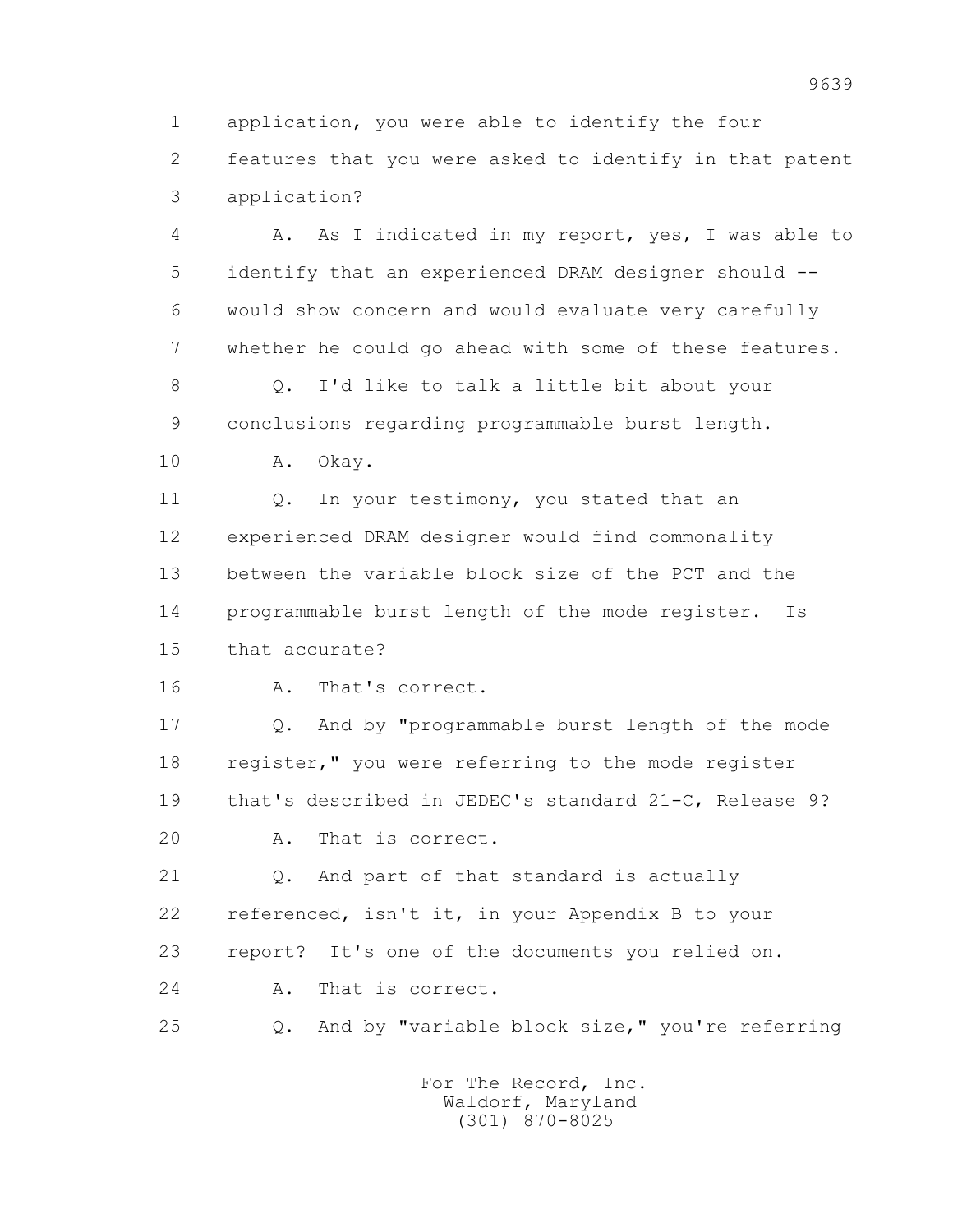1 application, you were able to identify the four
2 features that you were asked to identify in that patent
3 application?

4 A. As I indicated in my report, yes, I was able to
5 identify that an experienced DRAM designer should --
6 would show concern and would evaluate very carefully
7 whether he could go ahead with some of these features.

8 Q. I'd like to talk a little bit about your
9 conclusions regarding programmable burst length.

10 A. Okay.

11 Q. In your testimony, you stated that an
12 experienced DRAM designer would find commonality
13 between the variable block size of the PCT and the
14 programmable burst length of the mode register. Is
15 that accurate?

16 A. That's correct.

17 Q. And by "programmable burst length of the mode
18 register," you were referring to the mode register
19 that's described in JEDEC's standard 21-C, Release 9?

20 A. That is correct.

21 Q. And part of that standard is actually
22 referenced, isn't it, in your Appendix B to your
23 report? It's one of the documents you relied on.

24 A. That is correct.

25 Q. And by "variable block size," you're referring

For The Record, Inc.
Waldorf, Maryland
(301) 870-8025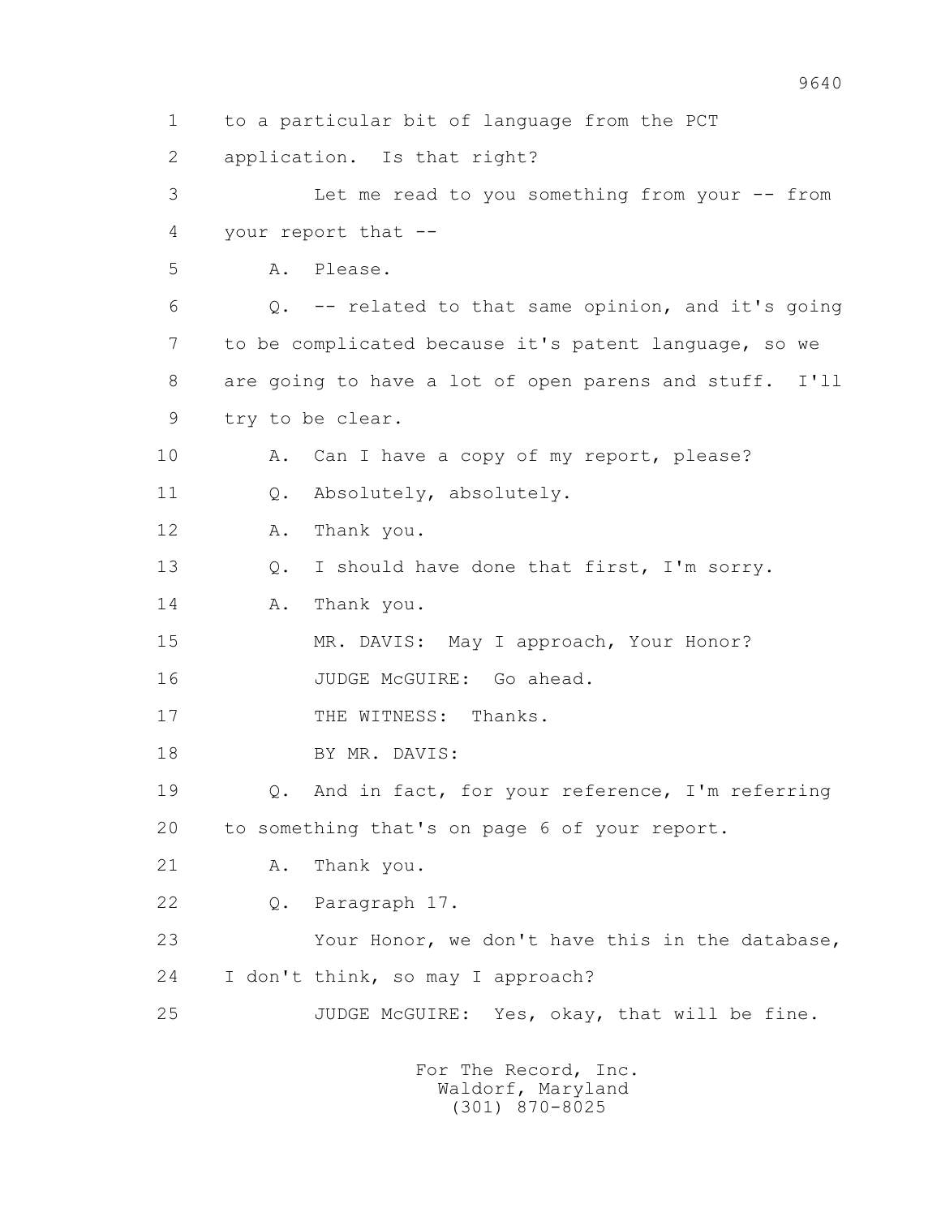1 to a particular bit of language from the PCT

2 application. Is that right?

3 Let me read to you something from your -- from

4 your report that --

5 A. Please.

6 Q. -- related to that same opinion, and it's going

7 to be complicated because it's patent language, so we

8 are going to have a lot of open parens and stuff. I'll

9 try to be clear.

10 A. Can I have a copy of my report, please?

11 Q. Absolutely, absolutely.

12 A. Thank you.

13 Q. I should have done that first, I'm sorry.

14 A. Thank you.

15 MR. DAVIS: May I approach, Your Honor?

16 JUDGE McGUIRE: Go ahead.

17 THE WITNESS: Thanks.

18 BY MR. DAVIS:

19 Q. And in fact, for your reference, I'm referring

20 to something that's on page 6 of your report.

21 A. Thank you.

22 Q. Paragraph 17.

23 Your Honor, we don't have this in the database,

24 I don't think, so may I approach?

25 JUDGE McGUIRE: Yes, okay, that will be fine.

For The Record, Inc.
Waldorf, Maryland
(301) 870-8025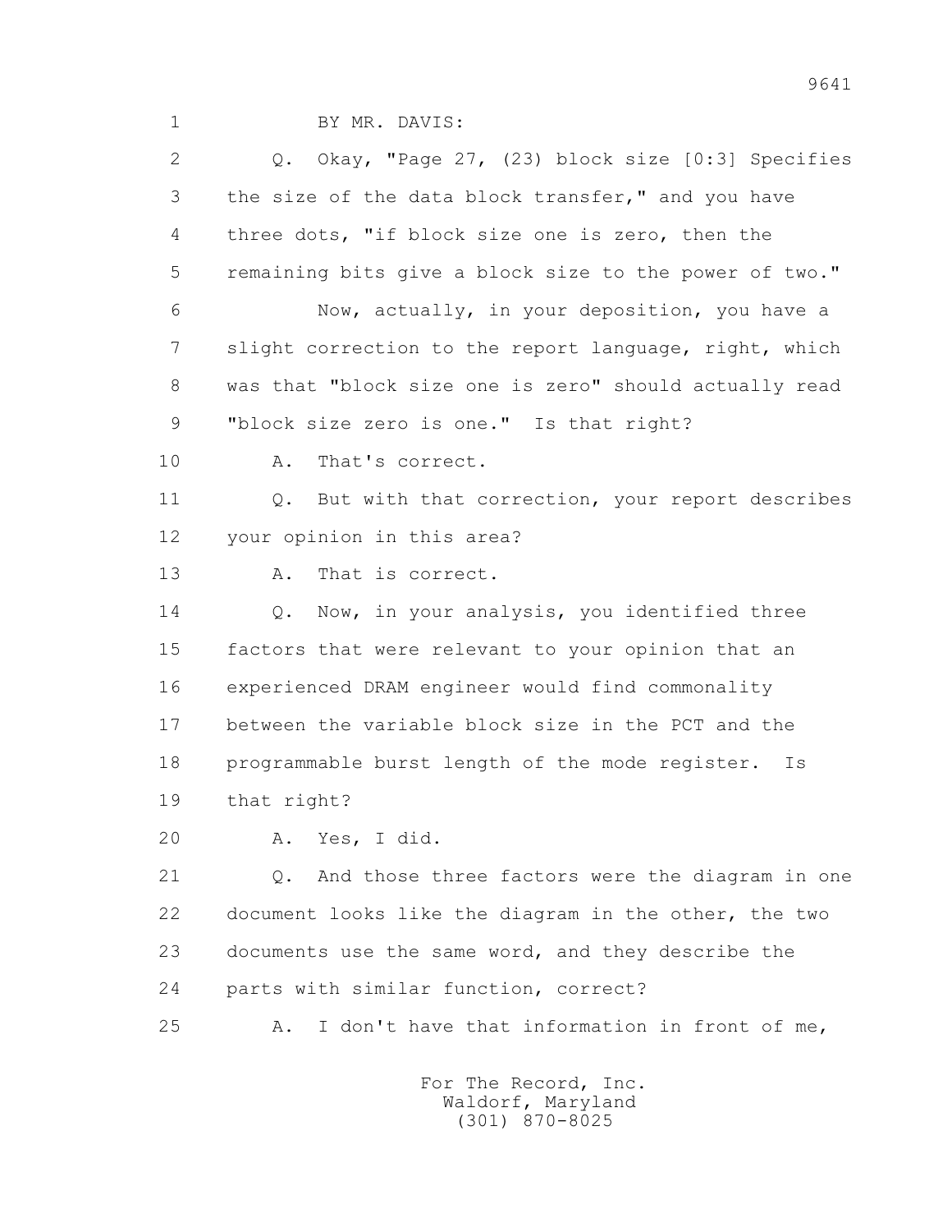BY MR. DAVIS:

Q. Okay, "Page 27, (23) block size [0:3] Specifies the size of the data block transfer," and you have three dots, "if block size one is zero, then the remaining bits give a block size to the power of two."

Now, actually, in your deposition, you have a slight correction to the report language, right, which was that "block size one is zero" should actually read "block size zero is one." Is that right?

A. That's correct.

Q. But with that correction, your report describes your opinion in this area?

A. That is correct.

Q. Now, in your analysis, you identified three factors that were relevant to your opinion that an experienced DRAM engineer would find commonality between the variable block size in the PCT and the programmable burst length of the mode register. Is that right?

A. Yes, I did.

Q. And those three factors were the diagram in one document looks like the diagram in the other, the two documents use the same word, and they describe the parts with similar function, correct?

A. I don't have that information in front of me,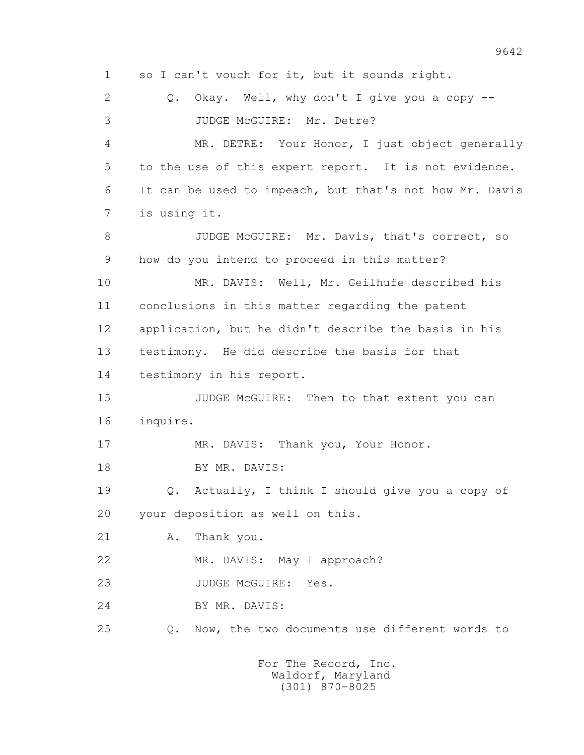1 so I can't vouch for it, but it sounds right.

2 Q. Okay. Well, why don't I give you a copy --

3 JUDGE McGUIRE: Mr. Detre?

4 MR. DETRE: Your Honor, I just object generally

5 to the use of this expert report. It is not evidence.

6 It can be used to impeach, but that's not how Mr. Davis

7 is using it.

8 JUDGE McGUIRE: Mr. Davis, that's correct, so

9 how do you intend to proceed in this matter?

10 MR. DAVIS: Well, Mr. Geilhufe described his

11 conclusions in this matter regarding the patent

12 application, but he didn't describe the basis in his

13 testimony. He did describe the basis for that

14 testimony in his report.

15 JUDGE McGUIRE: Then to that extent you can

16 inquire.

17 MR. DAVIS: Thank you, Your Honor.

18 BY MR. DAVIS:

19 Q. Actually, I think I should give you a copy of

20 your deposition as well on this.

21 A. Thank you.

22 MR. DAVIS: May I approach?

23 JUDGE McGUIRE: Yes.

24 BY MR. DAVIS:

25 Q. Now, the two documents use different words to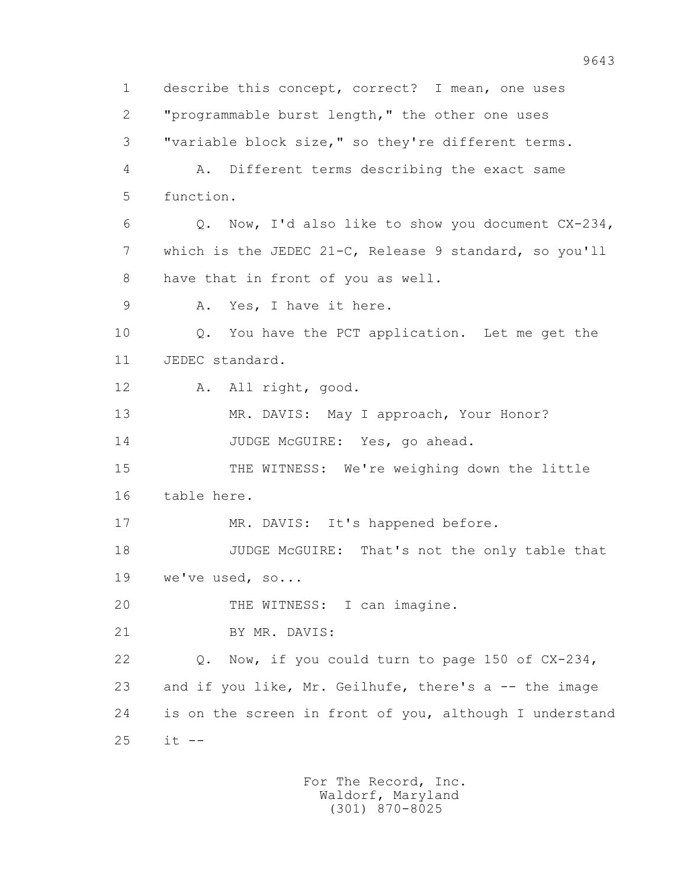1 describe this concept, correct? I mean, one uses
2 "programmable burst length," the other one uses
3 "variable block size," so they're different terms.
4 A. Different terms describing the exact same
5 function.
6 Q. Now, I'd also like to show you document CX-234,
7 which is the JEDEC 21-C, Release 9 standard, so you'll
8 have that in front of you as well.
9 A. Yes, I have it here.
10 Q. You have the PCT application. Let me get the
11 JEDEC standard.
12 A. All right, good.
13 MR. DAVIS: May I approach, Your Honor?
14 JUDGE McGUIRE: Yes, go ahead.
15 THE WITNESS: We're weighing down the little
16 table here.
17 MR. DAVIS: It's happened before.
18 JUDGE McGUIRE: That's not the only table that
19 we've used, so...
20 THE WITNESS: I can imagine.
21 BY MR. DAVIS:
22 Q. Now, if you could turn to page 150 of CX-234,
23 and if you like, Mr. Geilhufe, there's a -- the image
24 is on the screen in front of you, although I understand
25 it --

For The Record, Inc.
Waldorf, Maryland
(301) 870-8025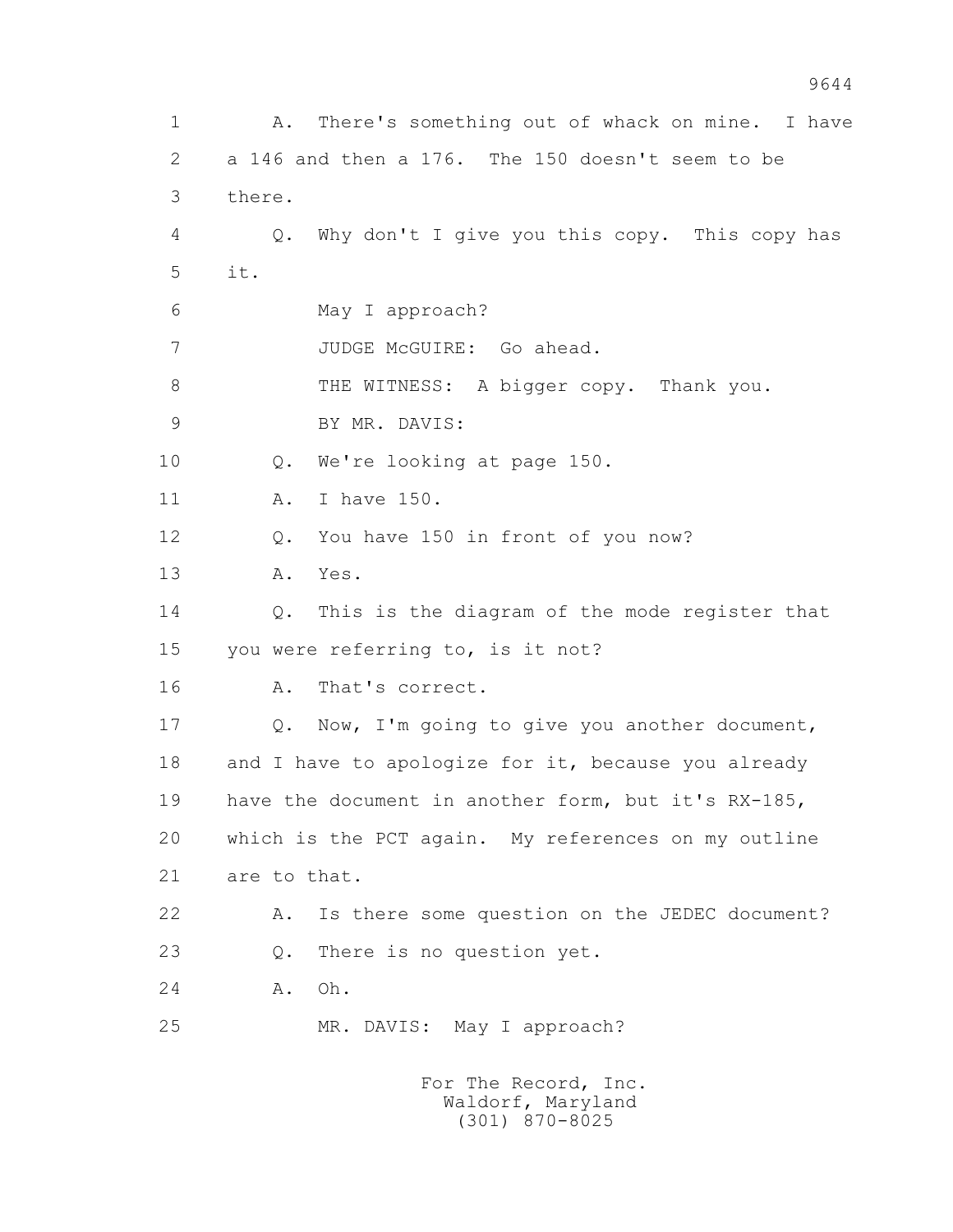1 A. There's something out of whack on mine. I have
2 a 146 and then a 176. The 150 doesn't seem to be
3 there.

4 Q. Why don't I give you this copy. This copy has
5 it.

6 May I approach?

7 JUDGE McGUIRE: Go ahead.

8 THE WITNESS: A bigger copy. Thank you.

9 BY MR. DAVIS:

10 Q. We're looking at page 150.

11 A. I have 150.

12 Q. You have 150 in front of you now?

13 A. Yes.

14 Q. This is the diagram of the mode register that
15 you were referring to, is it not?

16 A. That's correct.

17 Q. Now, I'm going to give you another document,
18 and I have to apologize for it, because you already
19 have the document in another form, but it's RX-185,
20 which is the PCT again. My references on my outline
21 are to that.

22 A. Is there some question on the JEDEC document?

23 Q. There is no question yet.

24 A. Oh.

25 MR. DAVIS: May I approach?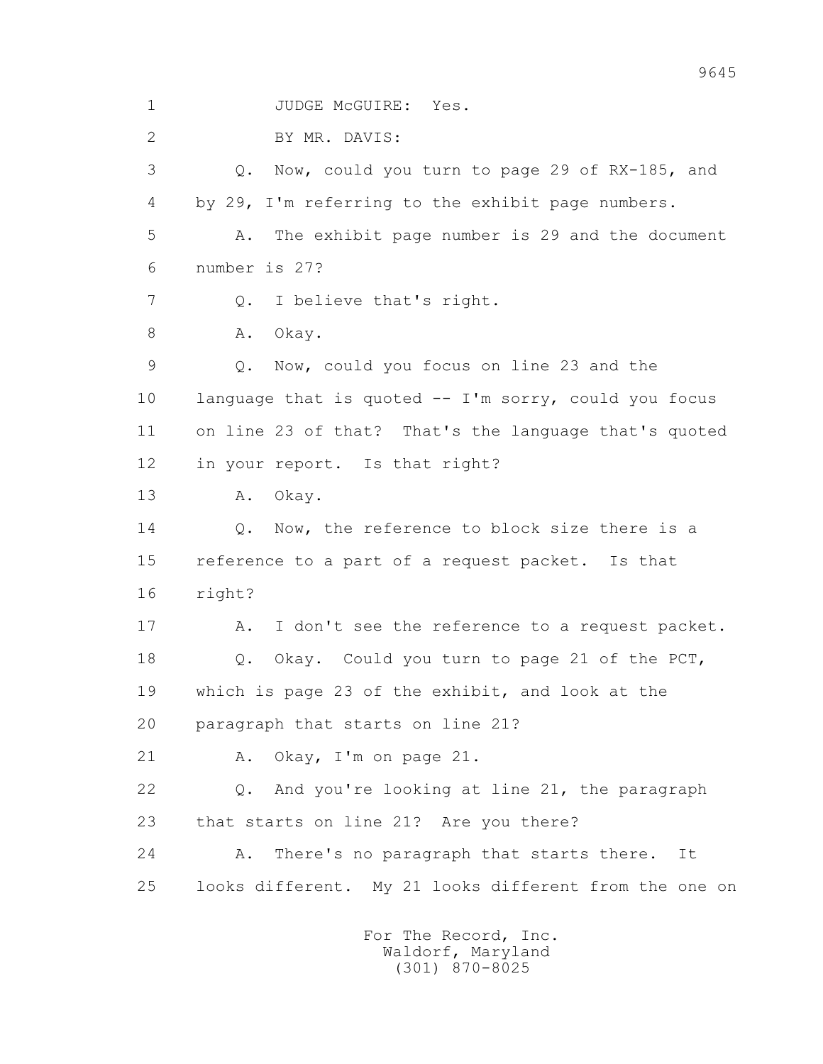1 JUDGE McGUIRE: Yes.

2 BY MR. DAVIS:

3 Q. Now, could you turn to page 29 of RX-185, and

4 by 29, I'm referring to the exhibit page numbers.

5 A. The exhibit page number is 29 and the document

6 number is 27?

7 Q. I believe that's right.

8 A. Okay.

9 Q. Now, could you focus on line 23 and the

10 language that is quoted -- I'm sorry, could you focus

11 on line 23 of that? That's the language that's quoted

12 in your report. Is that right?

13 A. Okay.

14 Q. Now, the reference to block size there is a

15 reference to a part of a request packet. Is that

16 right?

17 A. I don't see the reference to a request packet.

18 Q. Okay. Could you turn to page 21 of the PCT,

19 which is page 23 of the exhibit, and look at the

20 paragraph that starts on line 21?

21 A. Okay, I'm on page 21.

22 Q. And you're looking at line 21, the paragraph

23 that starts on line 21? Are you there?

24 A. There's no paragraph that starts there. It

25 looks different. My 21 looks different from the one on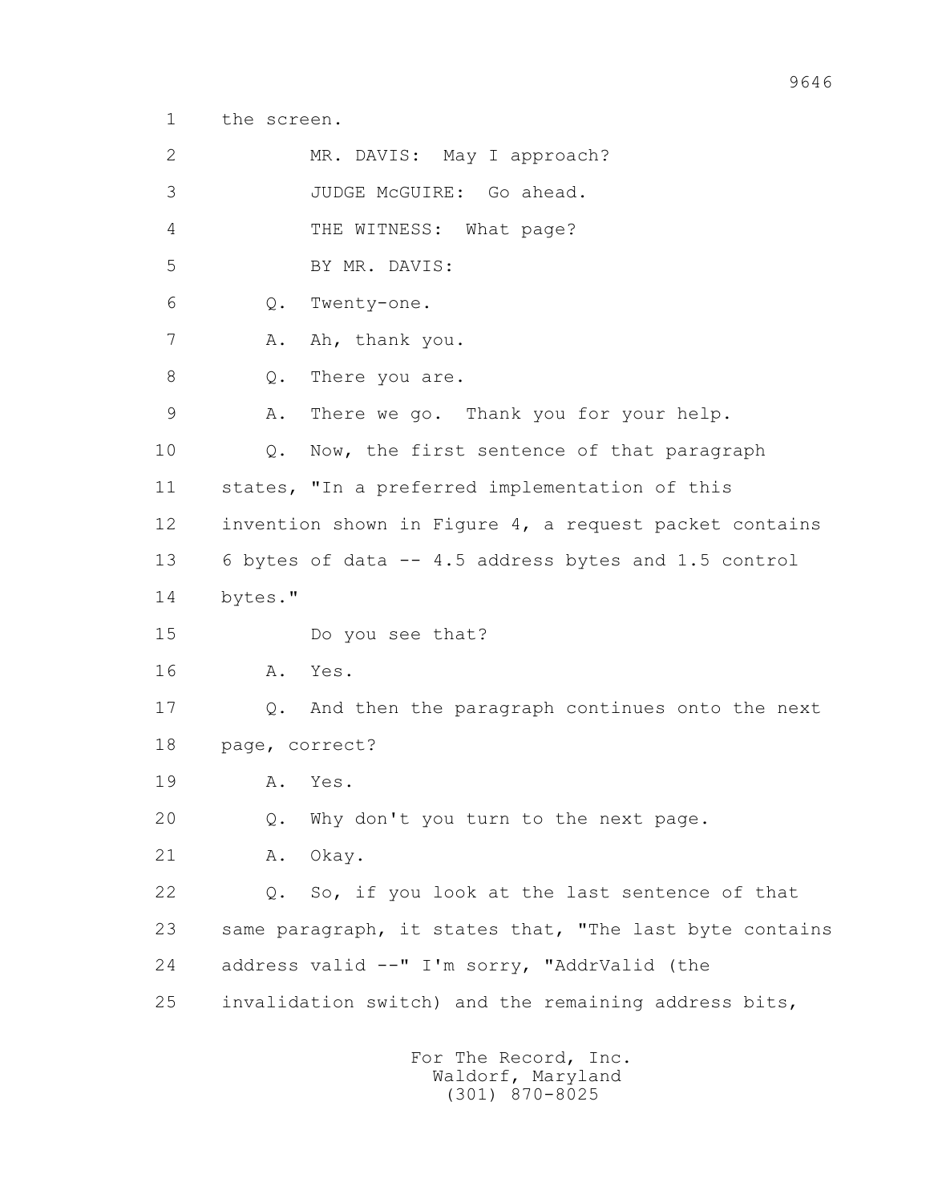1 the screen.

2 MR. DAVIS: May I approach?

3 JUDGE McGUIRE: Go ahead.

4 THE WITNESS: What page?

5 BY MR. DAVIS:

6 Q. Twenty-one.

7 A. Ah, thank you.

8 Q. There you are.

9 A. There we go. Thank you for your help.

10 Q. Now, the first sentence of that paragraph

11 states, "In a preferred implementation of this

12 invention shown in Figure 4, a request packet contains

13 6 bytes of data -- 4.5 address bytes and 1.5 control

14 bytes."

15 Do you see that?

16 A. Yes.

17 Q. And then the paragraph continues onto the next

18 page, correct?

19 A. Yes.

20 Q. Why don't you turn to the next page.

21 A. Okay.

22 Q. So, if you look at the last sentence of that

23 same paragraph, it states that, "The last byte contains

24 address valid --" I'm sorry, "AddrValid (the

25 invalidation switch) and the remaining address bits,

For The Record, Inc.
Waldorf, Maryland
(301) 870-8025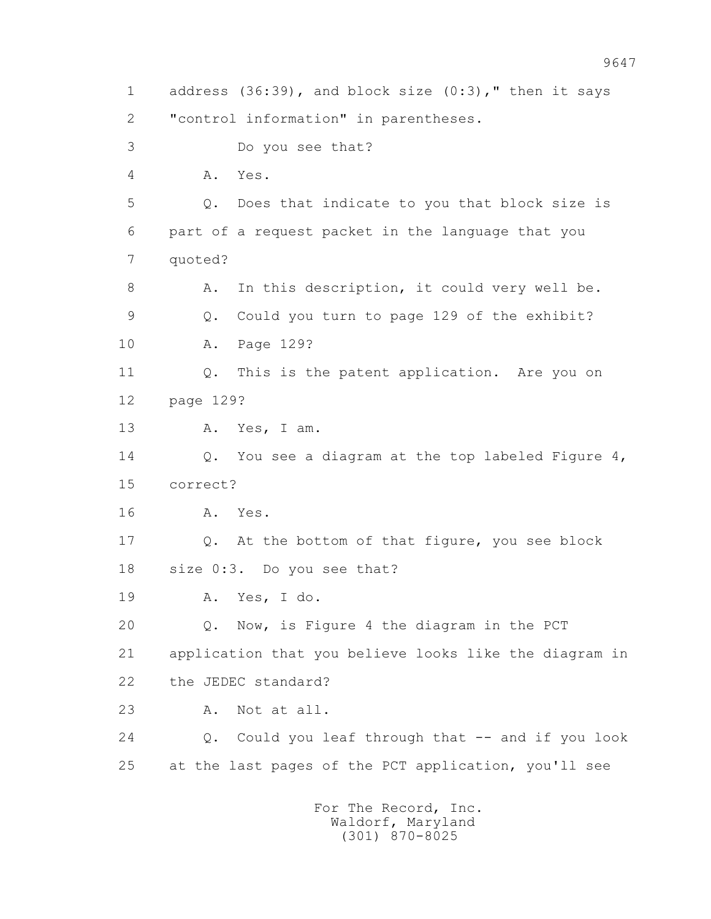1 address (36:39), and block size (0:3)," then it says
2 "control information" in parentheses.
3 Do you see that?
4 A. Yes.
5 Q. Does that indicate to you that block size is
6 part of a request packet in the language that you
7 quoted?
8 A. In this description, it could very well be.
9 Q. Could you turn to page 129 of the exhibit?
10 A. Page 129?
11 Q. This is the patent application. Are you on
12 page 129?
13 A. Yes, I am.
14 Q. You see a diagram at the top labeled Figure 4,
15 correct?
16 A. Yes.
17 Q. At the bottom of that figure, you see block
18 size 0:3. Do you see that?
19 A. Yes, I do.
20 Q. Now, is Figure 4 the diagram in the PCT
21 application that you believe looks like the diagram in
22 the JEDEC standard?
23 A. Not at all.
24 Q. Could you leaf through that -- and if you look
25 at the last pages of the PCT application, you'll see

For The Record, Inc.
Waldorf, Maryland
(301) 870-8025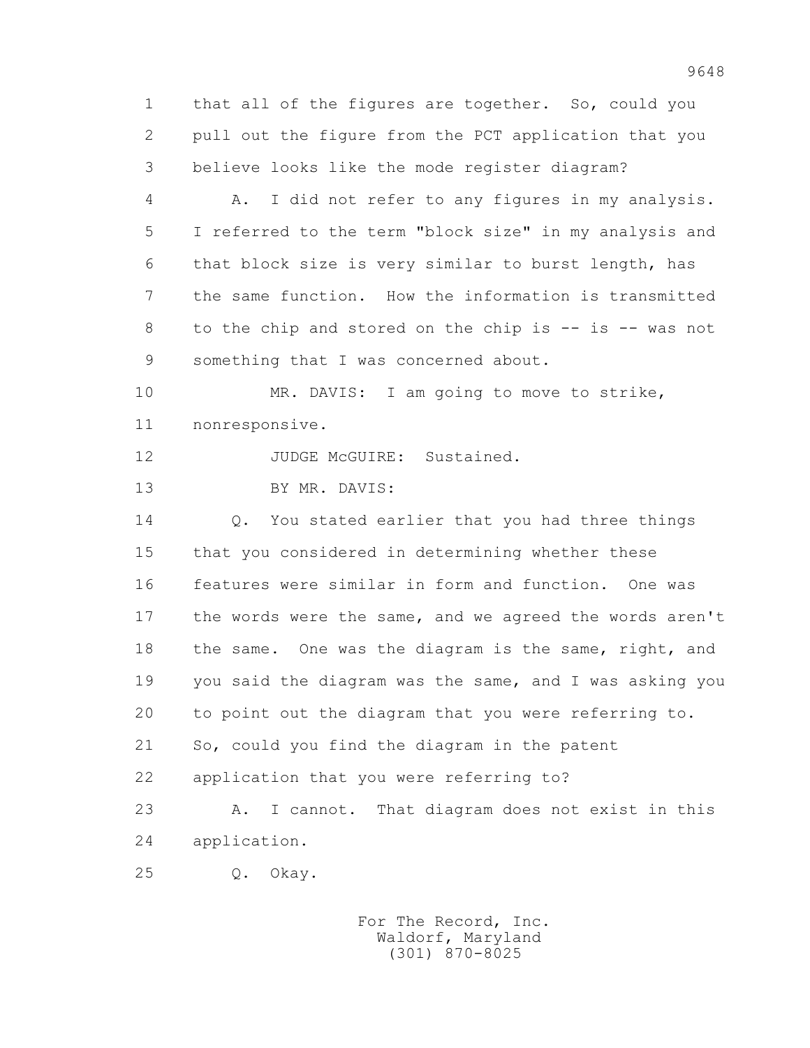1 that all of the figures are together. So, could you
2 pull out the figure from the PCT application that you
3 believe looks like the mode register diagram?
4 A. I did not refer to any figures in my analysis.
5 I referred to the term "block size" in my analysis and
6 that block size is very similar to burst length, has
7 the same function. How the information is transmitted
8 to the chip and stored on the chip is -- is -- was not
9 something that I was concerned about.
10 MR. DAVIS: I am going to move to strike,
11 nonresponsive.
12 JUDGE McGUIRE: Sustained.
13 BY MR. DAVIS:
14 Q. You stated earlier that you had three things
15 that you considered in determining whether these
16 features were similar in form and function. One was
17 the words were the same, and we agreed the words aren't
18 the same. One was the diagram is the same, right, and
19 you said the diagram was the same, and I was asking you
20 to point out the diagram that you were referring to.
21 So, could you find the diagram in the patent
22 application that you were referring to?
23 A. I cannot. That diagram does not exist in this
24 application.
25 Q. Okay.

For The Record, Inc.
Waldorf, Maryland
(301) 870-8025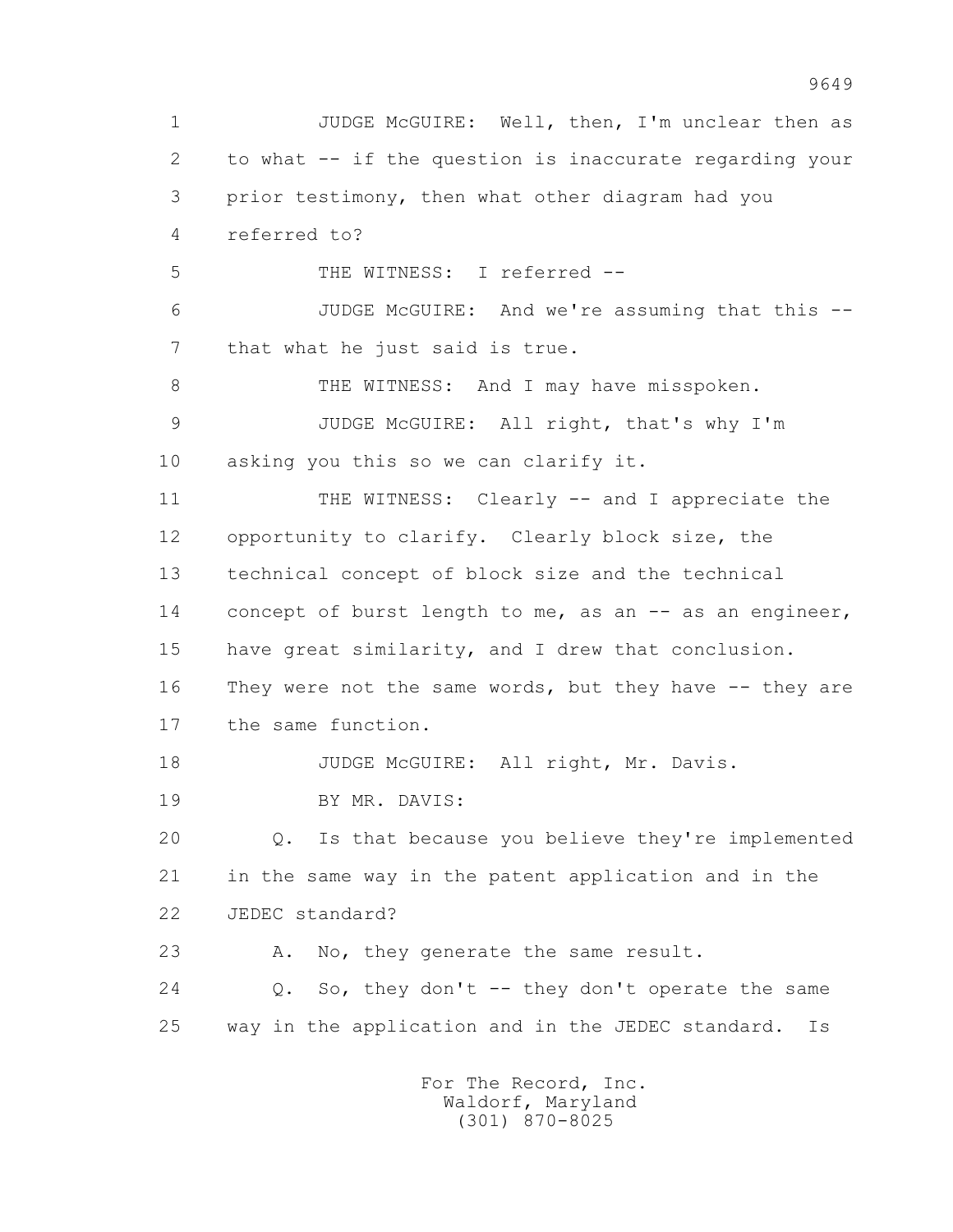JUDGE McGUIRE: Well, then, I'm unclear then as to what -- if the question is inaccurate regarding your prior testimony, then what other diagram had you referred to?

THE WITNESS: I referred --

JUDGE McGUIRE: And we're assuming that this -- that what he just said is true.

THE WITNESS: And I may have misspoken.

JUDGE McGUIRE: All right, that's why I'm asking you this so we can clarify it.

THE WITNESS: Clearly -- and I appreciate the opportunity to clarify. Clearly block size, the technical concept of block size and the technical concept of burst length to me, as an -- as an engineer, have great similarity, and I drew that conclusion. They were not the same words, but they have -- they are the same function.

JUDGE McGUIRE: All right, Mr. Davis.

BY MR. DAVIS:

Q. Is that because you believe they're implemented in the same way in the patent application and in the JEDEC standard?

A. No, they generate the same result.

Q. So, they don't -- they don't operate the same way in the application and in the JEDEC standard. Is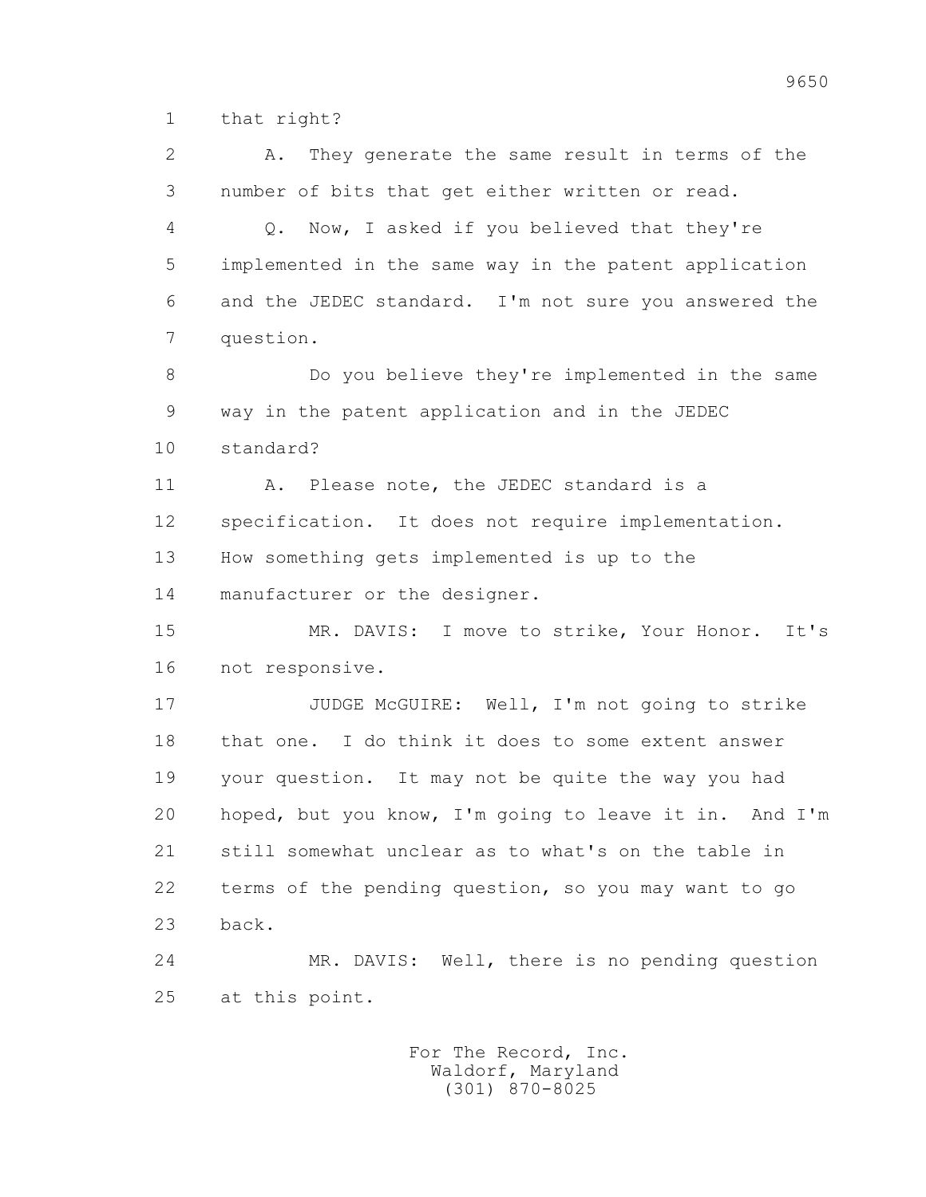1 that right?

2 A. They generate the same result in terms of the
3 number of bits that get either written or read.

4 Q. Now, I asked if you believed that they're
5 implemented in the same way in the patent application
6 and the JEDEC standard. I'm not sure you answered the
7 question.

8 Do you believe they're implemented in the same
9 way in the patent application and in the JEDEC
10 standard?

11 A. Please note, the JEDEC standard is a
12 specification. It does not require implementation.
13 How something gets implemented is up to the
14 manufacturer or the designer.

15 MR. DAVIS: I move to strike, Your Honor. It's
16 not responsive.

17 JUDGE McGUIRE: Well, I'm not going to strike
18 that one. I do think it does to some extent answer
19 your question. It may not be quite the way you had
20 hoped, but you know, I'm going to leave it in. And I'm
21 still somewhat unclear as to what's on the table in
22 terms of the pending question, so you may want to go
23 back.

24 MR. DAVIS: Well, there is no pending question
25 at this point.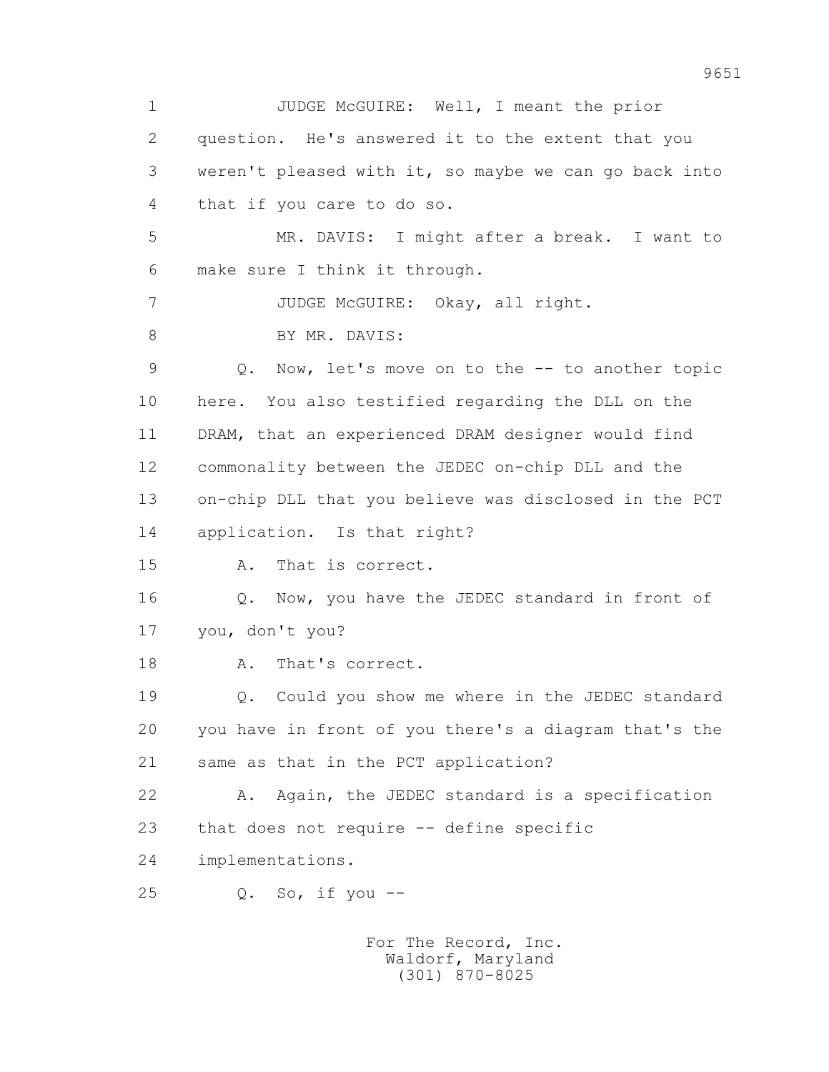1 JUDGE McGUIRE: Well, I meant the prior
2 question. He's answered it to the extent that you
3 weren't pleased with it, so maybe we can go back into
4 that if you care to do so.
5 MR. DAVIS: I might after a break. I want to
6 make sure I think it through.
7 JUDGE McGUIRE: Okay, all right.
8 BY MR. DAVIS:
9 Q. Now, let's move on to the -- to another topic
10 here. You also testified regarding the DLL on the
11 DRAM, that an experienced DRAM designer would find
12 commonality between the JEDEC on-chip DLL and the
13 on-chip DLL that you believe was disclosed in the PCT
14 application. Is that right?
15 A. That is correct.
16 Q. Now, you have the JEDEC standard in front of
17 you, don't you?
18 A. That's correct.
19 Q. Could you show me where in the JEDEC standard
20 you have in front of you there's a diagram that's the
21 same as that in the PCT application?
22 A. Again, the JEDEC standard is a specification
23 that does not require -- define specific
24 implementations.
25 Q. So, if you --

For The Record, Inc.
Waldorf, Maryland
(301) 870-8025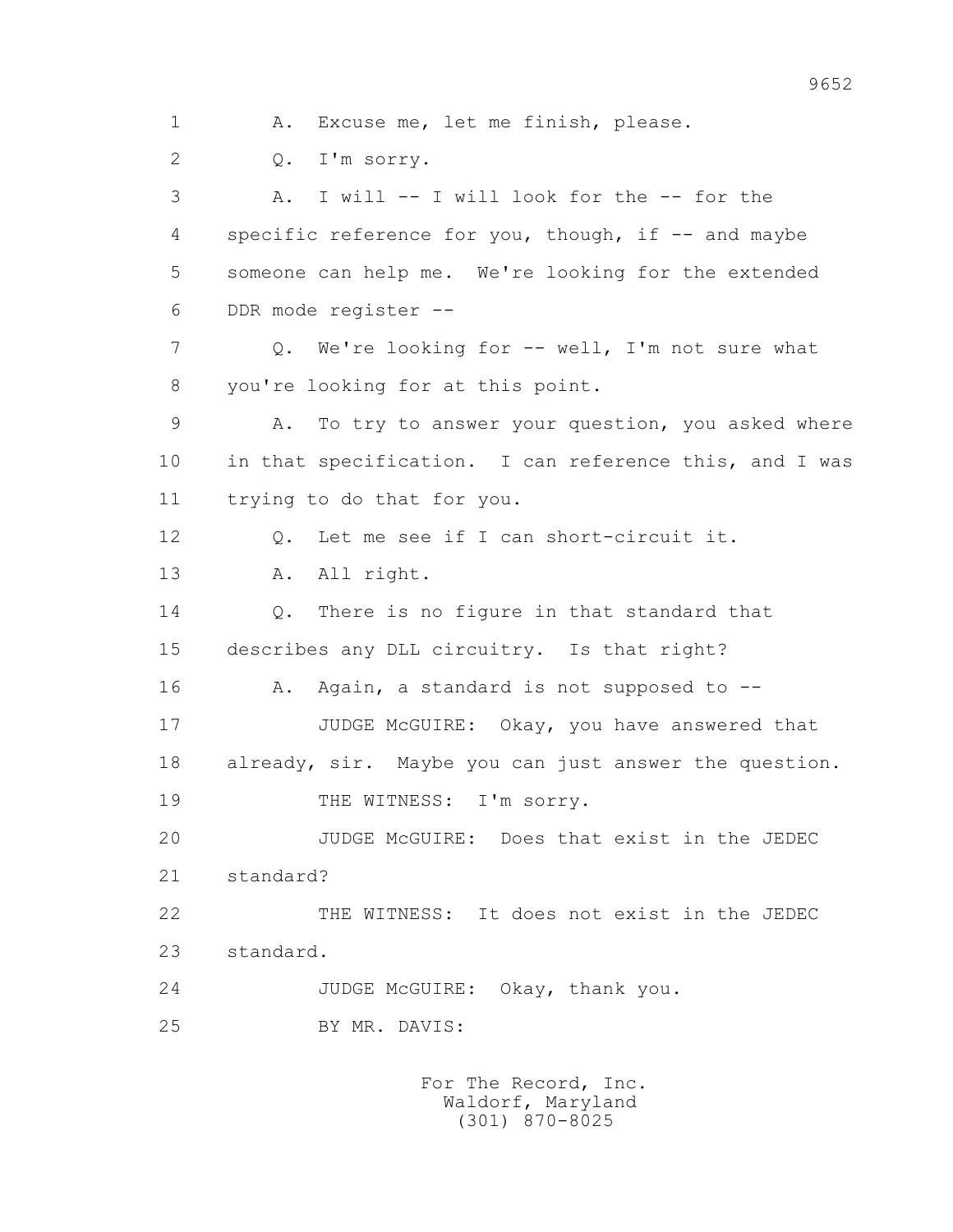1 A. Excuse me, let me finish, please.

2 Q. I'm sorry.

3 A. I will -- I will look for the -- for the

4 specific reference for you, though, if -- and maybe

5 someone can help me. We're looking for the extended

6 DDR mode register --

7 Q. We're looking for -- well, I'm not sure what

8 you're looking for at this point.

9 A. To try to answer your question, you asked where

10 in that specification. I can reference this, and I was

11 trying to do that for you.

12 Q. Let me see if I can short-circuit it.

13 A. All right.

14 Q. There is no figure in that standard that

15 describes any DLL circuitry. Is that right?

16 A. Again, a standard is not supposed to --

17 JUDGE McGUIRE: Okay, you have answered that

18 already, sir. Maybe you can just answer the question.

19 THE WITNESS: I'm sorry.

20 JUDGE McGUIRE: Does that exist in the JEDEC

21 standard?

22 THE WITNESS: It does not exist in the JEDEC

23 standard.

24 JUDGE McGUIRE: Okay, thank you.

25 BY MR. DAVIS: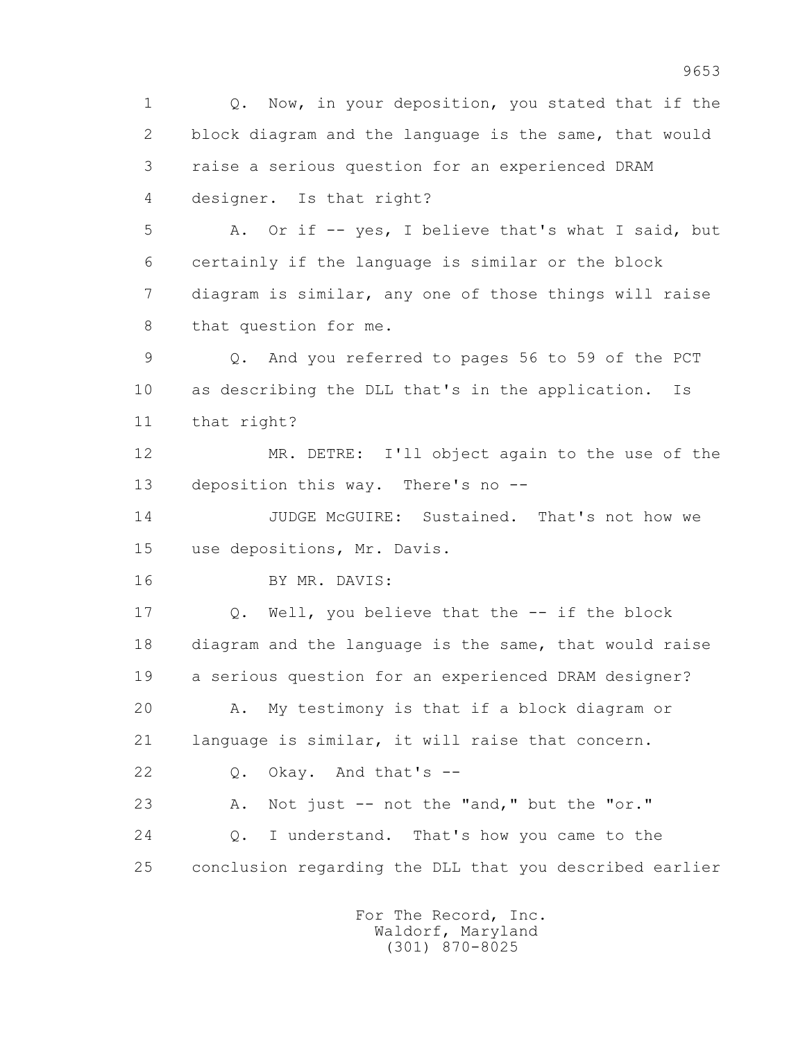1 Q. Now, in your deposition, you stated that if the
2 block diagram and the language is the same, that would
3 raise a serious question for an experienced DRAM
4 designer. Is that right?

5 A. Or if -- yes, I believe that's what I said, but
6 certainly if the language is similar or the block
7 diagram is similar, any one of those things will raise
8 that question for me.

9 Q. And you referred to pages 56 to 59 of the PCT
10 as describing the DLL that's in the application. Is
11 that right?

12 MR. DETRE: I'll object again to the use of the
13 deposition this way. There's no --

14 JUDGE McGUIRE: Sustained. That's not how we
15 use depositions, Mr. Davis.

16 BY MR. DAVIS:

17 Q. Well, you believe that the -- if the block
18 diagram and the language is the same, that would raise
19 a serious question for an experienced DRAM designer?

20 A. My testimony is that if a block diagram or
21 language is similar, it will raise that concern.

22 Q. Okay. And that's --

23 A. Not just -- not the "and," but the "or."

24 Q. I understand. That's how you came to the
25 conclusion regarding the DLL that you described earlier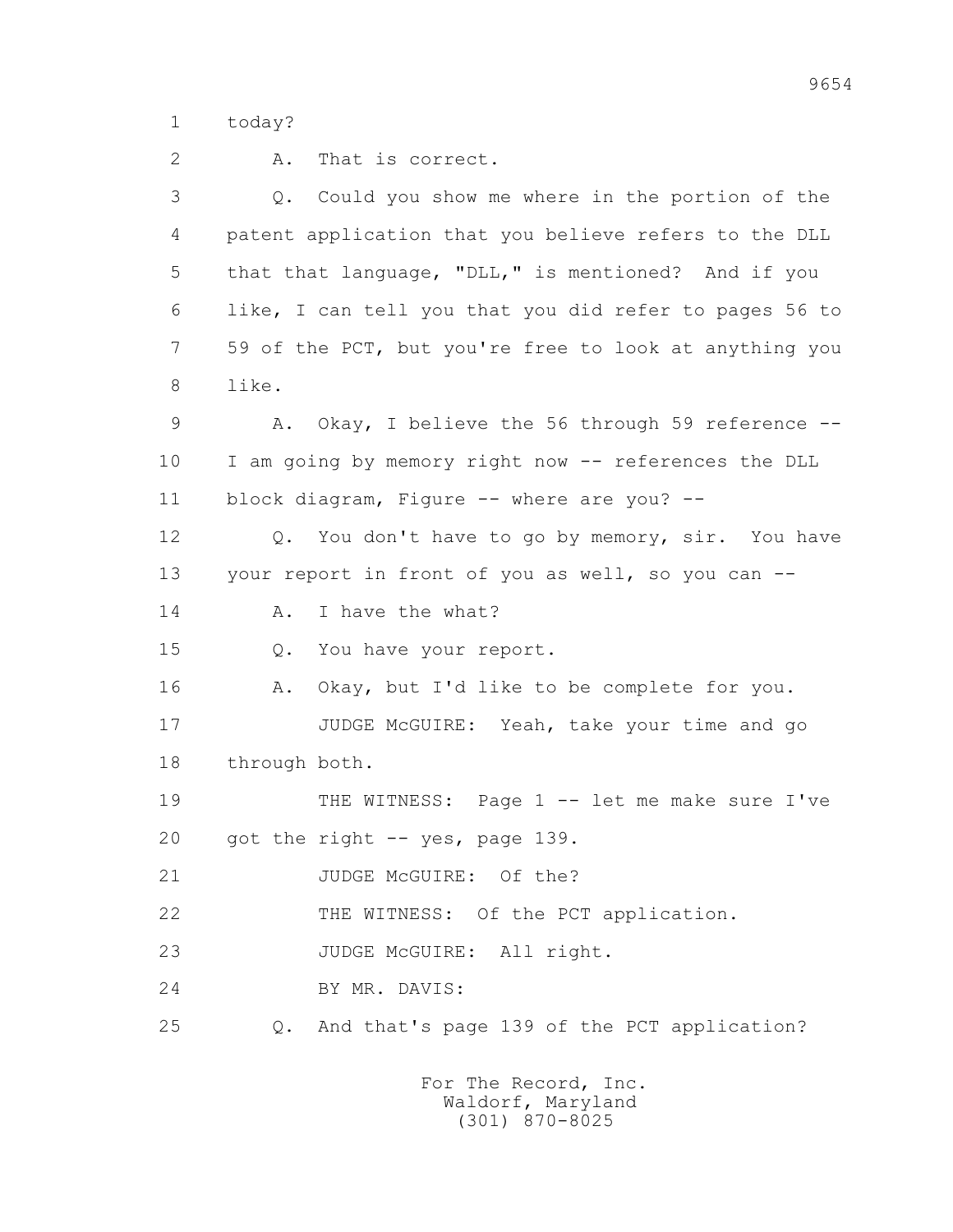1 today?

2 A. That is correct.

3 Q. Could you show me where in the portion of the

4 patent application that you believe refers to the DLL

5 that that language, "DLL," is mentioned? And if you

6 like, I can tell you that you did refer to pages 56 to

7 59 of the PCT, but you're free to look at anything you

8 like.

9 A. Okay, I believe the 56 through 59 reference --

10 I am going by memory right now -- references the DLL

11 block diagram, Figure -- where are you? --

12 Q. You don't have to go by memory, sir. You have

13 your report in front of you as well, so you can --

14 A. I have the what?

15 Q. You have your report.

16 A. Okay, but I'd like to be complete for you.

17 JUDGE McGUIRE: Yeah, take your time and go

18 through both.

19 THE WITNESS: Page 1 -- let me make sure I've

20 got the right -- yes, page 139.

21 JUDGE McGUIRE: Of the?

22 THE WITNESS: Of the PCT application.

23 JUDGE McGUIRE: All right.

24 BY MR. DAVIS:

25 Q. And that's page 139 of the PCT application?

For The Record, Inc.
Waldorf, Maryland
(301) 870-8025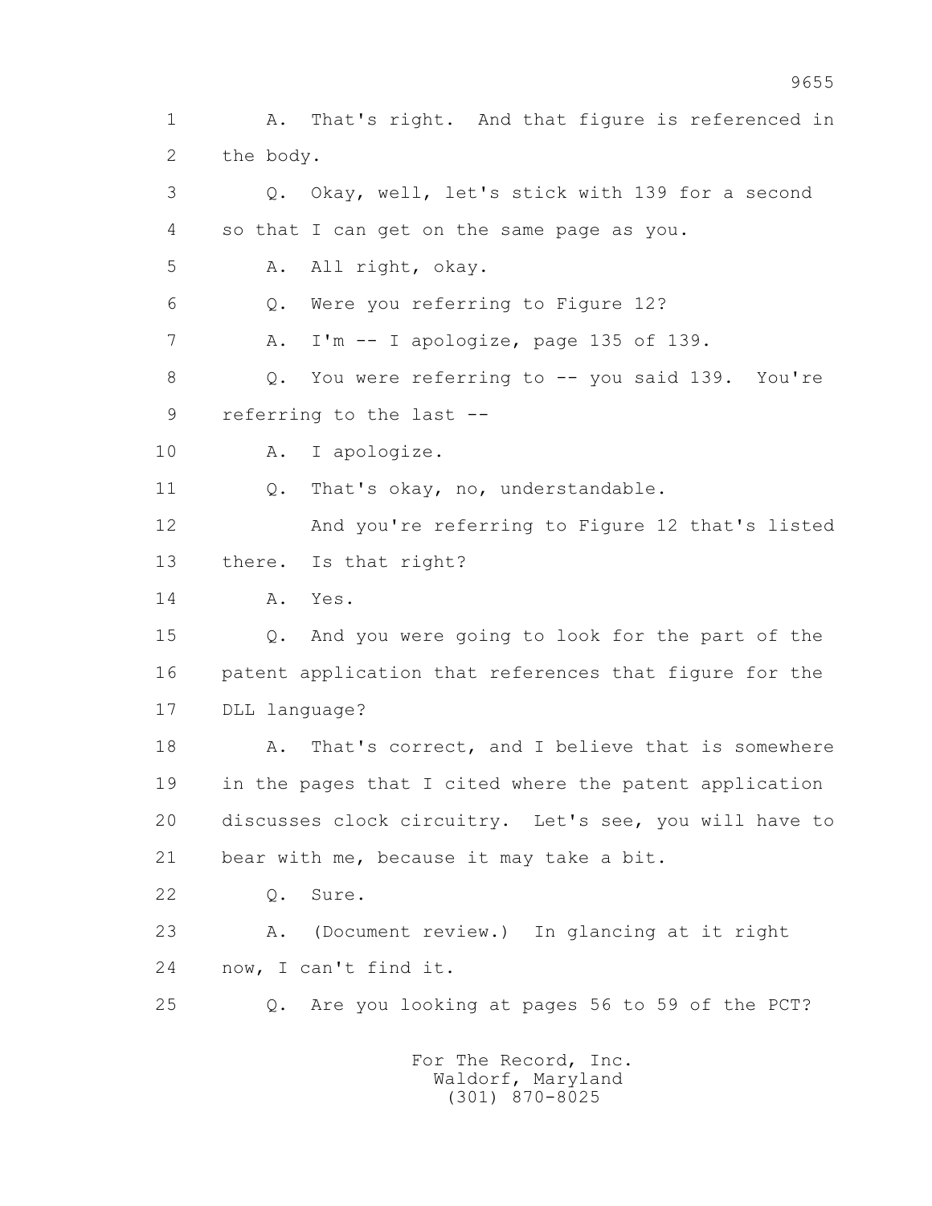1 A. That's right. And that figure is referenced in
2 the body.

3 Q. Okay, well, let's stick with 139 for a second
4 so that I can get on the same page as you.

5 A. All right, okay.

6 Q. Were you referring to Figure 12?

7 A. I'm -- I apologize, page 135 of 139.

8 Q. You were referring to -- you said 139. You're
9 referring to the last --

10 A. I apologize.

11 Q. That's okay, no, understandable.

12 And you're referring to Figure 12 that's listed
13 there. Is that right?

14 A. Yes.

15 Q. And you were going to look for the part of the
16 patent application that references that figure for the
17 DLL language?

18 A. That's correct, and I believe that is somewhere
19 in the pages that I cited where the patent application
20 discusses clock circuitry. Let's see, you will have to
21 bear with me, because it may take a bit.

22 Q. Sure.

23 A. (Document review.) In glancing at it right
24 now, I can't find it.

25 Q. Are you looking at pages 56 to 59 of the PCT?

For The Record, Inc.
Waldorf, Maryland
(301) 870-8025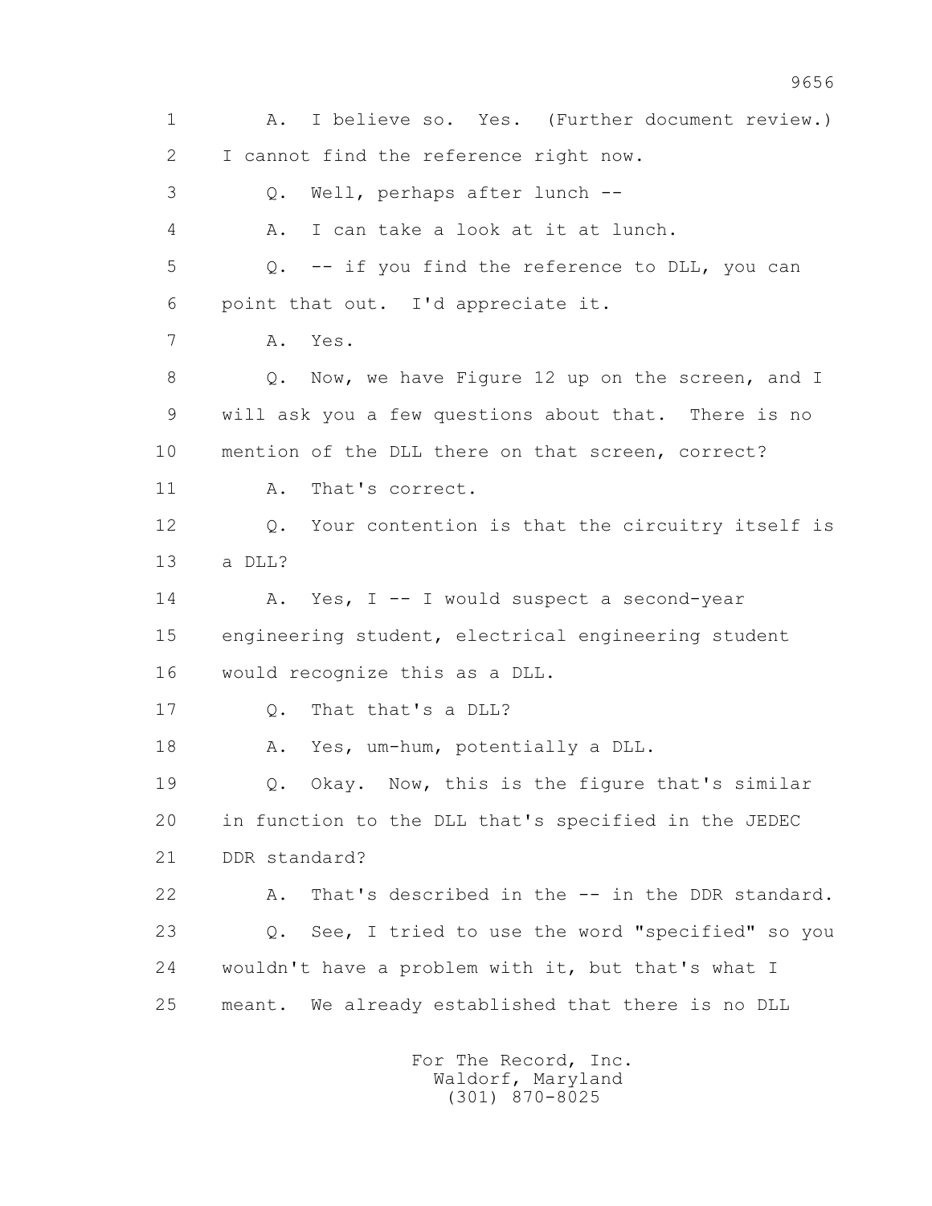1 A. I believe so. Yes. (Further document review.)
2 I cannot find the reference right now.
3 Q. Well, perhaps after lunch --
4 A. I can take a look at it at lunch.
5 Q. -- if you find the reference to DLL, you can
6 point that out. I'd appreciate it.
7 A. Yes.
8 Q. Now, we have Figure 12 up on the screen, and I
9 will ask you a few questions about that. There is no
10 mention of the DLL there on that screen, correct?
11 A. That's correct.
12 Q. Your contention is that the circuitry itself is
13 a DLL?
14 A. Yes, I -- I would suspect a second-year
15 engineering student, electrical engineering student
16 would recognize this as a DLL.
17 Q. That that's a DLL?
18 A. Yes, um-hum, potentially a DLL.
19 Q. Okay. Now, this is the figure that's similar
20 in function to the DLL that's specified in the JEDEC
21 DDR standard?
22 A. That's described in the -- in the DDR standard.
23 Q. See, I tried to use the word "specified" so you
24 wouldn't have a problem with it, but that's what I
25 meant. We already established that there is no DLL

For The Record, Inc.
Waldorf, Maryland
(301) 870-8025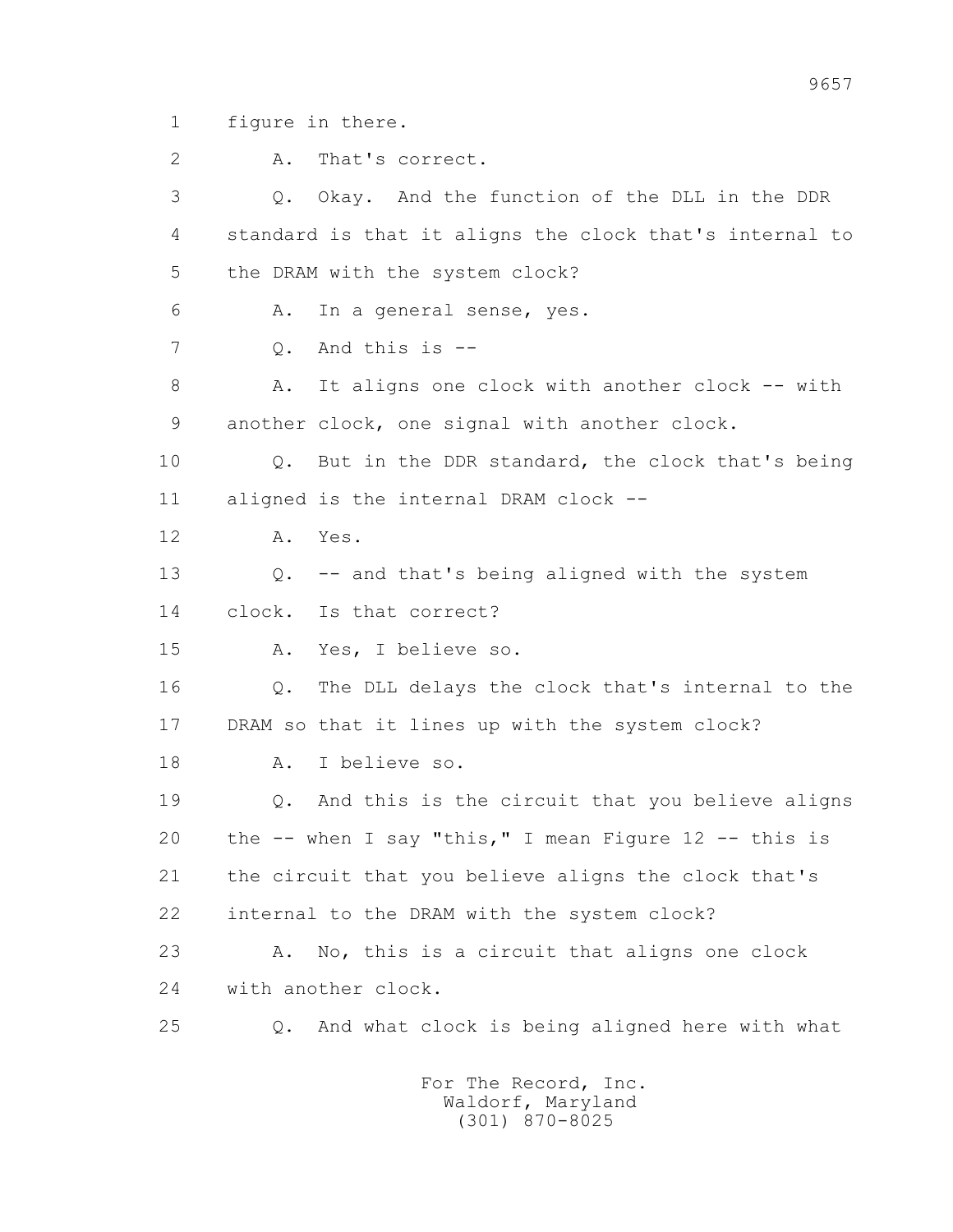1 figure in there.

2 A. That's correct.

3 Q. Okay. And the function of the DLL in the DDR

4 standard is that it aligns the clock that's internal to

5 the DRAM with the system clock?

6 A. In a general sense, yes.

7 Q. And this is --

8 A. It aligns one clock with another clock -- with

9 another clock, one signal with another clock.

10 Q. But in the DDR standard, the clock that's being

11 aligned is the internal DRAM clock --

12 A. Yes.

13 Q. -- and that's being aligned with the system

14 clock. Is that correct?

15 A. Yes, I believe so.

16 Q. The DLL delays the clock that's internal to the

17 DRAM so that it lines up with the system clock?

18 A. I believe so.

19 Q. And this is the circuit that you believe aligns

20 the -- when I say "this," I mean Figure 12 -- this is

21 the circuit that you believe aligns the clock that's

22 internal to the DRAM with the system clock?

23 A. No, this is a circuit that aligns one clock

24 with another clock.

25 Q. And what clock is being aligned here with what

For The Record, Inc.
Waldorf, Maryland
(301) 870-8025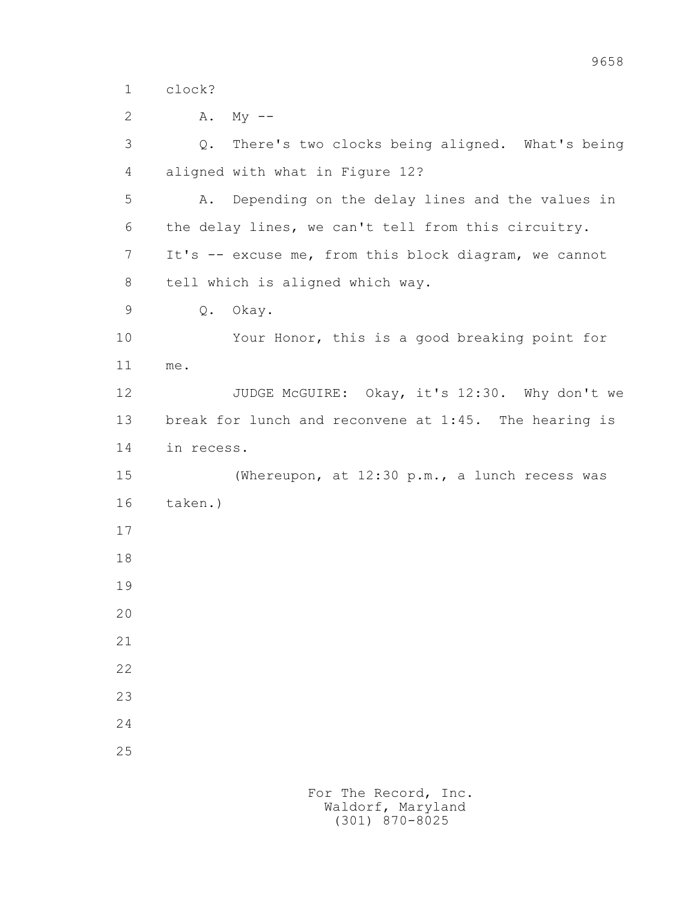clock?

A. My --

Q. There's two clocks being aligned. What's being aligned with what in Figure 12?

A. Depending on the delay lines and the values in the delay lines, we can't tell from this circuitry. It's -- excuse me, from this block diagram, we cannot tell which is aligned which way.

Q. Okay.

Your Honor, this is a good breaking point for me.

JUDGE McGUIRE: Okay, it's 12:30. Why don't we break for lunch and reconvene at 1:45. The hearing is in recess.

(Whereupon, at 12:30 p.m., a lunch recess was taken.)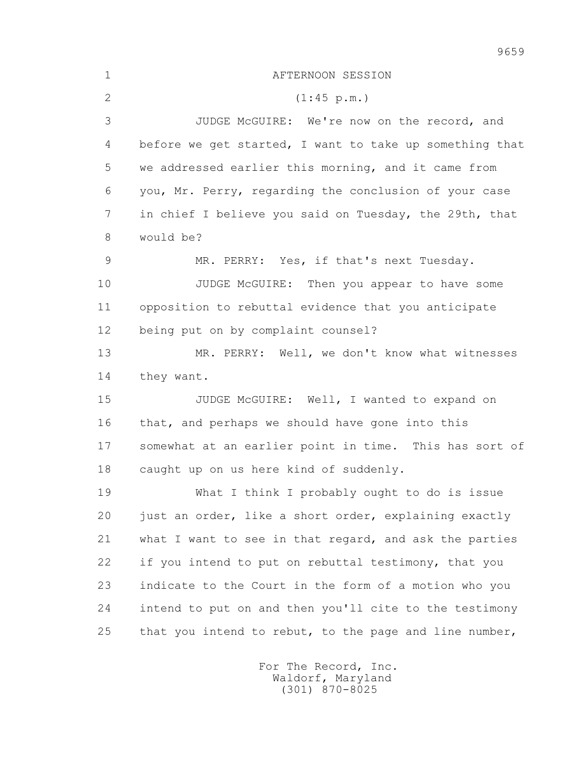AFTERNOON SESSION

(1:45 p.m.)

JUDGE McGUIRE: We're now on the record, and before we get started, I want to take up something that we addressed earlier this morning, and it came from you, Mr. Perry, regarding the conclusion of your case in chief I believe you said on Tuesday, the 29th, that would be?

MR. PERRY: Yes, if that's next Tuesday.

JUDGE McGUIRE: Then you appear to have some opposition to rebuttal evidence that you anticipate being put on by complaint counsel?

MR. PERRY: Well, we don't know what witnesses they want.

JUDGE McGUIRE: Well, I wanted to expand on that, and perhaps we should have gone into this somewhat at an earlier point in time. This has sort of caught up on us here kind of suddenly.

What I think I probably ought to do is issue just an order, like a short order, explaining exactly what I want to see in that regard, and ask the parties if you intend to put on rebuttal testimony, that you indicate to the Court in the form of a motion who you intend to put on and then you'll cite to the testimony that you intend to rebut, to the page and line number,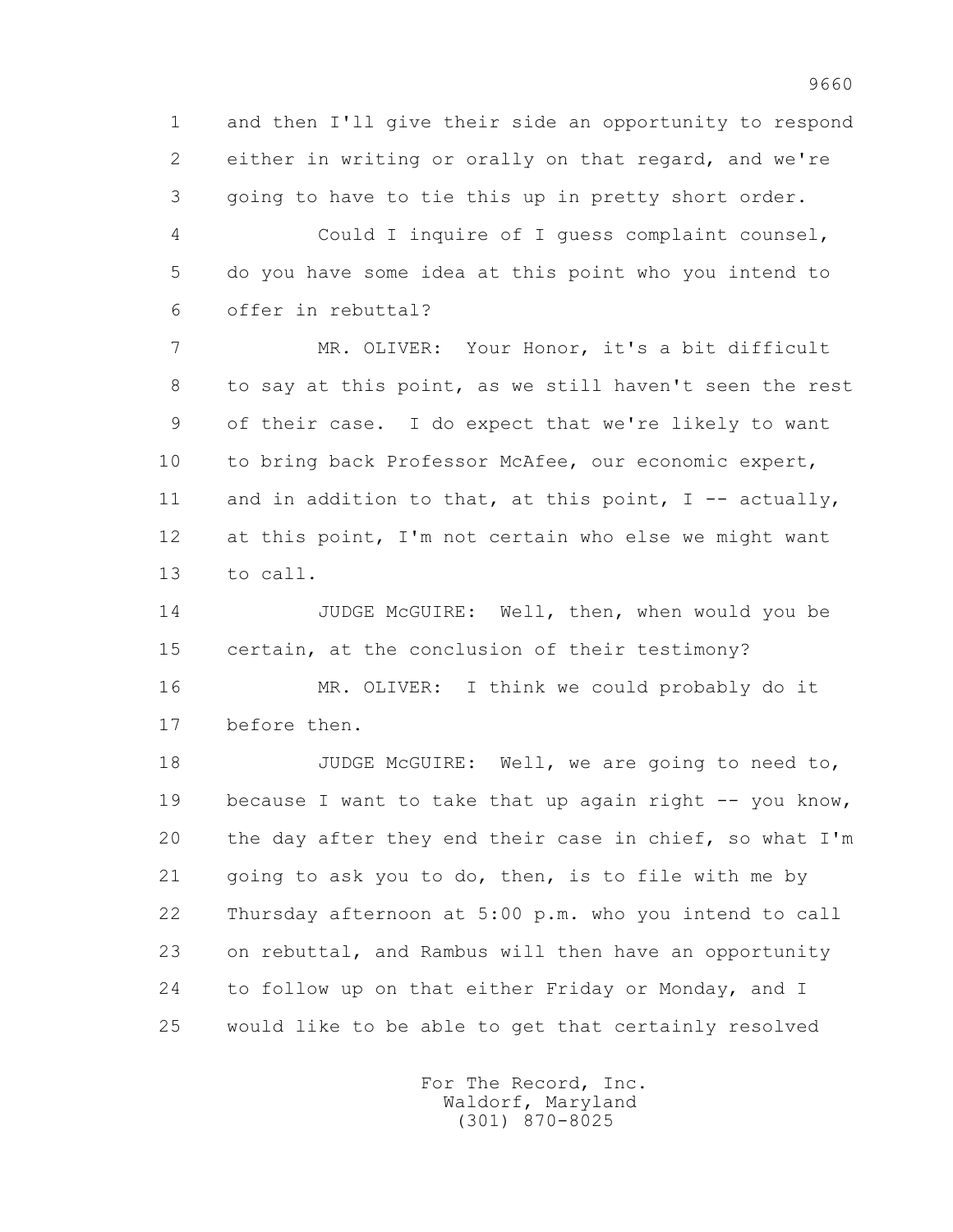1 and then I'll give their side an opportunity to respond
2 either in writing or orally on that regard, and we're
3 going to have to tie this up in pretty short order.

4 Could I inquire of I guess complaint counsel,
5 do you have some idea at this point who you intend to
6 offer in rebuttal?

7 MR. OLIVER: Your Honor, it's a bit difficult
8 to say at this point, as we still haven't seen the rest
9 of their case. I do expect that we're likely to want
10 to bring back Professor McAfee, our economic expert,
11 and in addition to that, at this point, I -- actually,
12 at this point, I'm not certain who else we might want
13 to call.

14 JUDGE McGUIRE: Well, then, when would you be
15 certain, at the conclusion of their testimony?

16 MR. OLIVER: I think we could probably do it
17 before then.

18 JUDGE McGUIRE: Well, we are going to need to,
19 because I want to take that up again right -- you know,
20 the day after they end their case in chief, so what I'm
21 going to ask you to do, then, is to file with me by
22 Thursday afternoon at 5:00 p.m. who you intend to call
23 on rebuttal, and Rambus will then have an opportunity
24 to follow up on that either Friday or Monday, and I
25 would like to be able to get that certainly resolved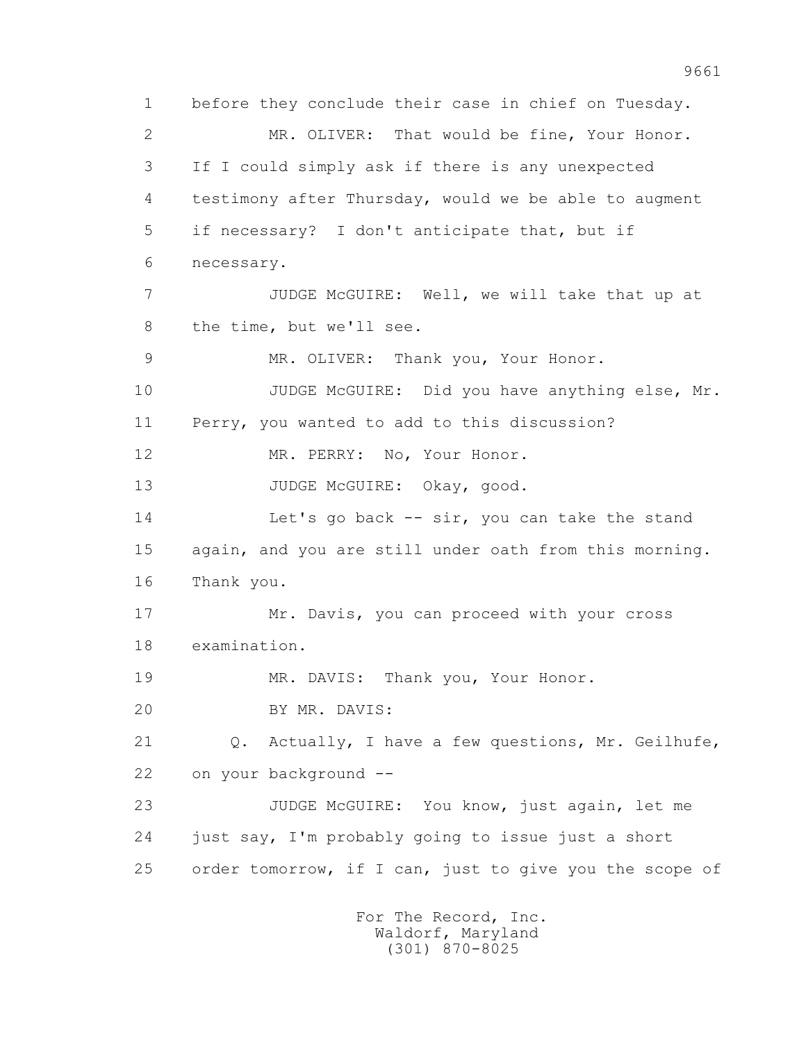1 before they conclude their case in chief on Tuesday.

2 MR. OLIVER: That would be fine, Your Honor.

3 If I could simply ask if there is any unexpected

4 testimony after Thursday, would we be able to augment

5 if necessary? I don't anticipate that, but if

6 necessary.

7 JUDGE McGUIRE: Well, we will take that up at

8 the time, but we'll see.

9 MR. OLIVER: Thank you, Your Honor.

10 JUDGE McGUIRE: Did you have anything else, Mr.

11 Perry, you wanted to add to this discussion?

12 MR. PERRY: No, Your Honor.

13 JUDGE McGUIRE: Okay, good.

14 Let's go back -- sir, you can take the stand

15 again, and you are still under oath from this morning.

16 Thank you.

17 Mr. Davis, you can proceed with your cross

18 examination.

19 MR. DAVIS: Thank you, Your Honor.

20 BY MR. DAVIS:

21 Q. Actually, I have a few questions, Mr. Geilhufe,

22 on your background --

23 JUDGE McGUIRE: You know, just again, let me

24 just say, I'm probably going to issue just a short

25 order tomorrow, if I can, just to give you the scope of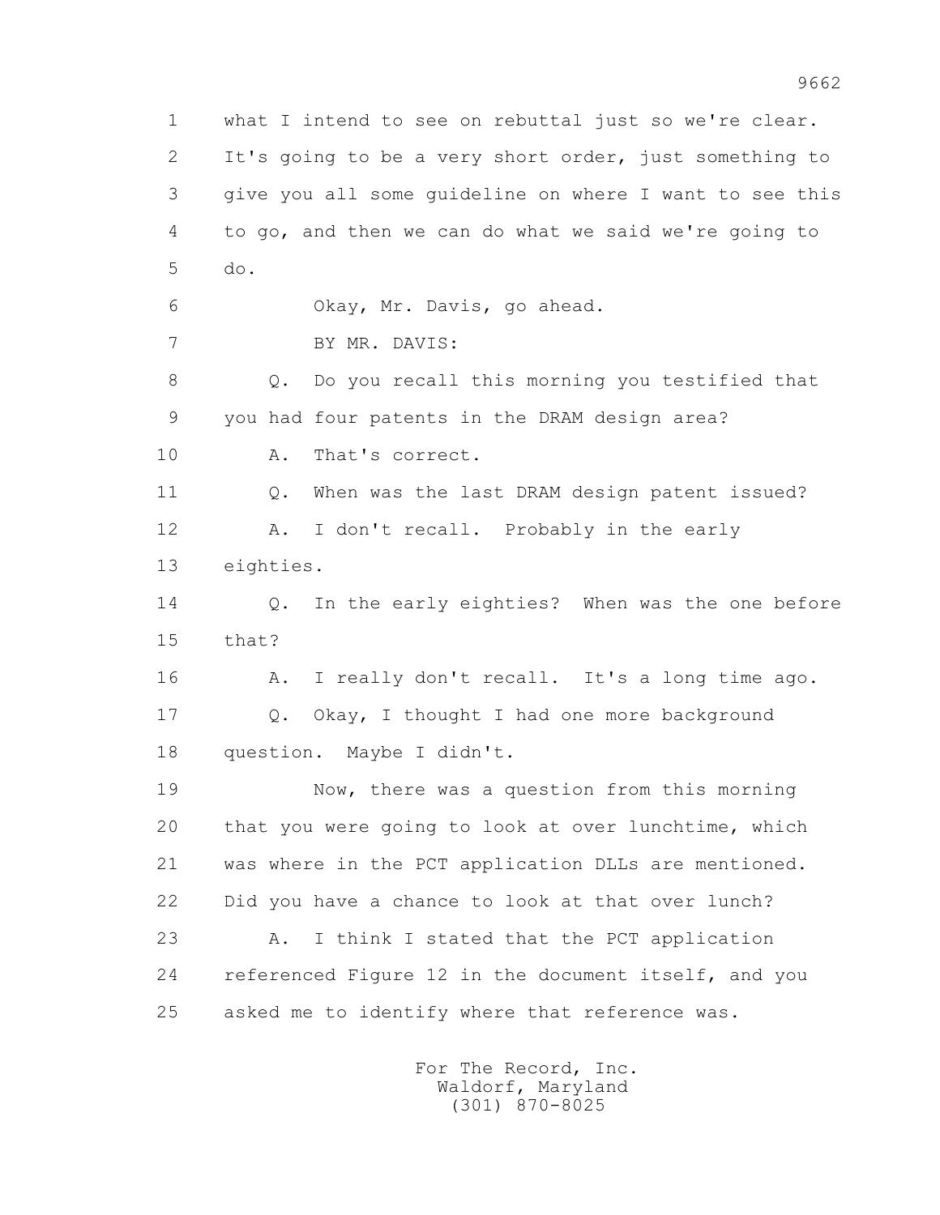1 what I intend to see on rebuttal just so we're clear.

2 It's going to be a very short order, just something to

3 give you all some guideline on where I want to see this

4 to go, and then we can do what we said we're going to

5 do.

6 Okay, Mr. Davis, go ahead.

7 BY MR. DAVIS:

8 Q. Do you recall this morning you testified that

9 you had four patents in the DRAM design area?

10 A. That's correct.

11 Q. When was the last DRAM design patent issued?

12 A. I don't recall. Probably in the early

13 eighties.

14 Q. In the early eighties? When was the one before

15 that?

16 A. I really don't recall. It's a long time ago.

17 Q. Okay, I thought I had one more background

18 question. Maybe I didn't.

19 Now, there was a question from this morning

20 that you were going to look at over lunchtime, which

21 was where in the PCT application DLLs are mentioned.

22 Did you have a chance to look at that over lunch?

23 A. I think I stated that the PCT application

24 referenced Figure 12 in the document itself, and you

25 asked me to identify where that reference was.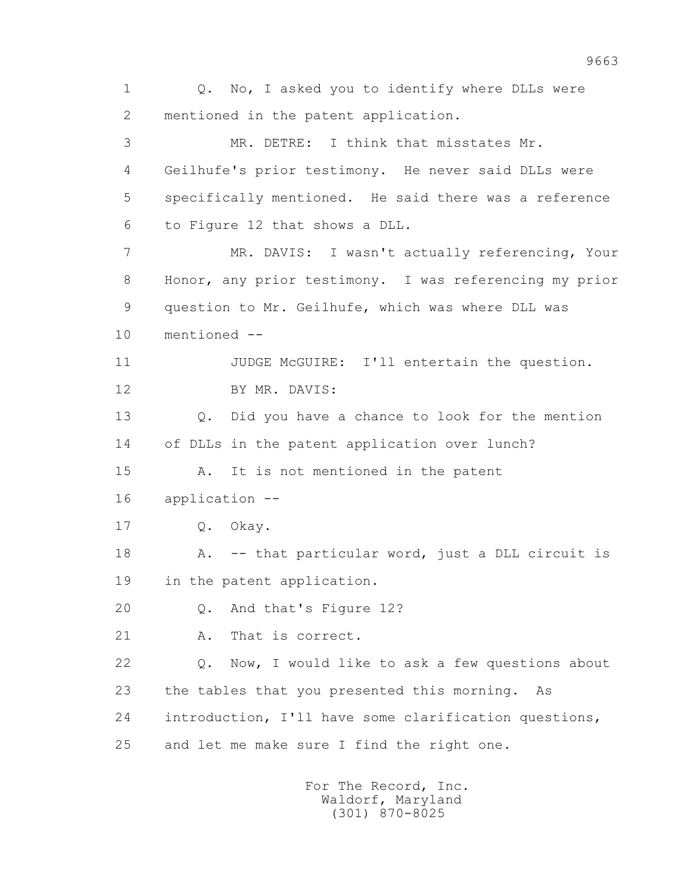1 Q. No, I asked you to identify where DLLs were
2 mentioned in the patent application.
3 MR. DETRE: I think that misstates Mr.
4 Geilhufe's prior testimony. He never said DLLs were
5 specifically mentioned. He said there was a reference
6 to Figure 12 that shows a DLL.
7 MR. DAVIS: I wasn't actually referencing, Your
8 Honor, any prior testimony. I was referencing my prior
9 question to Mr. Geilhufe, which was where DLL was
10 mentioned --
11 JUDGE McGUIRE: I'll entertain the question.
12 BY MR. DAVIS:
13 Q. Did you have a chance to look for the mention
14 of DLLs in the patent application over lunch?
15 A. It is not mentioned in the patent
16 application --
17 Q. Okay.
18 A. -- that particular word, just a DLL circuit is
19 in the patent application.
20 Q. And that's Figure 12?
21 A. That is correct.
22 Q. Now, I would like to ask a few questions about
23 the tables that you presented this morning. As
24 introduction, I'll have some clarification questions,
25 and let me make sure I find the right one.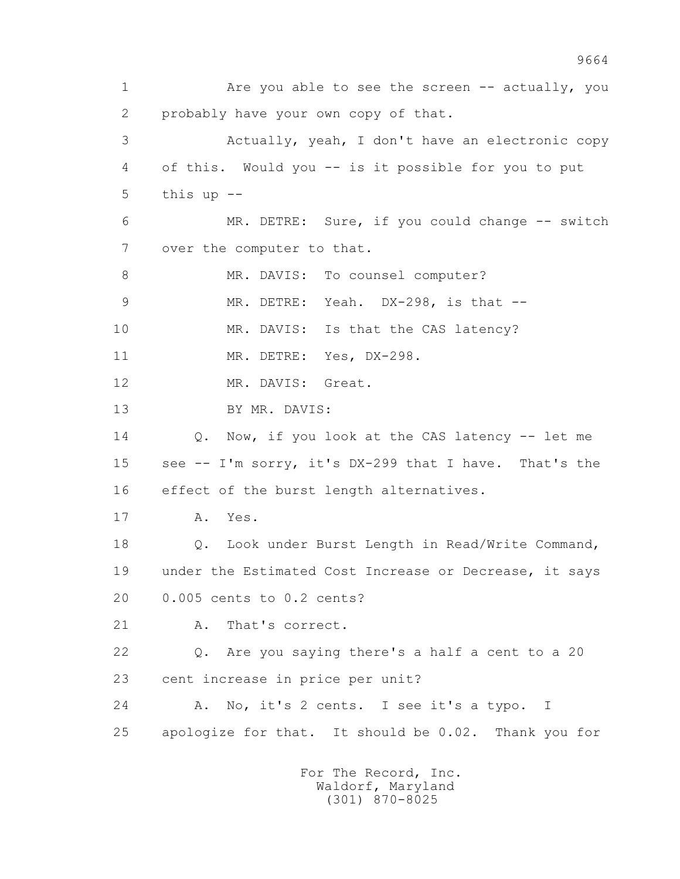1 Are you able to see the screen -- actually, you
2 probably have your own copy of that.
3 Actually, yeah, I don't have an electronic copy
4 of this. Would you -- is it possible for you to put
5 this up --
6 MR. DETRE: Sure, if you could change -- switch
7 over the computer to that.
8 MR. DAVIS: To counsel computer?
9 MR. DETRE: Yeah. DX-298, is that --
10 MR. DAVIS: Is that the CAS latency?
11 MR. DETRE: Yes, DX-298.
12 MR. DAVIS: Great.
13 BY MR. DAVIS:
14 Q. Now, if you look at the CAS latency -- let me
15 see -- I'm sorry, it's DX-299 that I have. That's the
16 effect of the burst length alternatives.
17 A. Yes.
18 Q. Look under Burst Length in Read/Write Command,
19 under the Estimated Cost Increase or Decrease, it says
20 0.005 cents to 0.2 cents?
21 A. That's correct.
22 Q. Are you saying there's a half a cent to a 20
23 cent increase in price per unit?
24 A. No, it's 2 cents. I see it's a typo. I
25 apologize for that. It should be 0.02. Thank you for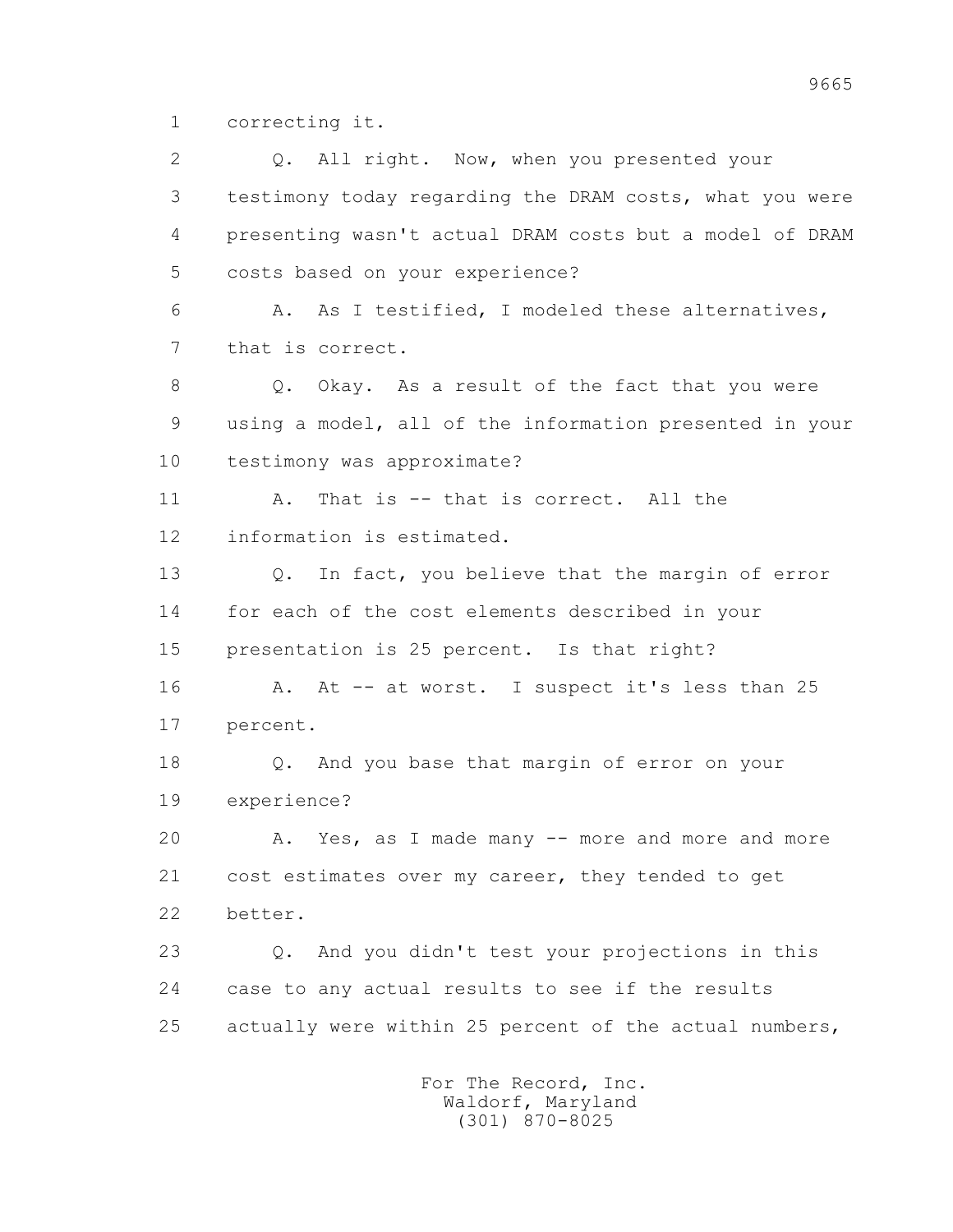1 correcting it.

2 Q. All right. Now, when you presented your

3 testimony today regarding the DRAM costs, what you were

4 presenting wasn't actual DRAM costs but a model of DRAM

5 costs based on your experience?

6 A. As I testified, I modeled these alternatives,

7 that is correct.

8 Q. Okay. As a result of the fact that you were

9 using a model, all of the information presented in your

10 testimony was approximate?

11 A. That is -- that is correct. All the

12 information is estimated.

13 Q. In fact, you believe that the margin of error

14 for each of the cost elements described in your

15 presentation is 25 percent. Is that right?

16 A. At -- at worst. I suspect it's less than 25

17 percent.

18 Q. And you base that margin of error on your

19 experience?

20 A. Yes, as I made many -- more and more and more

21 cost estimates over my career, they tended to get

22 better.

23 Q. And you didn't test your projections in this

24 case to any actual results to see if the results

25 actually were within 25 percent of the actual numbers,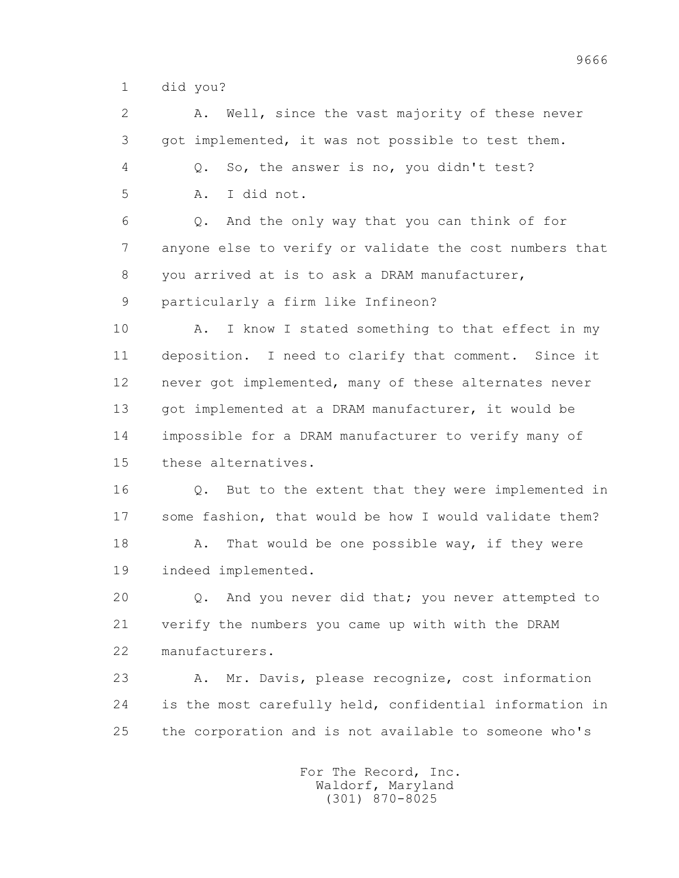1 did you?

2 A. Well, since the vast majority of these never

3 got implemented, it was not possible to test them.

4 Q. So, the answer is no, you didn't test?

5 A. I did not.

6 Q. And the only way that you can think of for

7 anyone else to verify or validate the cost numbers that

8 you arrived at is to ask a DRAM manufacturer,

9 particularly a firm like Infineon?

10 A. I know I stated something to that effect in my

11 deposition. I need to clarify that comment. Since it

12 never got implemented, many of these alternates never

13 got implemented at a DRAM manufacturer, it would be

14 impossible for a DRAM manufacturer to verify many of

15 these alternatives.

16 Q. But to the extent that they were implemented in

17 some fashion, that would be how I would validate them?

18 A. That would be one possible way, if they were

19 indeed implemented.

20 Q. And you never did that; you never attempted to

21 verify the numbers you came up with with the DRAM

22 manufacturers.

23 A. Mr. Davis, please recognize, cost information

24 is the most carefully held, confidential information in

25 the corporation and is not available to someone who's

For The Record, Inc.
Waldorf, Maryland
(301) 870-8025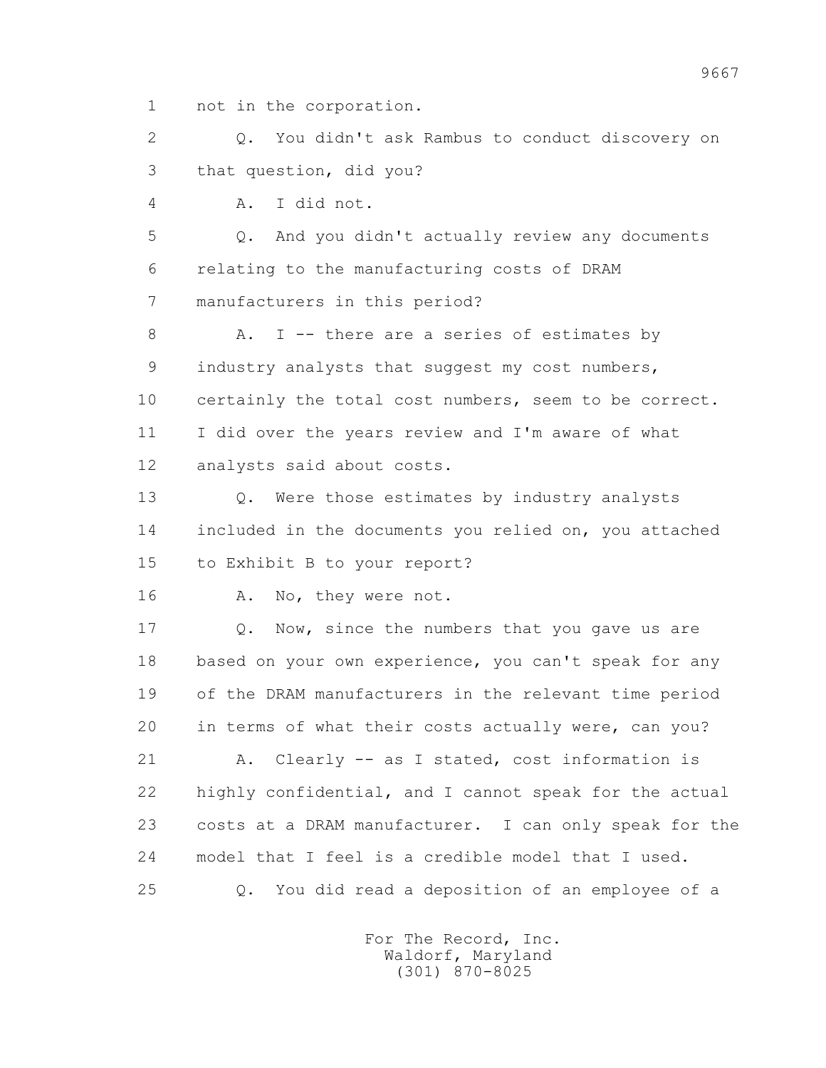1 not in the corporation.

2 Q. You didn't ask Rambus to conduct discovery on

3 that question, did you?

4 A. I did not.

5 Q. And you didn't actually review any documents

6 relating to the manufacturing costs of DRAM

7 manufacturers in this period?

8 A. I -- there are a series of estimates by

9 industry analysts that suggest my cost numbers,

10 certainly the total cost numbers, seem to be correct.

11 I did over the years review and I'm aware of what

12 analysts said about costs.

13 Q. Were those estimates by industry analysts

14 included in the documents you relied on, you attached

15 to Exhibit B to your report?

16 A. No, they were not.

17 Q. Now, since the numbers that you gave us are

18 based on your own experience, you can't speak for any

19 of the DRAM manufacturers in the relevant time period

20 in terms of what their costs actually were, can you?

21 A. Clearly -- as I stated, cost information is

22 highly confidential, and I cannot speak for the actual

23 costs at a DRAM manufacturer. I can only speak for the

24 model that I feel is a credible model that I used.

25 Q. You did read a deposition of an employee of a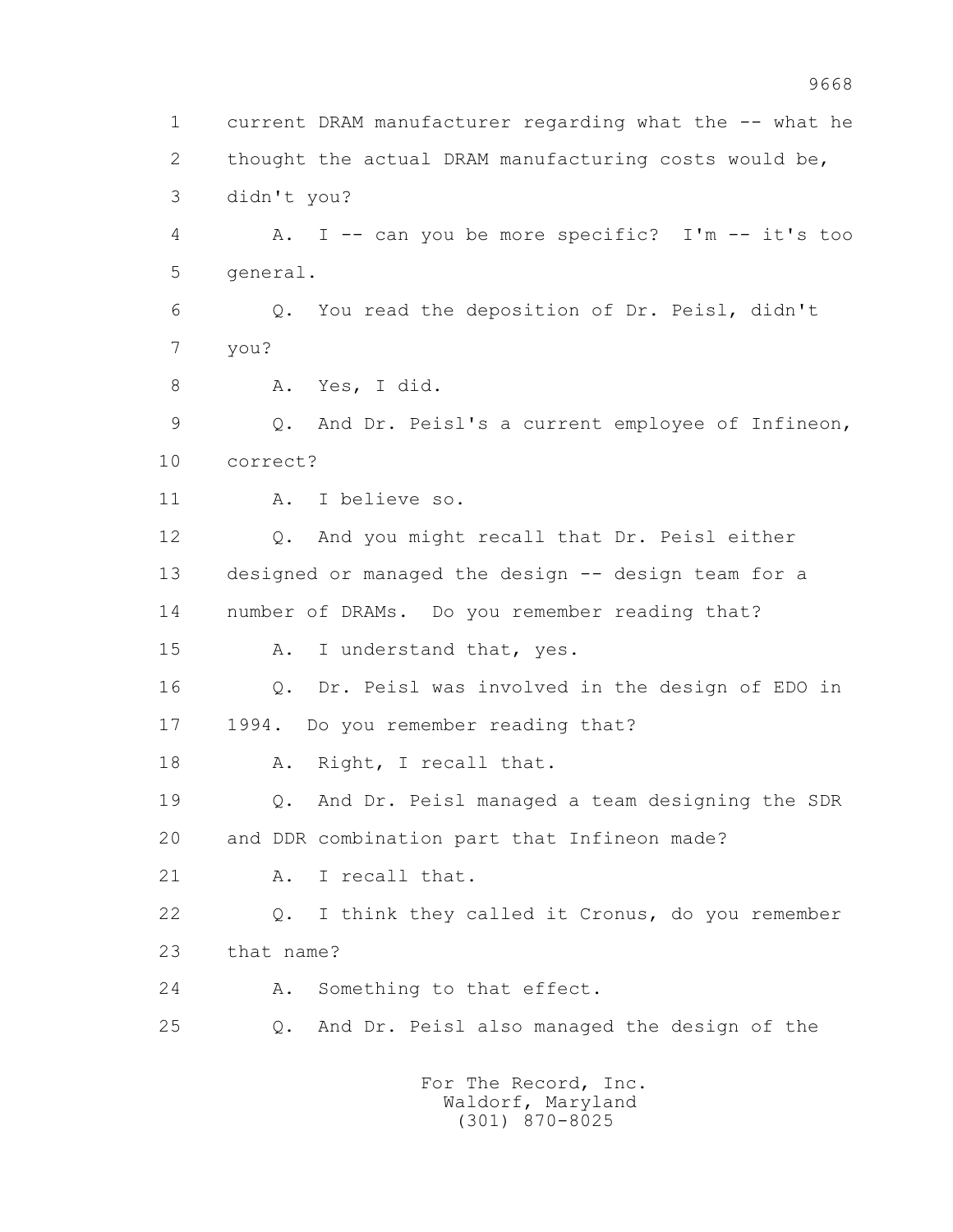1 current DRAM manufacturer regarding what the -- what he
2 thought the actual DRAM manufacturing costs would be,
3 didn't you?

4 A. I -- can you be more specific? I'm -- it's too
5 general.

6 Q. You read the deposition of Dr. Peisl, didn't
7 you?

8 A. Yes, I did.

9 Q. And Dr. Peisl's a current employee of Infineon,
10 correct?

11 A. I believe so.

12 Q. And you might recall that Dr. Peisl either
13 designed or managed the design -- design team for a
14 number of DRAMs. Do you remember reading that?

15 A. I understand that, yes.

16 Q. Dr. Peisl was involved in the design of EDO in
17 1994. Do you remember reading that?

18 A. Right, I recall that.

19 Q. And Dr. Peisl managed a team designing the SDR
20 and DDR combination part that Infineon made?

21 A. I recall that.

22 Q. I think they called it Cronus, do you remember
23 that name?

24 A. Something to that effect.

25 Q. And Dr. Peisl also managed the design of the

For The Record, Inc.
Waldorf, Maryland
(301) 870-8025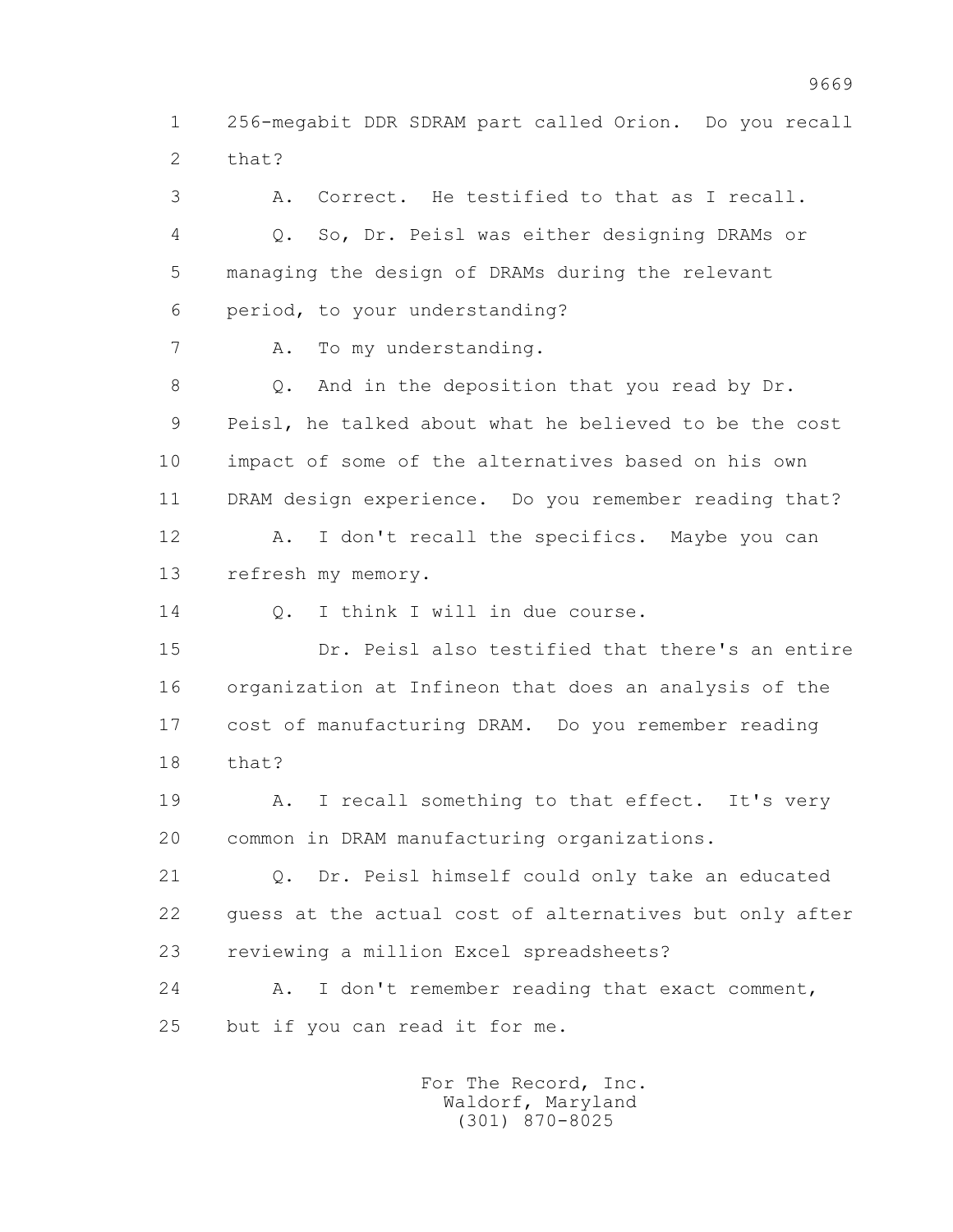1 256-megabit DDR SDRAM part called Orion. Do you recall
2 that?
3 A. Correct. He testified to that as I recall.
4 Q. So, Dr. Peisl was either designing DRAMs or
5 managing the design of DRAMs during the relevant
6 period, to your understanding?
7 A. To my understanding.
8 Q. And in the deposition that you read by Dr.
9 Peisl, he talked about what he believed to be the cost
10 impact of some of the alternatives based on his own
11 DRAM design experience. Do you remember reading that?
12 A. I don't recall the specifics. Maybe you can
13 refresh my memory.
14 Q. I think I will in due course.
15 Dr. Peisl also testified that there's an entire
16 organization at Infineon that does an analysis of the
17 cost of manufacturing DRAM. Do you remember reading
18 that?
19 A. I recall something to that effect. It's very
20 common in DRAM manufacturing organizations.
21 Q. Dr. Peisl himself could only take an educated
22 guess at the actual cost of alternatives but only after
23 reviewing a million Excel spreadsheets?
24 A. I don't remember reading that exact comment,
25 but if you can read it for me.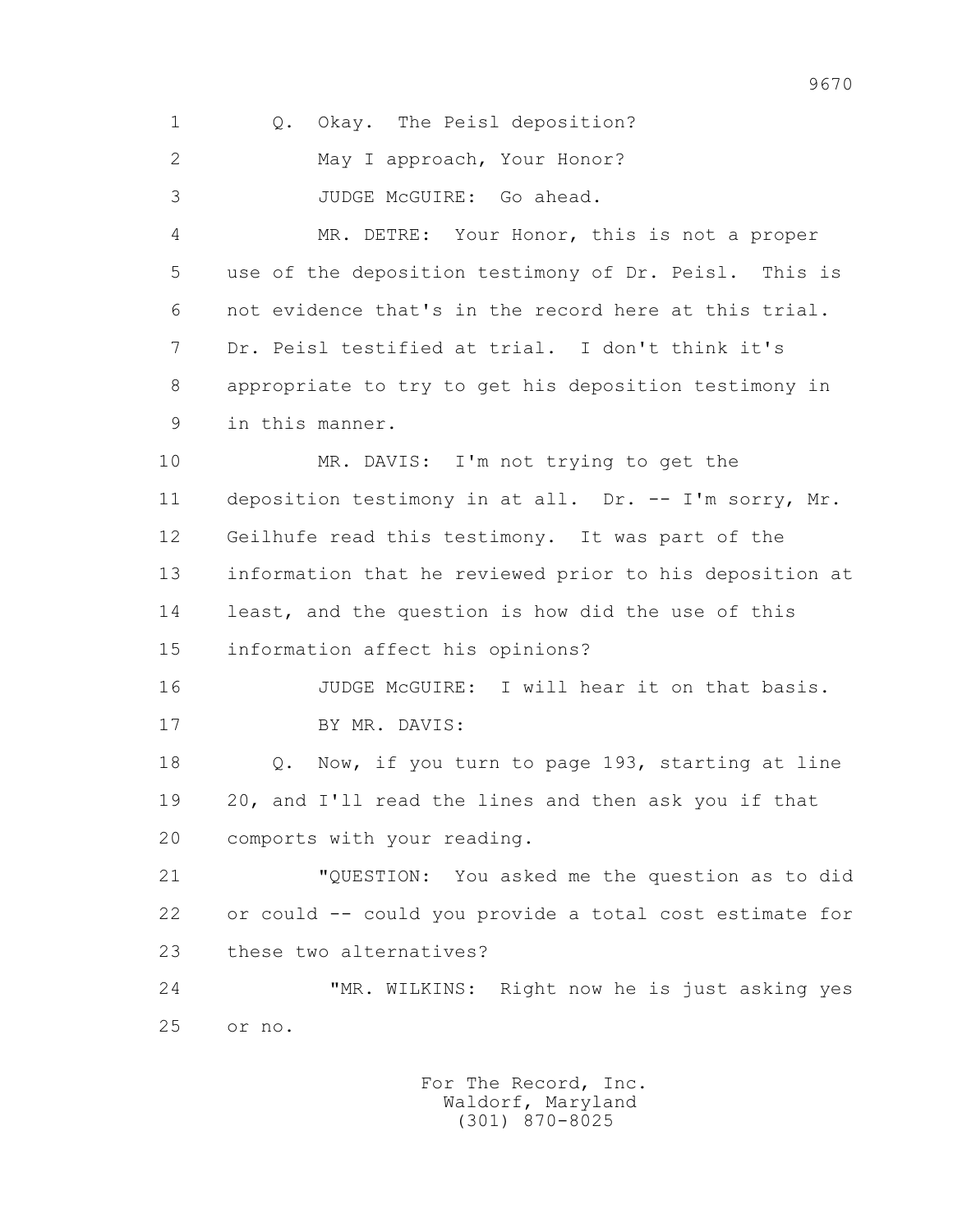1 Q. Okay. The Peisl deposition?

2 May I approach, Your Honor?

3 JUDGE McGUIRE: Go ahead.

4 MR. DETRE: Your Honor, this is not a proper

5 use of the deposition testimony of Dr. Peisl. This is

6 not evidence that's in the record here at this trial.

7 Dr. Peisl testified at trial. I don't think it's

8 appropriate to try to get his deposition testimony in

9 in this manner.

10 MR. DAVIS: I'm not trying to get the

11 deposition testimony in at all. Dr. -- I'm sorry, Mr.

12 Geilhufe read this testimony. It was part of the

13 information that he reviewed prior to his deposition at

14 least, and the question is how did the use of this

15 information affect his opinions?

16 JUDGE McGUIRE: I will hear it on that basis.

17 BY MR. DAVIS:

18 Q. Now, if you turn to page 193, starting at line

19 20, and I'll read the lines and then ask you if that

20 comports with your reading.

21 "QUESTION: You asked me the question as to did

22 or could -- could you provide a total cost estimate for

23 these two alternatives?

24 "MR. WILKINS: Right now he is just asking yes

25 or no.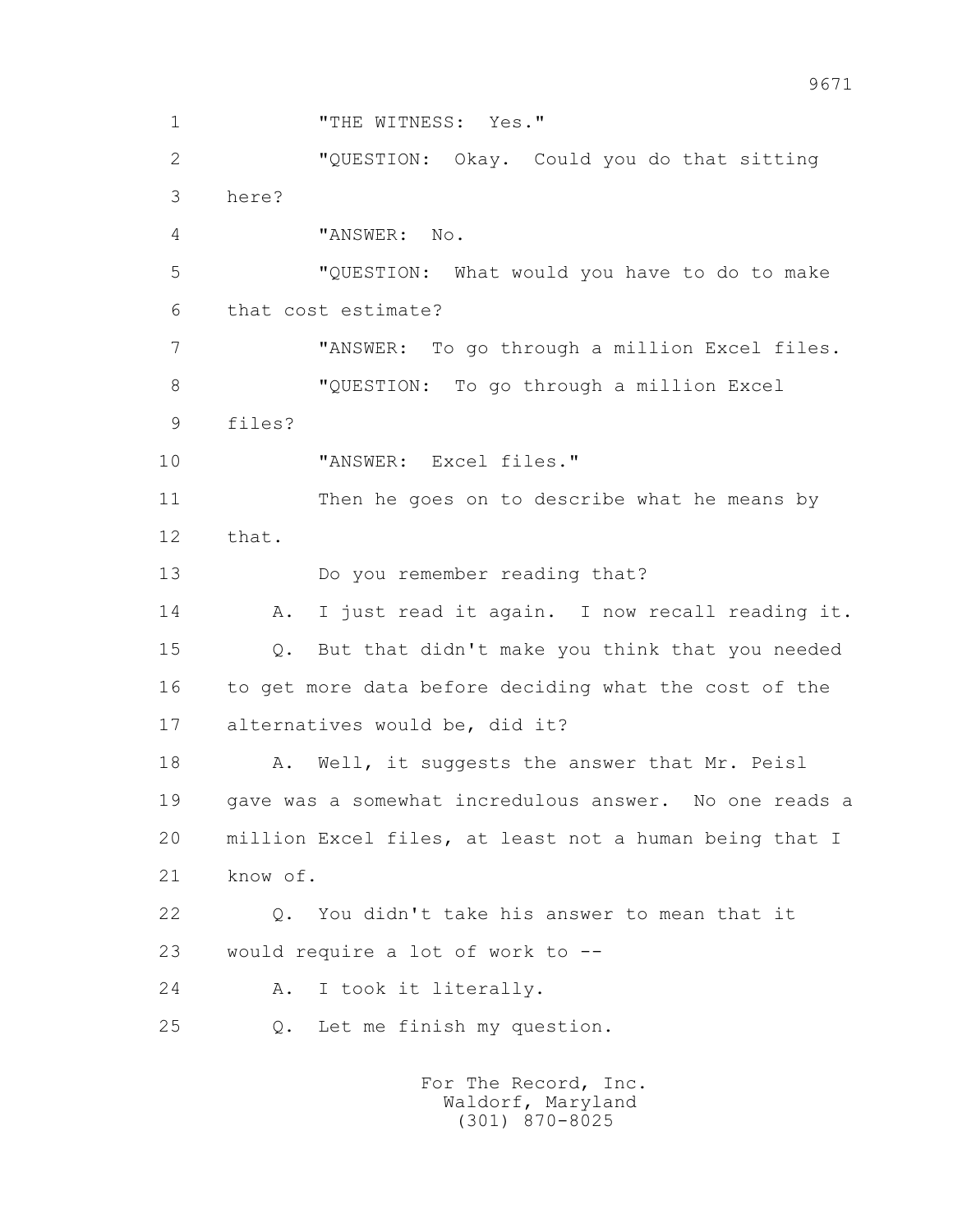1 "THE WITNESS: Yes."

2 "QUESTION: Okay. Could you do that sitting

3 here?

4 "ANSWER: No.

5 "QUESTION: What would you have to do to make

6 that cost estimate?

7 "ANSWER: To go through a million Excel files.

8 "QUESTION: To go through a million Excel

9 files?

10 "ANSWER: Excel files."

11 Then he goes on to describe what he means by

12 that.

13 Do you remember reading that?

14 A. I just read it again. I now recall reading it.

15 Q. But that didn't make you think that you needed

16 to get more data before deciding what the cost of the

17 alternatives would be, did it?

18 A. Well, it suggests the answer that Mr. Peisl

19 gave was a somewhat incredulous answer. No one reads a

20 million Excel files, at least not a human being that I

21 know of.

22 Q. You didn't take his answer to mean that it

23 would require a lot of work to --

24 A. I took it literally.

25 Q. Let me finish my question.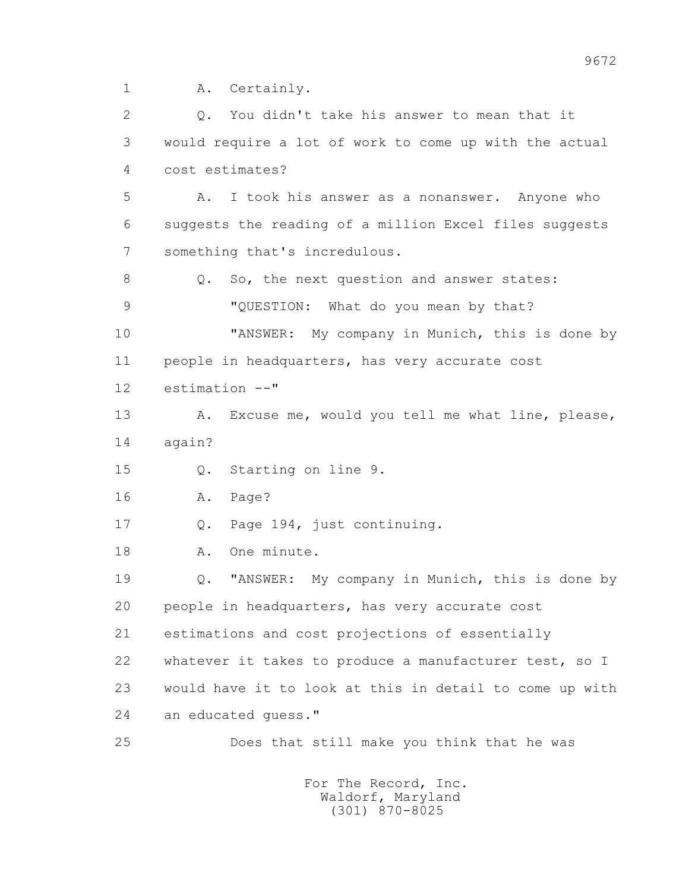1 A. Certainly.

2 Q. You didn't take his answer to mean that it

3 would require a lot of work to come up with the actual

4 cost estimates?

5 A. I took his answer as a nonanswer. Anyone who

6 suggests the reading of a million Excel files suggests

7 something that's incredulous.

8 Q. So, the next question and answer states:

9 "QUESTION: What do you mean by that?

10 "ANSWER: My company in Munich, this is done by

11 people in headquarters, has very accurate cost

12 estimation --"

13 A. Excuse me, would you tell me what line, please,

14 again?

15 Q. Starting on line 9.

16 A. Page?

17 Q. Page 194, just continuing.

18 A. One minute.

19 Q. "ANSWER: My company in Munich, this is done by

20 people in headquarters, has very accurate cost

21 estimations and cost projections of essentially

22 whatever it takes to produce a manufacturer test, so I

23 would have it to look at this in detail to come up with

24 an educated guess."

25 Does that still make you think that he was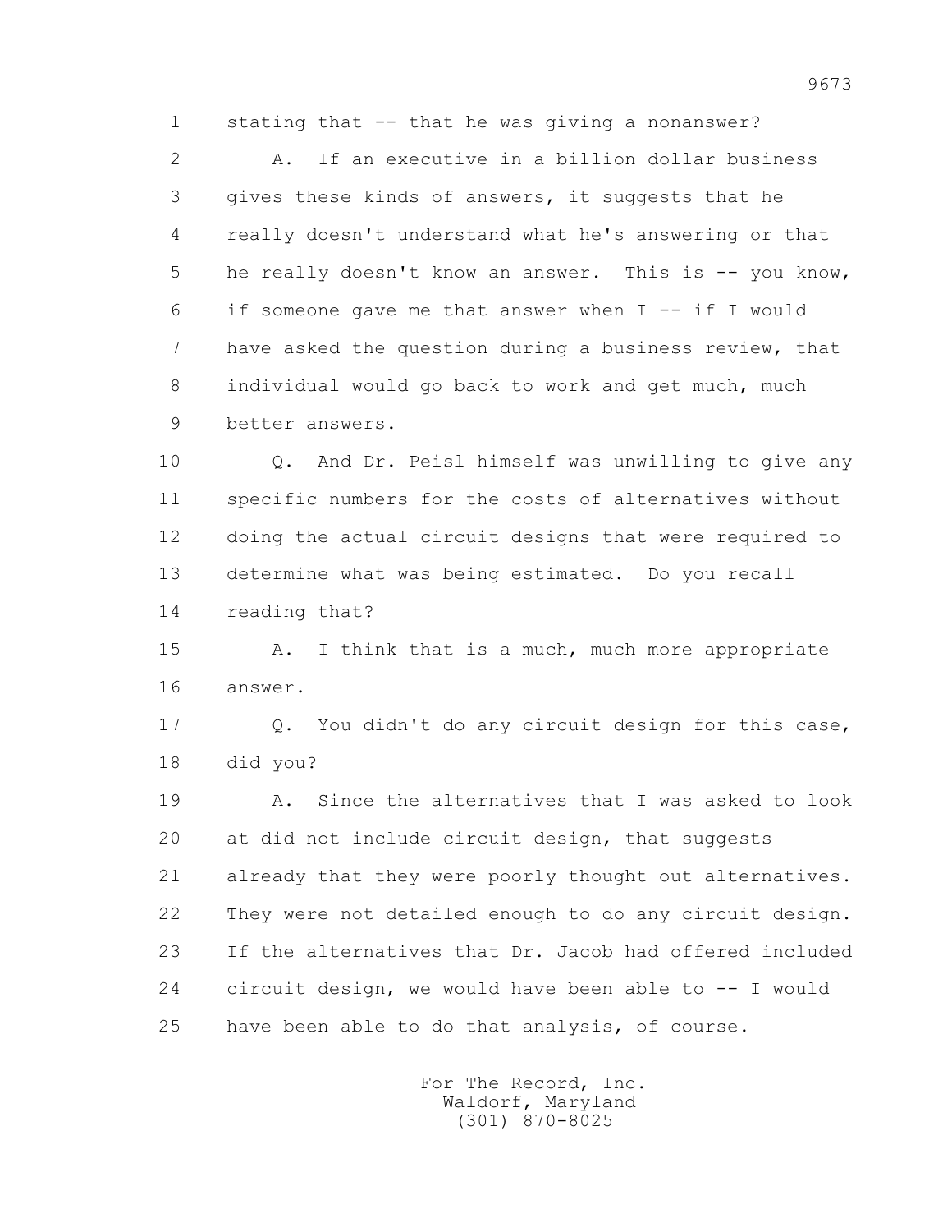1 stating that -- that he was giving a nonanswer?

2 A. If an executive in a billion dollar business

3 gives these kinds of answers, it suggests that he

4 really doesn't understand what he's answering or that

5 he really doesn't know an answer. This is -- you know,

6 if someone gave me that answer when I -- if I would

7 have asked the question during a business review, that

8 individual would go back to work and get much, much

9 better answers.

10 Q. And Dr. Peisl himself was unwilling to give any

11 specific numbers for the costs of alternatives without

12 doing the actual circuit designs that were required to

13 determine what was being estimated. Do you recall

14 reading that?

15 A. I think that is a much, much more appropriate

16 answer.

17 Q. You didn't do any circuit design for this case,

18 did you?

19 A. Since the alternatives that I was asked to look

20 at did not include circuit design, that suggests

21 already that they were poorly thought out alternatives.

22 They were not detailed enough to do any circuit design.

23 If the alternatives that Dr. Jacob had offered included

24 circuit design, we would have been able to -- I would

25 have been able to do that analysis, of course.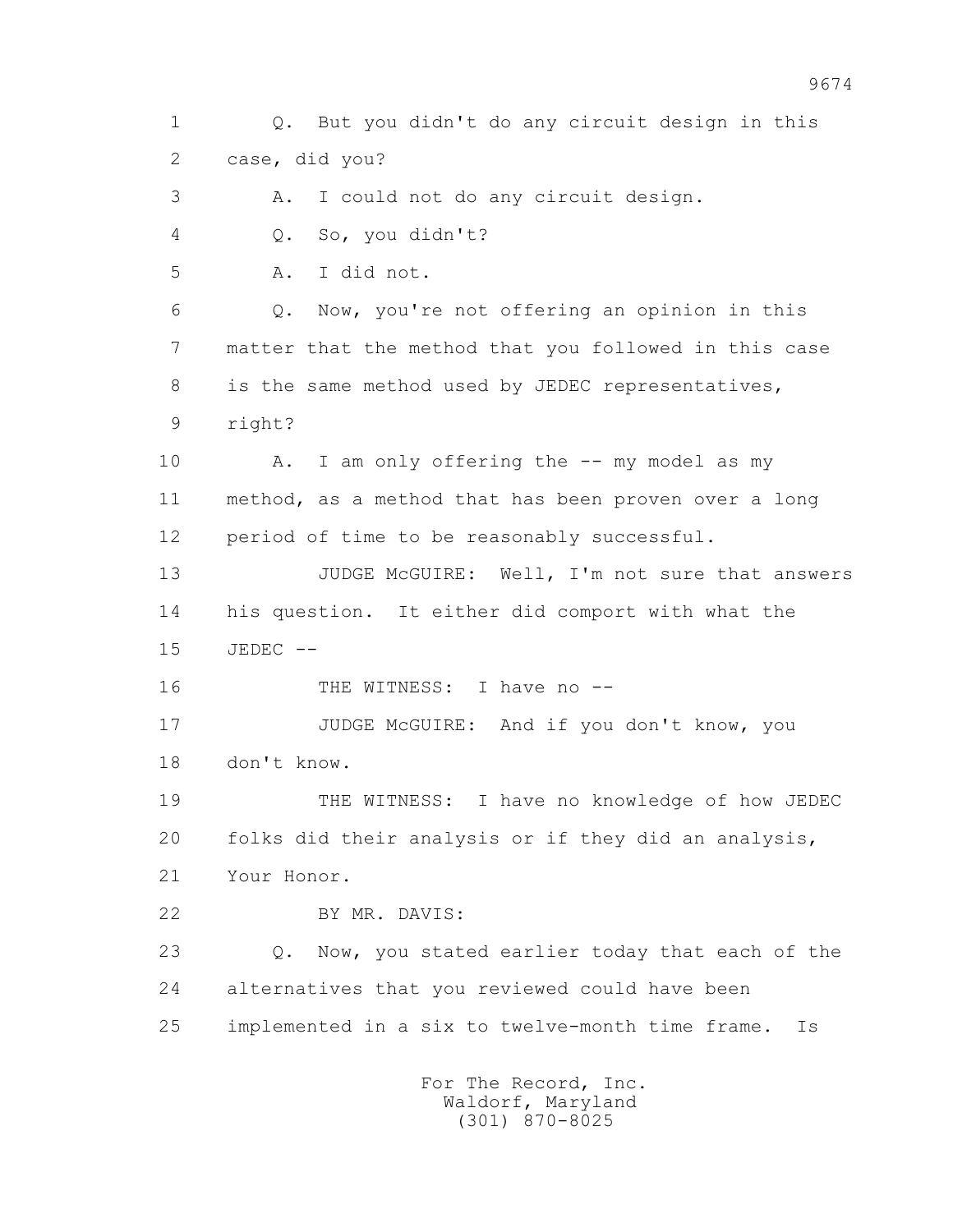1 Q. But you didn't do any circuit design in this
2 case, did you?
3 A. I could not do any circuit design.
4 Q. So, you didn't?
5 A. I did not.
6 Q. Now, you're not offering an opinion in this
7 matter that the method that you followed in this case
8 is the same method used by JEDEC representatives,
9 right?
10 A. I am only offering the -- my model as my
11 method, as a method that has been proven over a long
12 period of time to be reasonably successful.
13 JUDGE McGUIRE: Well, I'm not sure that answers
14 his question. It either did comport with what the
15 JEDEC --
16 THE WITNESS: I have no --
17 JUDGE McGUIRE: And if you don't know, you
18 don't know.
19 THE WITNESS: I have no knowledge of how JEDEC
20 folks did their analysis or if they did an analysis,
21 Your Honor.
22 BY MR. DAVIS:
23 Q. Now, you stated earlier today that each of the
24 alternatives that you reviewed could have been
25 implemented in a six to twelve-month time frame. Is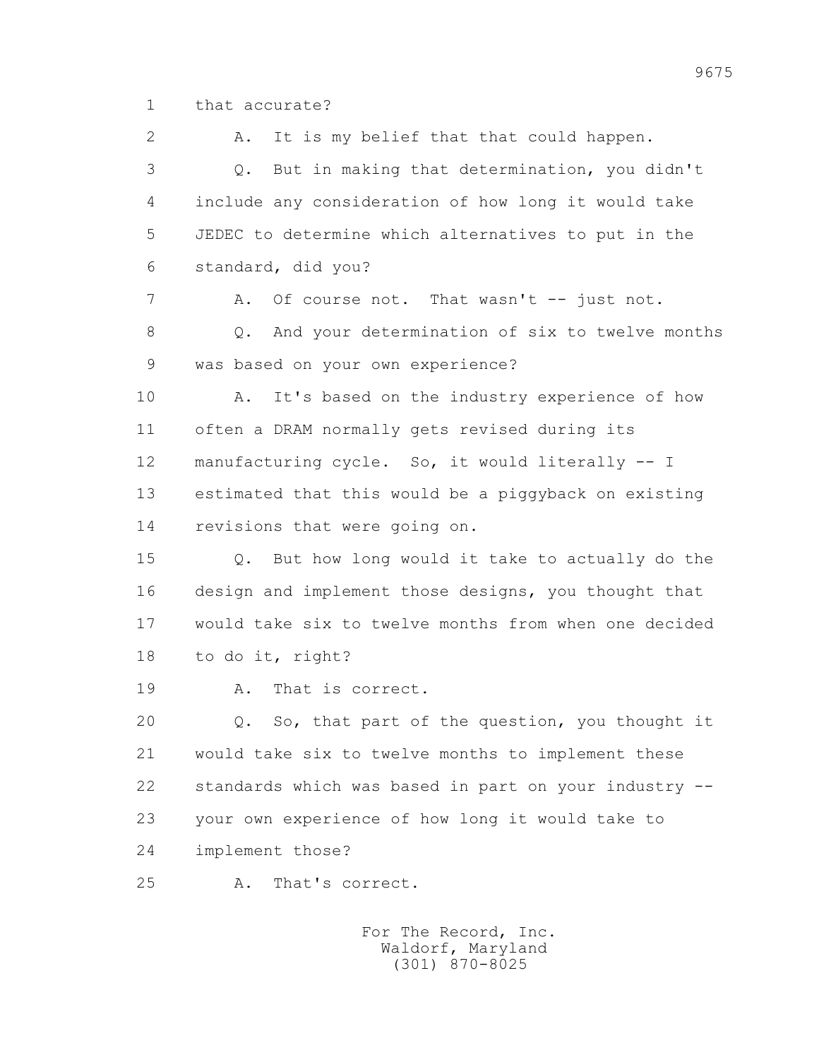1 that accurate?

2 A. It is my belief that that could happen.

3 Q. But in making that determination, you didn't

4 include any consideration of how long it would take

5 JEDEC to determine which alternatives to put in the

6 standard, did you?

7 A. Of course not. That wasn't -- just not.

8 Q. And your determination of six to twelve months

9 was based on your own experience?

10 A. It's based on the industry experience of how

11 often a DRAM normally gets revised during its

12 manufacturing cycle. So, it would literally -- I

13 estimated that this would be a piggyback on existing

14 revisions that were going on.

15 Q. But how long would it take to actually do the

16 design and implement those designs, you thought that

17 would take six to twelve months from when one decided

18 to do it, right?

19 A. That is correct.

20 Q. So, that part of the question, you thought it

21 would take six to twelve months to implement these

22 standards which was based in part on your industry --

23 your own experience of how long it would take to

24 implement those?

25 A. That's correct.

For The Record, Inc.
Waldorf, Maryland
(301) 870-8025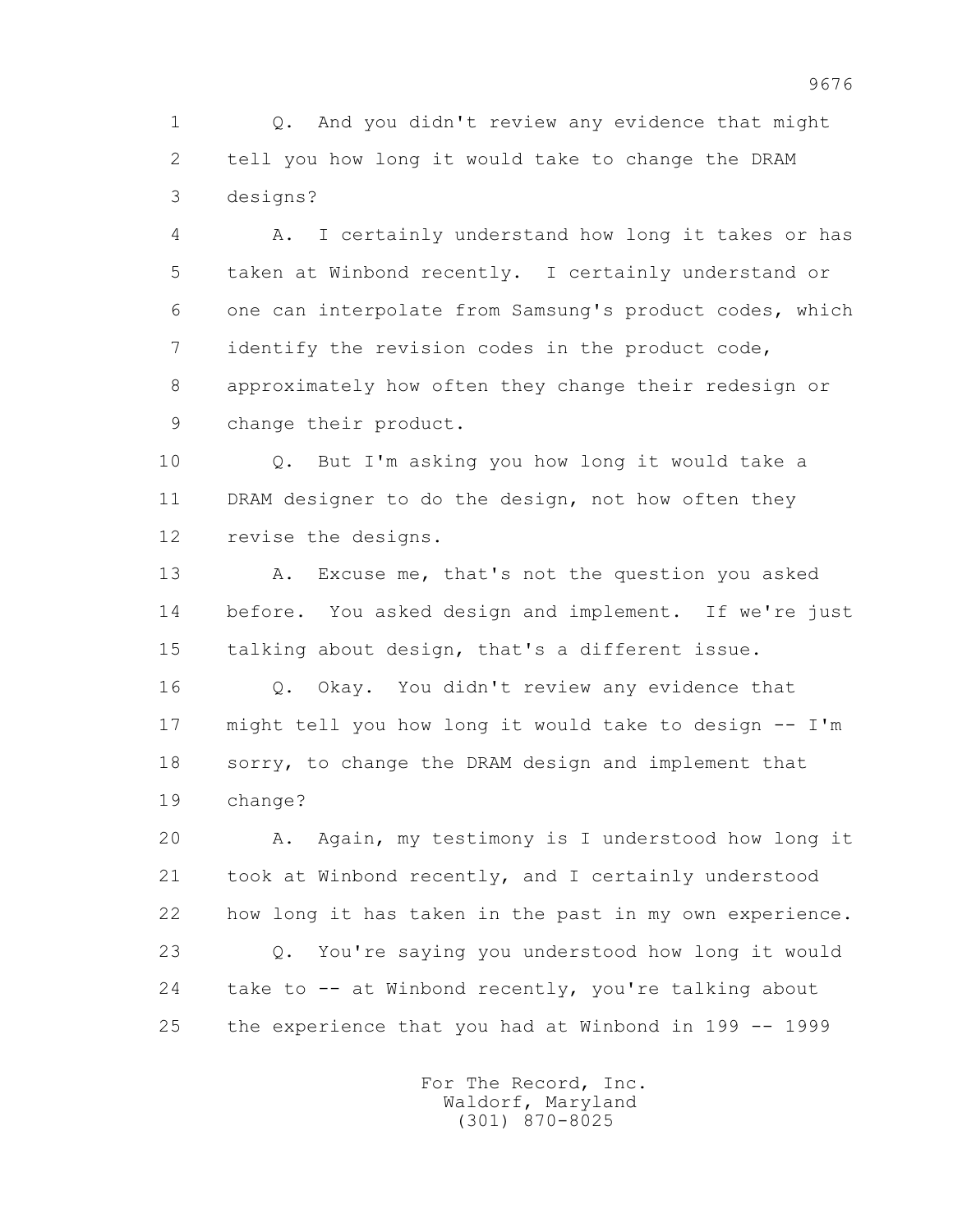1 Q. And you didn't review any evidence that might
2 tell you how long it would take to change the DRAM
3 designs?

4 A. I certainly understand how long it takes or has
5 taken at Winbond recently. I certainly understand or
6 one can interpolate from Samsung's product codes, which
7 identify the revision codes in the product code,
8 approximately how often they change their redesign or
9 change their product.

10 Q. But I'm asking you how long it would take a
11 DRAM designer to do the design, not how often they
12 revise the designs.

13 A. Excuse me, that's not the question you asked
14 before. You asked design and implement. If we're just
15 talking about design, that's a different issue.

16 Q. Okay. You didn't review any evidence that
17 might tell you how long it would take to design -- I'm
18 sorry, to change the DRAM design and implement that
19 change?

20 A. Again, my testimony is I understood how long it
21 took at Winbond recently, and I certainly understood
22 how long it has taken in the past in my own experience.

23 Q. You're saying you understood how long it would
24 take to -- at Winbond recently, you're talking about
25 the experience that you had at Winbond in 199 -- 1999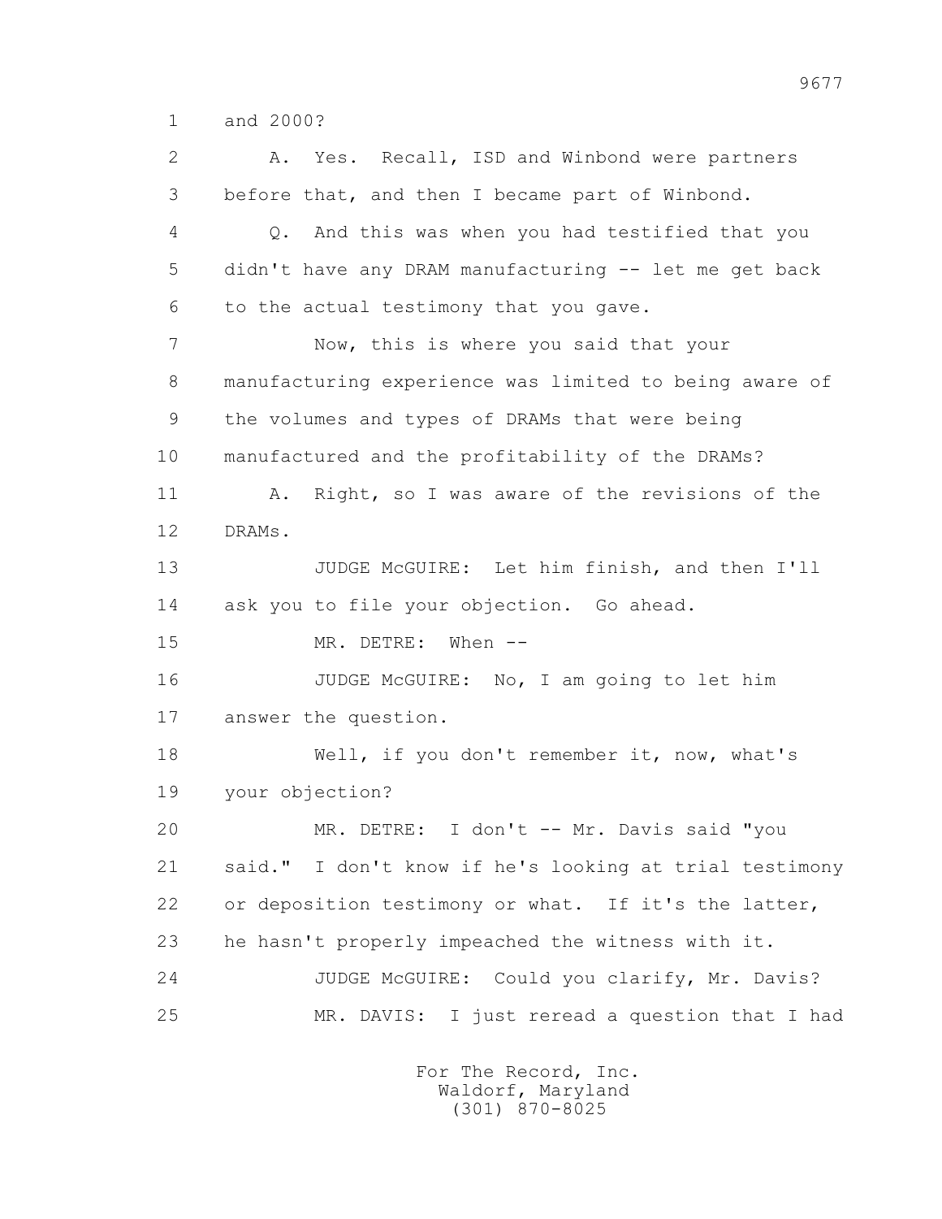1 and 2000?

2 A. Yes. Recall, ISD and Winbond were partners

3 before that, and then I became part of Winbond.

4 Q. And this was when you had testified that you

5 didn't have any DRAM manufacturing -- let me get back

6 to the actual testimony that you gave.

7 Now, this is where you said that your

8 manufacturing experience was limited to being aware of

9 the volumes and types of DRAMs that were being

10 manufactured and the profitability of the DRAMs?

11 A. Right, so I was aware of the revisions of the

12 DRAMs.

13 JUDGE McGUIRE: Let him finish, and then I'll

14 ask you to file your objection. Go ahead.

15 MR. DETRE: When --

16 JUDGE McGUIRE: No, I am going to let him

17 answer the question.

18 Well, if you don't remember it, now, what's

19 your objection?

20 MR. DETRE: I don't -- Mr. Davis said "you

21 said." I don't know if he's looking at trial testimony

22 or deposition testimony or what. If it's the latter,

23 he hasn't properly impeached the witness with it.

24 JUDGE McGUIRE: Could you clarify, Mr. Davis?

25 MR. DAVIS: I just reread a question that I had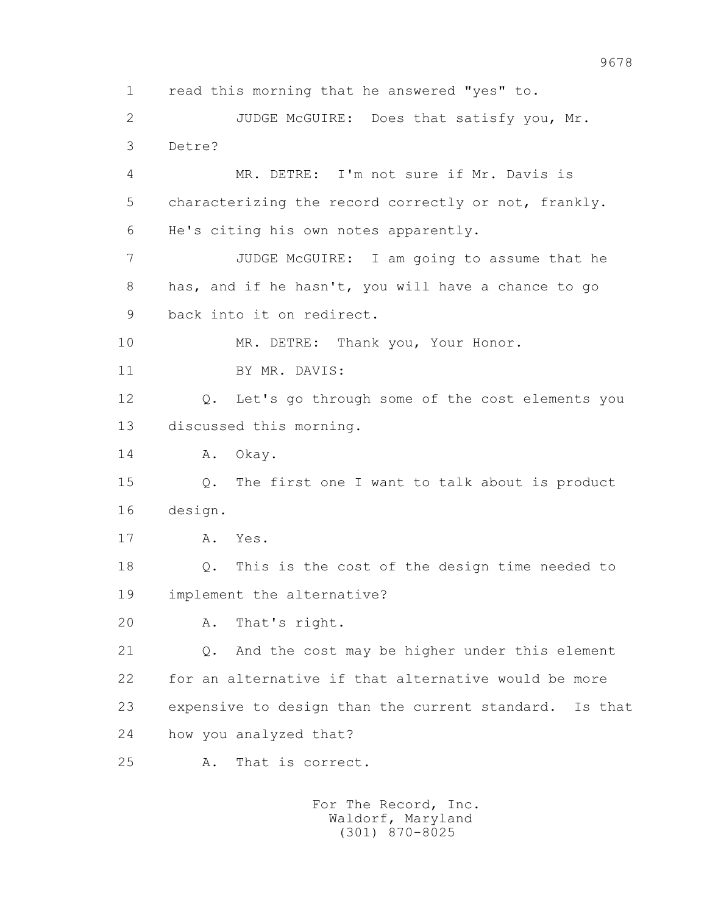1 read this morning that he answered "yes" to.

2 JUDGE McGUIRE: Does that satisfy you, Mr.

3 Detre?

4 MR. DETRE: I'm not sure if Mr. Davis is

5 characterizing the record correctly or not, frankly.

6 He's citing his own notes apparently.

7 JUDGE McGUIRE: I am going to assume that he

8 has, and if he hasn't, you will have a chance to go

9 back into it on redirect.

10 MR. DETRE: Thank you, Your Honor.

11 BY MR. DAVIS:

12 Q. Let's go through some of the cost elements you

13 discussed this morning.

14 A. Okay.

15 Q. The first one I want to talk about is product

16 design.

17 A. Yes.

18 Q. This is the cost of the design time needed to

19 implement the alternative?

20 A. That's right.

21 Q. And the cost may be higher under this element

22 for an alternative if that alternative would be more

23 expensive to design than the current standard. Is that

24 how you analyzed that?

25 A. That is correct.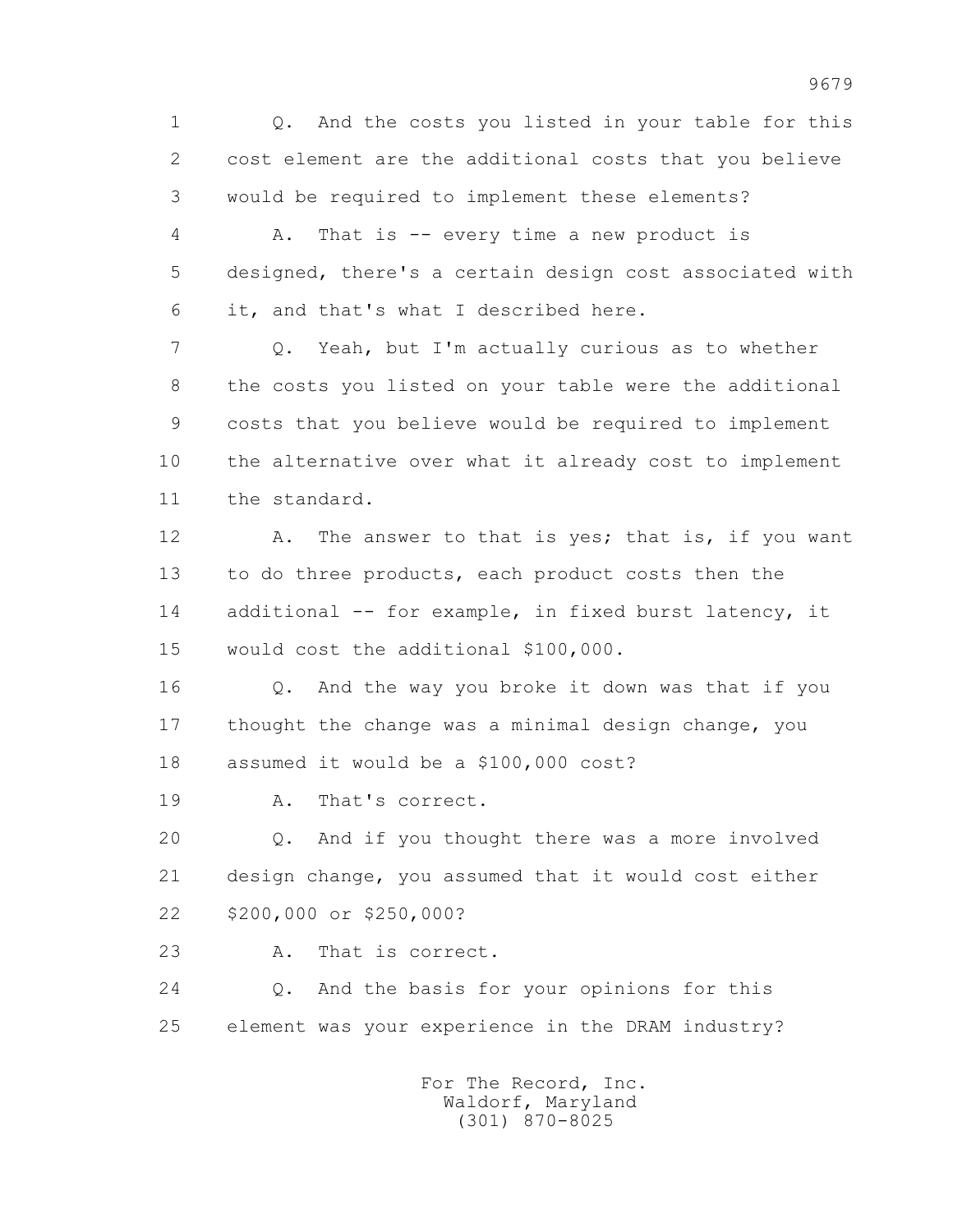1 Q. And the costs you listed in your table for this
2 cost element are the additional costs that you believe
3 would be required to implement these elements?
4 A. That is -- every time a new product is
5 designed, there's a certain design cost associated with
6 it, and that's what I described here.
7 Q. Yeah, but I'm actually curious as to whether
8 the costs you listed on your table were the additional
9 costs that you believe would be required to implement
10 the alternative over what it already cost to implement
11 the standard.
12 A. The answer to that is yes; that is, if you want
13 to do three products, each product costs then the
14 additional -- for example, in fixed burst latency, it
15 would cost the additional $100,000.
16 Q. And the way you broke it down was that if you
17 thought the change was a minimal design change, you
18 assumed it would be a $100,000 cost?
19 A. That's correct.
20 Q. And if you thought there was a more involved
21 design change, you assumed that it would cost either
22 $200,000 or $250,000?
23 A. That is correct.
24 Q. And the basis for your opinions for this
25 element was your experience in the DRAM industry?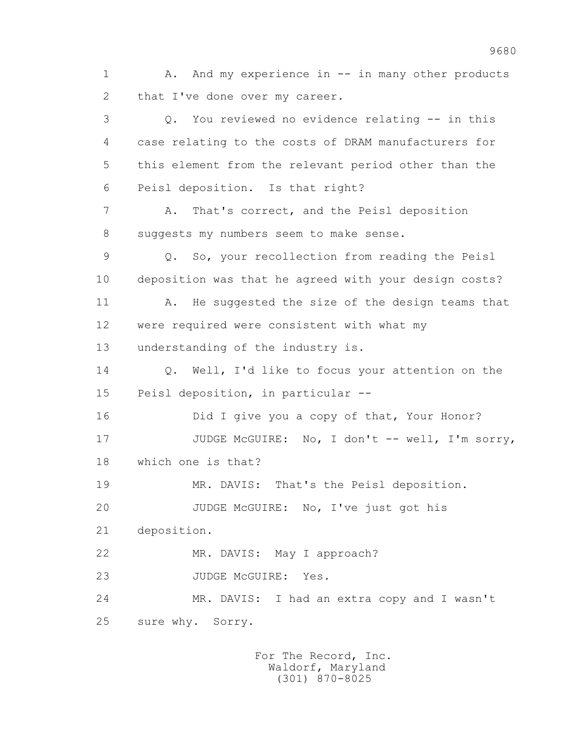1 A. And my experience in -- in many other products
2 that I've done over my career.

3 Q. You reviewed no evidence relating -- in this
4 case relating to the costs of DRAM manufacturers for
5 this element from the relevant period other than the
6 Peisl deposition. Is that right?

7 A. That's correct, and the Peisl deposition
8 suggests my numbers seem to make sense.

9 Q. So, your recollection from reading the Peisl
10 deposition was that he agreed with your design costs?

11 A. He suggested the size of the design teams that
12 were required were consistent with what my
13 understanding of the industry is.

14 Q. Well, I'd like to focus your attention on the
15 Peisl deposition, in particular --

16 Did I give you a copy of that, Your Honor?

17 JUDGE McGUIRE: No, I don't -- well, I'm sorry,
18 which one is that?

19 MR. DAVIS: That's the Peisl deposition.

20 JUDGE McGUIRE: No, I've just got his
21 deposition.

22 MR. DAVIS: May I approach?

23 JUDGE McGUIRE: Yes.

24 MR. DAVIS: I had an extra copy and I wasn't
25 sure why. Sorry.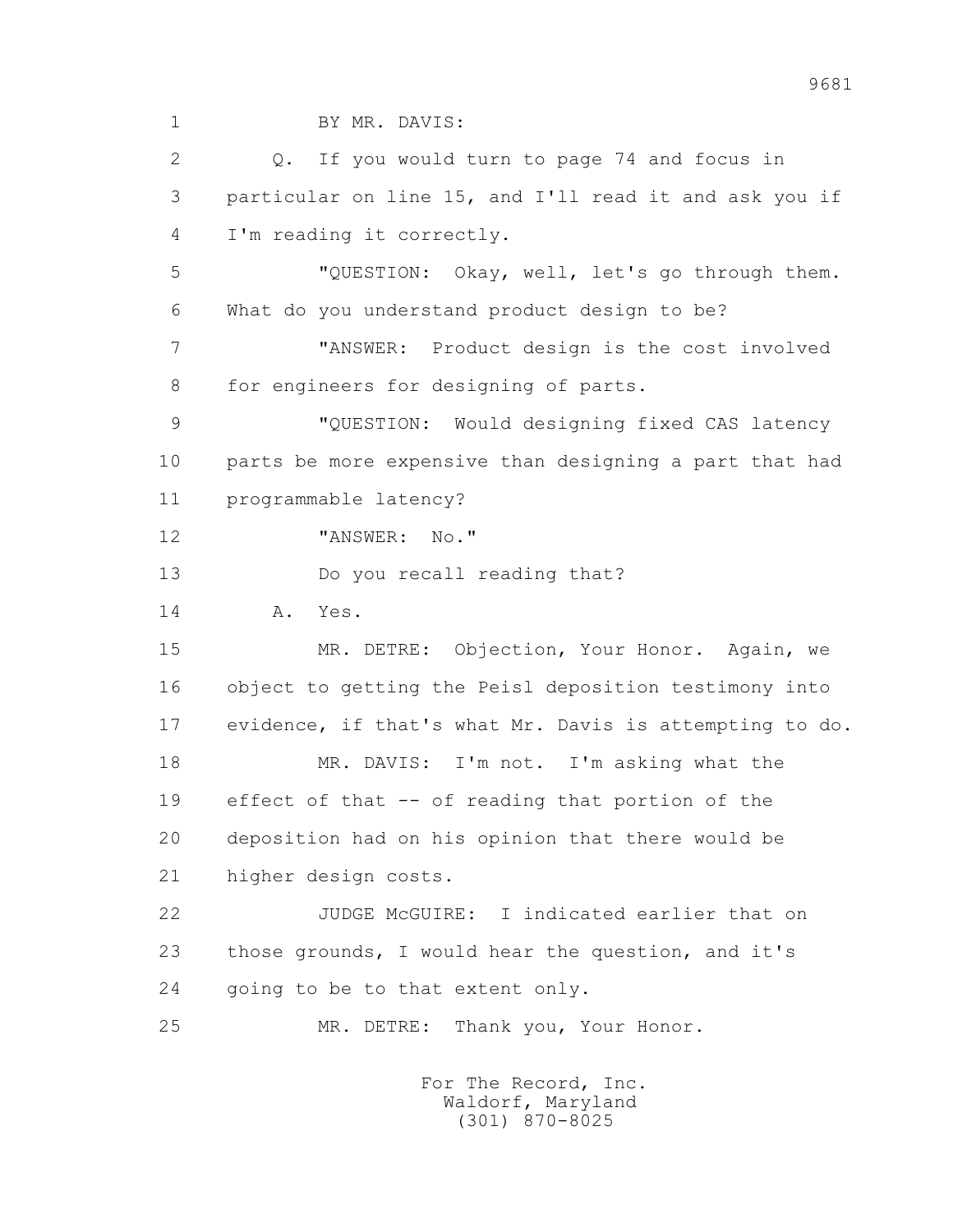BY MR. DAVIS:

Q. If you would turn to page 74 and focus in particular on line 15, and I'll read it and ask you if I'm reading it correctly.

"QUESTION: Okay, well, let's go through them. What do you understand product design to be?

"ANSWER: Product design is the cost involved for engineers for designing of parts.

"QUESTION: Would designing fixed CAS latency parts be more expensive than designing a part that had programmable latency?

"ANSWER: No."

Do you recall reading that?

A. Yes.

MR. DETRE: Objection, Your Honor. Again, we object to getting the Peisl deposition testimony into evidence, if that's what Mr. Davis is attempting to do.

MR. DAVIS: I'm not. I'm asking what the effect of that -- of reading that portion of the deposition had on his opinion that there would be higher design costs.

JUDGE McGUIRE: I indicated earlier that on those grounds, I would hear the question, and it's going to be to that extent only.

MR. DETRE: Thank you, Your Honor.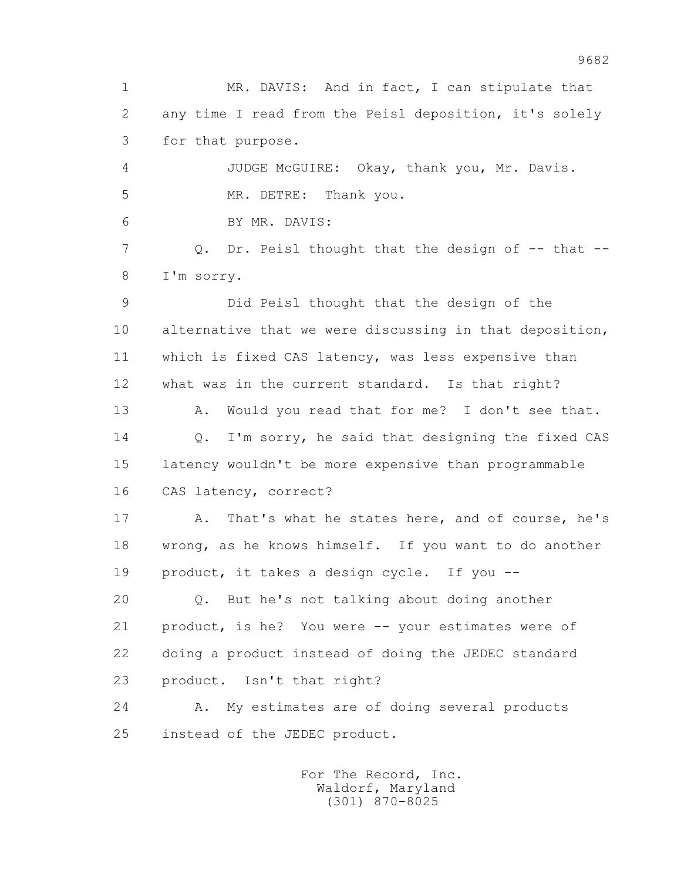1 MR. DAVIS: And in fact, I can stipulate that
2 any time I read from the Peisl deposition, it's solely
3 for that purpose.
4 JUDGE McGUIRE: Okay, thank you, Mr. Davis.
5 MR. DETRE: Thank you.
6 BY MR. DAVIS:
7 Q. Dr. Peisl thought that the design of -- that --
8 I'm sorry.
9 Did Peisl thought that the design of the
10 alternative that we were discussing in that deposition,
11 which is fixed CAS latency, was less expensive than
12 what was in the current standard. Is that right?
13 A. Would you read that for me? I don't see that.
14 Q. I'm sorry, he said that designing the fixed CAS
15 latency wouldn't be more expensive than programmable
16 CAS latency, correct?
17 A. That's what he states here, and of course, he's
18 wrong, as he knows himself. If you want to do another
19 product, it takes a design cycle. If you --
20 Q. But he's not talking about doing another
21 product, is he? You were -- your estimates were of
22 doing a product instead of doing the JEDEC standard
23 product. Isn't that right?
24 A. My estimates are of doing several products
25 instead of the JEDEC product.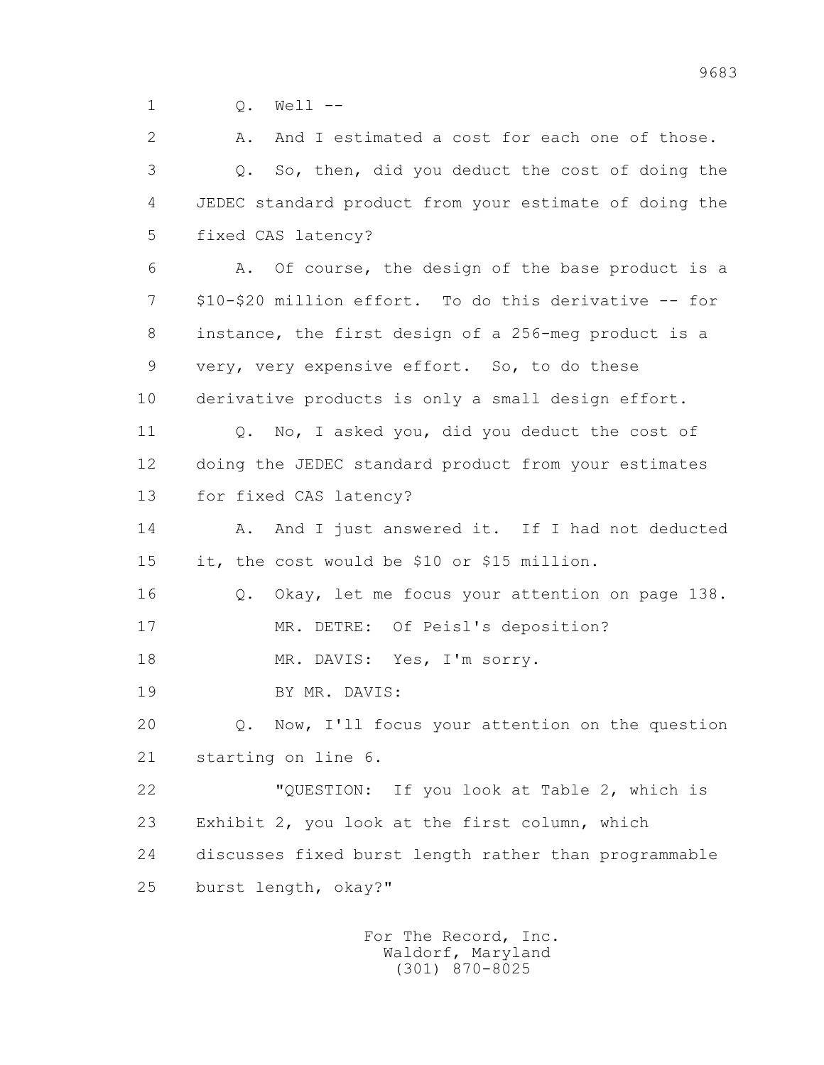Q. Well --

A. And I estimated a cost for each one of those.

Q. So, then, did you deduct the cost of doing the JEDEC standard product from your estimate of doing the fixed CAS latency?

A. Of course, the design of the base product is a $10-$20 million effort. To do this derivative -- for instance, the first design of a 256-meg product is a very, very expensive effort. So, to do these derivative products is only a small design effort.

Q. No, I asked you, did you deduct the cost of doing the JEDEC standard product from your estimates for fixed CAS latency?

A. And I just answered it. If I had not deducted it, the cost would be $10 or $15 million.

Q. Okay, let me focus your attention on page 138.

MR. DETRE: Of Peisl's deposition?

MR. DAVIS: Yes, I'm sorry.

BY MR. DAVIS:

Q. Now, I'll focus your attention on the question starting on line 6.

"QUESTION: If you look at Table 2, which is Exhibit 2, you look at the first column, which discusses fixed burst length rather than programmable burst length, okay?"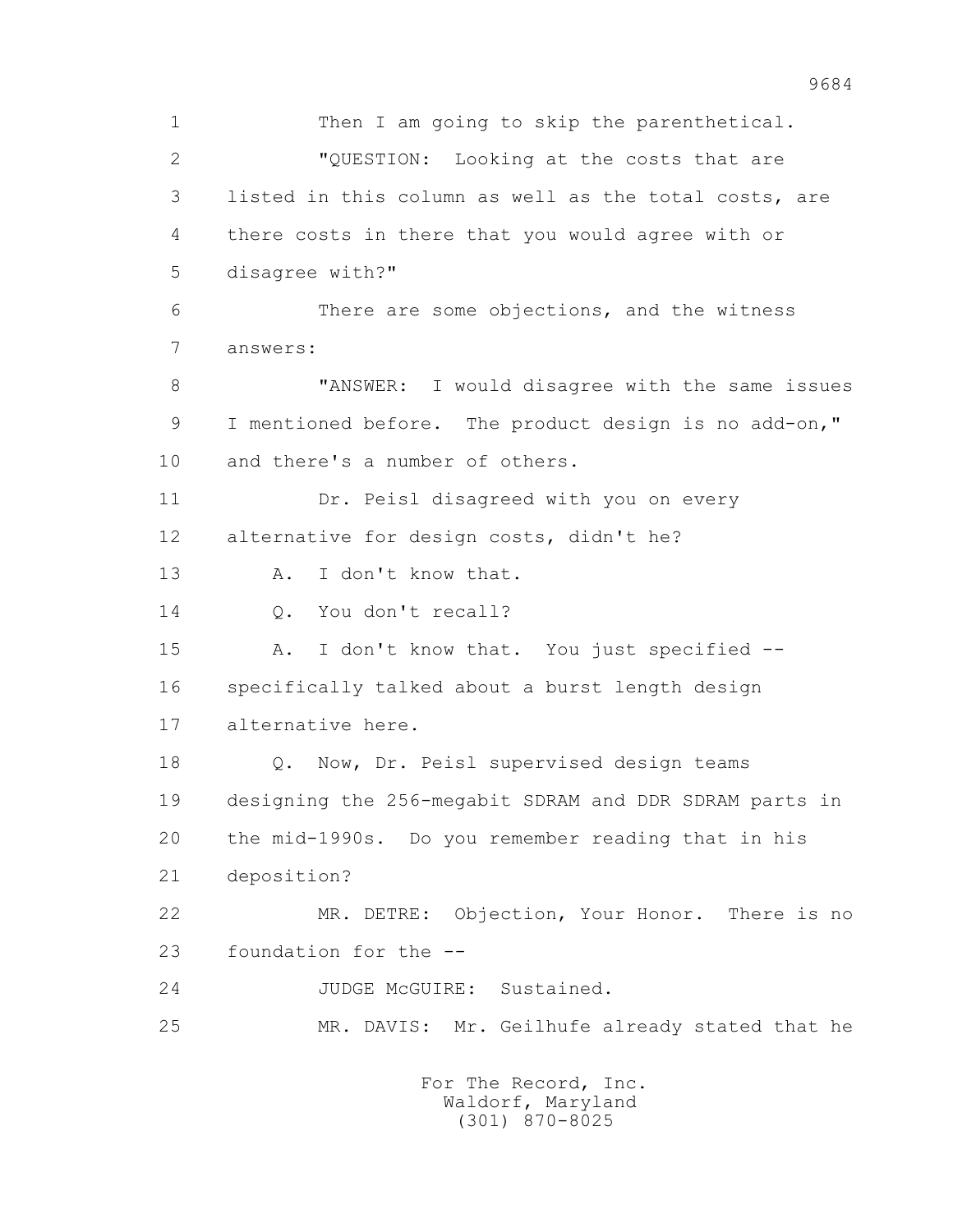1 Then I am going to skip the parenthetical.

2 "QUESTION: Looking at the costs that are

3 listed in this column as well as the total costs, are

4 there costs in there that you would agree with or

5 disagree with?"

6 There are some objections, and the witness

7 answers:

8 "ANSWER: I would disagree with the same issues

9 I mentioned before. The product design is no add-on,"

10 and there's a number of others.

11 Dr. Peisl disagreed with you on every

12 alternative for design costs, didn't he?

13 A. I don't know that.

14 Q. You don't recall?

15 A. I don't know that. You just specified --

16 specifically talked about a burst length design

17 alternative here.

18 Q. Now, Dr. Peisl supervised design teams

19 designing the 256-megabit SDRAM and DDR SDRAM parts in

20 the mid-1990s. Do you remember reading that in his

21 deposition?

22 MR. DETRE: Objection, Your Honor. There is no

23 foundation for the --

24 JUDGE McGUIRE: Sustained.

25 MR. DAVIS: Mr. Geilhufe already stated that he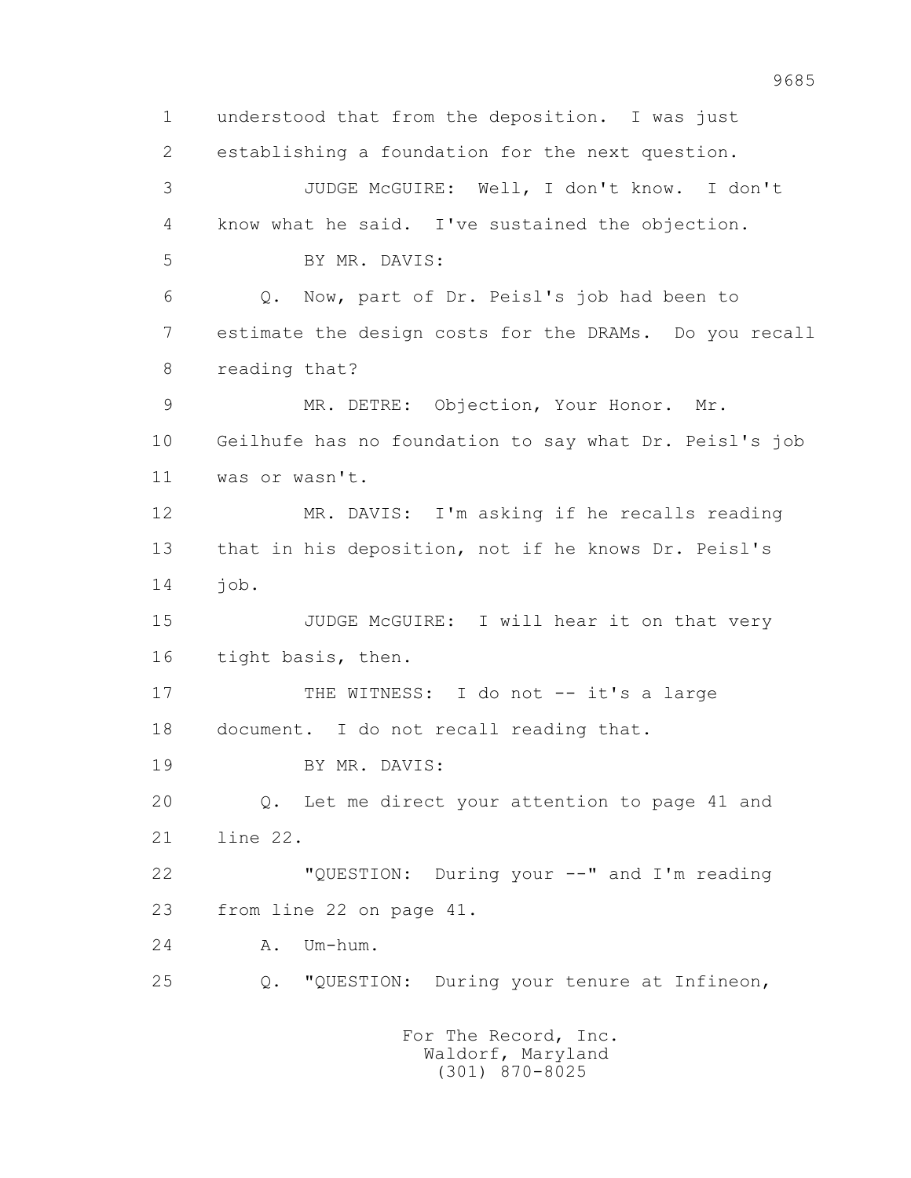1 understood that from the deposition. I was just
2 establishing a foundation for the next question.
3 JUDGE McGUIRE: Well, I don't know. I don't
4 know what he said. I've sustained the objection.
5 BY MR. DAVIS:
6 Q. Now, part of Dr. Peisl's job had been to
7 estimate the design costs for the DRAMs. Do you recall
8 reading that?
9 MR. DETRE: Objection, Your Honor. Mr.
10 Geilhufe has no foundation to say what Dr. Peisl's job
11 was or wasn't.
12 MR. DAVIS: I'm asking if he recalls reading
13 that in his deposition, not if he knows Dr. Peisl's
14 job.
15 JUDGE McGUIRE: I will hear it on that very
16 tight basis, then.
17 THE WITNESS: I do not -- it's a large
18 document. I do not recall reading that.
19 BY MR. DAVIS:
20 Q. Let me direct your attention to page 41 and
21 line 22.
22 "QUESTION: During your --" and I'm reading
23 from line 22 on page 41.
24 A. Um-hum.
25 Q. "QUESTION: During your tenure at Infineon,

For The Record, Inc.
Waldorf, Maryland
(301) 870-8025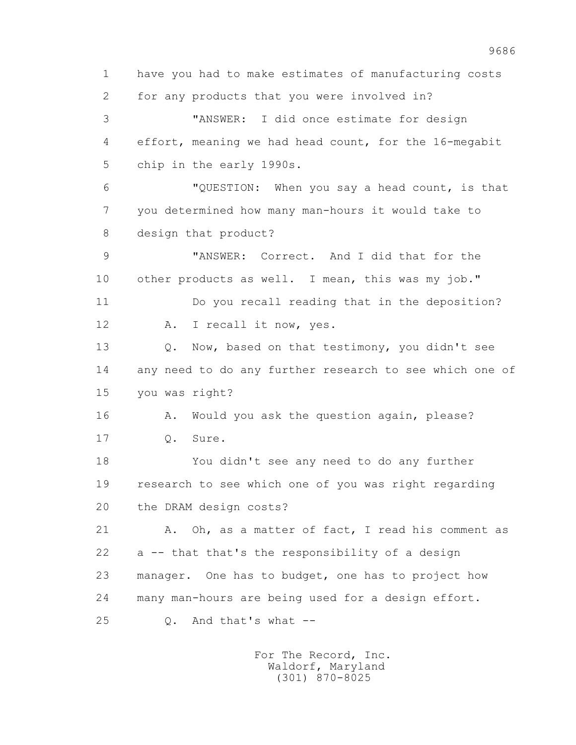1 have you had to make estimates of manufacturing costs
2 for any products that you were involved in?
3 "ANSWER: I did once estimate for design
4 effort, meaning we had head count, for the 16-megabit
5 chip in the early 1990s.
6 "QUESTION: When you say a head count, is that
7 you determined how many man-hours it would take to
8 design that product?
9 "ANSWER: Correct. And I did that for the
10 other products as well. I mean, this was my job."
11 Do you recall reading that in the deposition?
12 A. I recall it now, yes.
13 Q. Now, based on that testimony, you didn't see
14 any need to do any further research to see which one of
15 you was right?
16 A. Would you ask the question again, please?
17 Q. Sure.
18 You didn't see any need to do any further
19 research to see which one of you was right regarding
20 the DRAM design costs?
21 A. Oh, as a matter of fact, I read his comment as
22 a -- that that's the responsibility of a design
23 manager. One has to budget, one has to project how
24 many man-hours are being used for a design effort.
25 Q. And that's what --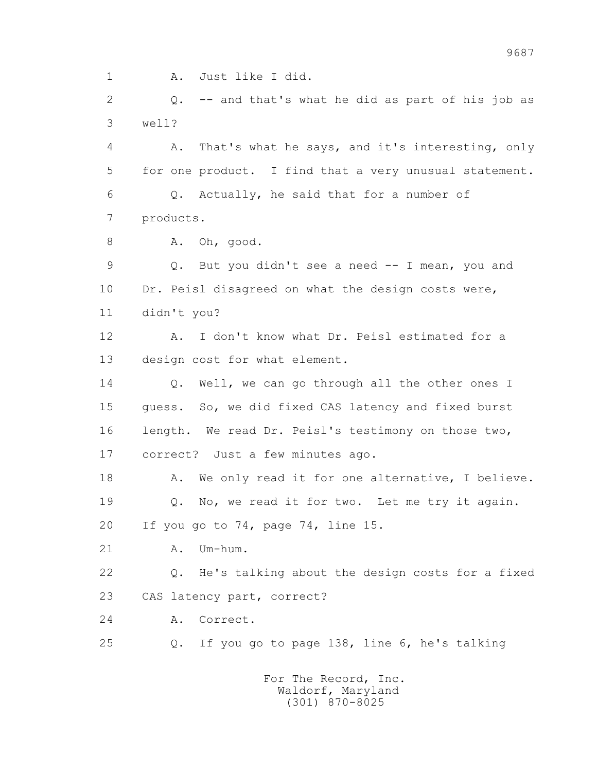1 A. Just like I did.

2 Q. -- and that's what he did as part of his job as

3 well?

4 A. That's what he says, and it's interesting, only

5 for one product. I find that a very unusual statement.

6 Q. Actually, he said that for a number of

7 products.

8 A. Oh, good.

9 Q. But you didn't see a need -- I mean, you and

10 Dr. Peisl disagreed on what the design costs were,

11 didn't you?

12 A. I don't know what Dr. Peisl estimated for a

13 design cost for what element.

14 Q. Well, we can go through all the other ones I

15 guess. So, we did fixed CAS latency and fixed burst

16 length. We read Dr. Peisl's testimony on those two,

17 correct? Just a few minutes ago.

18 A. We only read it for one alternative, I believe.

19 Q. No, we read it for two. Let me try it again.

20 If you go to 74, page 74, line 15.

21 A. Um-hum.

22 Q. He's talking about the design costs for a fixed

23 CAS latency part, correct?

24 A. Correct.

25 Q. If you go to page 138, line 6, he's talking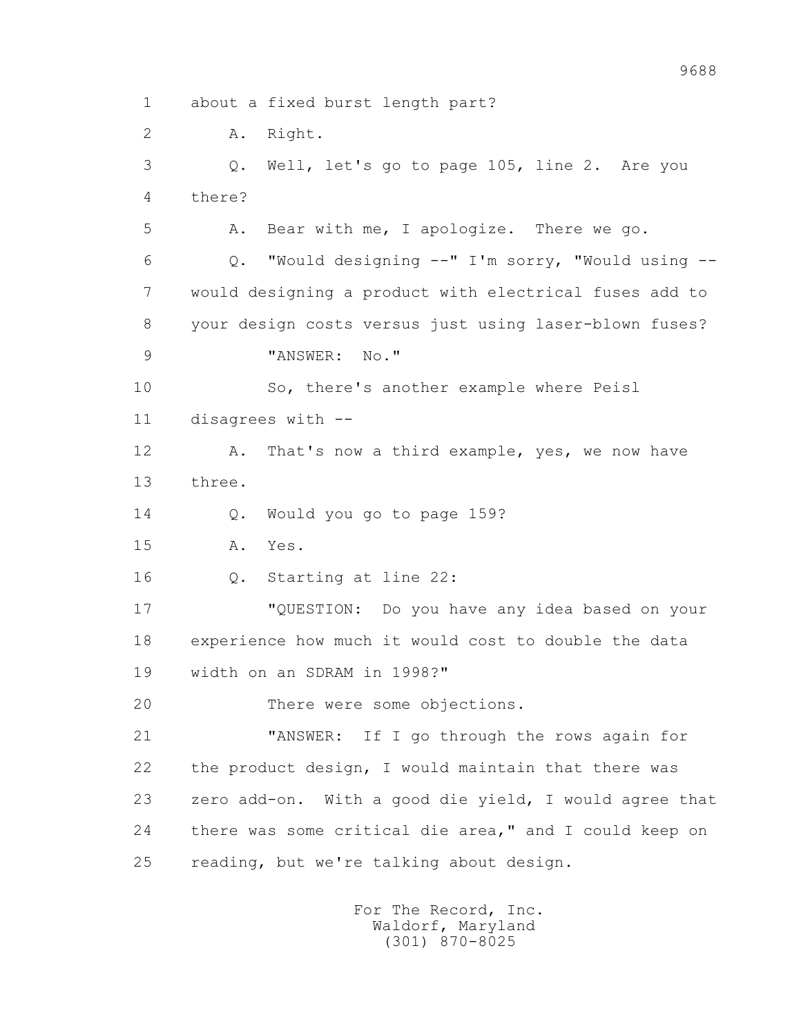1 about a fixed burst length part?

2 A. Right.

3 Q. Well, let's go to page 105, line 2. Are you

4 there?

5 A. Bear with me, I apologize. There we go.

6 Q. "Would designing --" I'm sorry, "Would using --

7 would designing a product with electrical fuses add to

8 your design costs versus just using laser-blown fuses?

9 "ANSWER: No."

10 So, there's another example where Peisl

11 disagrees with --

12 A. That's now a third example, yes, we now have

13 three.

14 Q. Would you go to page 159?

15 A. Yes.

16 Q. Starting at line 22:

17 "QUESTION: Do you have any idea based on your

18 experience how much it would cost to double the data

19 width on an SDRAM in 1998?"

20 There were some objections.

21 "ANSWER: If I go through the rows again for

22 the product design, I would maintain that there was

23 zero add-on. With a good die yield, I would agree that

24 there was some critical die area," and I could keep on

25 reading, but we're talking about design.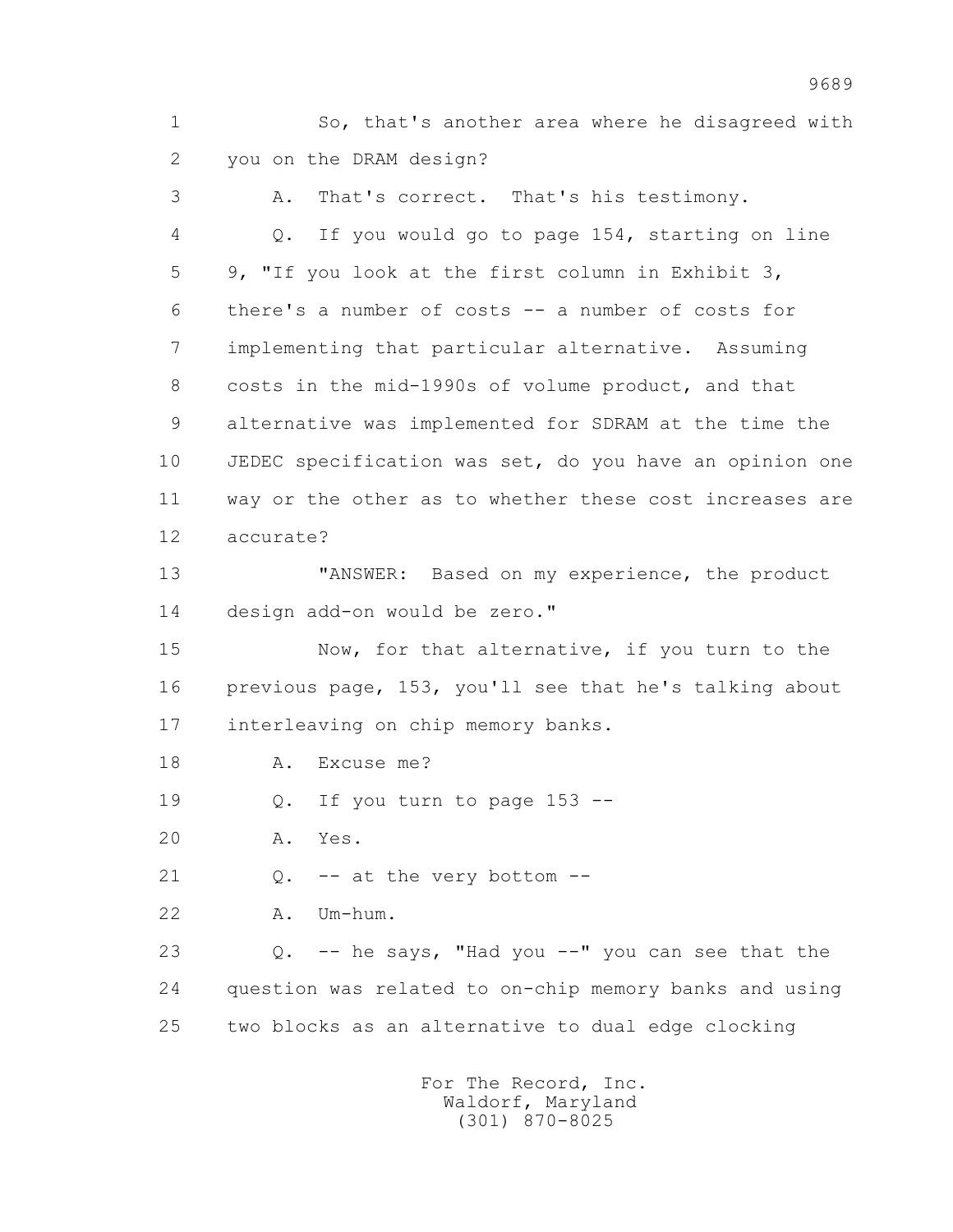1 So, that's another area where he disagreed with
2 you on the DRAM design?
3 A. That's correct. That's his testimony.
4 Q. If you would go to page 154, starting on line
5 9, "If you look at the first column in Exhibit 3,
6 there's a number of costs -- a number of costs for
7 implementing that particular alternative. Assuming
8 costs in the mid-1990s of volume product, and that
9 alternative was implemented for SDRAM at the time the
10 JEDEC specification was set, do you have an opinion one
11 way or the other as to whether these cost increases are
12 accurate?
13 "ANSWER: Based on my experience, the product
14 design add-on would be zero."
15 Now, for that alternative, if you turn to the
16 previous page, 153, you'll see that he's talking about
17 interleaving on chip memory banks.
18 A. Excuse me?
19 Q. If you turn to page 153 --
20 A. Yes.
21 Q. -- at the very bottom --
22 A. Um-hum.
23 Q. -- he says, "Had you --" you can see that the
24 question was related to on-chip memory banks and using
25 two blocks as an alternative to dual edge clocking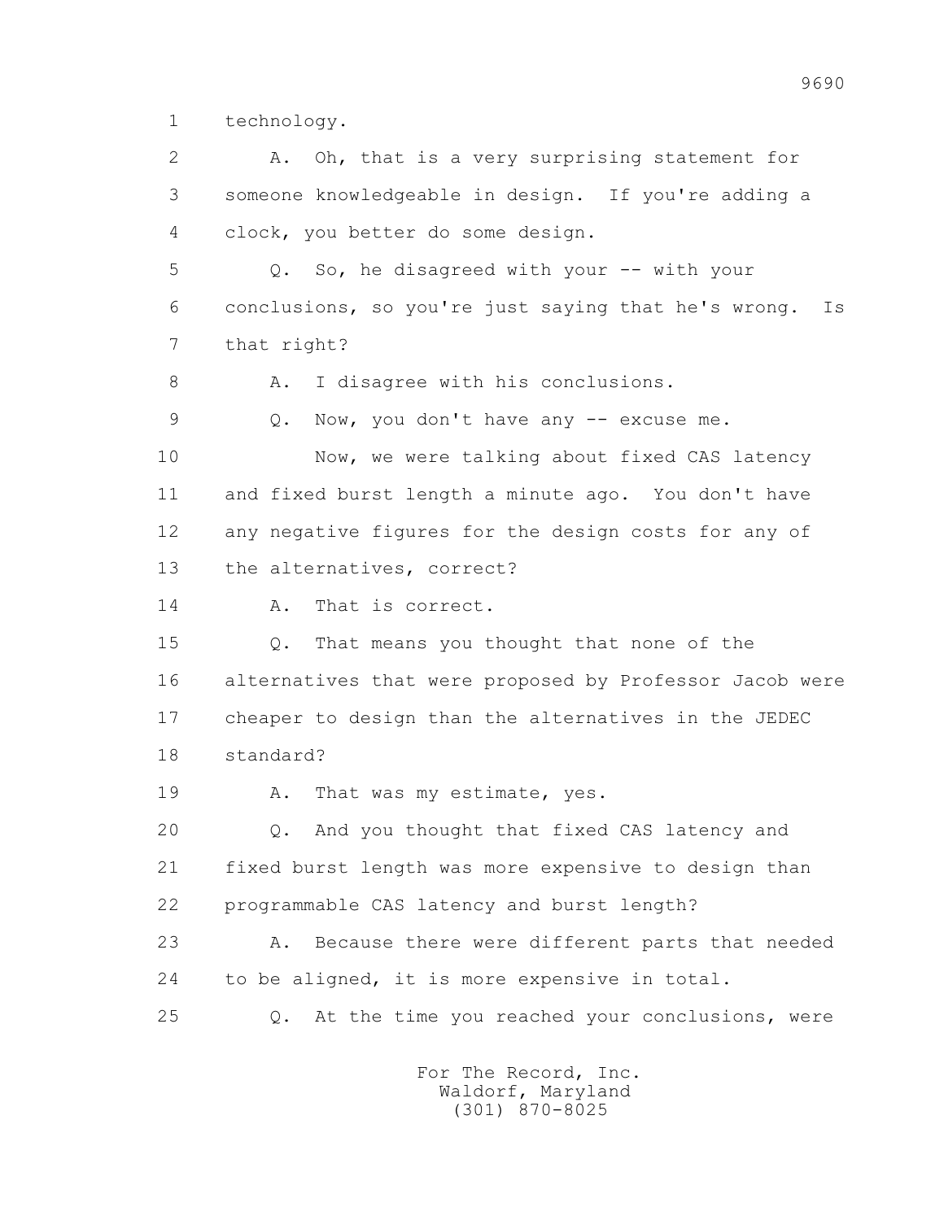1 technology.

2 A. Oh, that is a very surprising statement for

3 someone knowledgeable in design. If you're adding a

4 clock, you better do some design.

5 Q. So, he disagreed with your -- with your

6 conclusions, so you're just saying that he's wrong. Is

7 that right?

8 A. I disagree with his conclusions.

9 Q. Now, you don't have any -- excuse me.

10 Now, we were talking about fixed CAS latency

11 and fixed burst length a minute ago. You don't have

12 any negative figures for the design costs for any of

13 the alternatives, correct?

14 A. That is correct.

15 Q. That means you thought that none of the

16 alternatives that were proposed by Professor Jacob were

17 cheaper to design than the alternatives in the JEDEC

18 standard?

19 A. That was my estimate, yes.

20 Q. And you thought that fixed CAS latency and

21 fixed burst length was more expensive to design than

22 programmable CAS latency and burst length?

23 A. Because there were different parts that needed

24 to be aligned, it is more expensive in total.

25 Q. At the time you reached your conclusions, were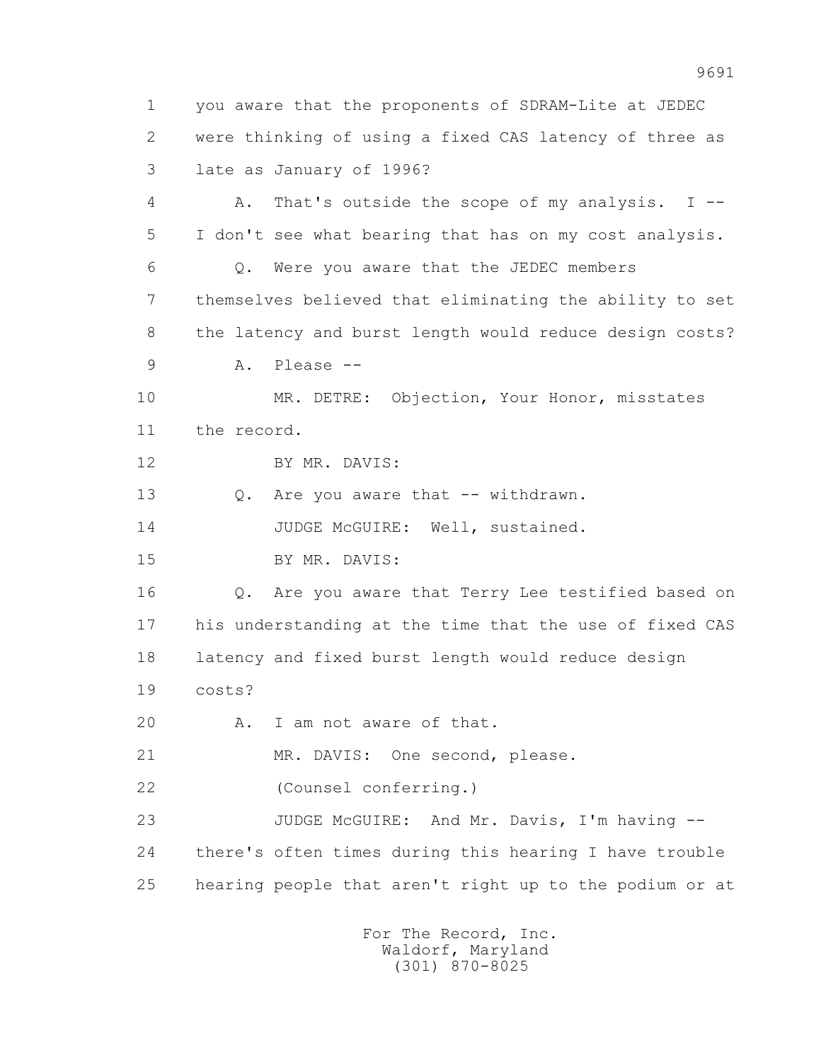1 you aware that the proponents of SDRAM-Lite at JEDEC
2 were thinking of using a fixed CAS latency of three as
3 late as January of 1996?

4 A. That's outside the scope of my analysis. I --
5 I don't see what bearing that has on my cost analysis.

6 Q. Were you aware that the JEDEC members
7 themselves believed that eliminating the ability to set
8 the latency and burst length would reduce design costs?

9 A. Please --

10 MR. DETRE: Objection, Your Honor, misstates
11 the record.

12 BY MR. DAVIS:

13 Q. Are you aware that -- withdrawn.

14 JUDGE McGUIRE: Well, sustained.

15 BY MR. DAVIS:

16 Q. Are you aware that Terry Lee testified based on
17 his understanding at the time that the use of fixed CAS
18 latency and fixed burst length would reduce design
19 costs?

20 A. I am not aware of that.

21 MR. DAVIS: One second, please.

22 (Counsel conferring.)

23 JUDGE McGUIRE: And Mr. Davis, I'm having --
24 there's often times during this hearing I have trouble
25 hearing people that aren't right up to the podium or at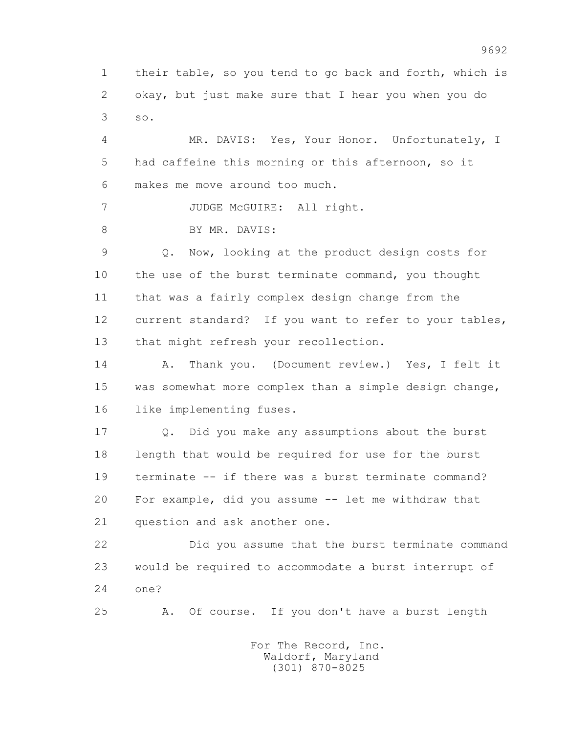their table, so you tend to go back and forth, which is okay, but just make sure that I hear you when you do so.

MR. DAVIS: Yes, Your Honor. Unfortunately, I had caffeine this morning or this afternoon, so it makes me move around too much.

JUDGE McGUIRE: All right.

BY MR. DAVIS:

Q. Now, looking at the product design costs for the use of the burst terminate command, you thought that was a fairly complex design change from the current standard? If you want to refer to your tables, that might refresh your recollection.

A. Thank you. (Document review.) Yes, I felt it was somewhat more complex than a simple design change, like implementing fuses.

Q. Did you make any assumptions about the burst length that would be required for use for the burst terminate -- if there was a burst terminate command? For example, did you assume -- let me withdraw that question and ask another one.

Did you assume that the burst terminate command would be required to accommodate a burst interrupt of one?

A. Of course. If you don't have a burst length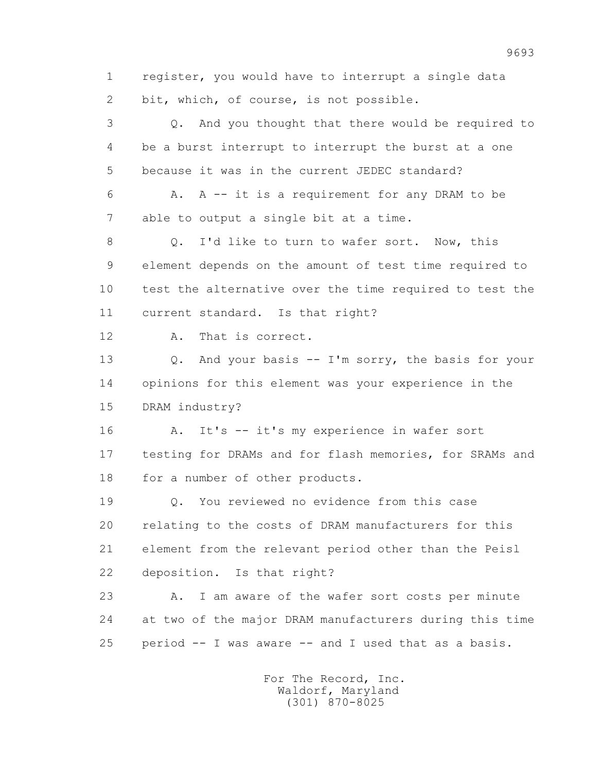register, you would have to interrupt a single data bit, which, of course, is not possible.

Q. And you thought that there would be required to be a burst interrupt to interrupt the burst at a one because it was in the current JEDEC standard?

A. A -- it is a requirement for any DRAM to be able to output a single bit at a time.

Q. I'd like to turn to wafer sort. Now, this element depends on the amount of test time required to test the alternative over the time required to test the current standard. Is that right?

A. That is correct.

Q. And your basis -- I'm sorry, the basis for your opinions for this element was your experience in the DRAM industry?

A. It's -- it's my experience in wafer sort testing for DRAMs and for flash memories, for SRAMs and for a number of other products.

Q. You reviewed no evidence from this case relating to the costs of DRAM manufacturers for this element from the relevant period other than the Peisl deposition. Is that right?

A. I am aware of the wafer sort costs per minute at two of the major DRAM manufacturers during this time period -- I was aware -- and I used that as a basis.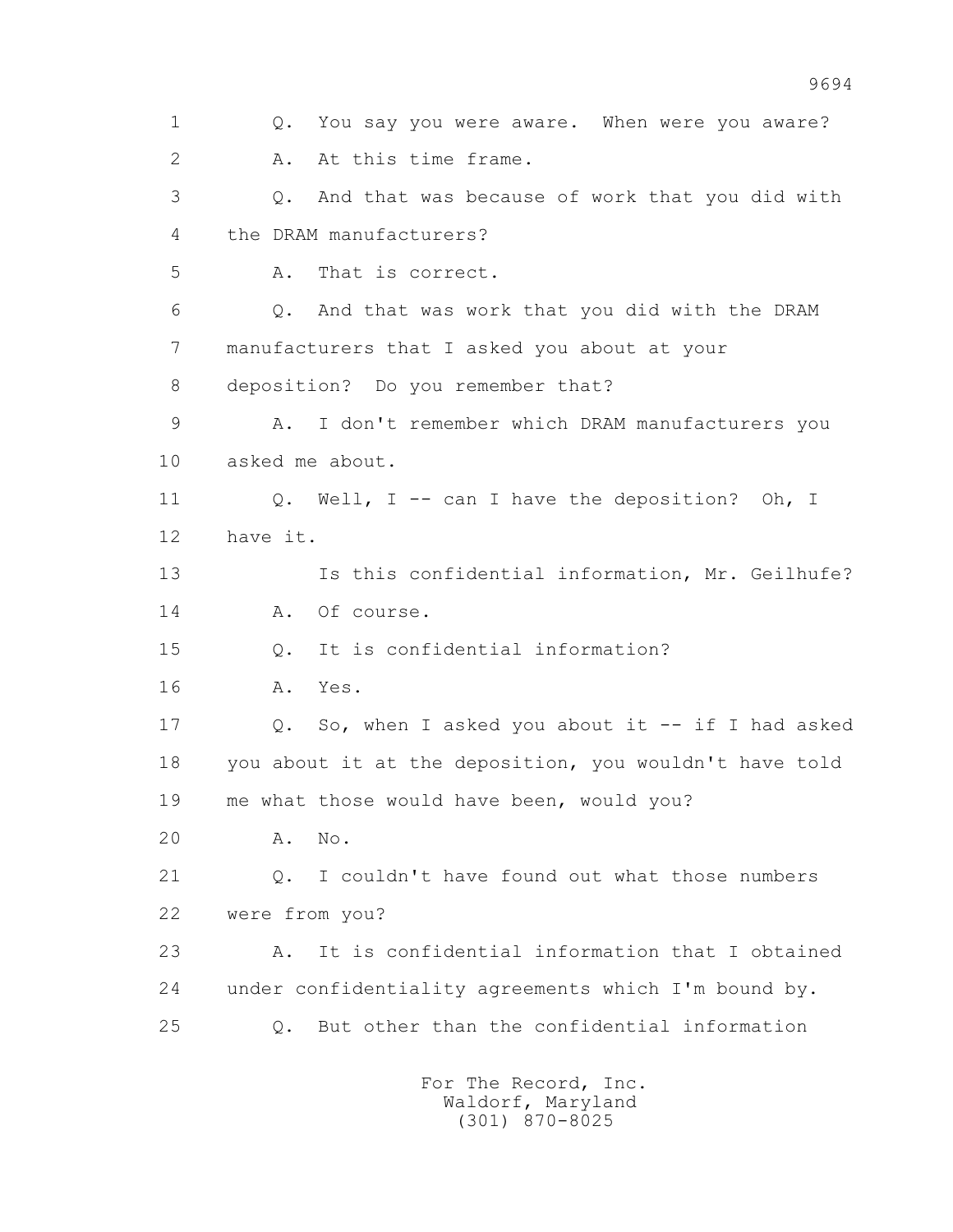1 Q. You say you were aware. When were you aware?

2 A. At this time frame.

3 Q. And that was because of work that you did with

4 the DRAM manufacturers?

5 A. That is correct.

6 Q. And that was work that you did with the DRAM

7 manufacturers that I asked you about at your

8 deposition? Do you remember that?

9 A. I don't remember which DRAM manufacturers you

10 asked me about.

11 Q. Well, I -- can I have the deposition? Oh, I

12 have it.

13 Is this confidential information, Mr. Geilhufe?

14 A. Of course.

15 Q. It is confidential information?

16 A. Yes.

17 Q. So, when I asked you about it -- if I had asked

18 you about it at the deposition, you wouldn't have told

19 me what those would have been, would you?

20 A. No.

21 Q. I couldn't have found out what those numbers

22 were from you?

23 A. It is confidential information that I obtained

24 under confidentiality agreements which I'm bound by.

25 Q. But other than the confidential information

For The Record, Inc.
Waldorf, Maryland
(301) 870-8025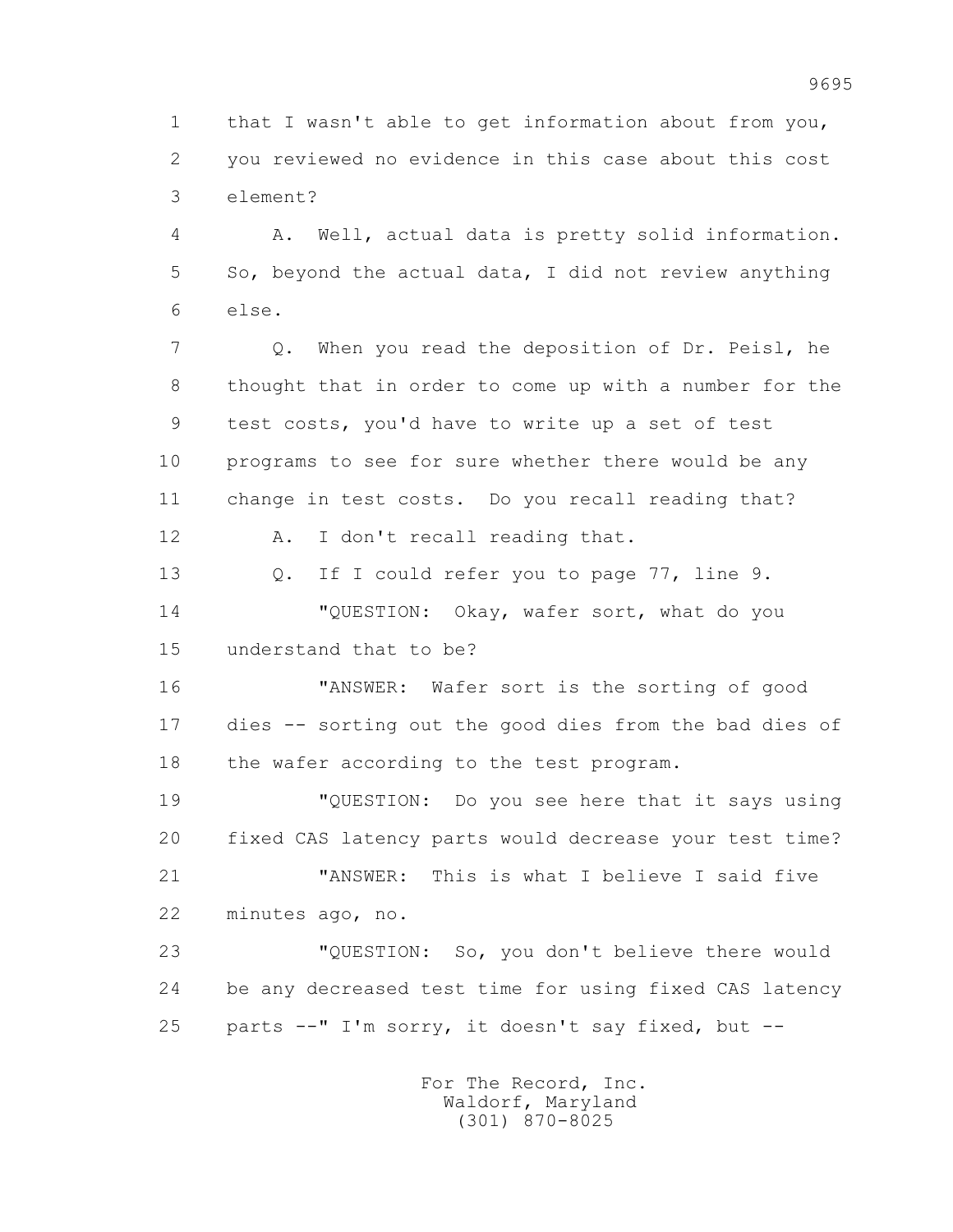1 that I wasn't able to get information about from you,
2 you reviewed no evidence in this case about this cost
3 element?

4 A. Well, actual data is pretty solid information.
5 So, beyond the actual data, I did not review anything
6 else.

7 Q. When you read the deposition of Dr. Peisl, he
8 thought that in order to come up with a number for the
9 test costs, you'd have to write up a set of test
10 programs to see for sure whether there would be any
11 change in test costs. Do you recall reading that?

12 A. I don't recall reading that.

13 Q. If I could refer you to page 77, line 9.

14 "QUESTION: Okay, wafer sort, what do you
15 understand that to be?

16 "ANSWER: Wafer sort is the sorting of good
17 dies -- sorting out the good dies from the bad dies of
18 the wafer according to the test program.

19 "QUESTION: Do you see here that it says using
20 fixed CAS latency parts would decrease your test time?

21 "ANSWER: This is what I believe I said five
22 minutes ago, no.

23 "QUESTION: So, you don't believe there would
24 be any decreased test time for using fixed CAS latency
25 parts --" I'm sorry, it doesn't say fixed, but --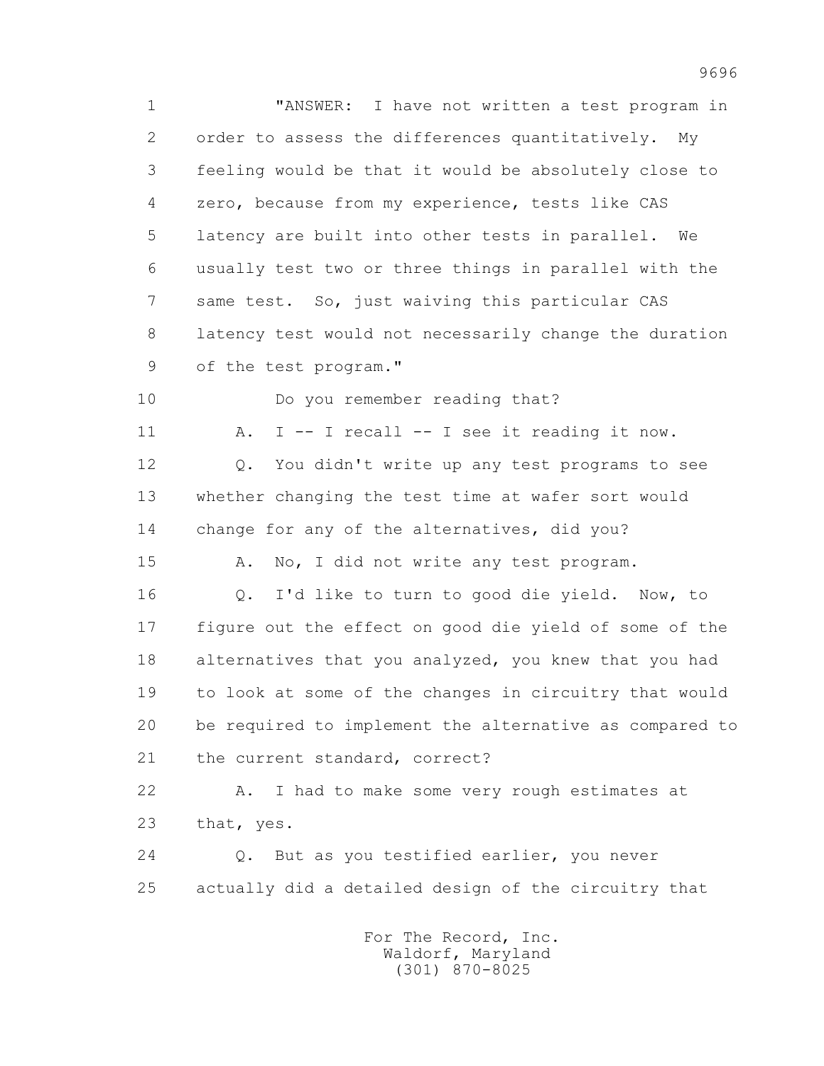1 "ANSWER: I have not written a test program in
2 order to assess the differences quantitatively. My
3 feeling would be that it would be absolutely close to
4 zero, because from my experience, tests like CAS
5 latency are built into other tests in parallel. We
6 usually test two or three things in parallel with the
7 same test. So, just waiving this particular CAS
8 latency test would not necessarily change the duration
9 of the test program."

10 Do you remember reading that?

11 A. I -- I recall -- I see it reading it now.

12 Q. You didn't write up any test programs to see
13 whether changing the test time at wafer sort would
14 change for any of the alternatives, did you?

15 A. No, I did not write any test program.

16 Q. I'd like to turn to good die yield. Now, to
17 figure out the effect on good die yield of some of the
18 alternatives that you analyzed, you knew that you had
19 to look at some of the changes in circuitry that would
20 be required to implement the alternative as compared to
21 the current standard, correct?

22 A. I had to make some very rough estimates at
23 that, yes.

24 Q. But as you testified earlier, you never
25 actually did a detailed design of the circuitry that

For The Record, Inc.
Waldorf, Maryland
(301) 870-8025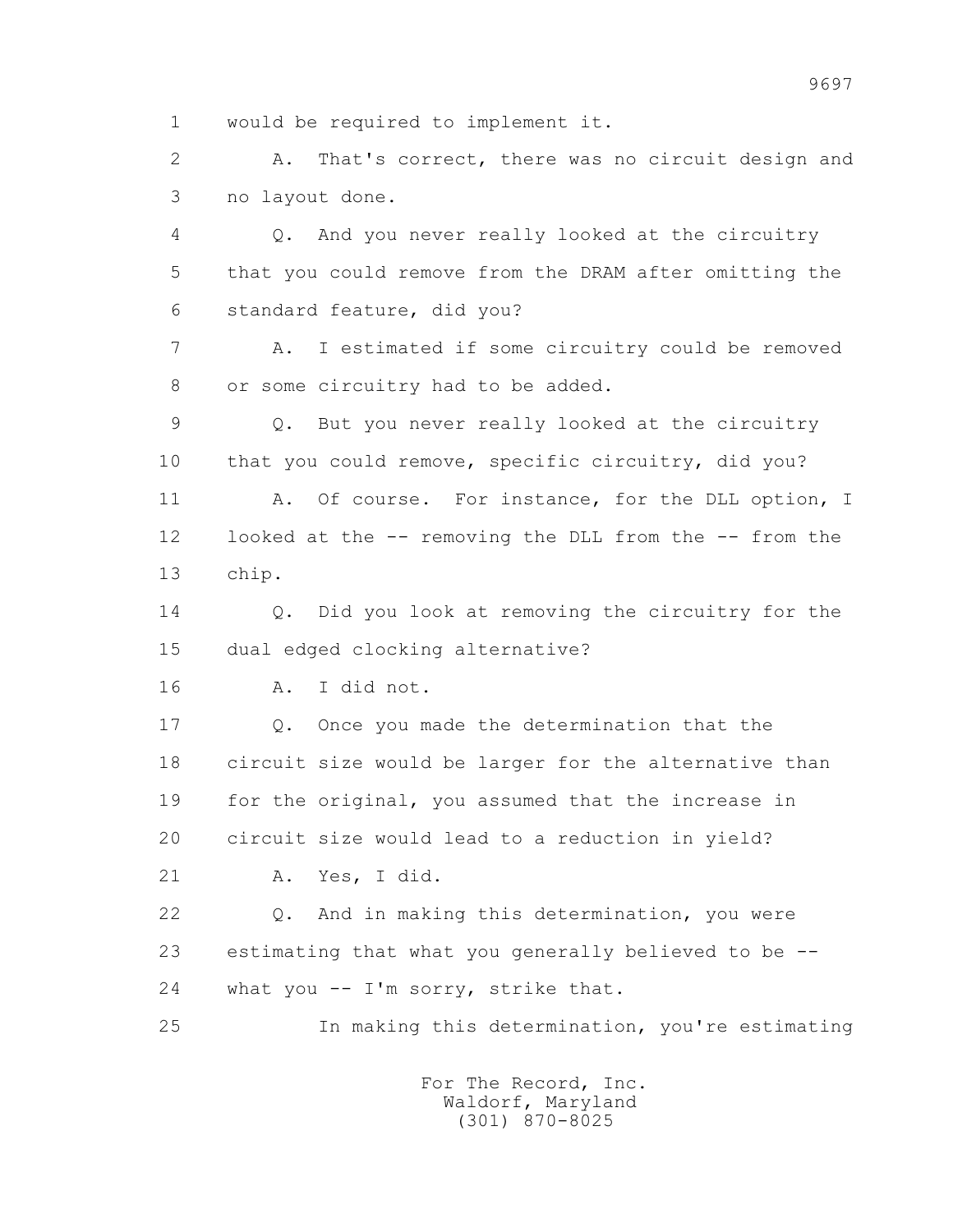1 would be required to implement it.

2 A. That's correct, there was no circuit design and

3 no layout done.

4 Q. And you never really looked at the circuitry

5 that you could remove from the DRAM after omitting the

6 standard feature, did you?

7 A. I estimated if some circuitry could be removed

8 or some circuitry had to be added.

9 Q. But you never really looked at the circuitry

10 that you could remove, specific circuitry, did you?

11 A. Of course. For instance, for the DLL option, I

12 looked at the -- removing the DLL from the -- from the

13 chip.

14 Q. Did you look at removing the circuitry for the

15 dual edged clocking alternative?

16 A. I did not.

17 Q. Once you made the determination that the

18 circuit size would be larger for the alternative than

19 for the original, you assumed that the increase in

20 circuit size would lead to a reduction in yield?

21 A. Yes, I did.

22 Q. And in making this determination, you were

23 estimating that what you generally believed to be --

24 what you -- I'm sorry, strike that.

25 In making this determination, you're estimating

For The Record, Inc.
Waldorf, Maryland
(301) 870-8025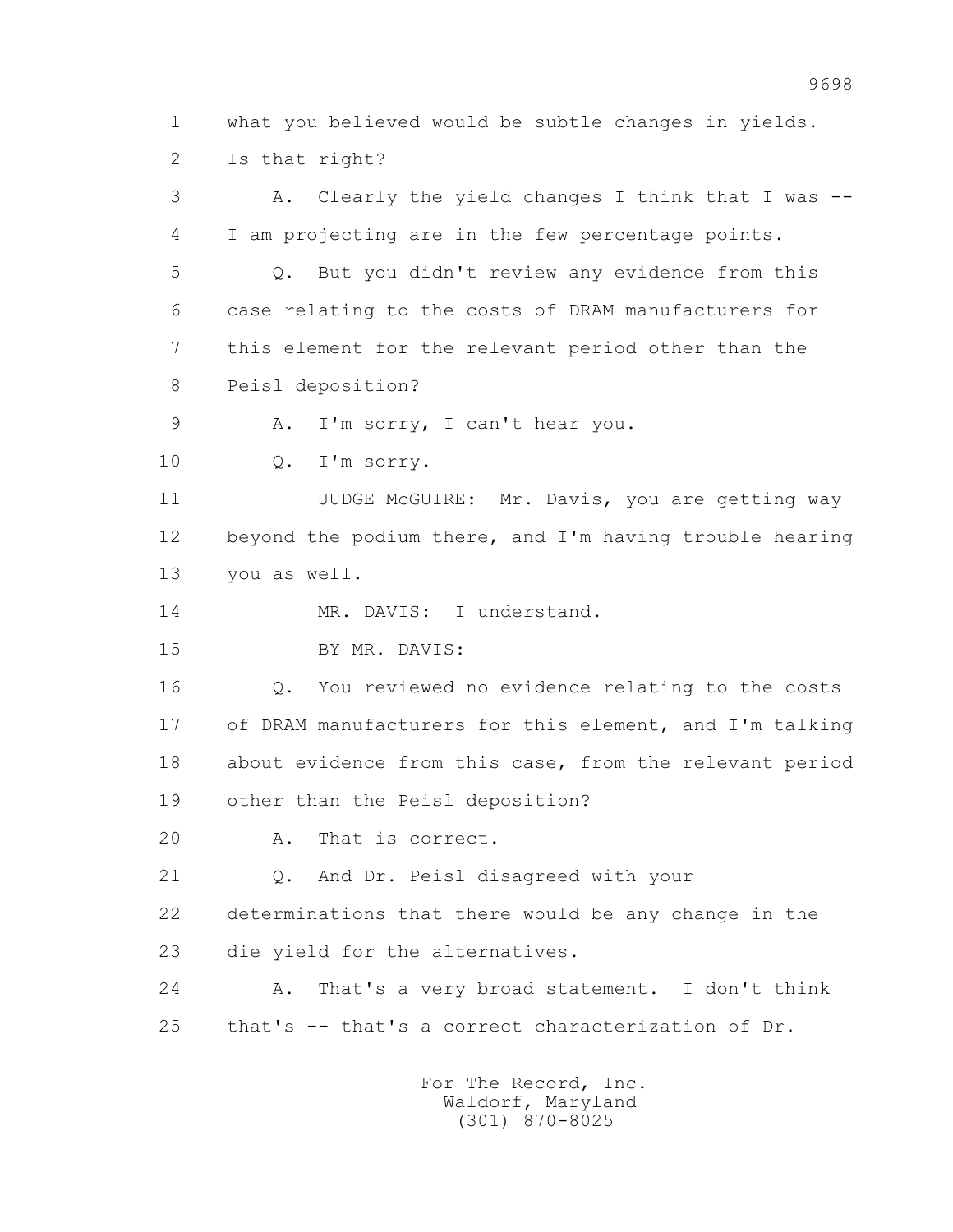1 what you believed would be subtle changes in yields.
2 Is that right?
3 A. Clearly the yield changes I think that I was --
4 I am projecting are in the few percentage points.
5 Q. But you didn't review any evidence from this
6 case relating to the costs of DRAM manufacturers for
7 this element for the relevant period other than the
8 Peisl deposition?
9 A. I'm sorry, I can't hear you.
10 Q. I'm sorry.
11 JUDGE McGUIRE: Mr. Davis, you are getting way
12 beyond the podium there, and I'm having trouble hearing
13 you as well.
14 MR. DAVIS: I understand.
15 BY MR. DAVIS:
16 Q. You reviewed no evidence relating to the costs
17 of DRAM manufacturers for this element, and I'm talking
18 about evidence from this case, from the relevant period
19 other than the Peisl deposition?
20 A. That is correct.
21 Q. And Dr. Peisl disagreed with your
22 determinations that there would be any change in the
23 die yield for the alternatives.
24 A. That's a very broad statement. I don't think
25 that's -- that's a correct characterization of Dr.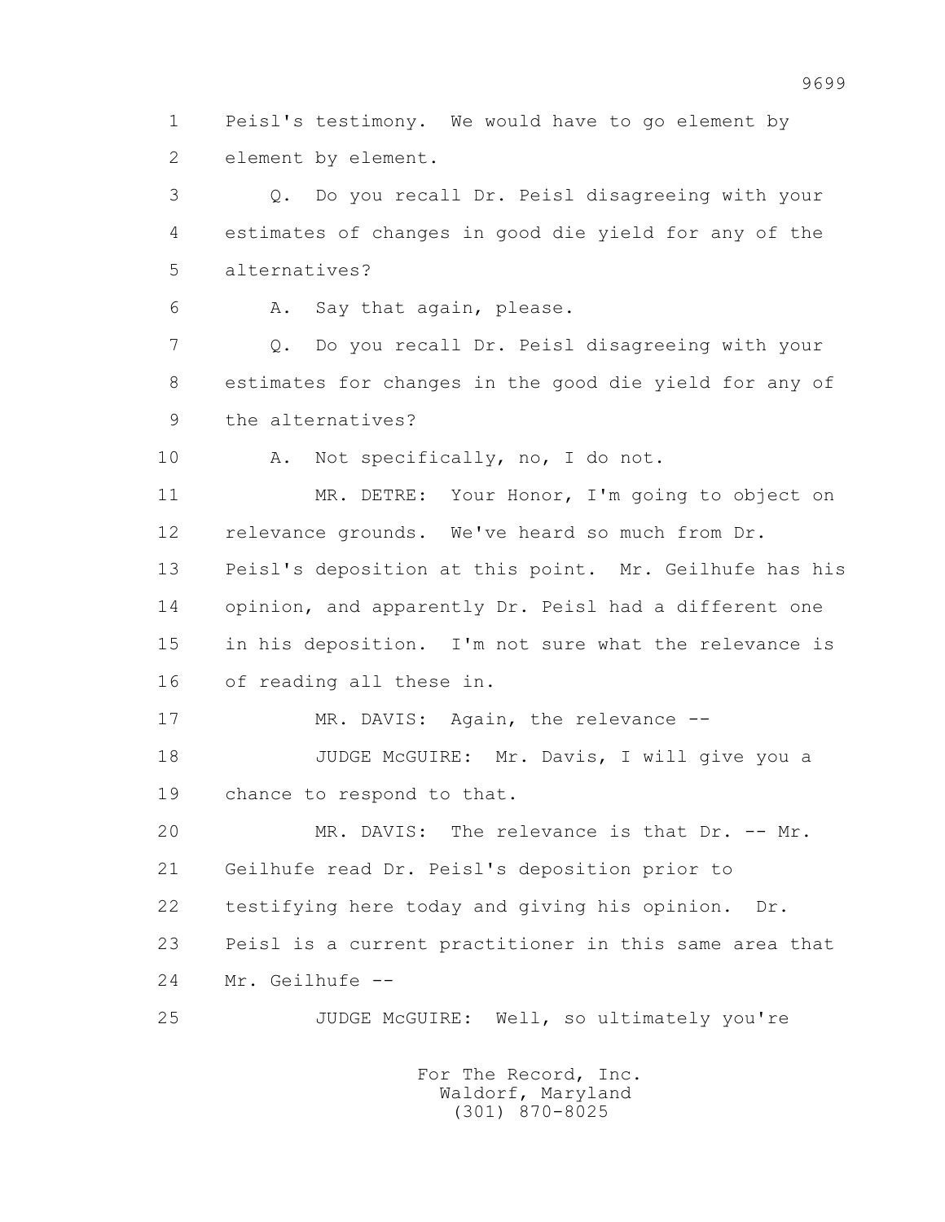1 Peisl's testimony. We would have to go element by
2 element by element.

3 Q. Do you recall Dr. Peisl disagreeing with your
4 estimates of changes in good die yield for any of the
5 alternatives?

6 A. Say that again, please.

7 Q. Do you recall Dr. Peisl disagreeing with your
8 estimates for changes in the good die yield for any of
9 the alternatives?

10 A. Not specifically, no, I do not.

11 MR. DETRE: Your Honor, I'm going to object on
12 relevance grounds. We've heard so much from Dr.
13 Peisl's deposition at this point. Mr. Geilhufe has his
14 opinion, and apparently Dr. Peisl had a different one
15 in his deposition. I'm not sure what the relevance is
16 of reading all these in.

17 MR. DAVIS: Again, the relevance --

18 JUDGE McGUIRE: Mr. Davis, I will give you a
19 chance to respond to that.

20 MR. DAVIS: The relevance is that Dr. -- Mr.
21 Geilhufe read Dr. Peisl's deposition prior to
22 testifying here today and giving his opinion. Dr.
23 Peisl is a current practitioner in this same area that
24 Mr. Geilhufe --

25 JUDGE McGUIRE: Well, so ultimately you're

For The Record, Inc.
Waldorf, Maryland
(301) 870-8025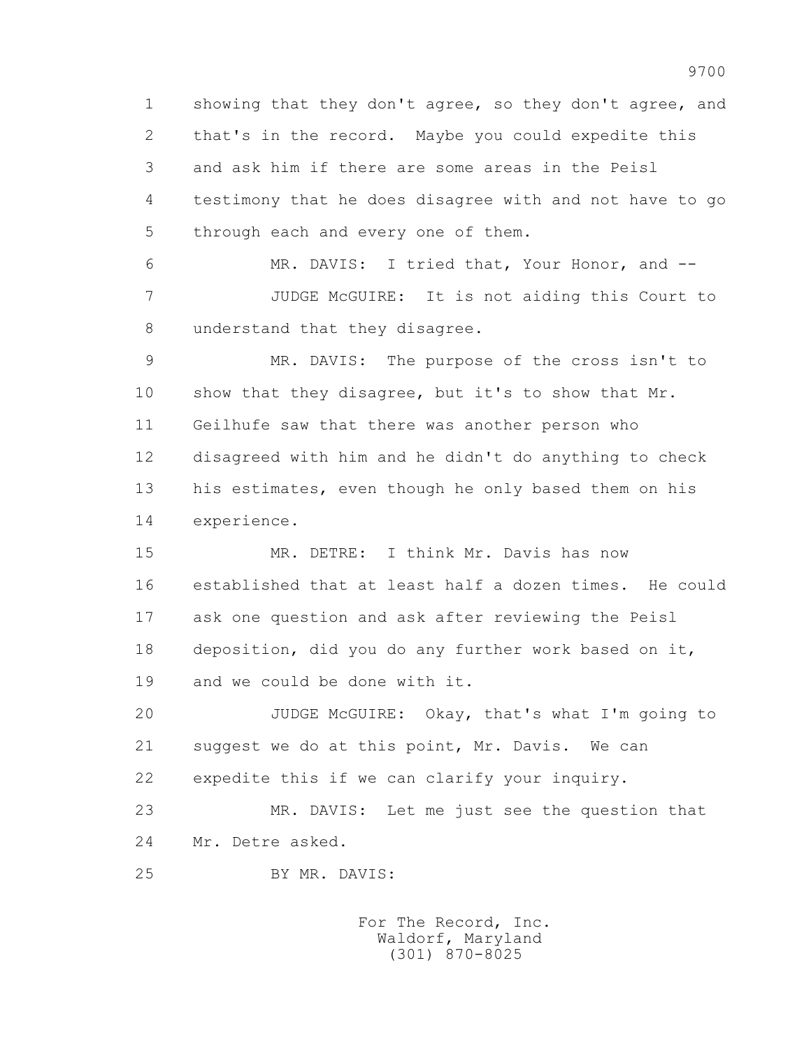1 showing that they don't agree, so they don't agree, and
2 that's in the record. Maybe you could expedite this
3 and ask him if there are some areas in the Peisl
4 testimony that he does disagree with and not have to go
5 through each and every one of them.

6 MR. DAVIS: I tried that, Your Honor, and --

7 JUDGE McGUIRE: It is not aiding this Court to
8 understand that they disagree.

9 MR. DAVIS: The purpose of the cross isn't to
10 show that they disagree, but it's to show that Mr.
11 Geilhufe saw that there was another person who
12 disagreed with him and he didn't do anything to check
13 his estimates, even though he only based them on his
14 experience.

15 MR. DETRE: I think Mr. Davis has now
16 established that at least half a dozen times. He could
17 ask one question and ask after reviewing the Peisl
18 deposition, did you do any further work based on it,
19 and we could be done with it.

20 JUDGE McGUIRE: Okay, that's what I'm going to
21 suggest we do at this point, Mr. Davis. We can
22 expedite this if we can clarify your inquiry.

23 MR. DAVIS: Let me just see the question that
24 Mr. Detre asked.

25 BY MR. DAVIS: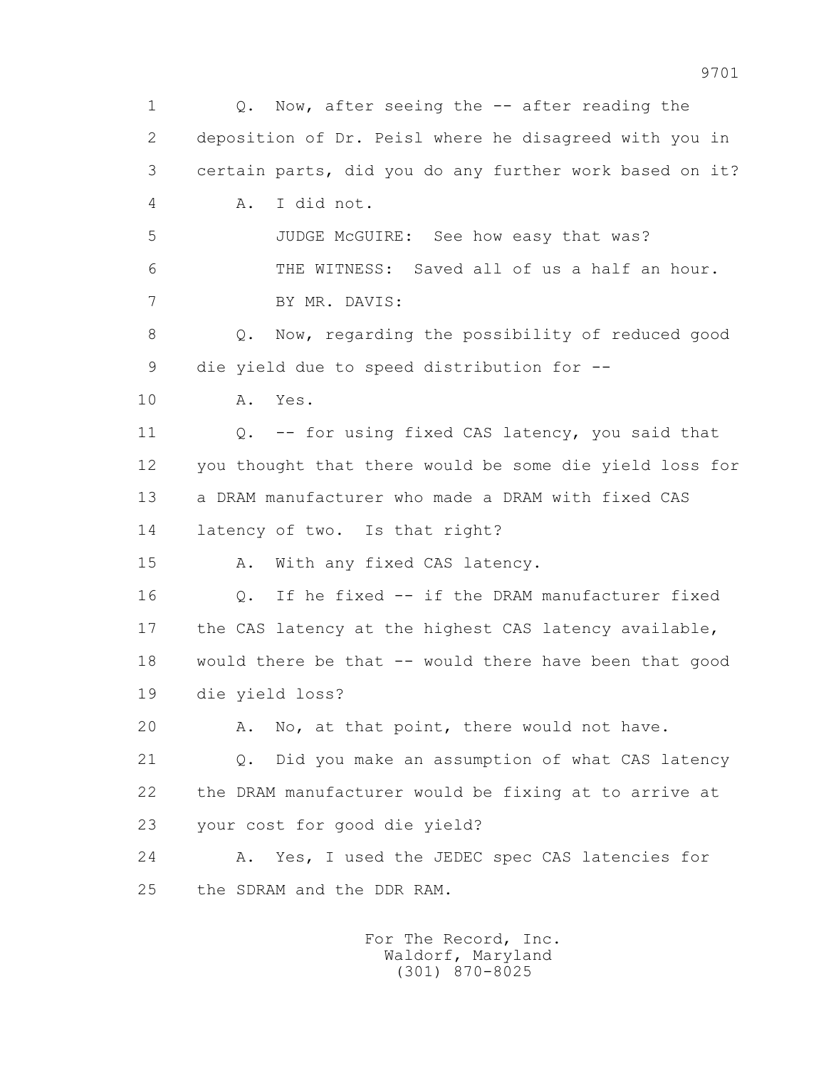1 Q. Now, after seeing the -- after reading the
2 deposition of Dr. Peisl where he disagreed with you in
3 certain parts, did you do any further work based on it?
4 A. I did not.
5 JUDGE McGUIRE: See how easy that was?
6 THE WITNESS: Saved all of us a half an hour.
7 BY MR. DAVIS:
8 Q. Now, regarding the possibility of reduced good
9 die yield due to speed distribution for --
10 A. Yes.
11 Q. -- for using fixed CAS latency, you said that
12 you thought that there would be some die yield loss for
13 a DRAM manufacturer who made a DRAM with fixed CAS
14 latency of two. Is that right?
15 A. With any fixed CAS latency.
16 Q. If he fixed -- if the DRAM manufacturer fixed
17 the CAS latency at the highest CAS latency available,
18 would there be that -- would there have been that good
19 die yield loss?
20 A. No, at that point, there would not have.
21 Q. Did you make an assumption of what CAS latency
22 the DRAM manufacturer would be fixing at to arrive at
23 your cost for good die yield?
24 A. Yes, I used the JEDEC spec CAS latencies for
25 the SDRAM and the DDR RAM.

For The Record, Inc.
Waldorf, Maryland
(301) 870-8025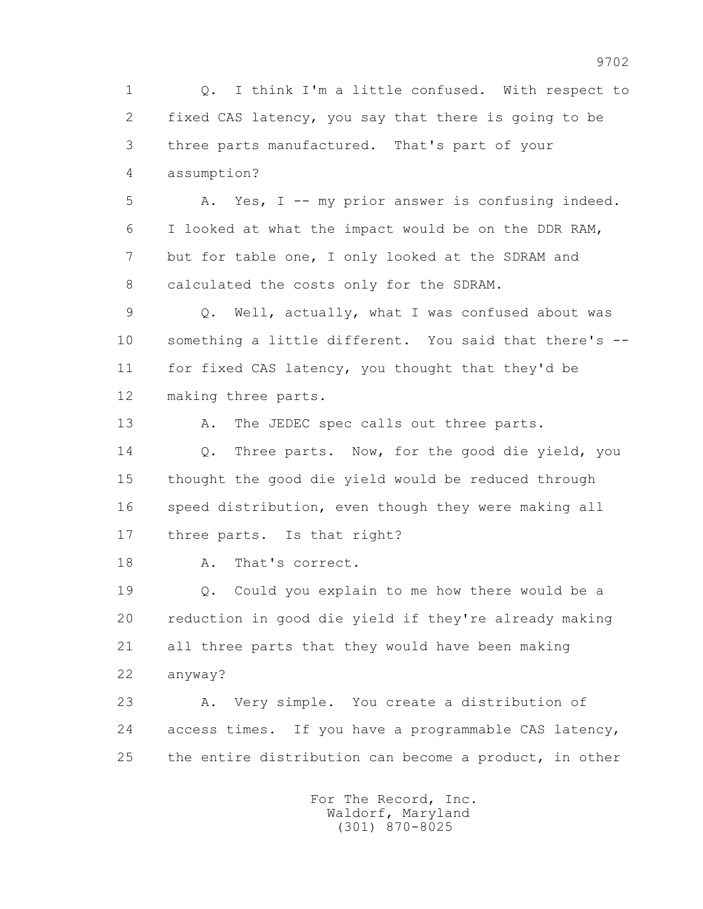1 Q. I think I'm a little confused. With respect to
2 fixed CAS latency, you say that there is going to be
3 three parts manufactured. That's part of your
4 assumption?

5 A. Yes, I -- my prior answer is confusing indeed.
6 I looked at what the impact would be on the DDR RAM,
7 but for table one, I only looked at the SDRAM and
8 calculated the costs only for the SDRAM.

9 Q. Well, actually, what I was confused about was
10 something a little different. You said that there's --
11 for fixed CAS latency, you thought that they'd be
12 making three parts.

13 A. The JEDEC spec calls out three parts.

14 Q. Three parts. Now, for the good die yield, you
15 thought the good die yield would be reduced through
16 speed distribution, even though they were making all
17 three parts. Is that right?

18 A. That's correct.

19 Q. Could you explain to me how there would be a
20 reduction in good die yield if they're already making
21 all three parts that they would have been making
22 anyway?

23 A. Very simple. You create a distribution of
24 access times. If you have a programmable CAS latency,
25 the entire distribution can become a product, in other

For The Record, Inc.
Waldorf, Maryland
(301) 870-8025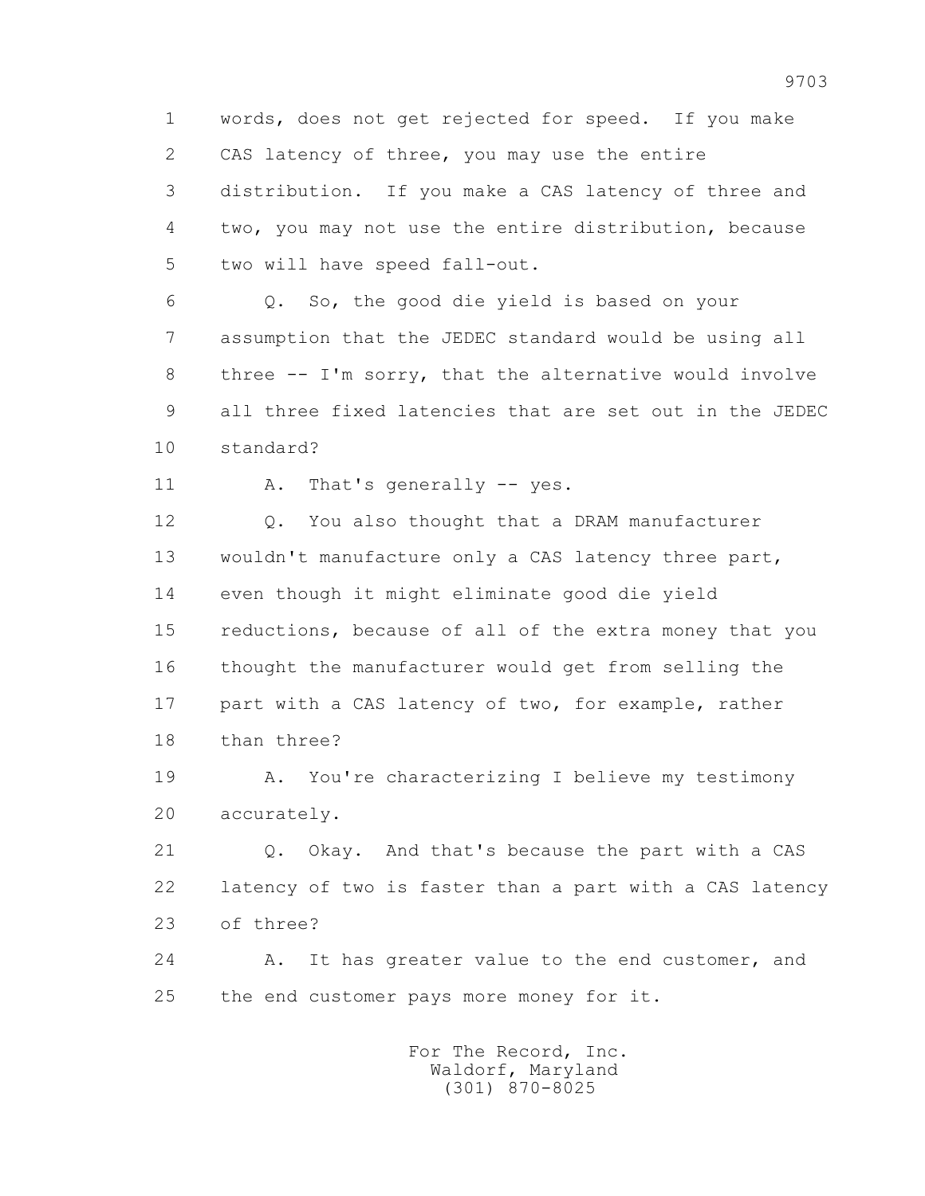1 words, does not get rejected for speed. If you make
2 CAS latency of three, you may use the entire
3 distribution. If you make a CAS latency of three and
4 two, you may not use the entire distribution, because
5 two will have speed fall-out.

6 Q. So, the good die yield is based on your
7 assumption that the JEDEC standard would be using all
8 three -- I'm sorry, that the alternative would involve
9 all three fixed latencies that are set out in the JEDEC
10 standard?

11 A. That's generally -- yes.

12 Q. You also thought that a DRAM manufacturer
13 wouldn't manufacture only a CAS latency three part,
14 even though it might eliminate good die yield
15 reductions, because of all of the extra money that you
16 thought the manufacturer would get from selling the
17 part with a CAS latency of two, for example, rather
18 than three?

19 A. You're characterizing I believe my testimony
20 accurately.

21 Q. Okay. And that's because the part with a CAS
22 latency of two is faster than a part with a CAS latency
23 of three?

24 A. It has greater value to the end customer, and
25 the end customer pays more money for it.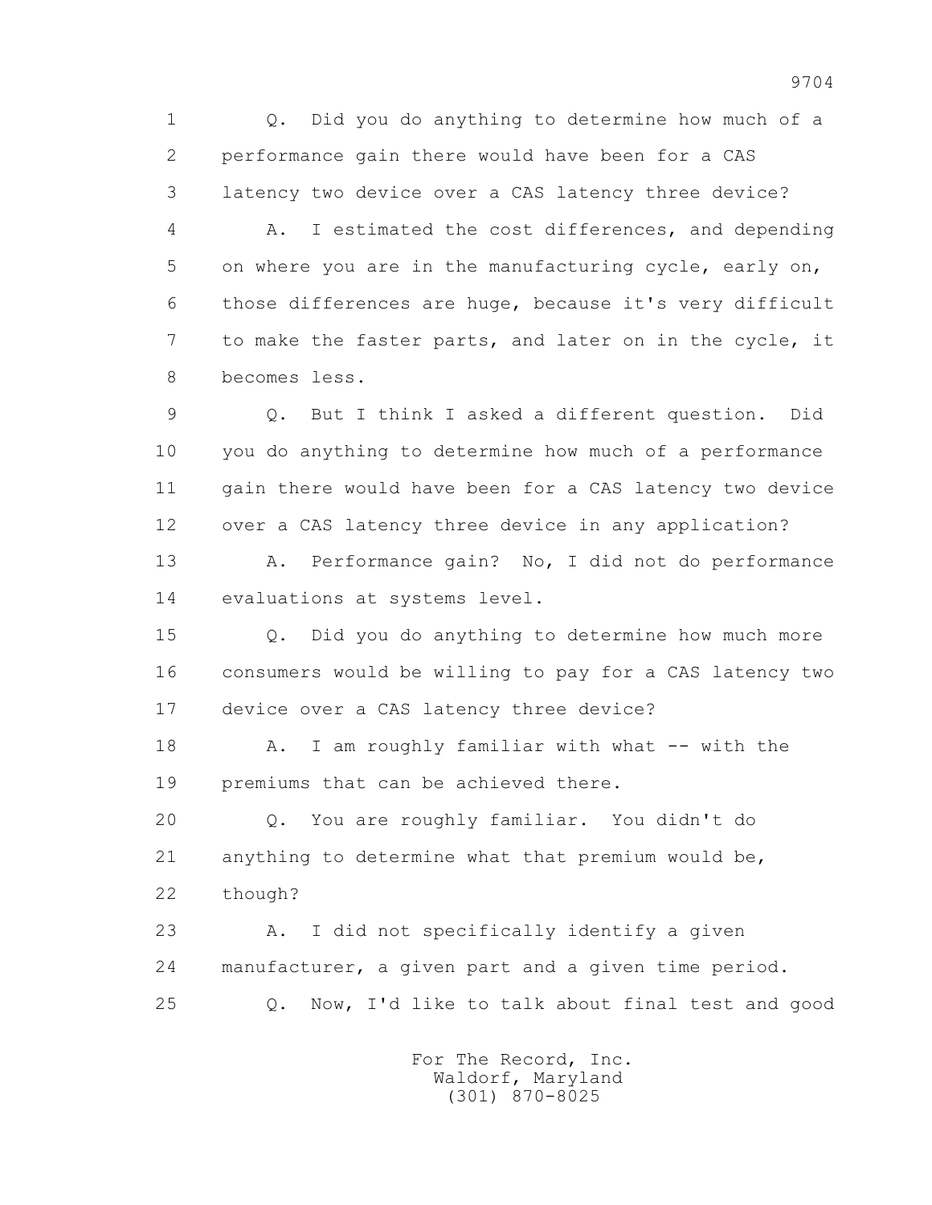Q. Did you do anything to determine how much of a performance gain there would have been for a CAS latency two device over a CAS latency three device?

A. I estimated the cost differences, and depending on where you are in the manufacturing cycle, early on, those differences are huge, because it's very difficult to make the faster parts, and later on in the cycle, it becomes less.

Q. But I think I asked a different question. Did you do anything to determine how much of a performance gain there would have been for a CAS latency two device over a CAS latency three device in any application?

A. Performance gain? No, I did not do performance evaluations at systems level.

Q. Did you do anything to determine how much more consumers would be willing to pay for a CAS latency two device over a CAS latency three device?

A. I am roughly familiar with what -- with the premiums that can be achieved there.

Q. You are roughly familiar. You didn't do anything to determine what that premium would be, though?

A. I did not specifically identify a given manufacturer, a given part and a given time period.

Q. Now, I'd like to talk about final test and good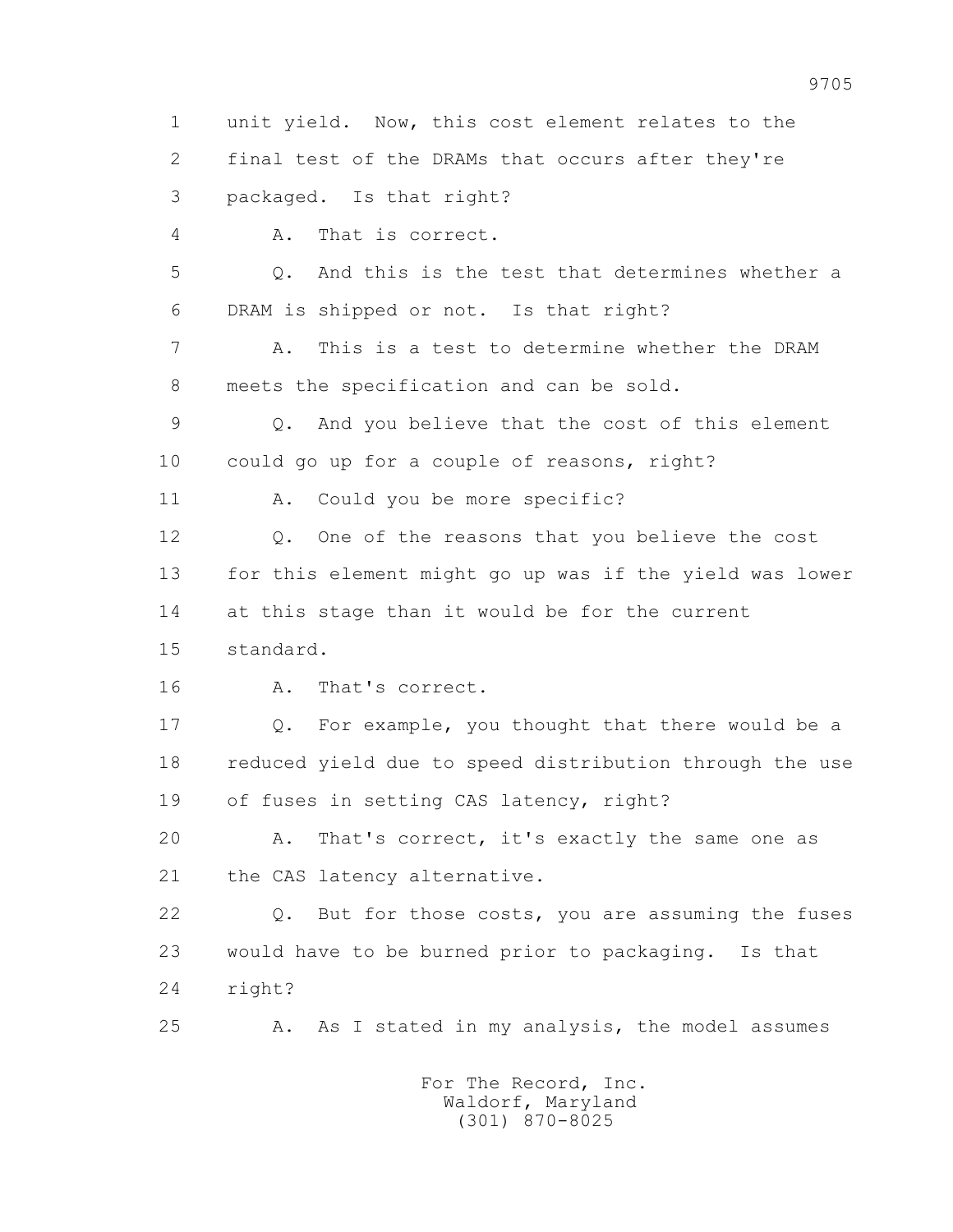1 unit yield. Now, this cost element relates to the

2 final test of the DRAMs that occurs after they're

3 packaged. Is that right?

4 A. That is correct.

5 Q. And this is the test that determines whether a

6 DRAM is shipped or not. Is that right?

7 A. This is a test to determine whether the DRAM

8 meets the specification and can be sold.

9 Q. And you believe that the cost of this element

10 could go up for a couple of reasons, right?

11 A. Could you be more specific?

12 Q. One of the reasons that you believe the cost

13 for this element might go up was if the yield was lower

14 at this stage than it would be for the current

15 standard.

16 A. That's correct.

17 Q. For example, you thought that there would be a

18 reduced yield due to speed distribution through the use

19 of fuses in setting CAS latency, right?

20 A. That's correct, it's exactly the same one as

21 the CAS latency alternative.

22 Q. But for those costs, you are assuming the fuses

23 would have to be burned prior to packaging. Is that

24 right?

25 A. As I stated in my analysis, the model assumes

For The Record, Inc.
Waldorf, Maryland
(301) 870-8025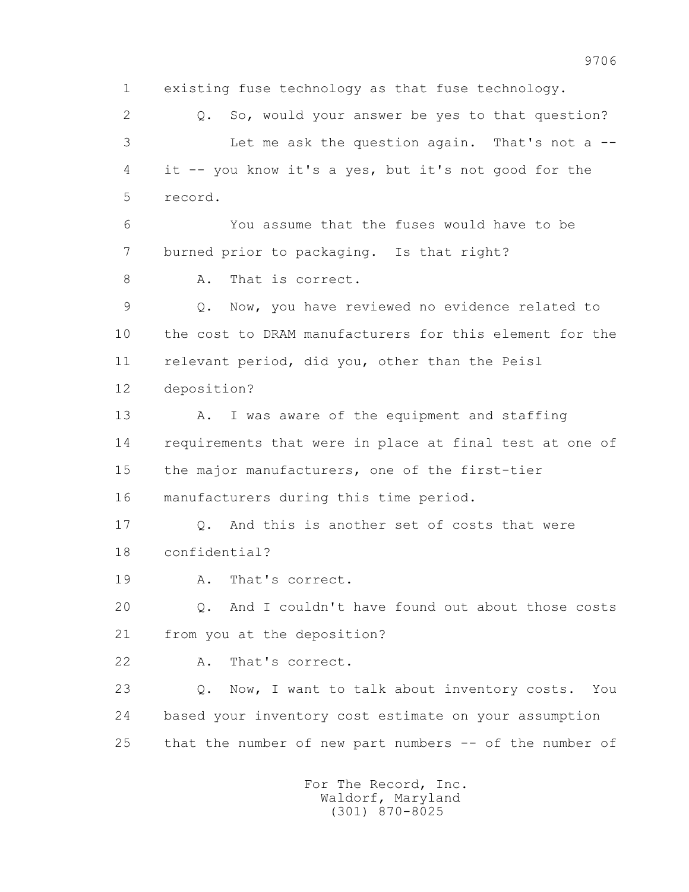1 existing fuse technology as that fuse technology.

2 Q. So, would your answer be yes to that question?

3 Let me ask the question again. That's not a --

4 it -- you know it's a yes, but it's not good for the

5 record.

6 You assume that the fuses would have to be

7 burned prior to packaging. Is that right?

8 A. That is correct.

9 Q. Now, you have reviewed no evidence related to

10 the cost to DRAM manufacturers for this element for the

11 relevant period, did you, other than the Peisl

12 deposition?

13 A. I was aware of the equipment and staffing

14 requirements that were in place at final test at one of

15 the major manufacturers, one of the first-tier

16 manufacturers during this time period.

17 Q. And this is another set of costs that were

18 confidential?

19 A. That's correct.

20 Q. And I couldn't have found out about those costs

21 from you at the deposition?

22 A. That's correct.

23 Q. Now, I want to talk about inventory costs. You

24 based your inventory cost estimate on your assumption

25 that the number of new part numbers -- of the number of

For The Record, Inc.
Waldorf, Maryland
(301) 870-8025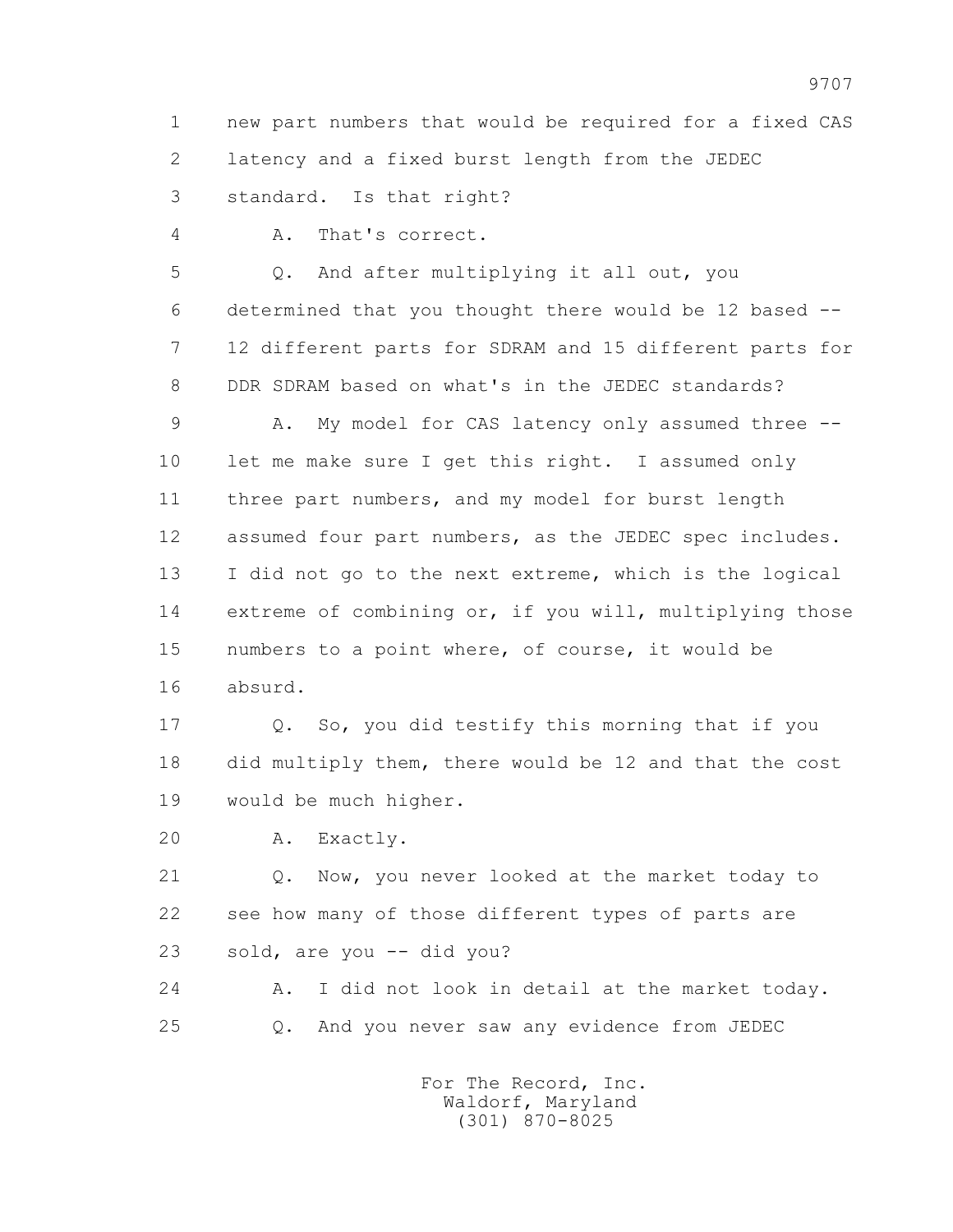1 new part numbers that would be required for a fixed CAS
2 latency and a fixed burst length from the JEDEC
3 standard. Is that right?

4 A. That's correct.

5 Q. And after multiplying it all out, you
6 determined that you thought there would be 12 based --
7 12 different parts for SDRAM and 15 different parts for
8 DDR SDRAM based on what's in the JEDEC standards?

9 A. My model for CAS latency only assumed three --
10 let me make sure I get this right. I assumed only
11 three part numbers, and my model for burst length
12 assumed four part numbers, as the JEDEC spec includes.
13 I did not go to the next extreme, which is the logical
14 extreme of combining or, if you will, multiplying those
15 numbers to a point where, of course, it would be
16 absurd.

17 Q. So, you did testify this morning that if you
18 did multiply them, there would be 12 and that the cost
19 would be much higher.

20 A. Exactly.

21 Q. Now, you never looked at the market today to
22 see how many of those different types of parts are
23 sold, are you -- did you?

24 A. I did not look in detail at the market today.

25 Q. And you never saw any evidence from JEDEC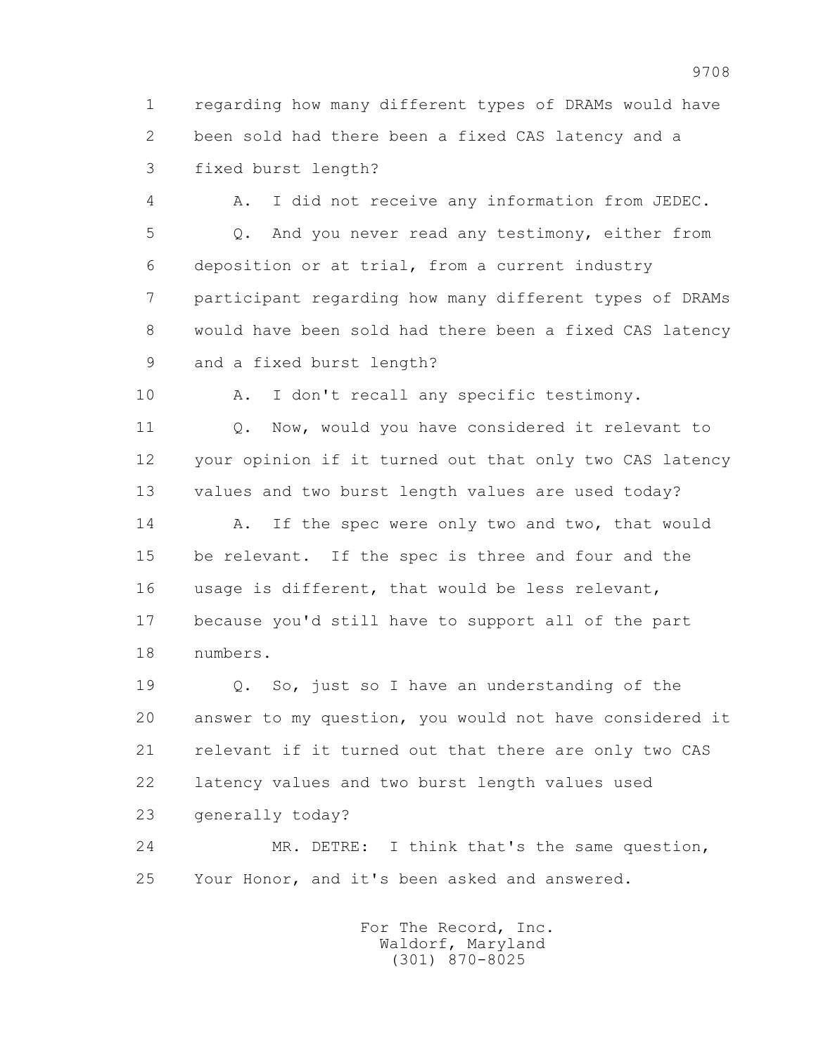1 regarding how many different types of DRAMs would have
2 been sold had there been a fixed CAS latency and a
3 fixed burst length?

4 A. I did not receive any information from JEDEC.

5 Q. And you never read any testimony, either from
6 deposition or at trial, from a current industry
7 participant regarding how many different types of DRAMs
8 would have been sold had there been a fixed CAS latency
9 and a fixed burst length?

10 A. I don't recall any specific testimony.

11 Q. Now, would you have considered it relevant to
12 your opinion if it turned out that only two CAS latency
13 values and two burst length values are used today?

14 A. If the spec were only two and two, that would
15 be relevant. If the spec is three and four and the
16 usage is different, that would be less relevant,
17 because you'd still have to support all of the part
18 numbers.

19 Q. So, just so I have an understanding of the
20 answer to my question, you would not have considered it
21 relevant if it turned out that there are only two CAS
22 latency values and two burst length values used
23 generally today?

24 MR. DETRE: I think that's the same question,
25 Your Honor, and it's been asked and answered.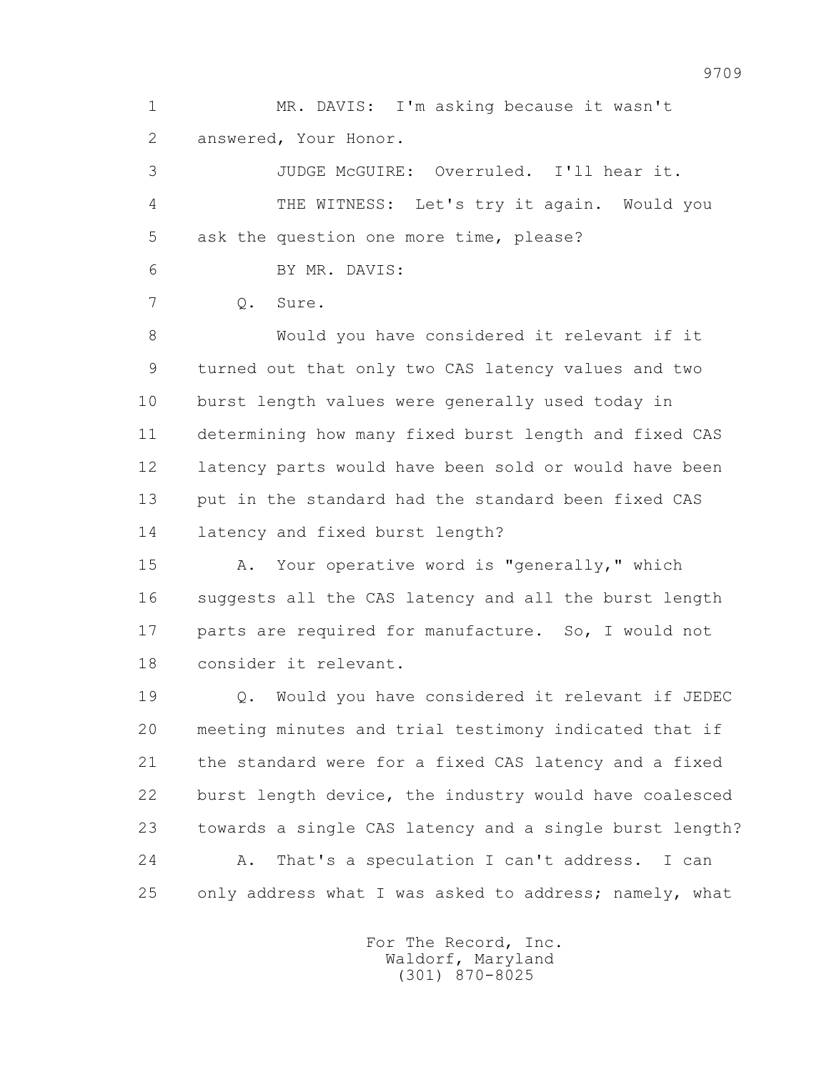1 MR. DAVIS: I'm asking because it wasn't
2 answered, Your Honor.
3 JUDGE McGUIRE: Overruled. I'll hear it.
4 THE WITNESS: Let's try it again. Would you
5 ask the question one more time, please?
6 BY MR. DAVIS:
7 Q. Sure.
8 Would you have considered it relevant if it
9 turned out that only two CAS latency values and two
10 burst length values were generally used today in
11 determining how many fixed burst length and fixed CAS
12 latency parts would have been sold or would have been
13 put in the standard had the standard been fixed CAS
14 latency and fixed burst length?
15 A. Your operative word is "generally," which
16 suggests all the CAS latency and all the burst length
17 parts are required for manufacture. So, I would not
18 consider it relevant.
19 Q. Would you have considered it relevant if JEDEC
20 meeting minutes and trial testimony indicated that if
21 the standard were for a fixed CAS latency and a fixed
22 burst length device, the industry would have coalesced
23 towards a single CAS latency and a single burst length?
24 A. That's a speculation I can't address. I can
25 only address what I was asked to address; namely, what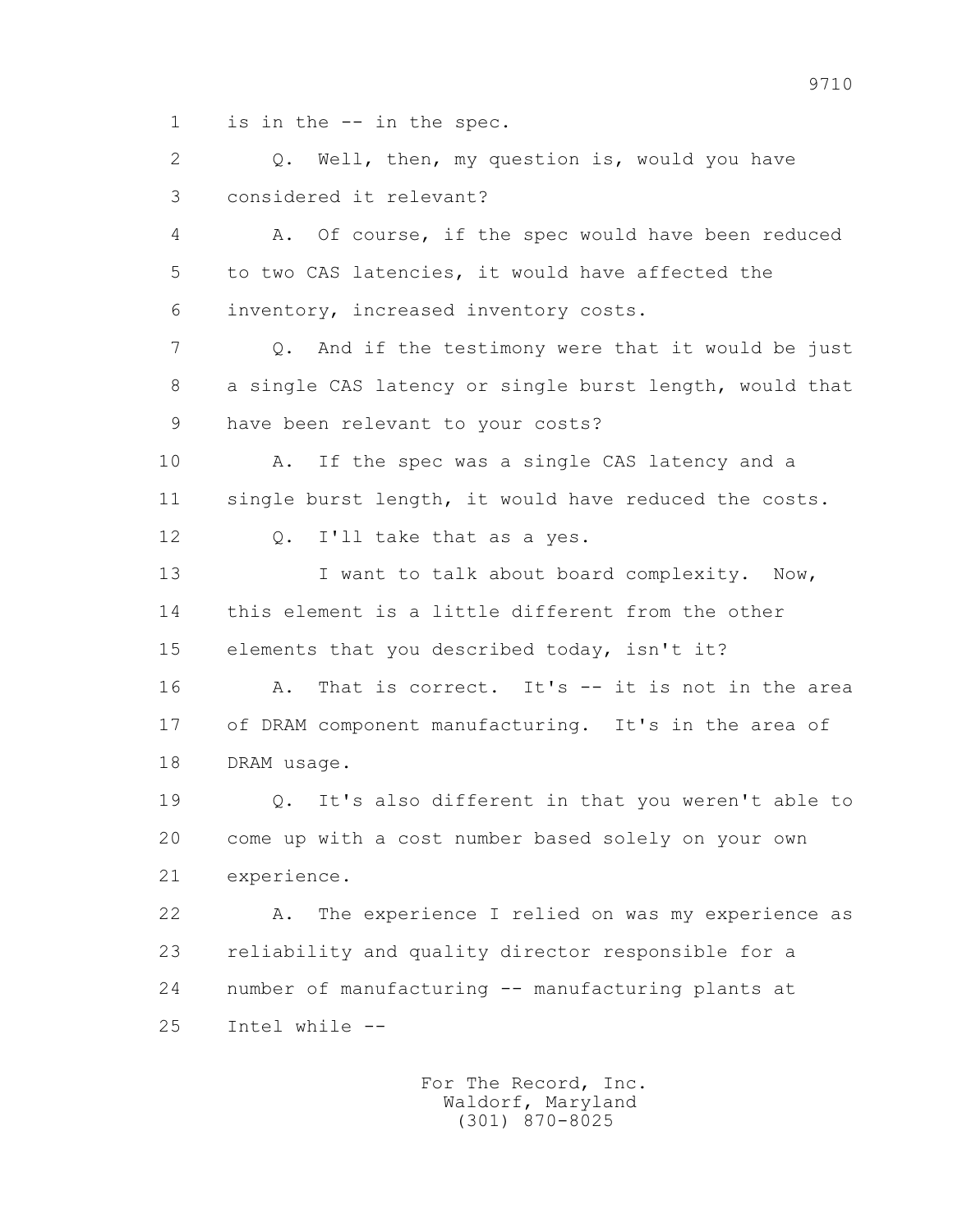1 is in the -- in the spec.

2 Q. Well, then, my question is, would you have

3 considered it relevant?

4 A. Of course, if the spec would have been reduced

5 to two CAS latencies, it would have affected the

6 inventory, increased inventory costs.

7 Q. And if the testimony were that it would be just

8 a single CAS latency or single burst length, would that

9 have been relevant to your costs?

10 A. If the spec was a single CAS latency and a

11 single burst length, it would have reduced the costs.

12 Q. I'll take that as a yes.

13 I want to talk about board complexity. Now,

14 this element is a little different from the other

15 elements that you described today, isn't it?

16 A. That is correct. It's -- it is not in the area

17 of DRAM component manufacturing. It's in the area of

18 DRAM usage.

19 Q. It's also different in that you weren't able to

20 come up with a cost number based solely on your own

21 experience.

22 A. The experience I relied on was my experience as

23 reliability and quality director responsible for a

24 number of manufacturing -- manufacturing plants at

25 Intel while --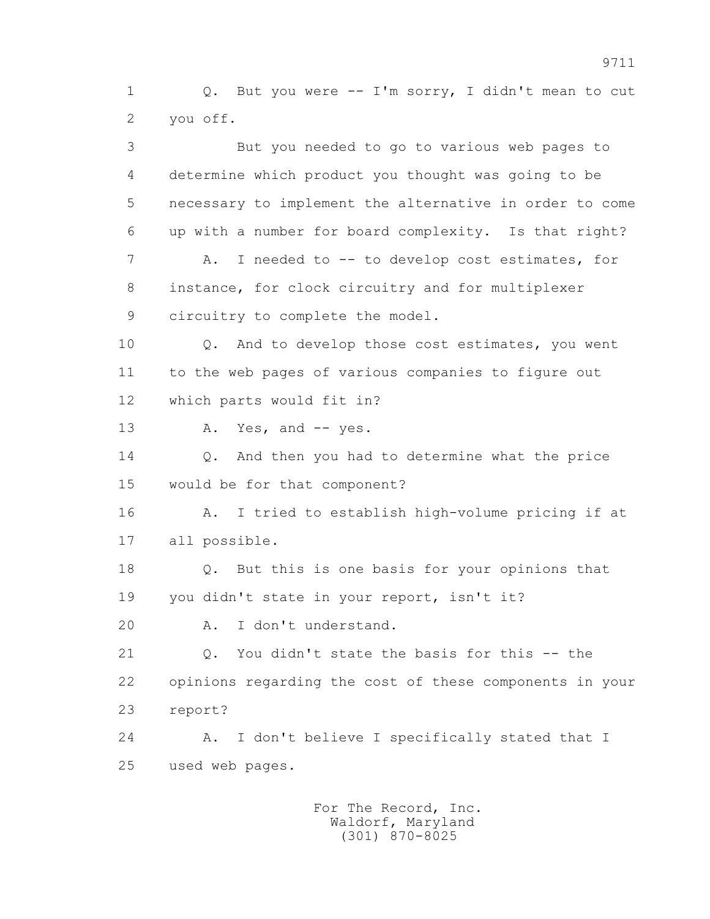Q. But you were -- I'm sorry, I didn't mean to cut you off.

But you needed to go to various web pages to determine which product you thought was going to be necessary to implement the alternative in order to come up with a number for board complexity. Is that right?

A. I needed to -- to develop cost estimates, for instance, for clock circuitry and for multiplexer circuitry to complete the model.

Q. And to develop those cost estimates, you went to the web pages of various companies to figure out which parts would fit in?

A. Yes, and -- yes.

Q. And then you had to determine what the price would be for that component?

A. I tried to establish high-volume pricing if at all possible.

Q. But this is one basis for your opinions that you didn't state in your report, isn't it?

A. I don't understand.

Q. You didn't state the basis for this -- the opinions regarding the cost of these components in your report?

A. I don't believe I specifically stated that I used web pages.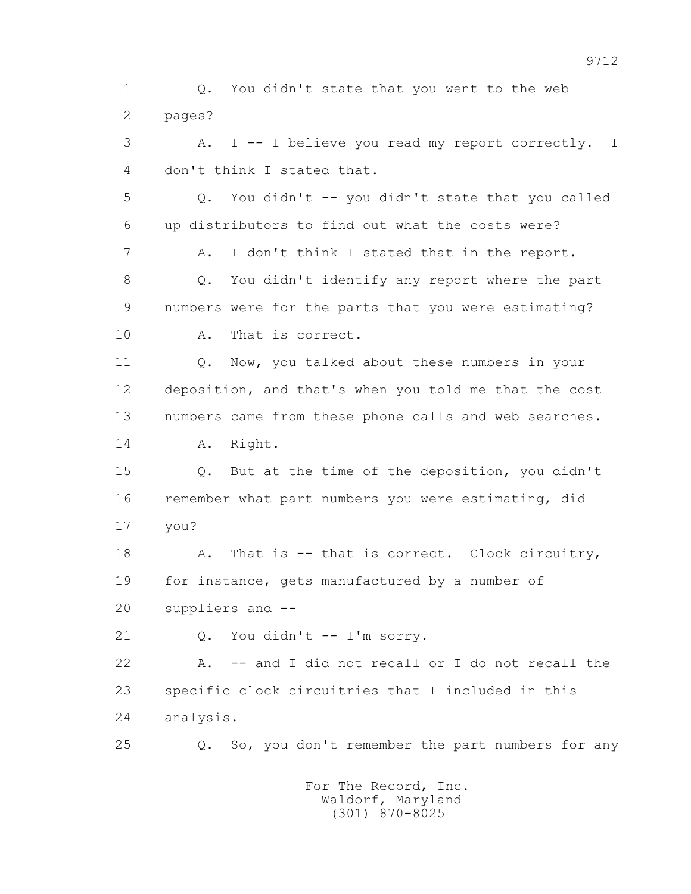1 Q. You didn't state that you went to the web
2 pages?
3 A. I -- I believe you read my report correctly. I
4 don't think I stated that.
5 Q. You didn't -- you didn't state that you called
6 up distributors to find out what the costs were?
7 A. I don't think I stated that in the report.
8 Q. You didn't identify any report where the part
9 numbers were for the parts that you were estimating?
10 A. That is correct.
11 Q. Now, you talked about these numbers in your
12 deposition, and that's when you told me that the cost
13 numbers came from these phone calls and web searches.
14 A. Right.
15 Q. But at the time of the deposition, you didn't
16 remember what part numbers you were estimating, did
17 you?
18 A. That is -- that is correct. Clock circuitry,
19 for instance, gets manufactured by a number of
20 suppliers and --
21 Q. You didn't -- I'm sorry.
22 A. -- and I did not recall or I do not recall the
23 specific clock circuitries that I included in this
24 analysis.
25 Q. So, you don't remember the part numbers for any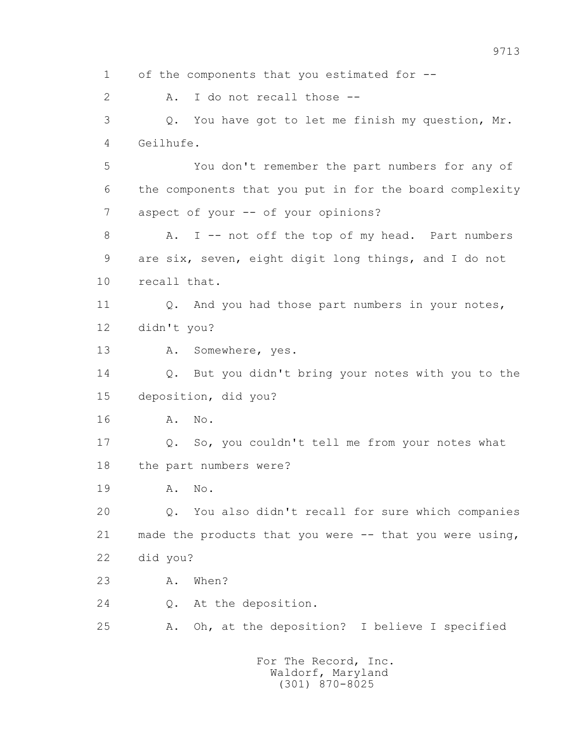1 of the components that you estimated for --

2 A. I do not recall those --

3 Q. You have got to let me finish my question, Mr.

4 Geilhufe.

5 You don't remember the part numbers for any of

6 the components that you put in for the board complexity

7 aspect of your -- of your opinions?

8 A. I -- not off the top of my head. Part numbers

9 are six, seven, eight digit long things, and I do not

10 recall that.

11 Q. And you had those part numbers in your notes,

12 didn't you?

13 A. Somewhere, yes.

14 Q. But you didn't bring your notes with you to the

15 deposition, did you?

16 A. No.

17 Q. So, you couldn't tell me from your notes what

18 the part numbers were?

19 A. No.

20 Q. You also didn't recall for sure which companies

21 made the products that you were -- that you were using,

22 did you?

23 A. When?

24 Q. At the deposition.

25 A. Oh, at the deposition? I believe I specified

For The Record, Inc.
Waldorf, Maryland
(301) 870-8025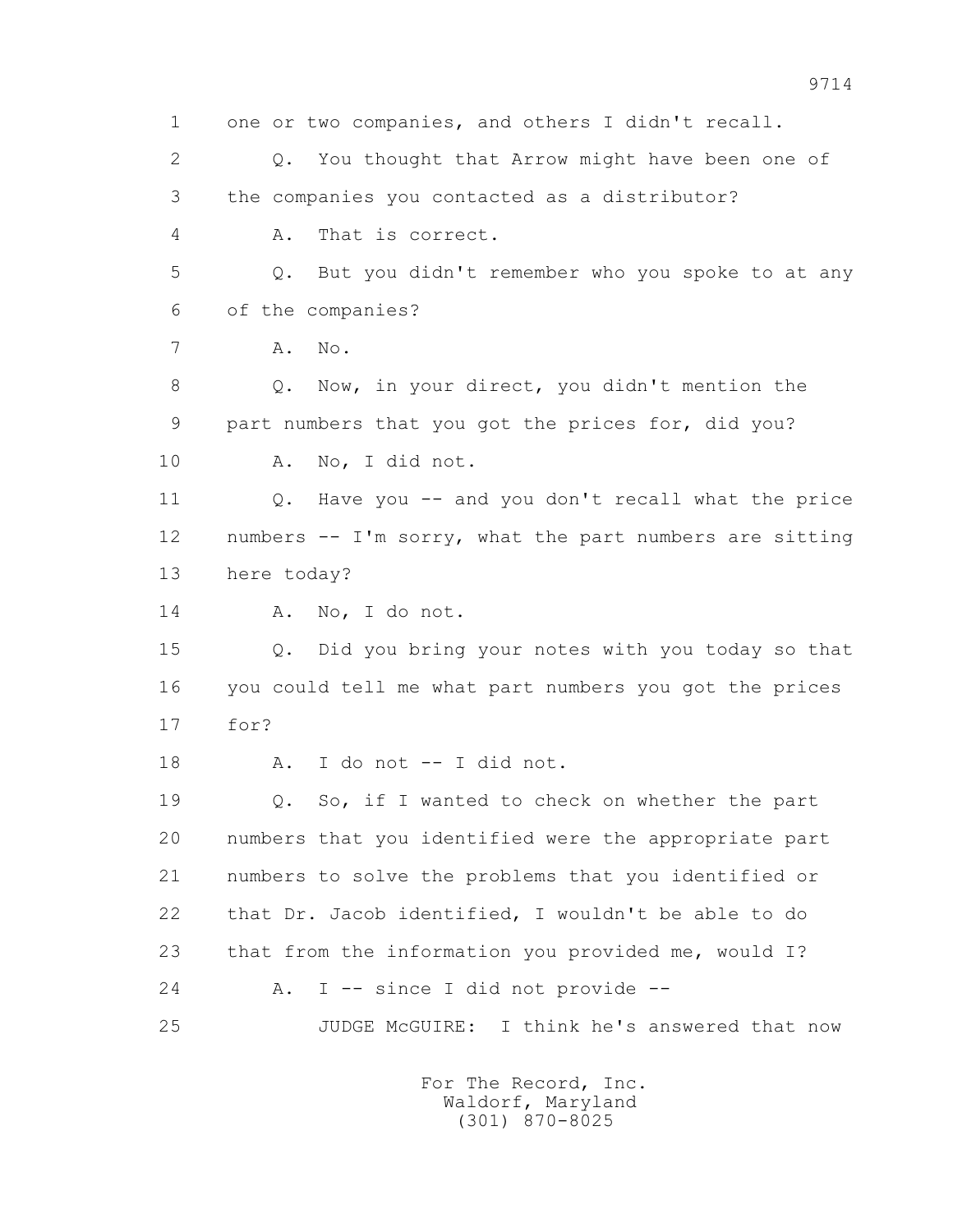1 one or two companies, and others I didn't recall.

2 Q. You thought that Arrow might have been one of

3 the companies you contacted as a distributor?

4 A. That is correct.

5 Q. But you didn't remember who you spoke to at any

6 of the companies?

7 A. No.

8 Q. Now, in your direct, you didn't mention the

9 part numbers that you got the prices for, did you?

10 A. No, I did not.

11 Q. Have you -- and you don't recall what the price

12 numbers -- I'm sorry, what the part numbers are sitting

13 here today?

14 A. No, I do not.

15 Q. Did you bring your notes with you today so that

16 you could tell me what part numbers you got the prices

17 for?

18 A. I do not -- I did not.

19 Q. So, if I wanted to check on whether the part

20 numbers that you identified were the appropriate part

21 numbers to solve the problems that you identified or

22 that Dr. Jacob identified, I wouldn't be able to do

23 that from the information you provided me, would I?

24 A. I -- since I did not provide --

25 JUDGE McGUIRE: I think he's answered that now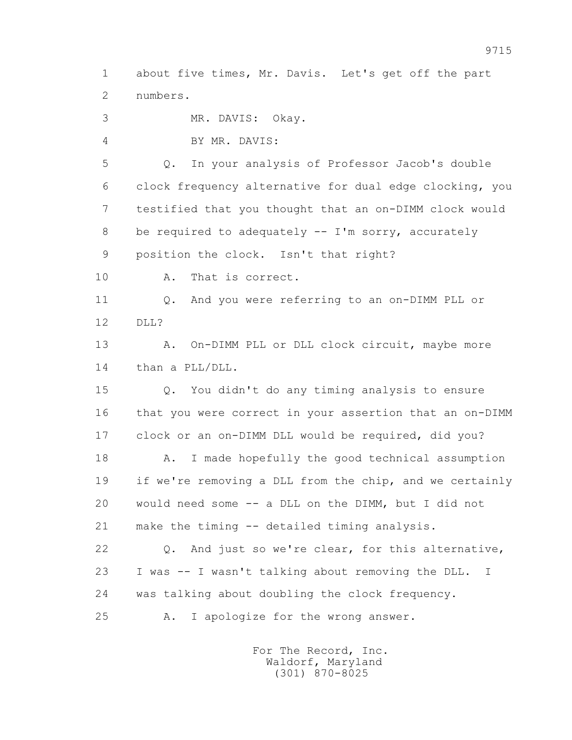1 about five times, Mr. Davis. Let's get off the part
2 numbers.

3 MR. DAVIS: Okay.

4 BY MR. DAVIS:

5 Q. In your analysis of Professor Jacob's double
6 clock frequency alternative for dual edge clocking, you
7 testified that you thought that an on-DIMM clock would
8 be required to adequately -- I'm sorry, accurately
9 position the clock. Isn't that right?

10 A. That is correct.

11 Q. And you were referring to an on-DIMM PLL or
12 DLL?

13 A. On-DIMM PLL or DLL clock circuit, maybe more
14 than a PLL/DLL.

15 Q. You didn't do any timing analysis to ensure
16 that you were correct in your assertion that an on-DIMM
17 clock or an on-DIMM DLL would be required, did you?

18 A. I made hopefully the good technical assumption
19 if we're removing a DLL from the chip, and we certainly
20 would need some -- a DLL on the DIMM, but I did not
21 make the timing -- detailed timing analysis.

22 Q. And just so we're clear, for this alternative,
23 I was -- I wasn't talking about removing the DLL. I
24 was talking about doubling the clock frequency.

25 A. I apologize for the wrong answer.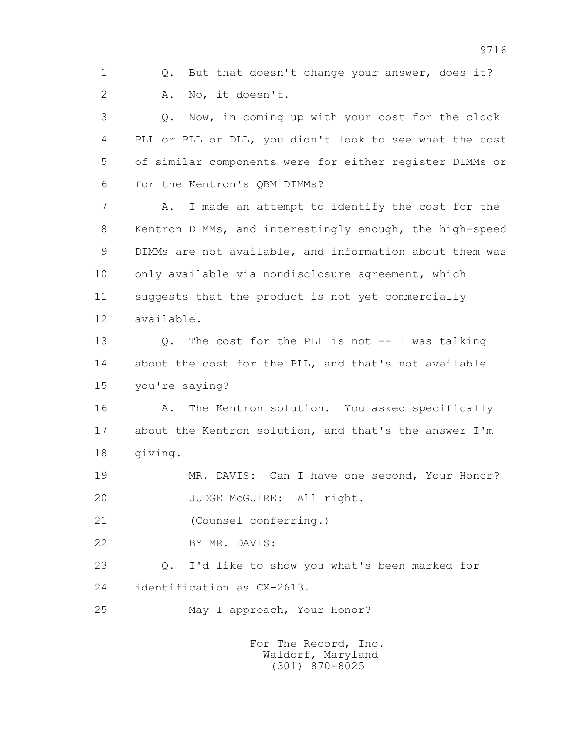1 Q. But that doesn't change your answer, does it?

2 A. No, it doesn't.

3 Q. Now, in coming up with your cost for the clock

4 PLL or PLL or DLL, you didn't look to see what the cost

5 of similar components were for either register DIMMs or

6 for the Kentron's QBM DIMMs?

7 A. I made an attempt to identify the cost for the

8 Kentron DIMMs, and interestingly enough, the high-speed

9 DIMMs are not available, and information about them was

10 only available via nondisclosure agreement, which

11 suggests that the product is not yet commercially

12 available.

13 Q. The cost for the PLL is not -- I was talking

14 about the cost for the PLL, and that's not available

15 you're saying?

16 A. The Kentron solution. You asked specifically

17 about the Kentron solution, and that's the answer I'm

18 giving.

19 MR. DAVIS: Can I have one second, Your Honor?

20 JUDGE McGUIRE: All right.

21 (Counsel conferring.)

22 BY MR. DAVIS:

23 Q. I'd like to show you what's been marked for

24 identification as CX-2613.

25 May I approach, Your Honor?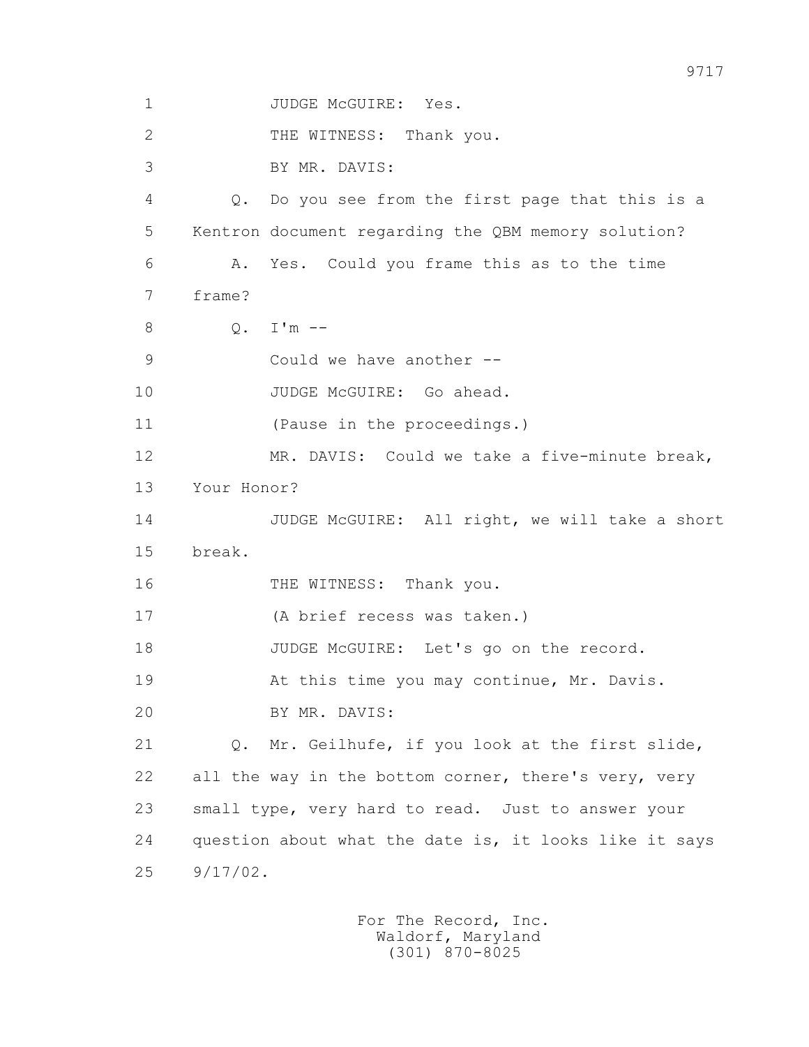1 JUDGE McGUIRE: Yes.

2 THE WITNESS: Thank you.

3 BY MR. DAVIS:

4 Q. Do you see from the first page that this is a

5 Kentron document regarding the QBM memory solution?

6 A. Yes. Could you frame this as to the time

7 frame?

8 Q. I'm --

9 Could we have another --

10 JUDGE McGUIRE: Go ahead.

11 (Pause in the proceedings.)

12 MR. DAVIS: Could we take a five-minute break,

13 Your Honor?

14 JUDGE McGUIRE: All right, we will take a short

15 break.

16 THE WITNESS: Thank you.

17 (A brief recess was taken.)

18 JUDGE McGUIRE: Let's go on the record.

19 At this time you may continue, Mr. Davis.

20 BY MR. DAVIS:

21 Q. Mr. Geilhufe, if you look at the first slide,

22 all the way in the bottom corner, there's very, very

23 small type, very hard to read. Just to answer your

24 question about what the date is, it looks like it says

25 9/17/02.

For The Record, Inc.
Waldorf, Maryland
(301) 870-8025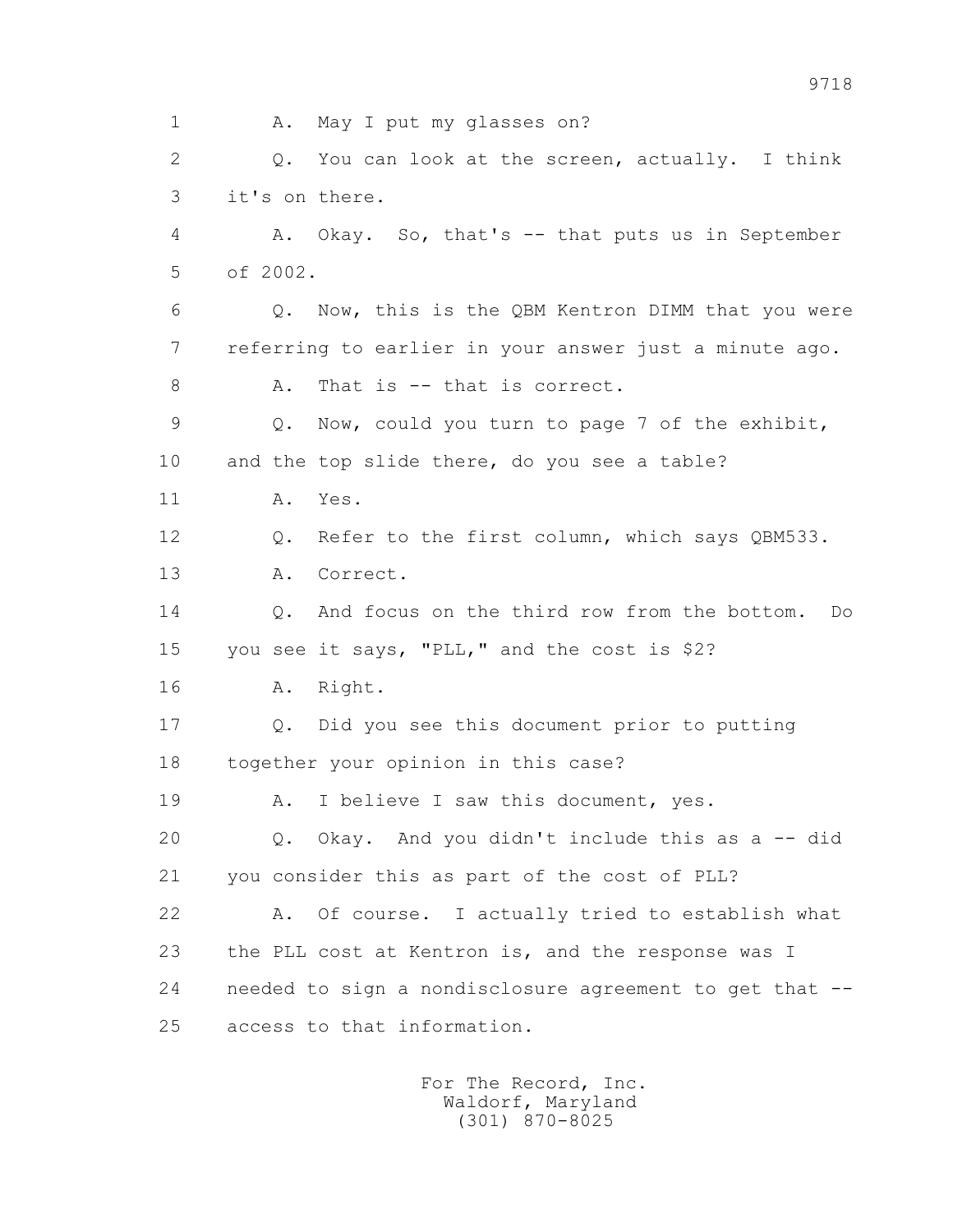1 A. May I put my glasses on?

2 Q. You can look at the screen, actually. I think

3 it's on there.

4 A. Okay. So, that's -- that puts us in September

5 of 2002.

6 Q. Now, this is the QBM Kentron DIMM that you were

7 referring to earlier in your answer just a minute ago.

8 A. That is -- that is correct.

9 Q. Now, could you turn to page 7 of the exhibit,

10 and the top slide there, do you see a table?

11 A. Yes.

12 Q. Refer to the first column, which says QBM533.

13 A. Correct.

14 Q. And focus on the third row from the bottom. Do

15 you see it says, "PLL," and the cost is $2?

16 A. Right.

17 Q. Did you see this document prior to putting

18 together your opinion in this case?

19 A. I believe I saw this document, yes.

20 Q. Okay. And you didn't include this as a -- did

21 you consider this as part of the cost of PLL?

22 A. Of course. I actually tried to establish what

23 the PLL cost at Kentron is, and the response was I

24 needed to sign a nondisclosure agreement to get that --

25 access to that information.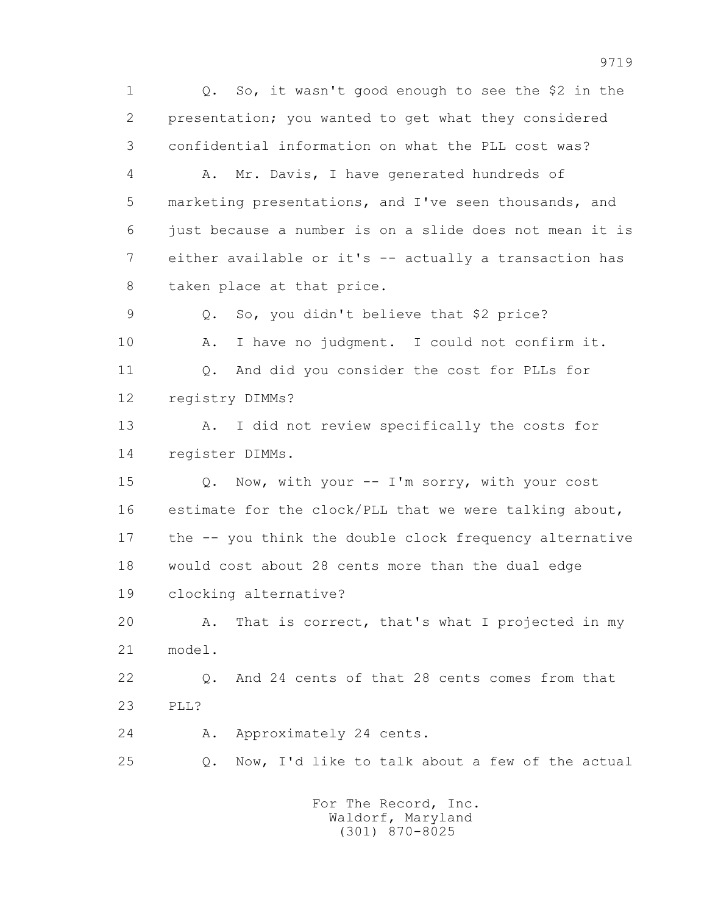1 Q. So, it wasn't good enough to see the $2 in the
2 presentation; you wanted to get what they considered
3 confidential information on what the PLL cost was?
4 A. Mr. Davis, I have generated hundreds of
5 marketing presentations, and I've seen thousands, and
6 just because a number is on a slide does not mean it is
7 either available or it's -- actually a transaction has
8 taken place at that price.
9 Q. So, you didn't believe that $2 price?
10 A. I have no judgment. I could not confirm it.
11 Q. And did you consider the cost for PLLs for
12 registry DIMMs?
13 A. I did not review specifically the costs for
14 register DIMMs.
15 Q. Now, with your -- I'm sorry, with your cost
16 estimate for the clock/PLL that we were talking about,
17 the -- you think the double clock frequency alternative
18 would cost about 28 cents more than the dual edge
19 clocking alternative?
20 A. That is correct, that's what I projected in my
21 model.
22 Q. And 24 cents of that 28 cents comes from that
23 PLL?
24 A. Approximately 24 cents.
25 Q. Now, I'd like to talk about a few of the actual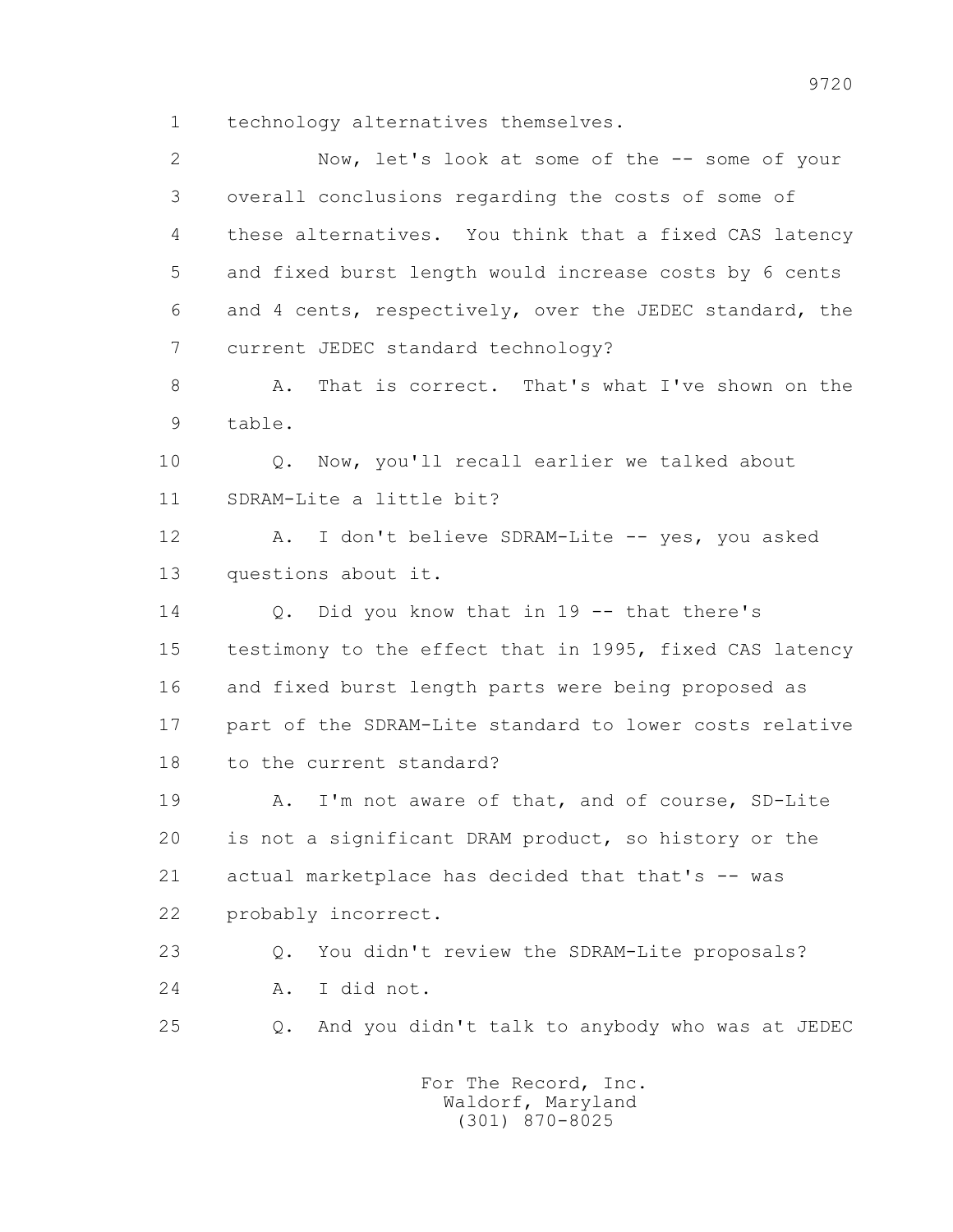1 technology alternatives themselves.

2 Now, let's look at some of the -- some of your

3 overall conclusions regarding the costs of some of

4 these alternatives. You think that a fixed CAS latency

5 and fixed burst length would increase costs by 6 cents

6 and 4 cents, respectively, over the JEDEC standard, the

7 current JEDEC standard technology?

8 A. That is correct. That's what I've shown on the

9 table.

10 Q. Now, you'll recall earlier we talked about

11 SDRAM-Lite a little bit?

12 A. I don't believe SDRAM-Lite -- yes, you asked

13 questions about it.

14 Q. Did you know that in 19 -- that there's

15 testimony to the effect that in 1995, fixed CAS latency

16 and fixed burst length parts were being proposed as

17 part of the SDRAM-Lite standard to lower costs relative

18 to the current standard?

19 A. I'm not aware of that, and of course, SD-Lite

20 is not a significant DRAM product, so history or the

21 actual marketplace has decided that that's -- was

22 probably incorrect.

23 Q. You didn't review the SDRAM-Lite proposals?

24 A. I did not.

25 Q. And you didn't talk to anybody who was at JEDEC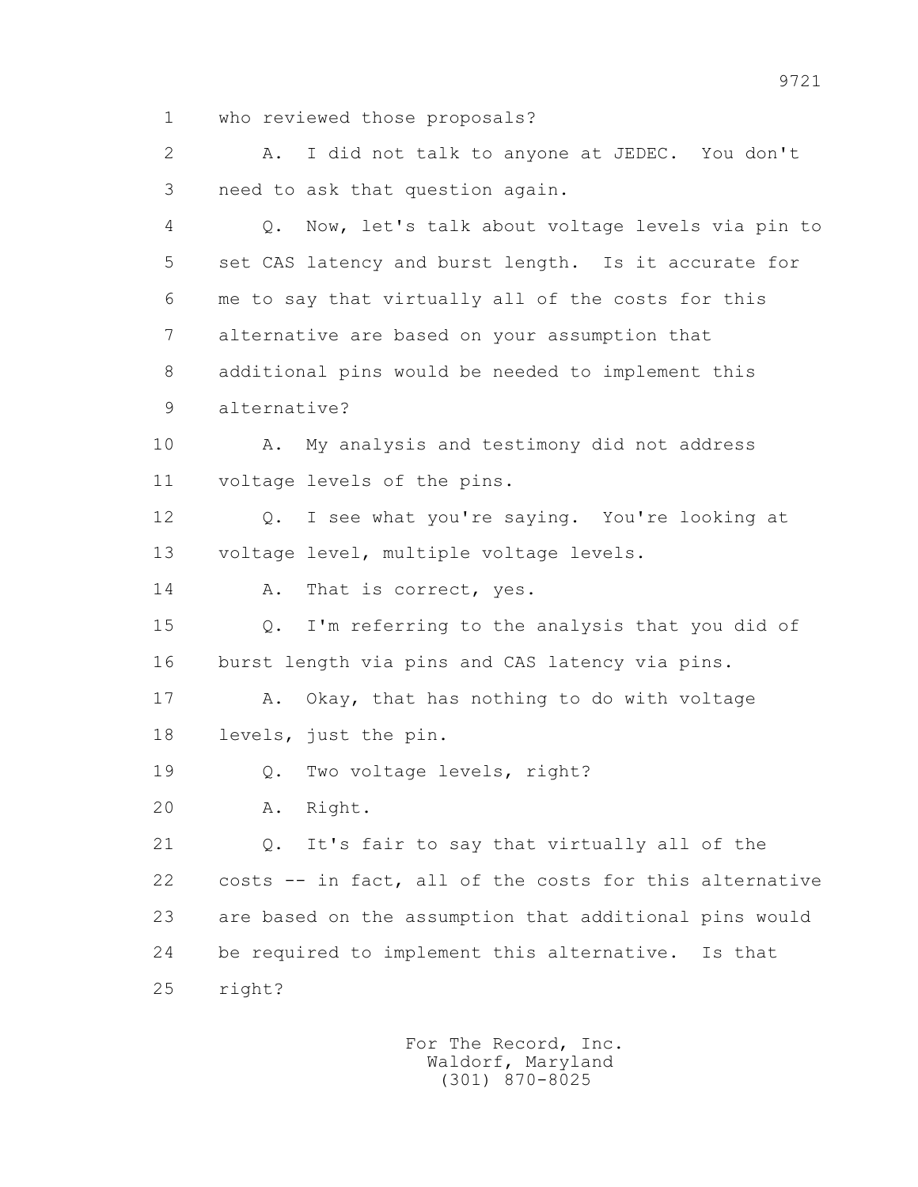1 who reviewed those proposals?

2 A. I did not talk to anyone at JEDEC. You don't

3 need to ask that question again.

4 Q. Now, let's talk about voltage levels via pin to

5 set CAS latency and burst length. Is it accurate for

6 me to say that virtually all of the costs for this

7 alternative are based on your assumption that

8 additional pins would be needed to implement this

9 alternative?

10 A. My analysis and testimony did not address

11 voltage levels of the pins.

12 Q. I see what you're saying. You're looking at

13 voltage level, multiple voltage levels.

14 A. That is correct, yes.

15 Q. I'm referring to the analysis that you did of

16 burst length via pins and CAS latency via pins.

17 A. Okay, that has nothing to do with voltage

18 levels, just the pin.

19 Q. Two voltage levels, right?

20 A. Right.

21 Q. It's fair to say that virtually all of the

22 costs -- in fact, all of the costs for this alternative

23 are based on the assumption that additional pins would

24 be required to implement this alternative. Is that

25 right?

For The Record, Inc.
Waldorf, Maryland
(301) 870-8025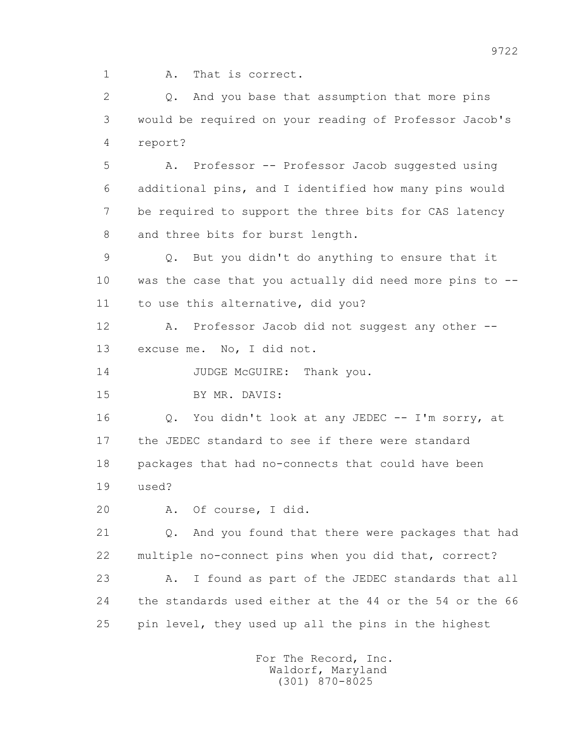1 A. That is correct.

2 Q. And you base that assumption that more pins

3 would be required on your reading of Professor Jacob's

4 report?

5 A. Professor -- Professor Jacob suggested using

6 additional pins, and I identified how many pins would

7 be required to support the three bits for CAS latency

8 and three bits for burst length.

9 Q. But you didn't do anything to ensure that it

10 was the case that you actually did need more pins to --

11 to use this alternative, did you?

12 A. Professor Jacob did not suggest any other --

13 excuse me. No, I did not.

14 JUDGE McGUIRE: Thank you.

15 BY MR. DAVIS:

16 Q. You didn't look at any JEDEC -- I'm sorry, at

17 the JEDEC standard to see if there were standard

18 packages that had no-connects that could have been

19 used?

20 A. Of course, I did.

21 Q. And you found that there were packages that had

22 multiple no-connect pins when you did that, correct?

23 A. I found as part of the JEDEC standards that all

24 the standards used either at the 44 or the 54 or the 66

25 pin level, they used up all the pins in the highest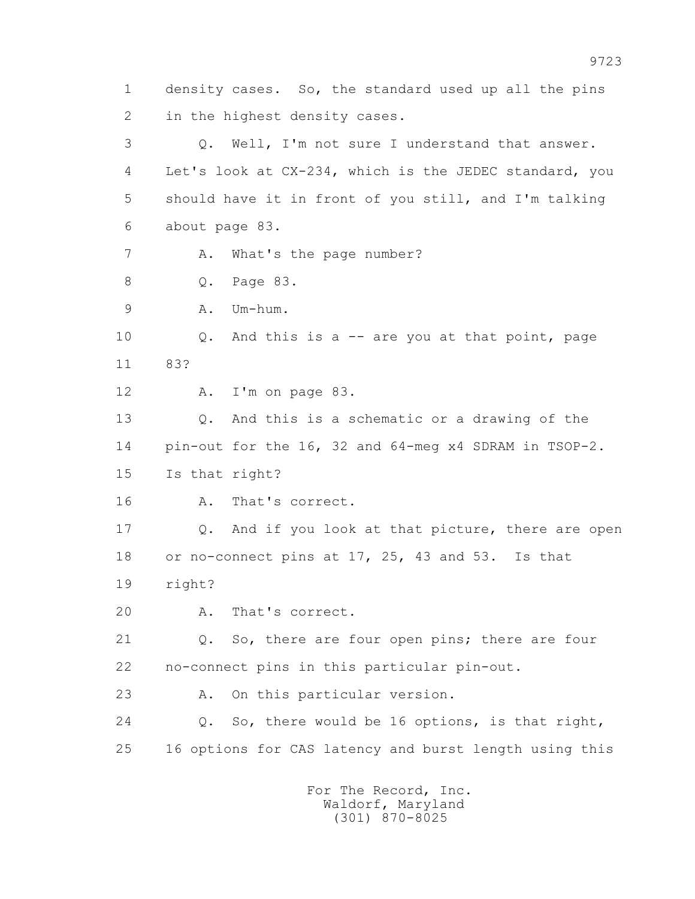1 density cases. So, the standard used up all the pins
2 in the highest density cases.
3 Q. Well, I'm not sure I understand that answer.
4 Let's look at CX-234, which is the JEDEC standard, you
5 should have it in front of you still, and I'm talking
6 about page 83.
7 A. What's the page number?
8 Q. Page 83.
9 A. Um-hum.
10 Q. And this is a -- are you at that point, page
11 83?
12 A. I'm on page 83.
13 Q. And this is a schematic or a drawing of the
14 pin-out for the 16, 32 and 64-meg x4 SDRAM in TSOP-2.
15 Is that right?
16 A. That's correct.
17 Q. And if you look at that picture, there are open
18 or no-connect pins at 17, 25, 43 and 53. Is that
19 right?
20 A. That's correct.
21 Q. So, there are four open pins; there are four
22 no-connect pins in this particular pin-out.
23 A. On this particular version.
24 Q. So, there would be 16 options, is that right,
25 16 options for CAS latency and burst length using this

For The Record, Inc.
Waldorf, Maryland
(301) 870-8025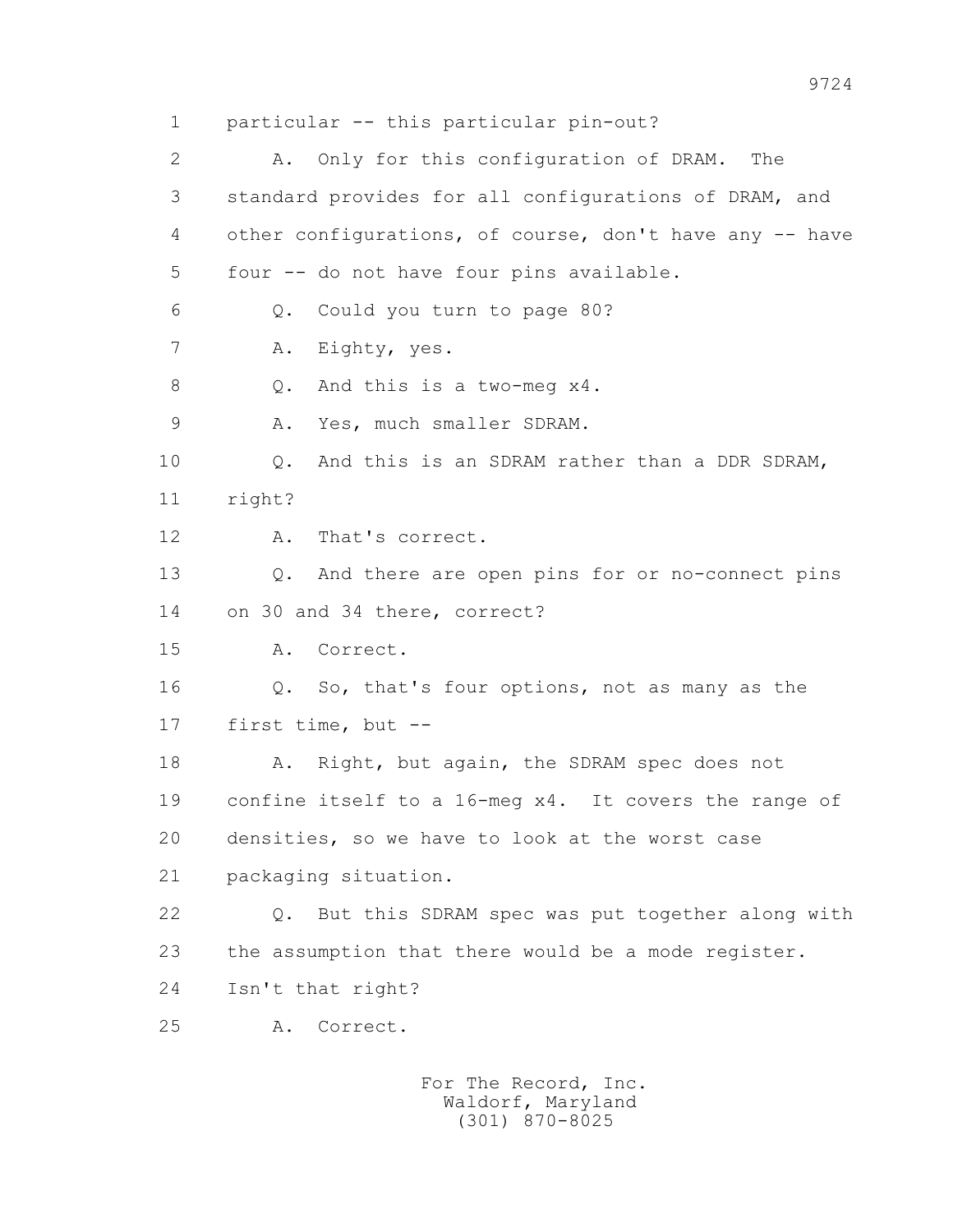1 particular -- this particular pin-out?

2 A. Only for this configuration of DRAM. The

3 standard provides for all configurations of DRAM, and

4 other configurations, of course, don't have any -- have

5 four -- do not have four pins available.

6 Q. Could you turn to page 80?

7 A. Eighty, yes.

8 Q. And this is a two-meg x4.

9 A. Yes, much smaller SDRAM.

10 Q. And this is an SDRAM rather than a DDR SDRAM,

11 right?

12 A. That's correct.

13 Q. And there are open pins for or no-connect pins

14 on 30 and 34 there, correct?

15 A. Correct.

16 Q. So, that's four options, not as many as the

17 first time, but --

18 A. Right, but again, the SDRAM spec does not

19 confine itself to a 16-meg x4. It covers the range of

20 densities, so we have to look at the worst case

21 packaging situation.

22 Q. But this SDRAM spec was put together along with

23 the assumption that there would be a mode register.

24 Isn't that right?

25 A. Correct.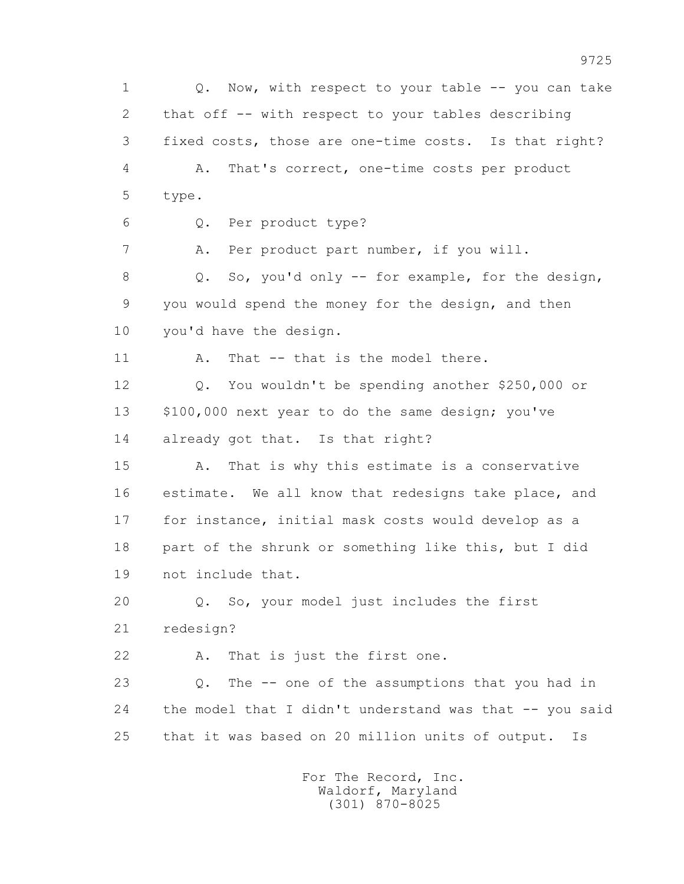1 Q. Now, with respect to your table -- you can take
2 that off -- with respect to your tables describing
3 fixed costs, those are one-time costs. Is that right?
4 A. That's correct, one-time costs per product
5 type.
6 Q. Per product type?
7 A. Per product part number, if you will.
8 Q. So, you'd only -- for example, for the design,
9 you would spend the money for the design, and then
10 you'd have the design.
11 A. That -- that is the model there.
12 Q. You wouldn't be spending another $250,000 or
13 $100,000 next year to do the same design; you've
14 already got that. Is that right?
15 A. That is why this estimate is a conservative
16 estimate. We all know that redesigns take place, and
17 for instance, initial mask costs would develop as a
18 part of the shrunk or something like this, but I did
19 not include that.
20 Q. So, your model just includes the first
21 redesign?
22 A. That is just the first one.
23 Q. The -- one of the assumptions that you had in
24 the model that I didn't understand was that -- you said
25 that it was based on 20 million units of output. Is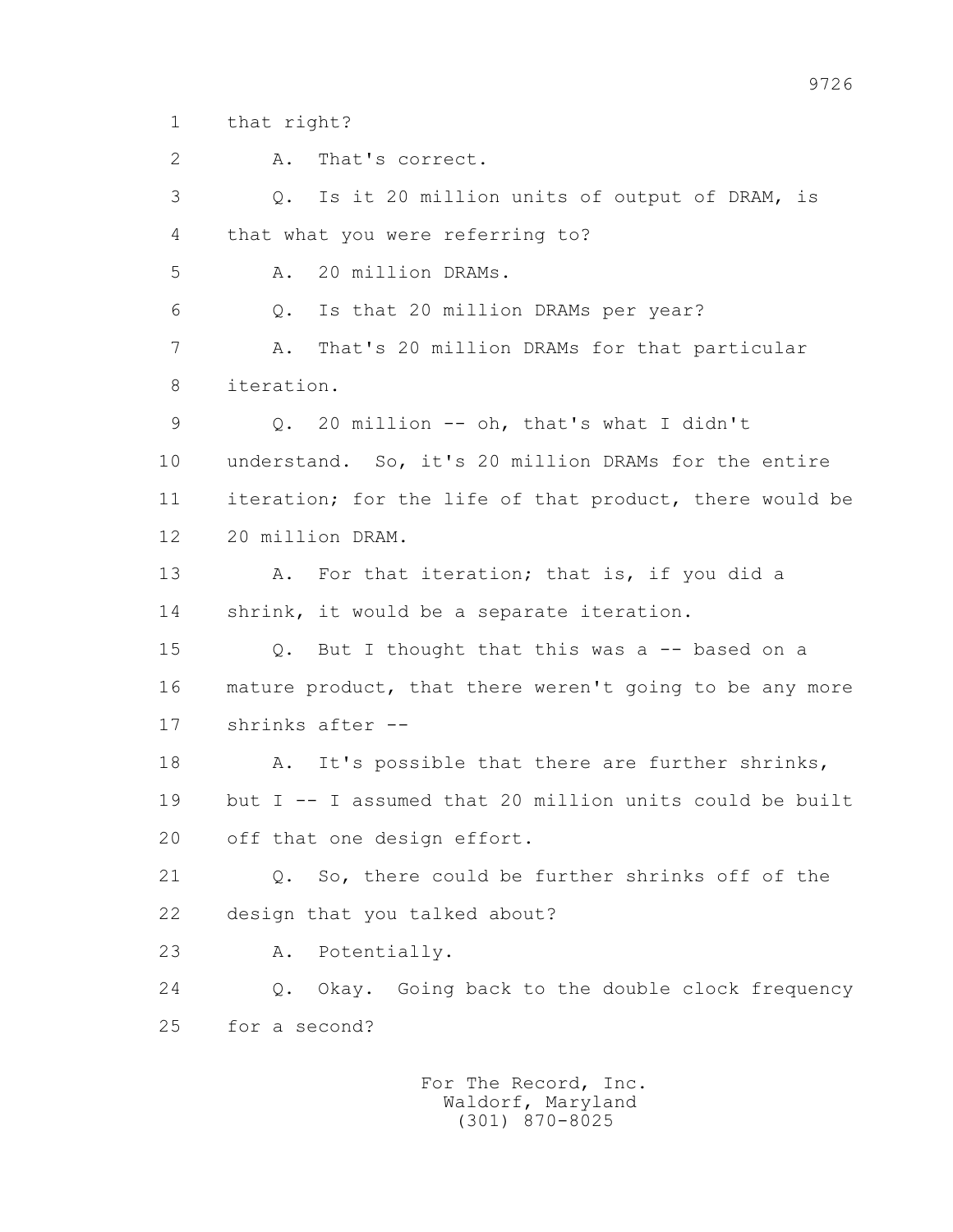1 that right?

2 A. That's correct.

3 Q. Is it 20 million units of output of DRAM, is

4 that what you were referring to?

5 A. 20 million DRAMs.

6 Q. Is that 20 million DRAMs per year?

7 A. That's 20 million DRAMs for that particular

8 iteration.

9 Q. 20 million -- oh, that's what I didn't

10 understand. So, it's 20 million DRAMs for the entire

11 iteration; for the life of that product, there would be

12 20 million DRAM.

13 A. For that iteration; that is, if you did a

14 shrink, it would be a separate iteration.

15 Q. But I thought that this was a -- based on a

16 mature product, that there weren't going to be any more

17 shrinks after --

18 A. It's possible that there are further shrinks,

19 but I -- I assumed that 20 million units could be built

20 off that one design effort.

21 Q. So, there could be further shrinks off of the

22 design that you talked about?

23 A. Potentially.

24 Q. Okay. Going back to the double clock frequency

25 for a second?

For The Record, Inc.
Waldorf, Maryland
(301) 870-8025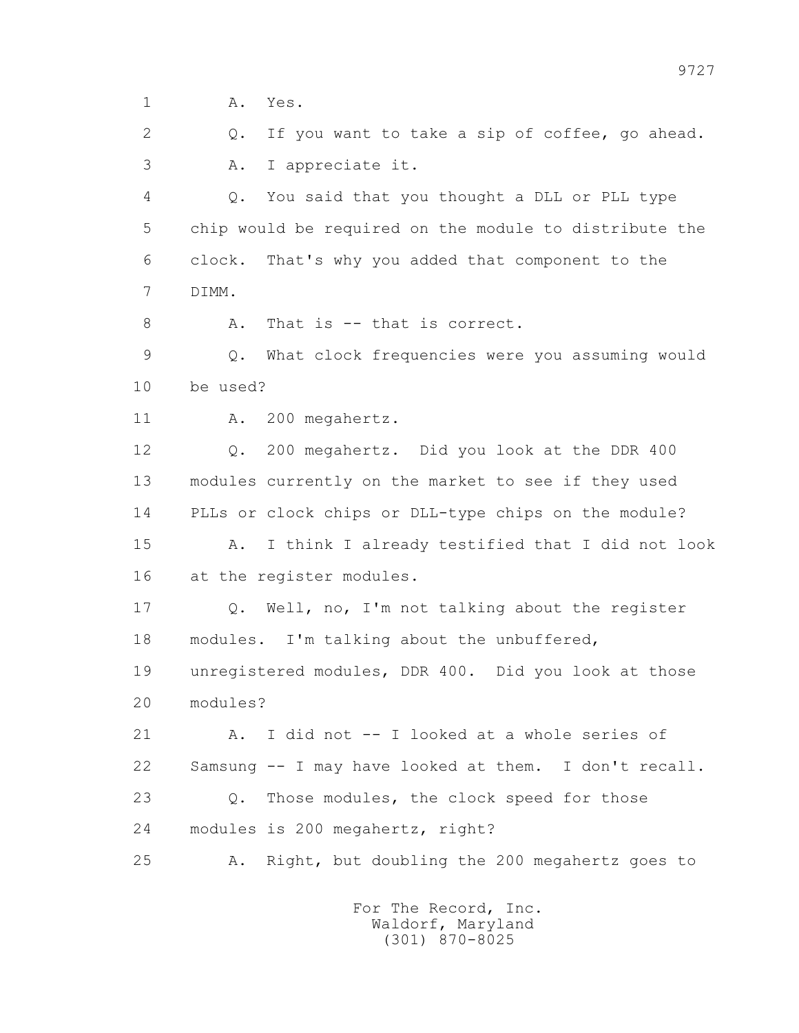1 A. Yes.

2 Q. If you want to take a sip of coffee, go ahead.

3 A. I appreciate it.

4 Q. You said that you thought a DLL or PLL type

5 chip would be required on the module to distribute the

6 clock. That's why you added that component to the

7 DIMM.

8 A. That is -- that is correct.

9 Q. What clock frequencies were you assuming would

10 be used?

11 A. 200 megahertz.

12 Q. 200 megahertz. Did you look at the DDR 400

13 modules currently on the market to see if they used

14 PLLs or clock chips or DLL-type chips on the module?

15 A. I think I already testified that I did not look

16 at the register modules.

17 Q. Well, no, I'm not talking about the register

18 modules. I'm talking about the unbuffered,

19 unregistered modules, DDR 400. Did you look at those

20 modules?

21 A. I did not -- I looked at a whole series of

22 Samsung -- I may have looked at them. I don't recall.

23 Q. Those modules, the clock speed for those

24 modules is 200 megahertz, right?

25 A. Right, but doubling the 200 megahertz goes to

For The Record, Inc.
Waldorf, Maryland
(301) 870-8025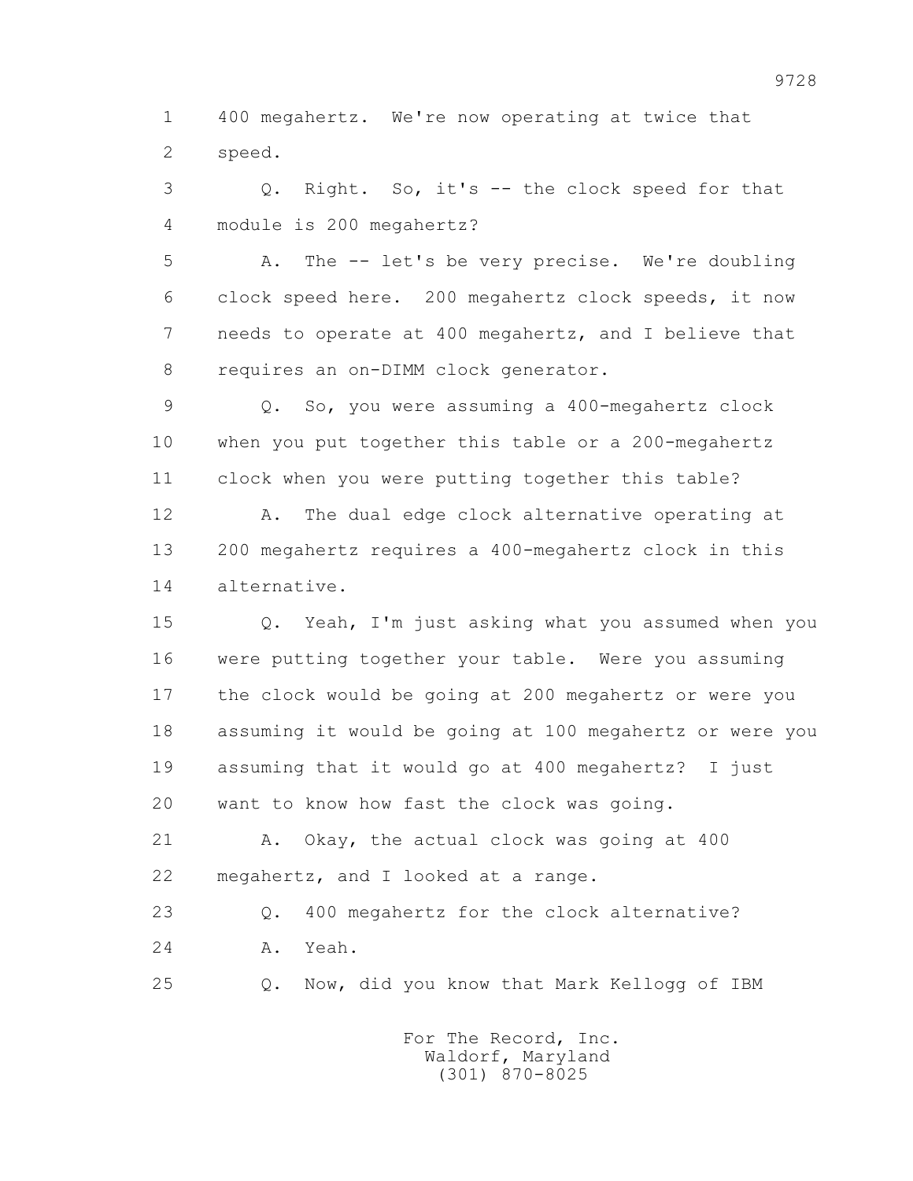1 400 megahertz. We're now operating at twice that
2 speed.
3 Q. Right. So, it's -- the clock speed for that
4 module is 200 megahertz?
5 A. The -- let's be very precise. We're doubling
6 clock speed here. 200 megahertz clock speeds, it now
7 needs to operate at 400 megahertz, and I believe that
8 requires an on-DIMM clock generator.
9 Q. So, you were assuming a 400-megahertz clock
10 when you put together this table or a 200-megahertz
11 clock when you were putting together this table?
12 A. The dual edge clock alternative operating at
13 200 megahertz requires a 400-megahertz clock in this
14 alternative.
15 Q. Yeah, I'm just asking what you assumed when you
16 were putting together your table. Were you assuming
17 the clock would be going at 200 megahertz or were you
18 assuming it would be going at 100 megahertz or were you
19 assuming that it would go at 400 megahertz? I just
20 want to know how fast the clock was going.
21 A. Okay, the actual clock was going at 400
22 megahertz, and I looked at a range.
23 Q. 400 megahertz for the clock alternative?
24 A. Yeah.
25 Q. Now, did you know that Mark Kellogg of IBM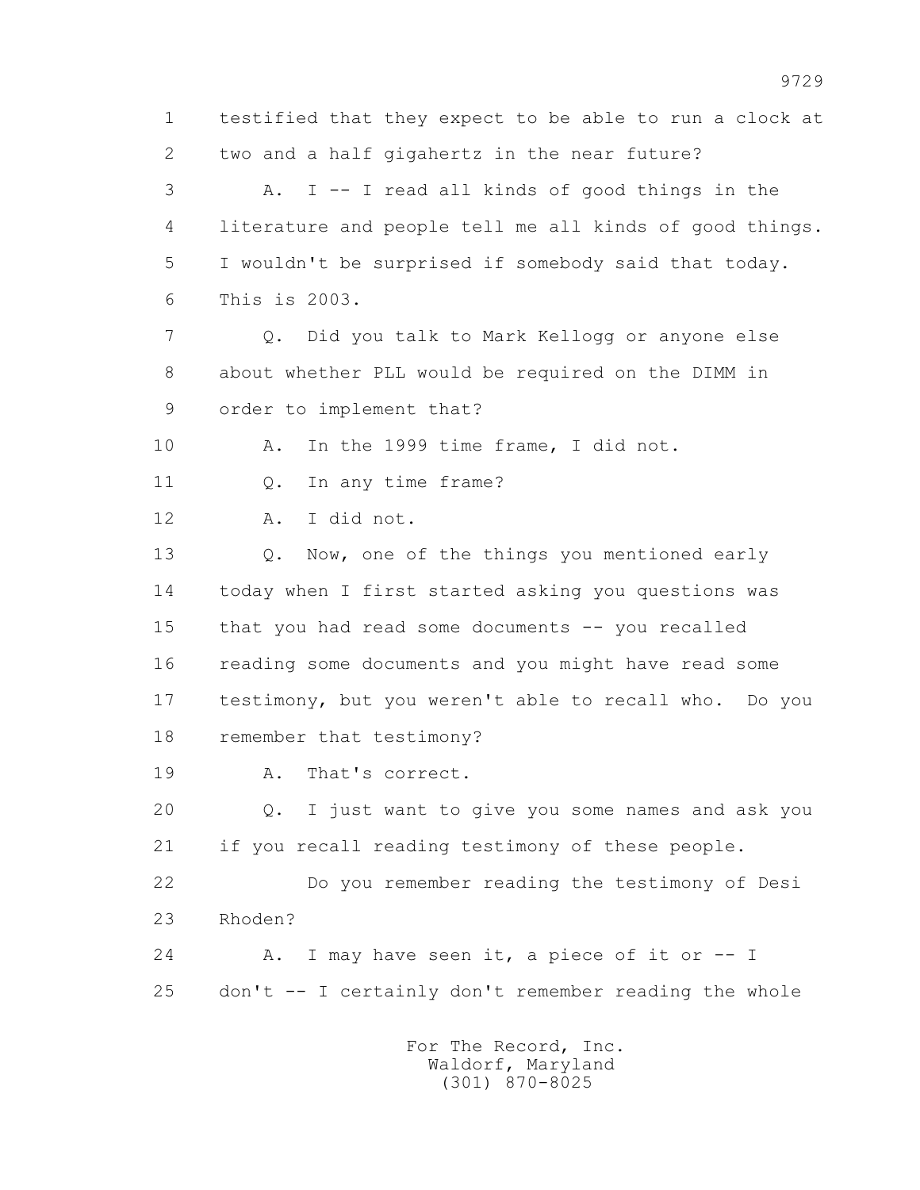1 testified that they expect to be able to run a clock at
2 two and a half gigahertz in the near future?

3 A. I -- I read all kinds of good things in the
4 literature and people tell me all kinds of good things.
5 I wouldn't be surprised if somebody said that today.
6 This is 2003.

7 Q. Did you talk to Mark Kellogg or anyone else
8 about whether PLL would be required on the DIMM in
9 order to implement that?

10 A. In the 1999 time frame, I did not.

11 Q. In any time frame?

12 A. I did not.

13 Q. Now, one of the things you mentioned early
14 today when I first started asking you questions was
15 that you had read some documents -- you recalled
16 reading some documents and you might have read some
17 testimony, but you weren't able to recall who. Do you
18 remember that testimony?

19 A. That's correct.

20 Q. I just want to give you some names and ask you
21 if you recall reading testimony of these people.

22 Do you remember reading the testimony of Desi
23 Rhoden?

24 A. I may have seen it, a piece of it or -- I
25 don't -- I certainly don't remember reading the whole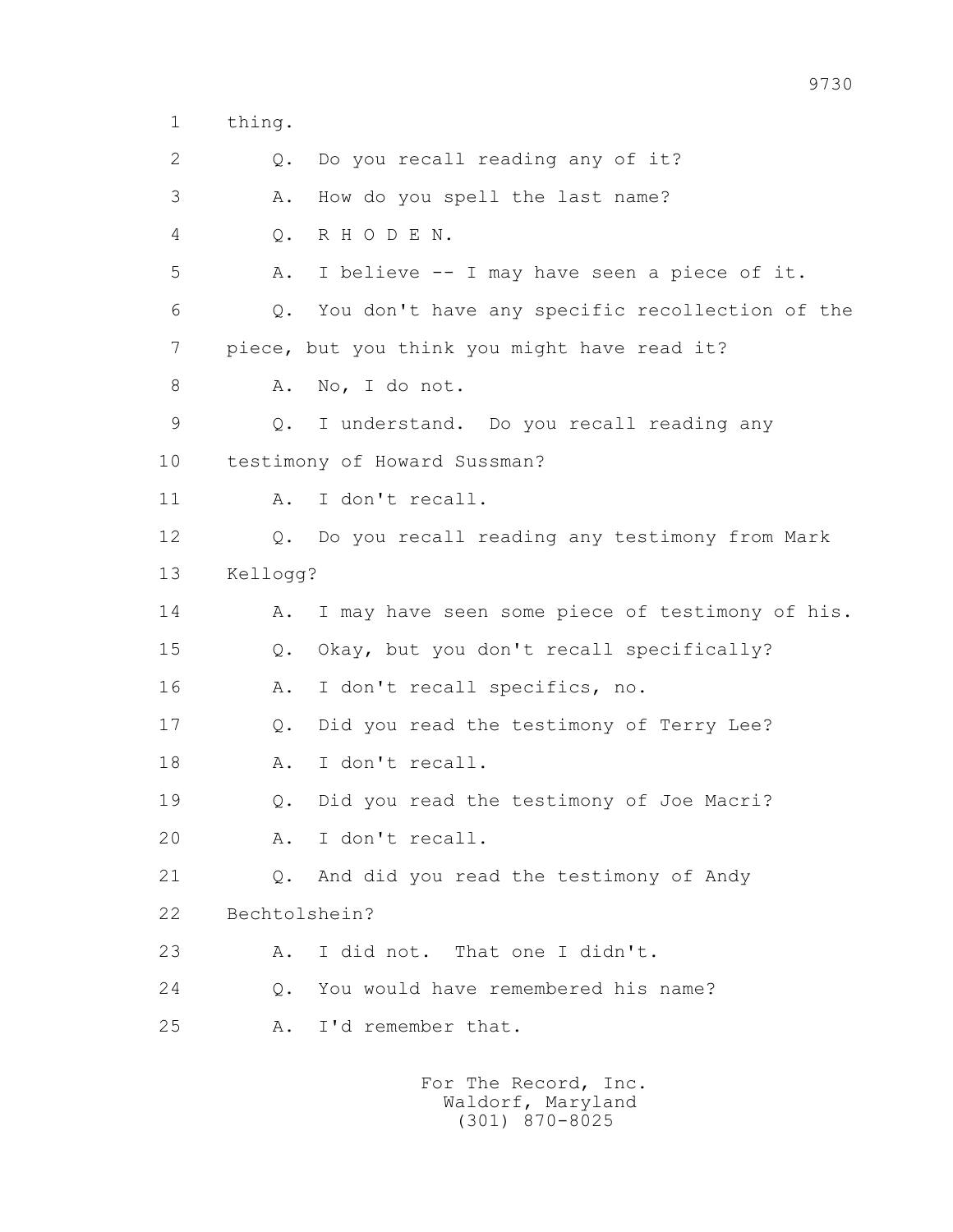1 thing.

2 Q. Do you recall reading any of it?

3 A. How do you spell the last name?

4 Q. R H O D E N.

5 A. I believe -- I may have seen a piece of it.

6 Q. You don't have any specific recollection of the

7 piece, but you think you might have read it?

8 A. No, I do not.

9 Q. I understand. Do you recall reading any

10 testimony of Howard Sussman?

11 A. I don't recall.

12 Q. Do you recall reading any testimony from Mark

13 Kellogg?

14 A. I may have seen some piece of testimony of his.

15 Q. Okay, but you don't recall specifically?

16 A. I don't recall specifics, no.

17 Q. Did you read the testimony of Terry Lee?

18 A. I don't recall.

19 Q. Did you read the testimony of Joe Macri?

20 A. I don't recall.

21 Q. And did you read the testimony of Andy

22 Bechtolshein?

23 A. I did not. That one I didn't.

24 Q. You would have remembered his name?

25 A. I'd remember that.

For The Record, Inc.
Waldorf, Maryland
(301) 870-8025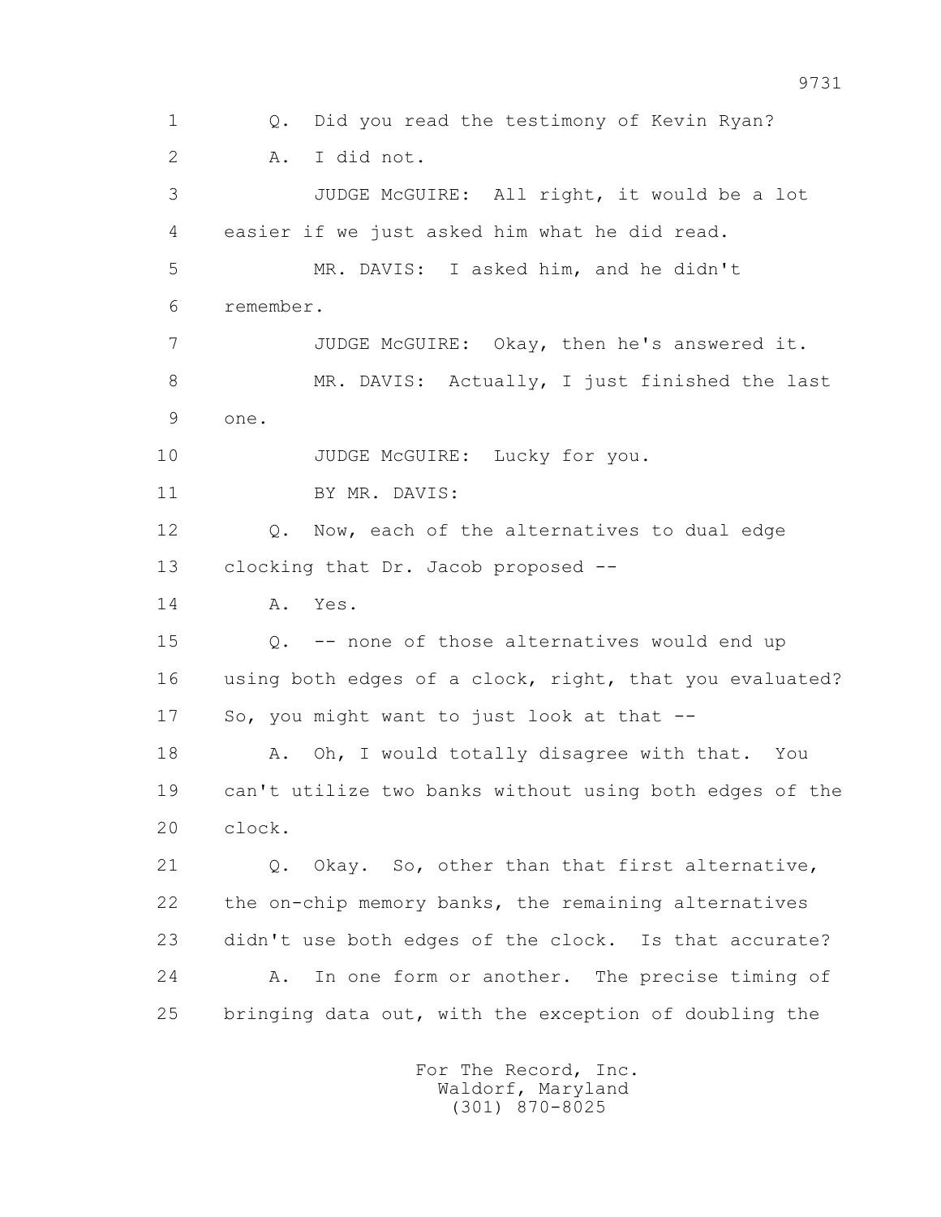1 Q. Did you read the testimony of Kevin Ryan?

2 A. I did not.

3 JUDGE McGUIRE: All right, it would be a lot

4 easier if we just asked him what he did read.

5 MR. DAVIS: I asked him, and he didn't

6 remember.

7 JUDGE McGUIRE: Okay, then he's answered it.

8 MR. DAVIS: Actually, I just finished the last

9 one.

10 JUDGE McGUIRE: Lucky for you.

11 BY MR. DAVIS:

12 Q. Now, each of the alternatives to dual edge

13 clocking that Dr. Jacob proposed --

14 A. Yes.

15 Q. -- none of those alternatives would end up

16 using both edges of a clock, right, that you evaluated?

17 So, you might want to just look at that --

18 A. Oh, I would totally disagree with that. You

19 can't utilize two banks without using both edges of the

20 clock.

21 Q. Okay. So, other than that first alternative,

22 the on-chip memory banks, the remaining alternatives

23 didn't use both edges of the clock. Is that accurate?

24 A. In one form or another. The precise timing of

25 bringing data out, with the exception of doubling the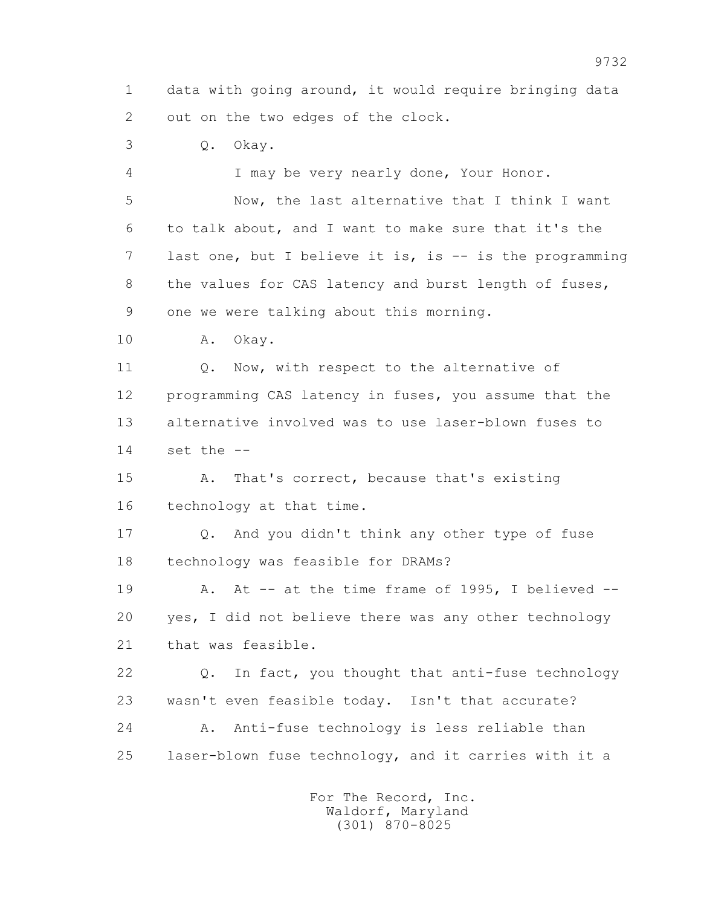1 data with going around, it would require bringing data
2 out on the two edges of the clock.

3 Q. Okay.

4 I may be very nearly done, Your Honor.

5 Now, the last alternative that I think I want
6 to talk about, and I want to make sure that it's the
7 last one, but I believe it is, is -- is the programming
8 the values for CAS latency and burst length of fuses,
9 one we were talking about this morning.

10 A. Okay.

11 Q. Now, with respect to the alternative of
12 programming CAS latency in fuses, you assume that the
13 alternative involved was to use laser-blown fuses to
14 set the --

15 A. That's correct, because that's existing
16 technology at that time.

17 Q. And you didn't think any other type of fuse
18 technology was feasible for DRAMs?

19 A. At -- at the time frame of 1995, I believed --
20 yes, I did not believe there was any other technology
21 that was feasible.

22 Q. In fact, you thought that anti-fuse technology
23 wasn't even feasible today. Isn't that accurate?

24 A. Anti-fuse technology is less reliable than
25 laser-blown fuse technology, and it carries with it a

For The Record, Inc.
Waldorf, Maryland
(301) 870-8025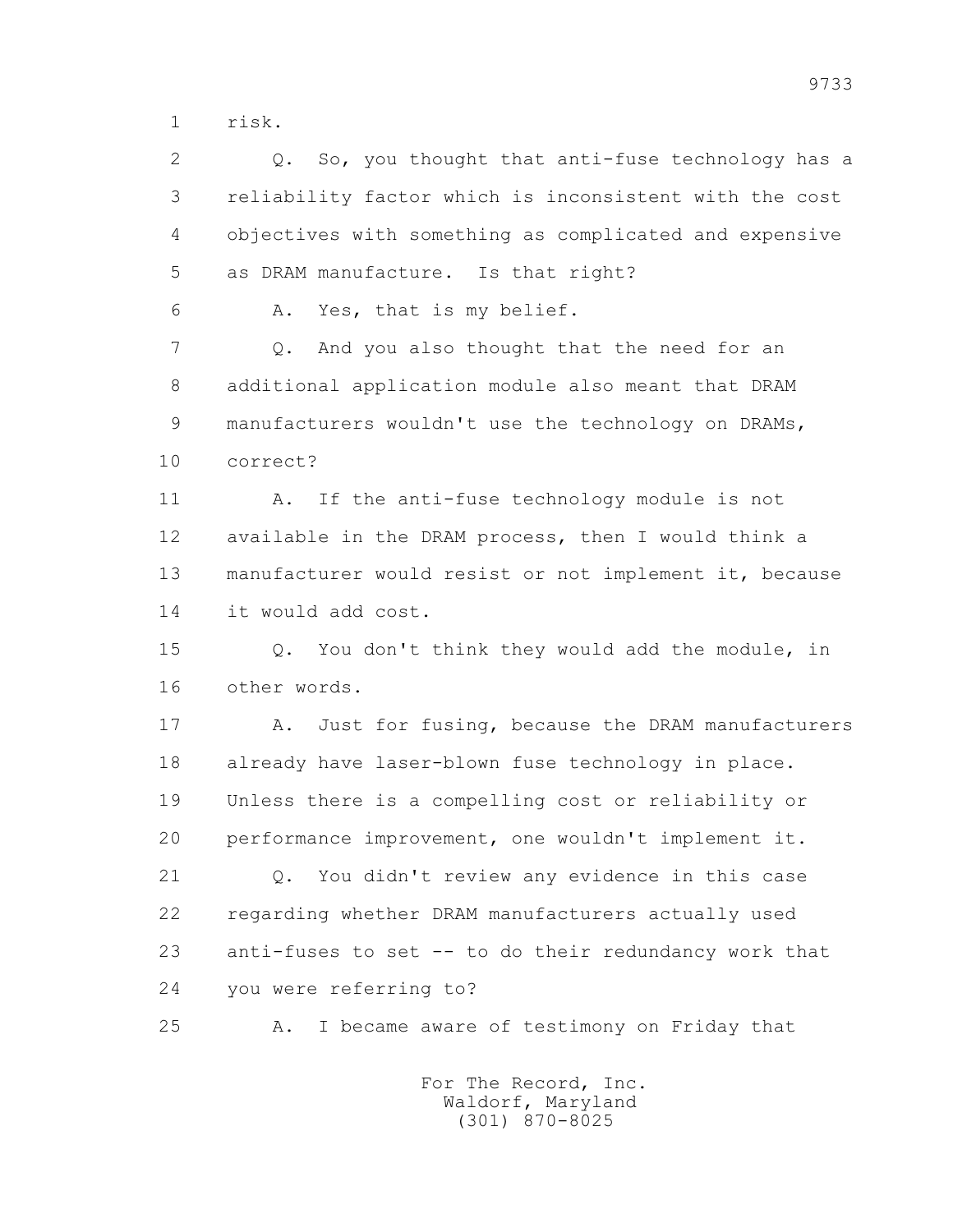1 risk.

2 Q. So, you thought that anti-fuse technology has a

3 reliability factor which is inconsistent with the cost

4 objectives with something as complicated and expensive

5 as DRAM manufacture. Is that right?

6 A. Yes, that is my belief.

7 Q. And you also thought that the need for an

8 additional application module also meant that DRAM

9 manufacturers wouldn't use the technology on DRAMs,

10 correct?

11 A. If the anti-fuse technology module is not

12 available in the DRAM process, then I would think a

13 manufacturer would resist or not implement it, because

14 it would add cost.

15 Q. You don't think they would add the module, in

16 other words.

17 A. Just for fusing, because the DRAM manufacturers

18 already have laser-blown fuse technology in place.

19 Unless there is a compelling cost or reliability or

20 performance improvement, one wouldn't implement it.

21 Q. You didn't review any evidence in this case

22 regarding whether DRAM manufacturers actually used

23 anti-fuses to set -- to do their redundancy work that

24 you were referring to?

25 A. I became aware of testimony on Friday that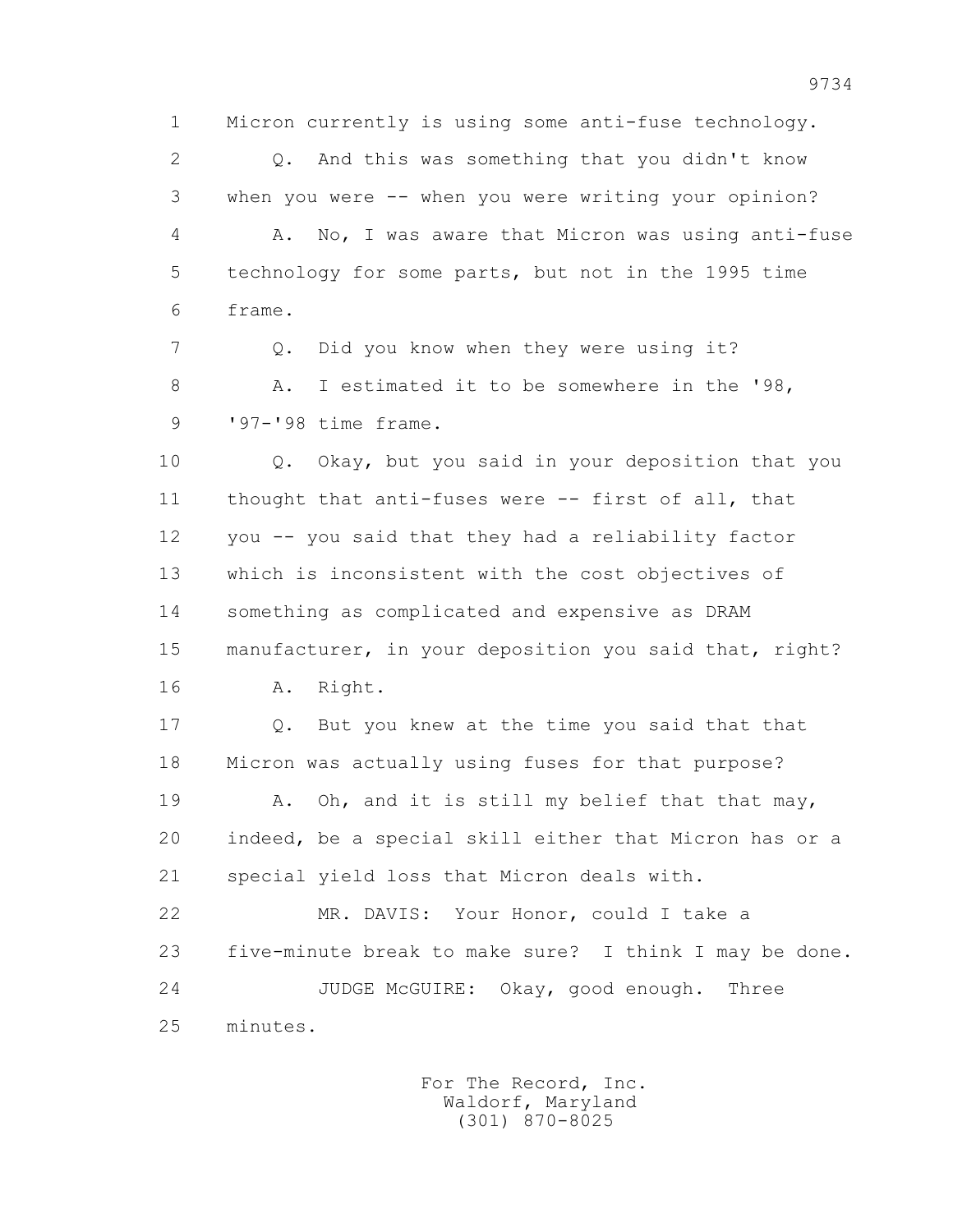1 Micron currently is using some anti-fuse technology.

2 Q. And this was something that you didn't know

3 when you were -- when you were writing your opinion?

4 A. No, I was aware that Micron was using anti-fuse

5 technology for some parts, but not in the 1995 time

6 frame.

7 Q. Did you know when they were using it?

8 A. I estimated it to be somewhere in the '98,

9 '97-'98 time frame.

10 Q. Okay, but you said in your deposition that you

11 thought that anti-fuses were -- first of all, that

12 you -- you said that they had a reliability factor

13 which is inconsistent with the cost objectives of

14 something as complicated and expensive as DRAM

15 manufacturer, in your deposition you said that, right?

16 A. Right.

17 Q. But you knew at the time you said that that

18 Micron was actually using fuses for that purpose?

19 A. Oh, and it is still my belief that that may,

20 indeed, be a special skill either that Micron has or a

21 special yield loss that Micron deals with.

22 MR. DAVIS: Your Honor, could I take a

23 five-minute break to make sure? I think I may be done.

24 JUDGE McGUIRE: Okay, good enough. Three

25 minutes.

For The Record, Inc.
Waldorf, Maryland
(301) 870-8025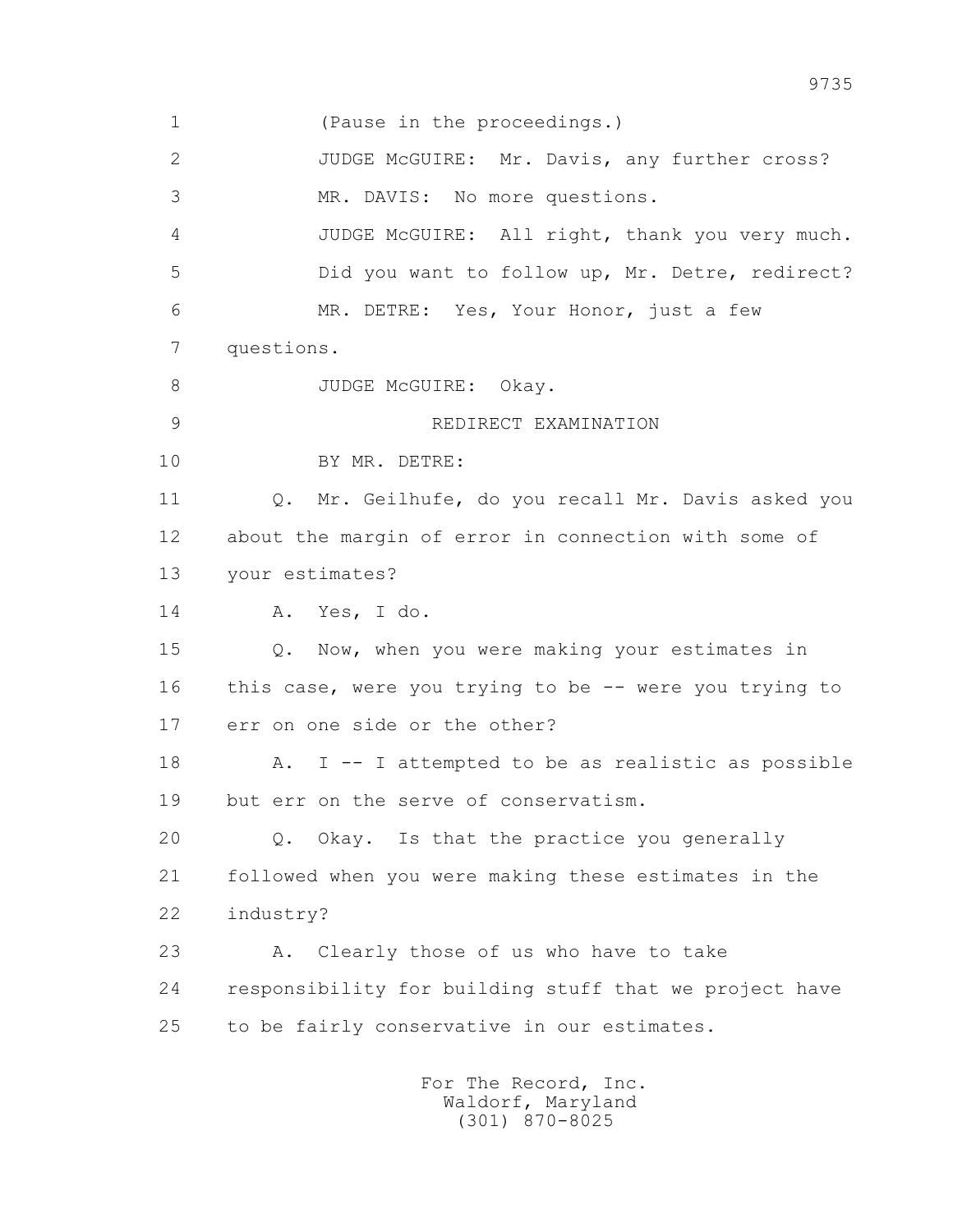1 (Pause in the proceedings.)

2 JUDGE McGUIRE: Mr. Davis, any further cross?

3 MR. DAVIS: No more questions.

4 JUDGE McGUIRE: All right, thank you very much.

5 Did you want to follow up, Mr. Detre, redirect?

6 MR. DETRE: Yes, Your Honor, just a few

7 questions.

8 JUDGE McGUIRE: Okay.

9 REDIRECT EXAMINATION

10 BY MR. DETRE:

11 Q. Mr. Geilhufe, do you recall Mr. Davis asked you

12 about the margin of error in connection with some of

13 your estimates?

14 A. Yes, I do.

15 Q. Now, when you were making your estimates in

16 this case, were you trying to be -- were you trying to

17 err on one side or the other?

18 A. I -- I attempted to be as realistic as possible

19 but err on the serve of conservatism.

20 Q. Okay. Is that the practice you generally

21 followed when you were making these estimates in the

22 industry?

23 A. Clearly those of us who have to take

24 responsibility for building stuff that we project have

25 to be fairly conservative in our estimates.

For The Record, Inc.
Waldorf, Maryland
(301) 870-8025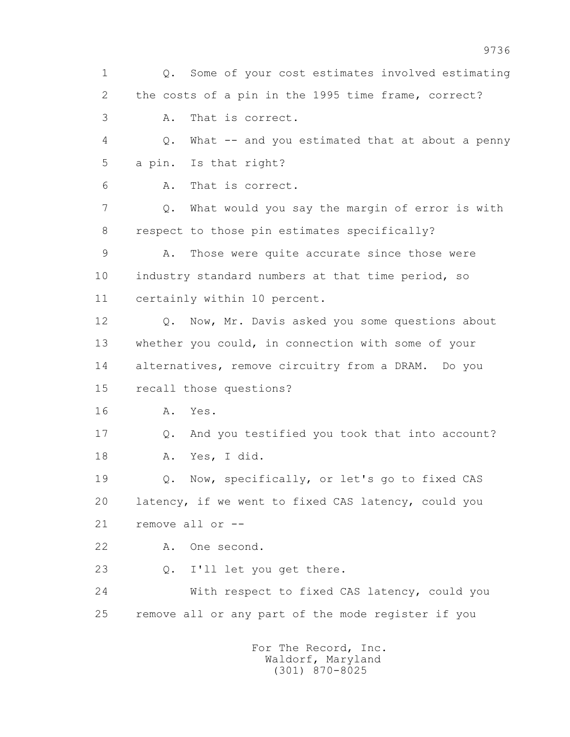1 Q. Some of your cost estimates involved estimating
2 the costs of a pin in the 1995 time frame, correct?
3 A. That is correct.
4 Q. What -- and you estimated that at about a penny
5 a pin. Is that right?
6 A. That is correct.
7 Q. What would you say the margin of error is with
8 respect to those pin estimates specifically?
9 A. Those were quite accurate since those were
10 industry standard numbers at that time period, so
11 certainly within 10 percent.
12 Q. Now, Mr. Davis asked you some questions about
13 whether you could, in connection with some of your
14 alternatives, remove circuitry from a DRAM. Do you
15 recall those questions?
16 A. Yes.
17 Q. And you testified you took that into account?
18 A. Yes, I did.
19 Q. Now, specifically, or let's go to fixed CAS
20 latency, if we went to fixed CAS latency, could you
21 remove all or --
22 A. One second.
23 Q. I'll let you get there.
24 With respect to fixed CAS latency, could you
25 remove all or any part of the mode register if you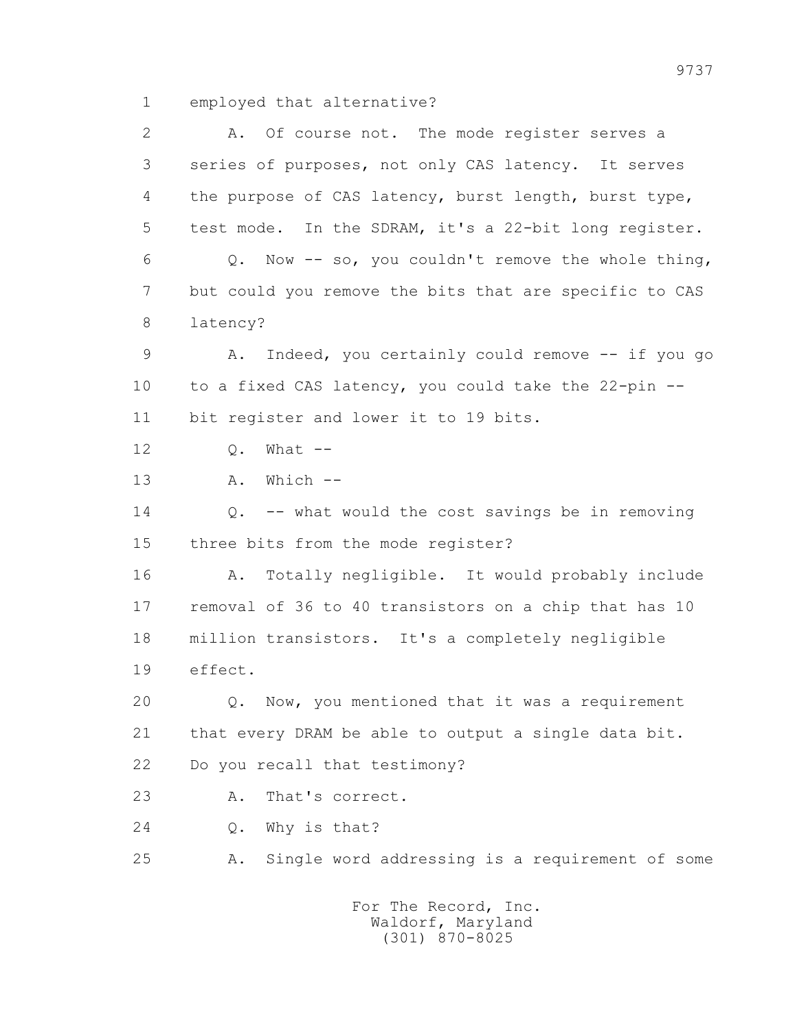1 employed that alternative?

2 A. Of course not. The mode register serves a

3 series of purposes, not only CAS latency. It serves

4 the purpose of CAS latency, burst length, burst type,

5 test mode. In the SDRAM, it's a 22-bit long register.

6 Q. Now -- so, you couldn't remove the whole thing,

7 but could you remove the bits that are specific to CAS

8 latency?

9 A. Indeed, you certainly could remove -- if you go

10 to a fixed CAS latency, you could take the 22-pin --

11 bit register and lower it to 19 bits.

12 Q. What --

13 A. Which --

14 Q. -- what would the cost savings be in removing

15 three bits from the mode register?

16 A. Totally negligible. It would probably include

17 removal of 36 to 40 transistors on a chip that has 10

18 million transistors. It's a completely negligible

19 effect.

20 Q. Now, you mentioned that it was a requirement

21 that every DRAM be able to output a single data bit.

22 Do you recall that testimony?

23 A. That's correct.

24 Q. Why is that?

25 A. Single word addressing is a requirement of some

For The Record, Inc.
Waldorf, Maryland
(301) 870-8025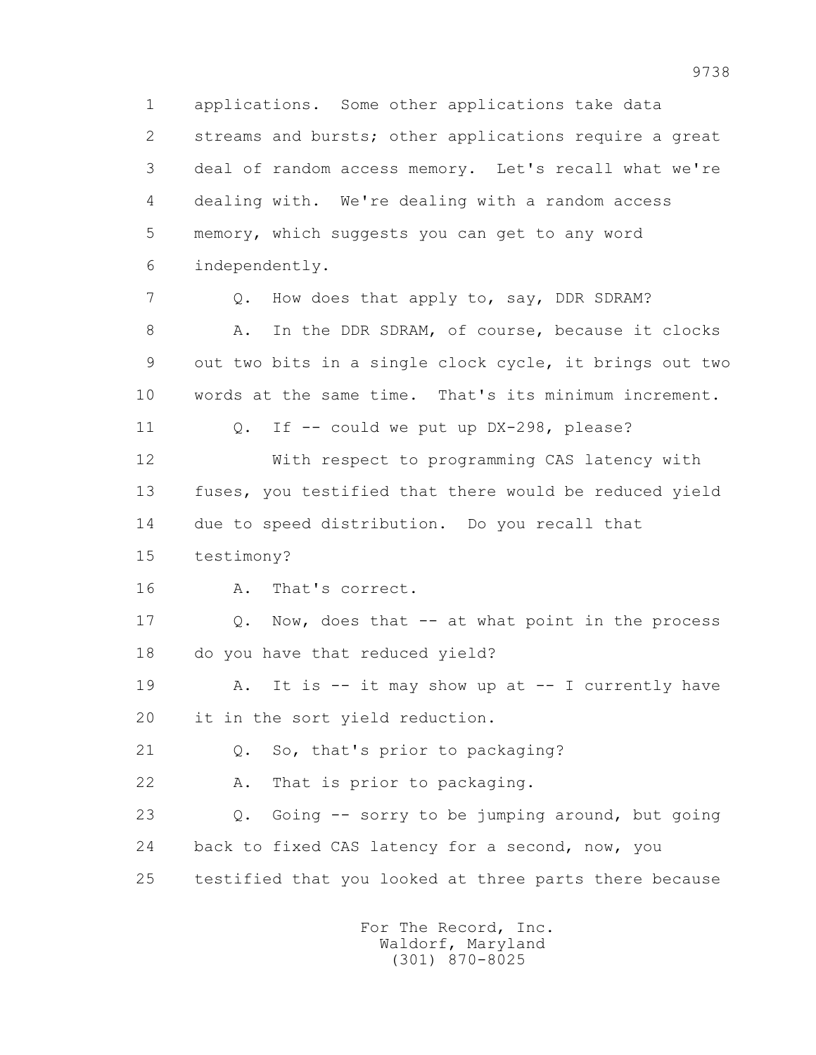1 applications. Some other applications take data
2 streams and bursts; other applications require a great
3 deal of random access memory. Let's recall what we're
4 dealing with. We're dealing with a random access
5 memory, which suggests you can get to any word
6 independently.

7 Q. How does that apply to, say, DDR SDRAM?

8 A. In the DDR SDRAM, of course, because it clocks
9 out two bits in a single clock cycle, it brings out two
10 words at the same time. That's its minimum increment.

11 Q. If -- could we put up DX-298, please?

12 With respect to programming CAS latency with
13 fuses, you testified that there would be reduced yield
14 due to speed distribution. Do you recall that
15 testimony?

16 A. That's correct.

17 Q. Now, does that -- at what point in the process
18 do you have that reduced yield?

19 A. It is -- it may show up at -- I currently have
20 it in the sort yield reduction.

21 Q. So, that's prior to packaging?

22 A. That is prior to packaging.

23 Q. Going -- sorry to be jumping around, but going
24 back to fixed CAS latency for a second, now, you
25 testified that you looked at three parts there because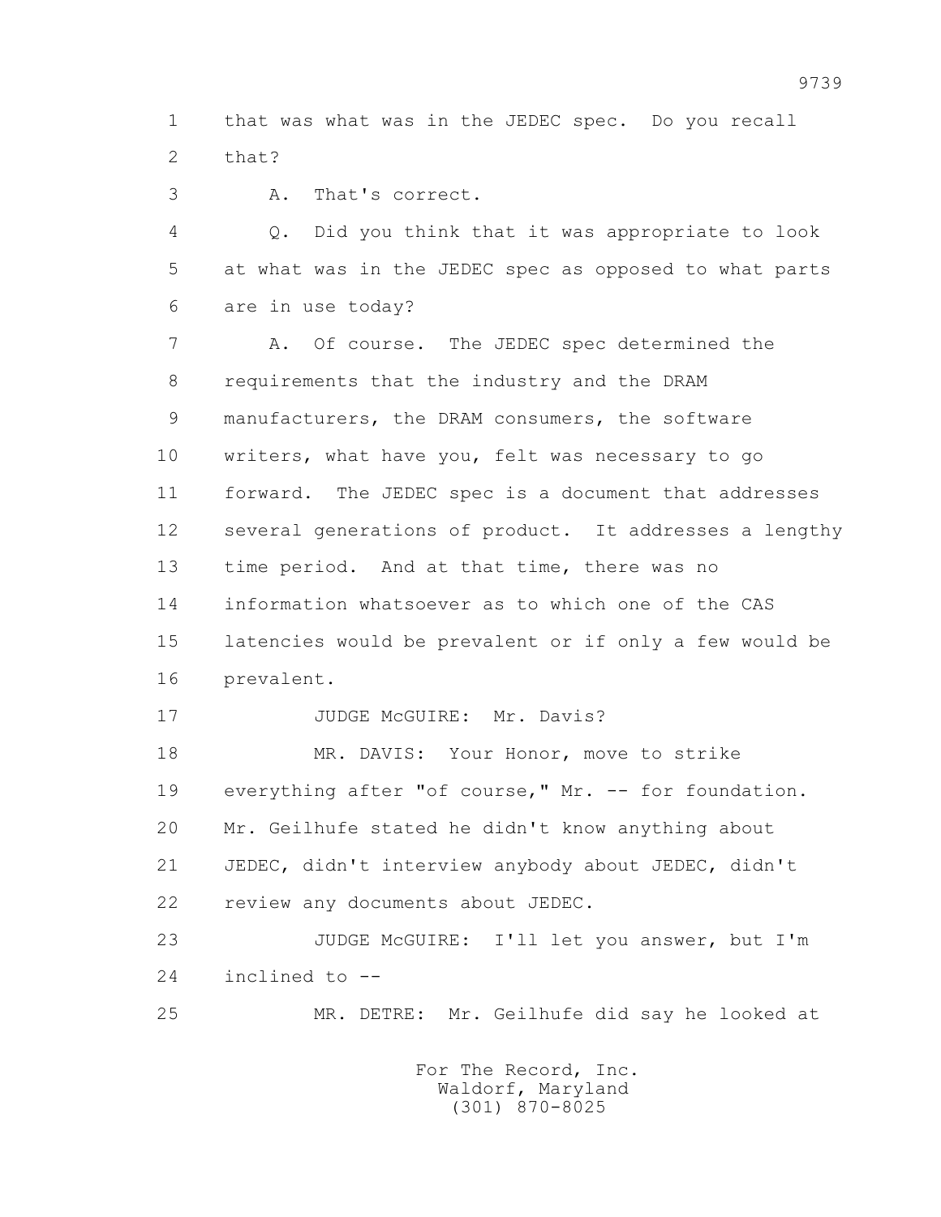1 that was what was in the JEDEC spec. Do you recall
2 that?
3 A. That's correct.
4 Q. Did you think that it was appropriate to look
5 at what was in the JEDEC spec as opposed to what parts
6 are in use today?
7 A. Of course. The JEDEC spec determined the
8 requirements that the industry and the DRAM
9 manufacturers, the DRAM consumers, the software
10 writers, what have you, felt was necessary to go
11 forward. The JEDEC spec is a document that addresses
12 several generations of product. It addresses a lengthy
13 time period. And at that time, there was no
14 information whatsoever as to which one of the CAS
15 latencies would be prevalent or if only a few would be
16 prevalent.
17 JUDGE McGUIRE: Mr. Davis?
18 MR. DAVIS: Your Honor, move to strike
19 everything after "of course," Mr. -- for foundation.
20 Mr. Geilhufe stated he didn't know anything about
21 JEDEC, didn't interview anybody about JEDEC, didn't
22 review any documents about JEDEC.
23 JUDGE McGUIRE: I'll let you answer, but I'm
24 inclined to --
25 MR. DETRE: Mr. Geilhufe did say he looked at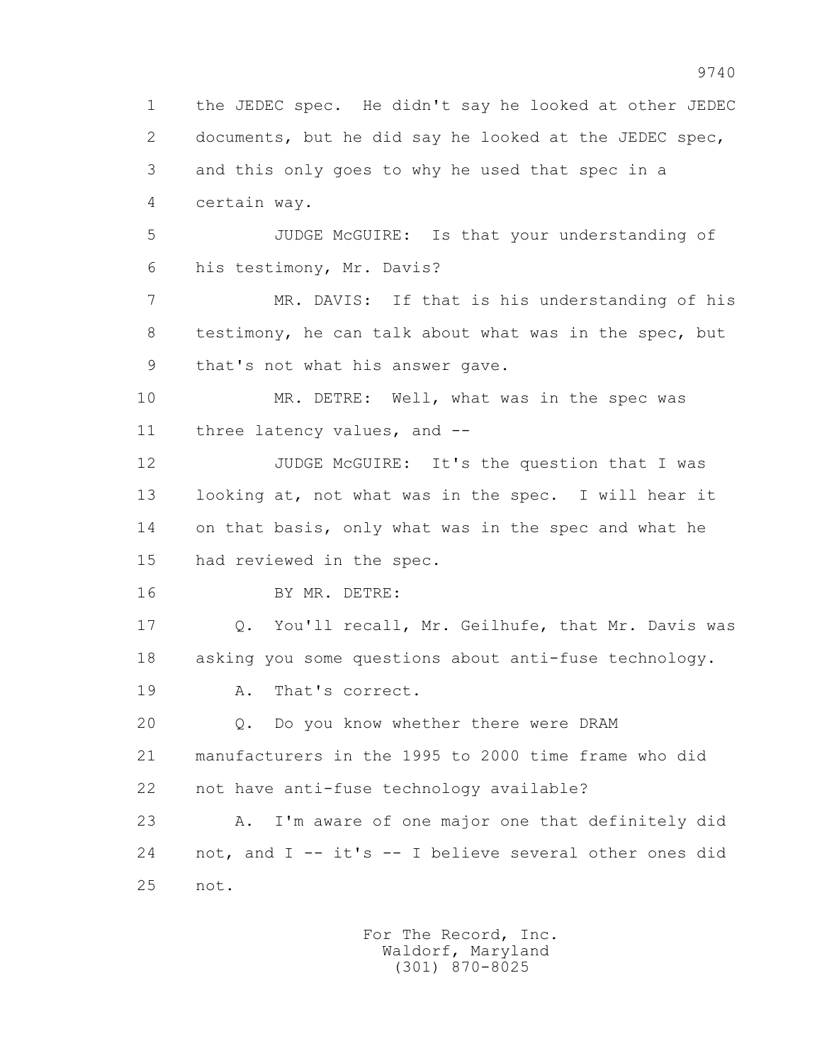1 the JEDEC spec. He didn't say he looked at other JEDEC
2 documents, but he did say he looked at the JEDEC spec,
3 and this only goes to why he used that spec in a
4 certain way.

5 JUDGE McGUIRE: Is that your understanding of
6 his testimony, Mr. Davis?

7 MR. DAVIS: If that is his understanding of his
8 testimony, he can talk about what was in the spec, but
9 that's not what his answer gave.

10 MR. DETRE: Well, what was in the spec was
11 three latency values, and --

12 JUDGE McGUIRE: It's the question that I was
13 looking at, not what was in the spec. I will hear it
14 on that basis, only what was in the spec and what he
15 had reviewed in the spec.

16 BY MR. DETRE:

17 Q. You'll recall, Mr. Geilhufe, that Mr. Davis was
18 asking you some questions about anti-fuse technology.

19 A. That's correct.

20 Q. Do you know whether there were DRAM
21 manufacturers in the 1995 to 2000 time frame who did
22 not have anti-fuse technology available?

23 A. I'm aware of one major one that definitely did
24 not, and I -- it's -- I believe several other ones did
25 not.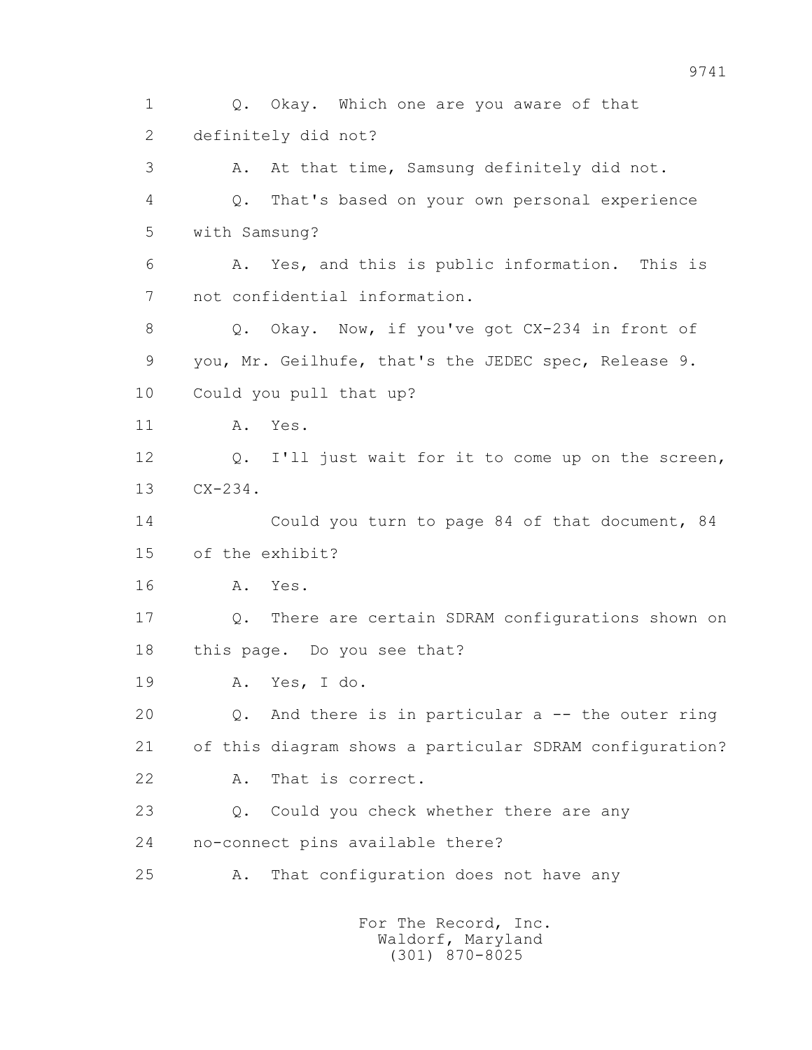1 Q. Okay. Which one are you aware of that

2 definitely did not?

3 A. At that time, Samsung definitely did not.

4 Q. That's based on your own personal experience

5 with Samsung?

6 A. Yes, and this is public information. This is

7 not confidential information.

8 Q. Okay. Now, if you've got CX-234 in front of

9 you, Mr. Geilhufe, that's the JEDEC spec, Release 9.

10 Could you pull that up?

11 A. Yes.

12 Q. I'll just wait for it to come up on the screen,

13 CX-234.

14 Could you turn to page 84 of that document, 84

15 of the exhibit?

16 A. Yes.

17 Q. There are certain SDRAM configurations shown on

18 this page. Do you see that?

19 A. Yes, I do.

20 Q. And there is in particular a -- the outer ring

21 of this diagram shows a particular SDRAM configuration?

22 A. That is correct.

23 Q. Could you check whether there are any

24 no-connect pins available there?

25 A. That configuration does not have any

For The Record, Inc.
Waldorf, Maryland
(301) 870-8025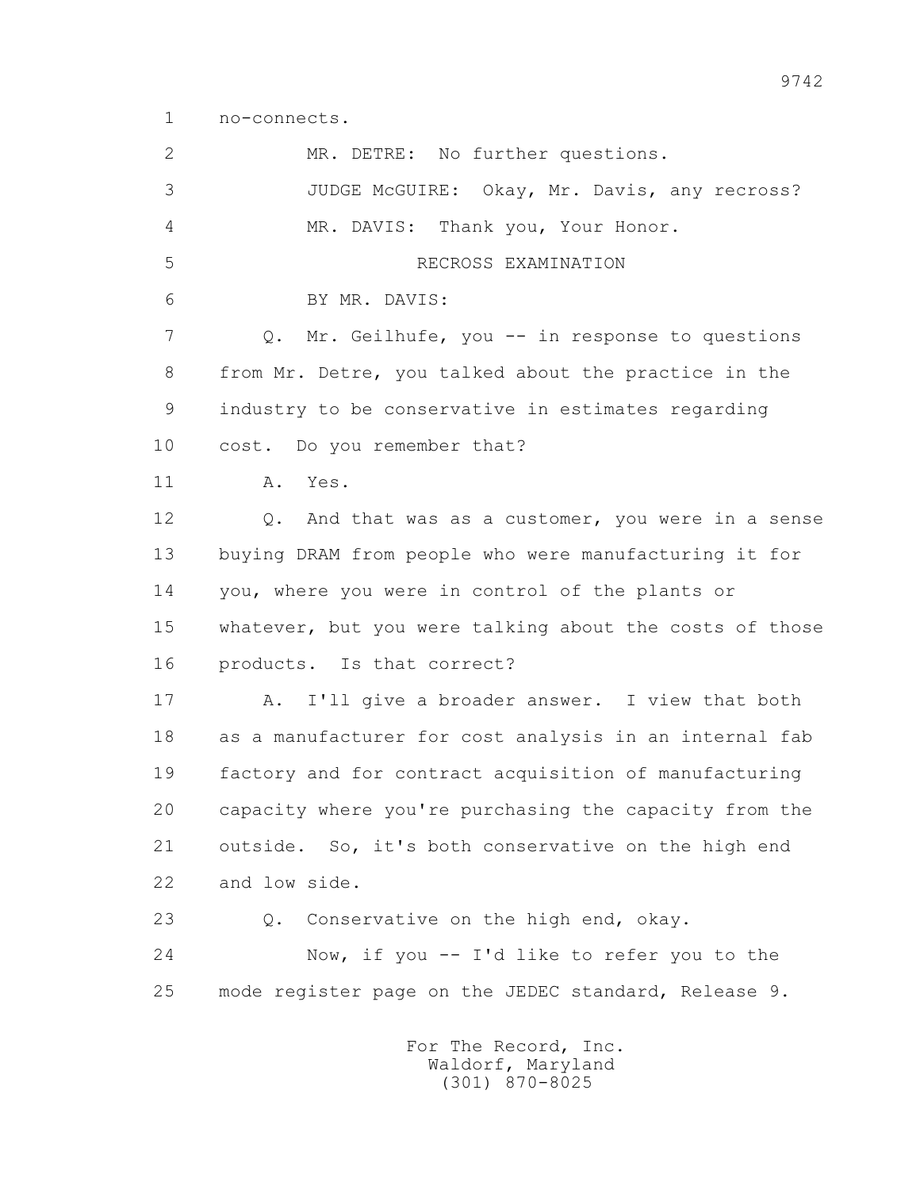1 no-connects.

2 MR. DETRE: No further questions.

3 JUDGE McGUIRE: Okay, Mr. Davis, any recross?

4 MR. DAVIS: Thank you, Your Honor.

5 RECROSS EXAMINATION

6 BY MR. DAVIS:

7 Q. Mr. Geilhufe, you -- in response to questions

8 from Mr. Detre, you talked about the practice in the

9 industry to be conservative in estimates regarding

10 cost. Do you remember that?

11 A. Yes.

12 Q. And that was as a customer, you were in a sense

13 buying DRAM from people who were manufacturing it for

14 you, where you were in control of the plants or

15 whatever, but you were talking about the costs of those

16 products. Is that correct?

17 A. I'll give a broader answer. I view that both

18 as a manufacturer for cost analysis in an internal fab

19 factory and for contract acquisition of manufacturing

20 capacity where you're purchasing the capacity from the

21 outside. So, it's both conservative on the high end

22 and low side.

23 Q. Conservative on the high end, okay.

24 Now, if you -- I'd like to refer you to the

25 mode register page on the JEDEC standard, Release 9.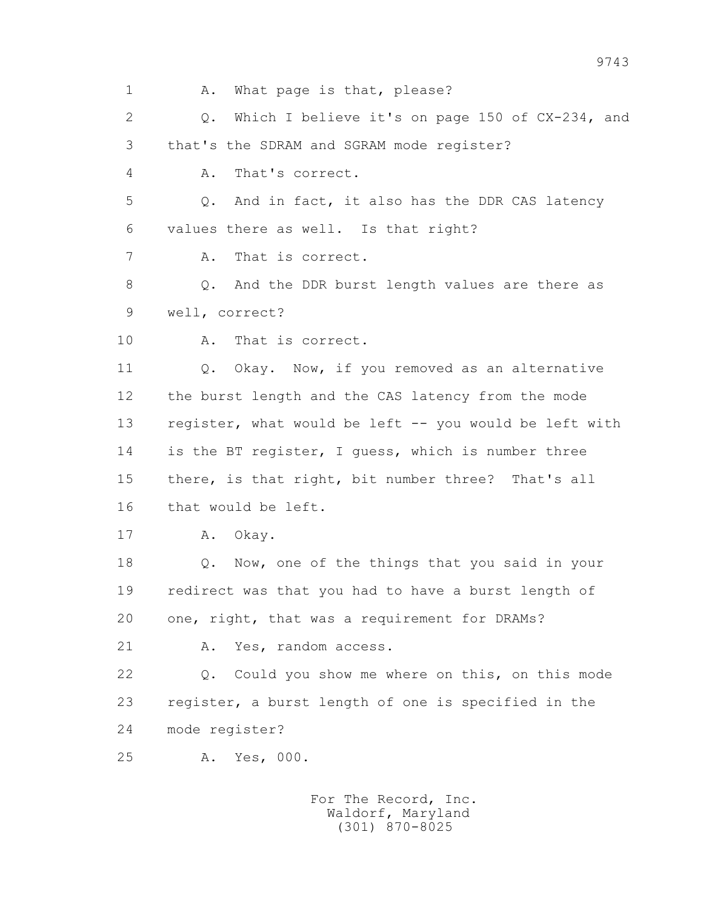1 A. What page is that, please?

2 Q. Which I believe it's on page 150 of CX-234, and

3 that's the SDRAM and SGRAM mode register?

4 A. That's correct.

5 Q. And in fact, it also has the DDR CAS latency

6 values there as well. Is that right?

7 A. That is correct.

8 Q. And the DDR burst length values are there as

9 well, correct?

10 A. That is correct.

11 Q. Okay. Now, if you removed as an alternative

12 the burst length and the CAS latency from the mode

13 register, what would be left -- you would be left with

14 is the BT register, I guess, which is number three

15 there, is that right, bit number three? That's all

16 that would be left.

17 A. Okay.

18 Q. Now, one of the things that you said in your

19 redirect was that you had to have a burst length of

20 one, right, that was a requirement for DRAMs?

21 A. Yes, random access.

22 Q. Could you show me where on this, on this mode

23 register, a burst length of one is specified in the

24 mode register?

25 A. Yes, 000.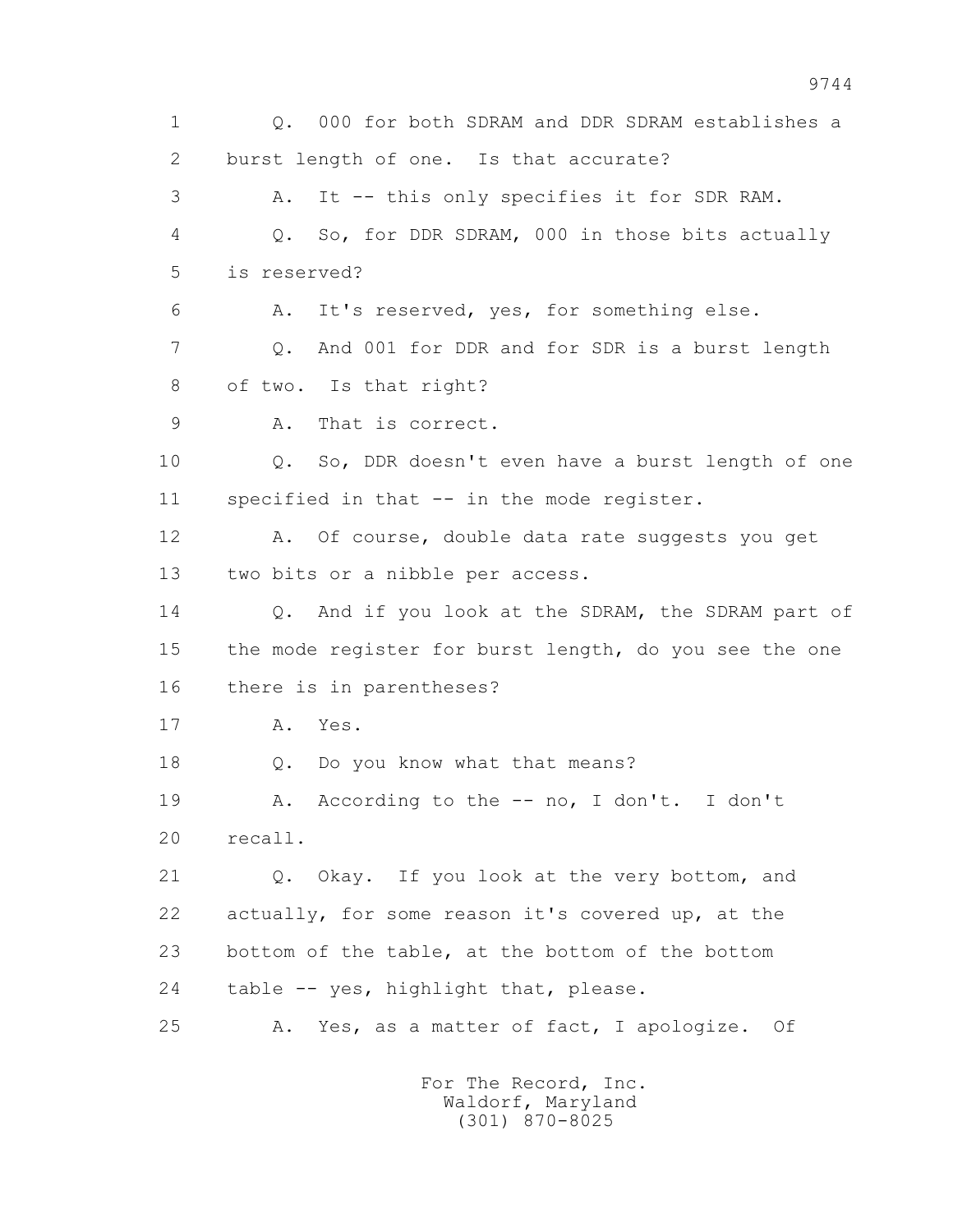1 Q. 000 for both SDRAM and DDR SDRAM establishes a
2 burst length of one. Is that accurate?
3 A. It -- this only specifies it for SDR RAM.
4 Q. So, for DDR SDRAM, 000 in those bits actually
5 is reserved?
6 A. It's reserved, yes, for something else.
7 Q. And 001 for DDR and for SDR is a burst length
8 of two. Is that right?
9 A. That is correct.
10 Q. So, DDR doesn't even have a burst length of one
11 specified in that -- in the mode register.
12 A. Of course, double data rate suggests you get
13 two bits or a nibble per access.
14 Q. And if you look at the SDRAM, the SDRAM part of
15 the mode register for burst length, do you see the one
16 there is in parentheses?
17 A. Yes.
18 Q. Do you know what that means?
19 A. According to the -- no, I don't. I don't
20 recall.
21 Q. Okay. If you look at the very bottom, and
22 actually, for some reason it's covered up, at the
23 bottom of the table, at the bottom of the bottom
24 table -- yes, highlight that, please.
25 A. Yes, as a matter of fact, I apologize. Of

For The Record, Inc.
Waldorf, Maryland
(301) 870-8025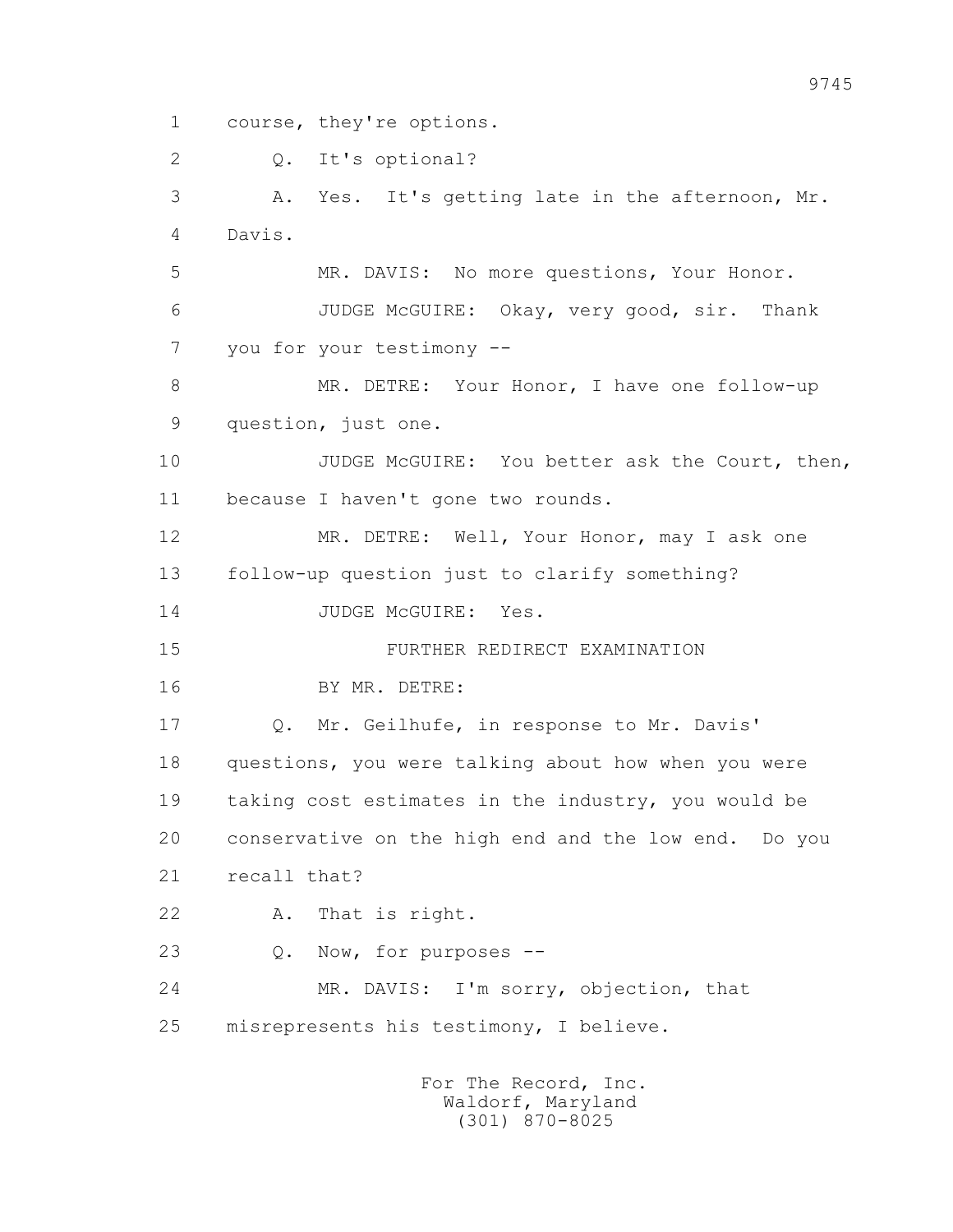1 course, they're options.

2 Q. It's optional?

3 A. Yes. It's getting late in the afternoon, Mr.

4 Davis.

5 MR. DAVIS: No more questions, Your Honor.

6 JUDGE McGUIRE: Okay, very good, sir. Thank

7 you for your testimony --

8 MR. DETRE: Your Honor, I have one follow-up

9 question, just one.

10 JUDGE McGUIRE: You better ask the Court, then,

11 because I haven't gone two rounds.

12 MR. DETRE: Well, Your Honor, may I ask one

13 follow-up question just to clarify something?

14 JUDGE McGUIRE: Yes.

15 FURTHER REDIRECT EXAMINATION

16 BY MR. DETRE:

17 Q. Mr. Geilhufe, in response to Mr. Davis'

18 questions, you were talking about how when you were

19 taking cost estimates in the industry, you would be

20 conservative on the high end and the low end. Do you

21 recall that?

22 A. That is right.

23 Q. Now, for purposes --

24 MR. DAVIS: I'm sorry, objection, that

25 misrepresents his testimony, I believe.

For The Record, Inc.
Waldorf, Maryland
(301) 870-8025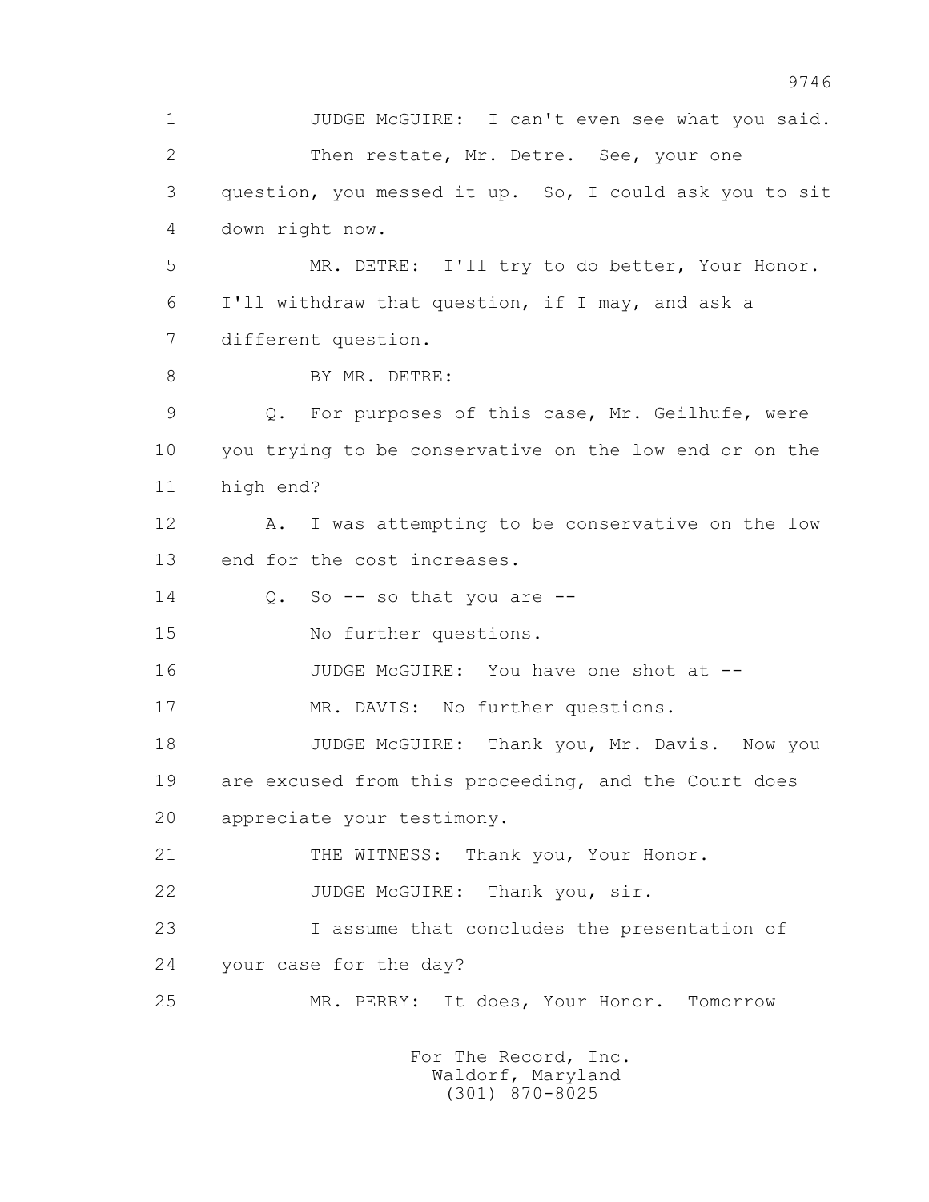1 JUDGE McGUIRE: I can't even see what you said.

2 Then restate, Mr. Detre. See, your one

3 question, you messed it up. So, I could ask you to sit

4 down right now.

5 MR. DETRE: I'll try to do better, Your Honor.

6 I'll withdraw that question, if I may, and ask a

7 different question.

8 BY MR. DETRE:

9 Q. For purposes of this case, Mr. Geilhufe, were

10 you trying to be conservative on the low end or on the

11 high end?

12 A. I was attempting to be conservative on the low

13 end for the cost increases.

14 Q. So -- so that you are --

15 No further questions.

16 JUDGE McGUIRE: You have one shot at --

17 MR. DAVIS: No further questions.

18 JUDGE McGUIRE: Thank you, Mr. Davis. Now you

19 are excused from this proceeding, and the Court does

20 appreciate your testimony.

21 THE WITNESS: Thank you, Your Honor.

22 JUDGE McGUIRE: Thank you, sir.

23 I assume that concludes the presentation of

24 your case for the day?

25 MR. PERRY: It does, Your Honor. Tomorrow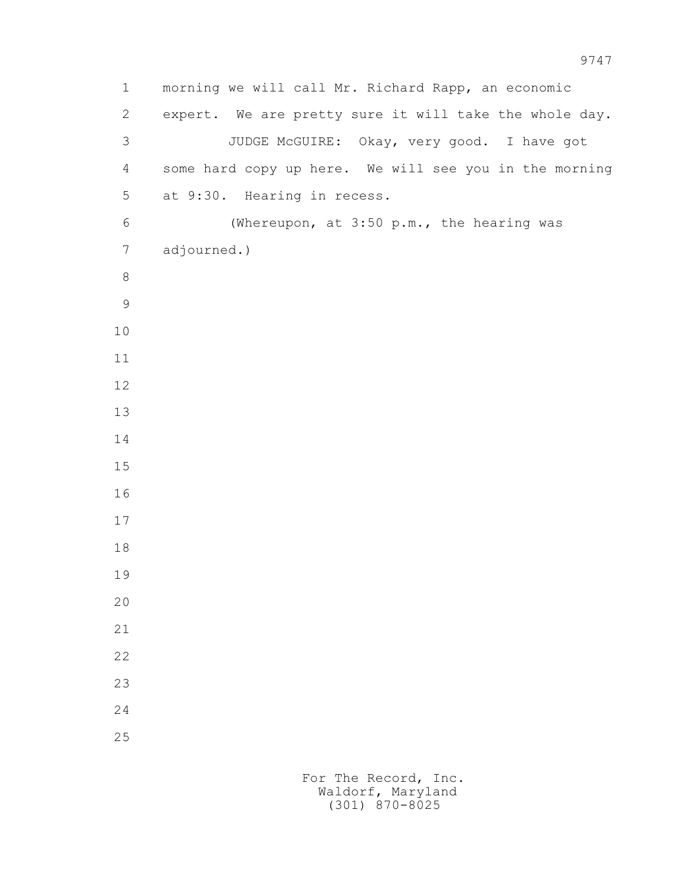morning we will call Mr. Richard Rapp, an economic expert. We are pretty sure it will take the whole day.

JUDGE McGUIRE: Okay, very good. I have got some hard copy up here. We will see you in the morning at 9:30. Hearing in recess.

(Whereupon, at 3:50 p.m., the hearing was adjourned.)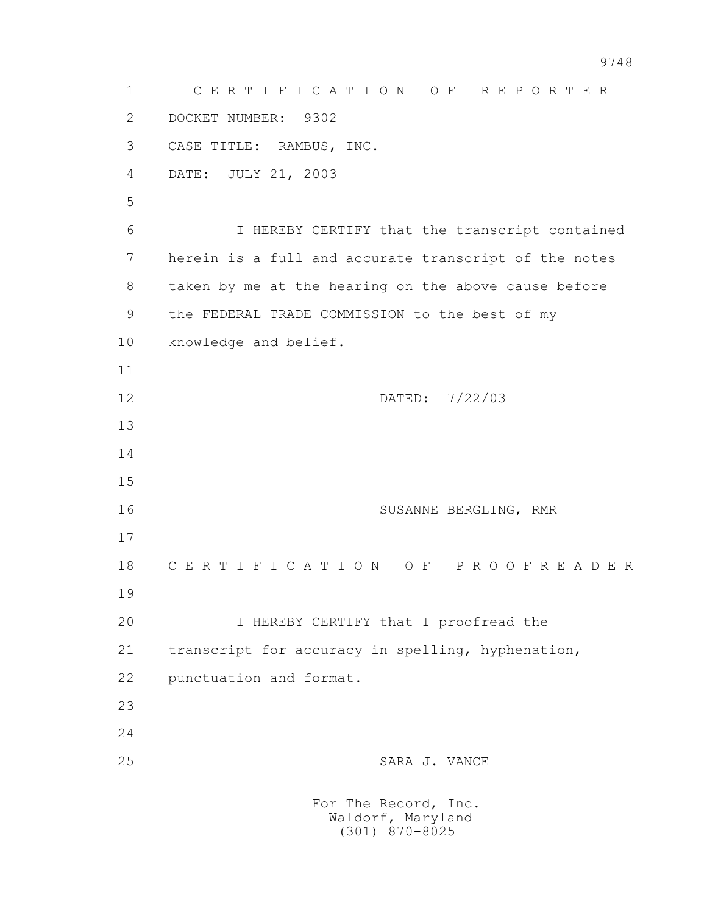# C E R T I F I C A T I O N   O F   R E P O R T E R

DOCKET NUMBER: 9302

CASE TITLE: RAMBUS, INC.

DATE: JULY 21, 2003

I HEREBY CERTIFY that the transcript contained herein is a full and accurate transcript of the notes taken by me at the hearing on the above cause before the FEDERAL TRADE COMMISSION to the best of my knowledge and belief.

DATED: 7/22/03

SUSANNE BERGLING, RMR

# C E R T I F I C A T I O N   O F   P R O O F R E A D E R

I HEREBY CERTIFY that I proofread the transcript for accuracy in spelling, hyphenation, punctuation and format.

SARA J. VANCE

For The Record, Inc.
Waldorf, Maryland
(301) 870-8025